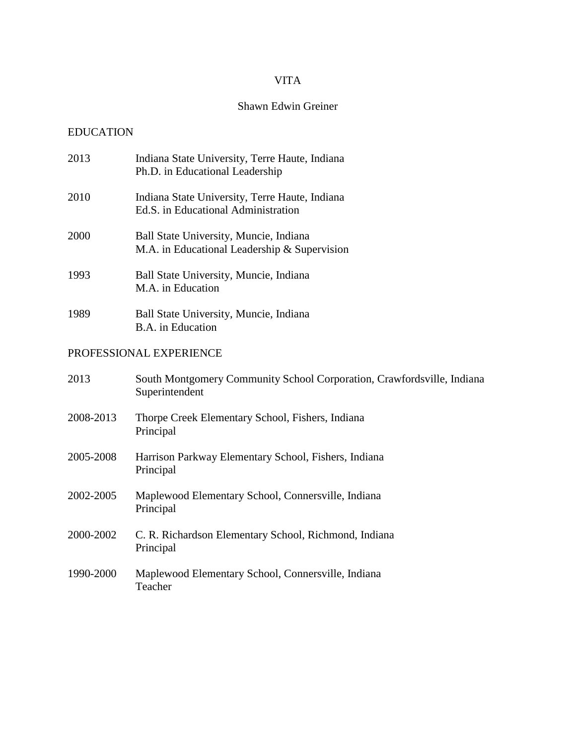# VITA

## Shawn Edwin Greiner

### EDUCATION

2013 Indiana State University, Terre Haute, Indiana
Ph.D. in Educational Leadership

2010 Indiana State University, Terre Haute, Indiana
Ed.S. in Educational Administration

2000 Ball State University, Muncie, Indiana
M.A. in Educational Leadership & Supervision

1993 Ball State University, Muncie, Indiana
M.A. in Education

1989 Ball State University, Muncie, Indiana
B.A. in Education

### PROFESSIONAL EXPERIENCE

2013 South Montgomery Community School Corporation, Crawfordsville, Indiana
Superintendent

2008-2013 Thorpe Creek Elementary School, Fishers, Indiana
Principal

2005-2008 Harrison Parkway Elementary School, Fishers, Indiana
Principal

2002-2005 Maplewood Elementary School, Connersville, Indiana
Principal

2000-2002 C. R. Richardson Elementary School, Richmond, Indiana
Principal

1990-2000 Maplewood Elementary School, Connersville, Indiana
Teacher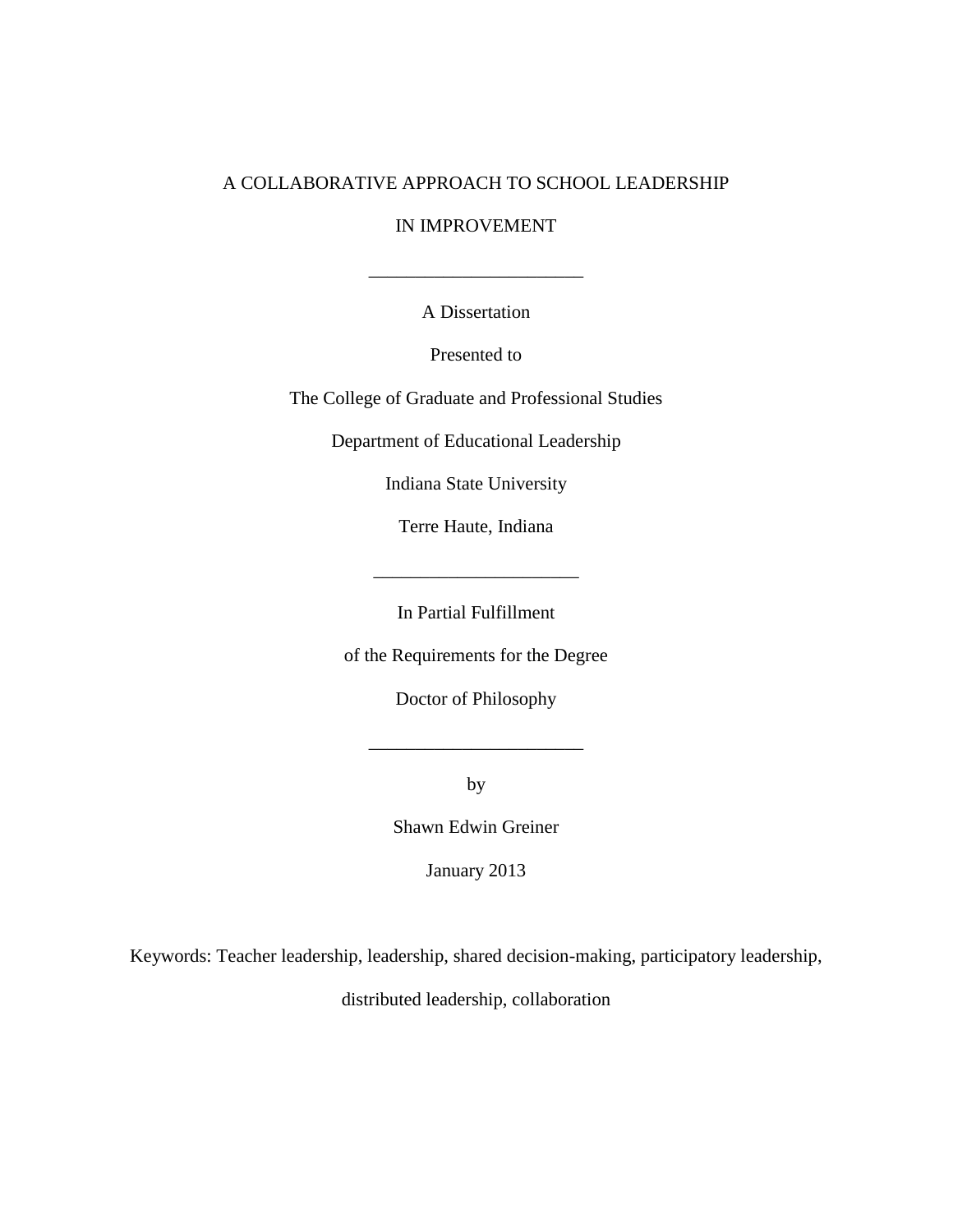A COLLABORATIVE APPROACH TO SCHOOL LEADERSHIP

IN IMPROVEMENT

_______________________

A Dissertation

Presented to

The College of Graduate and Professional Studies

Department of Educational Leadership

Indiana State University

Terre Haute, Indiana

______________________

In Partial Fulfillment

of the Requirements for the Degree

Doctor of Philosophy

_______________________

by

Shawn Edwin Greiner

January 2013

Keywords: Teacher leadership, leadership, shared decision-making, participatory leadership, distributed leadership, collaboration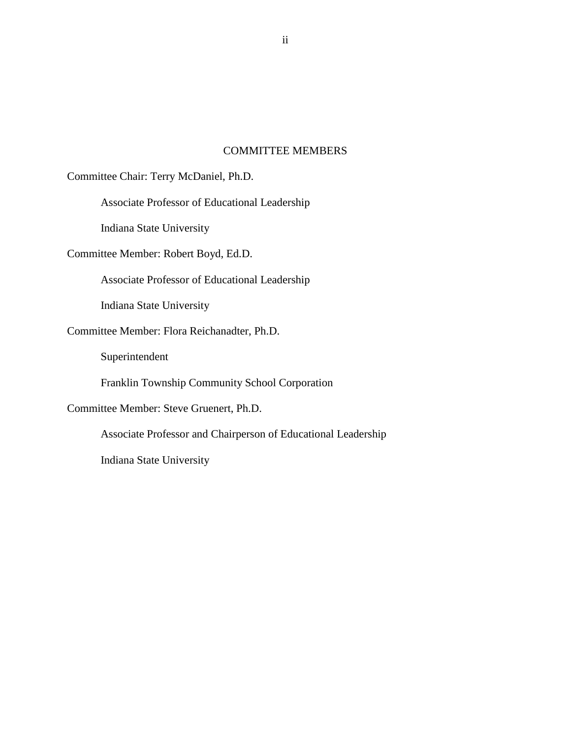# COMMITTEE MEMBERS

Committee Chair: Terry McDaniel, Ph.D.

Associate Professor of Educational Leadership

Indiana State University

Committee Member: Robert Boyd, Ed.D.

Associate Professor of Educational Leadership

Indiana State University

Committee Member: Flora Reichanadter, Ph.D.

Superintendent

Franklin Township Community School Corporation

Committee Member: Steve Gruenert, Ph.D.

Associate Professor and Chairperson of Educational Leadership

Indiana State University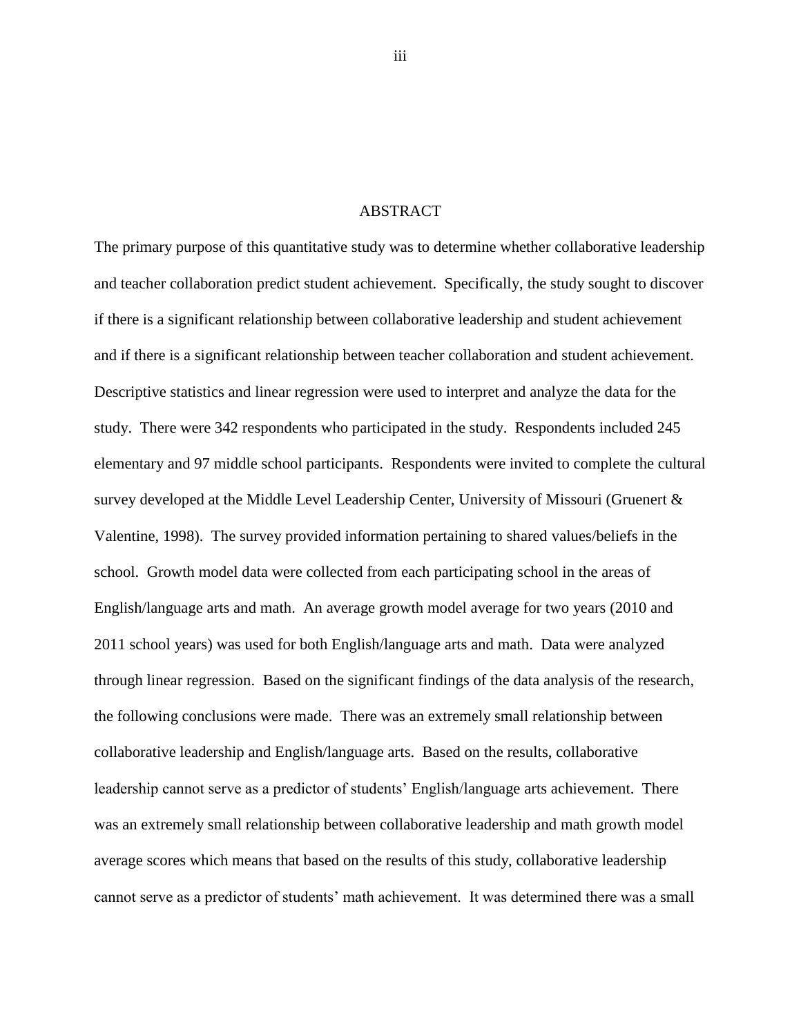# ABSTRACT

The primary purpose of this quantitative study was to determine whether collaborative leadership and teacher collaboration predict student achievement. Specifically, the study sought to discover if there is a significant relationship between collaborative leadership and student achievement and if there is a significant relationship between teacher collaboration and student achievement. Descriptive statistics and linear regression were used to interpret and analyze the data for the study. There were 342 respondents who participated in the study. Respondents included 245 elementary and 97 middle school participants. Respondents were invited to complete the cultural survey developed at the Middle Level Leadership Center, University of Missouri (Gruenert & Valentine, 1998). The survey provided information pertaining to shared values/beliefs in the school. Growth model data were collected from each participating school in the areas of English/language arts and math. An average growth model average for two years (2010 and 2011 school years) was used for both English/language arts and math. Data were analyzed through linear regression. Based on the significant findings of the data analysis of the research, the following conclusions were made. There was an extremely small relationship between collaborative leadership and English/language arts. Based on the results, collaborative leadership cannot serve as a predictor of students' English/language arts achievement. There was an extremely small relationship between collaborative leadership and math growth model average scores which means that based on the results of this study, collaborative leadership cannot serve as a predictor of students' math achievement. It was determined there was a small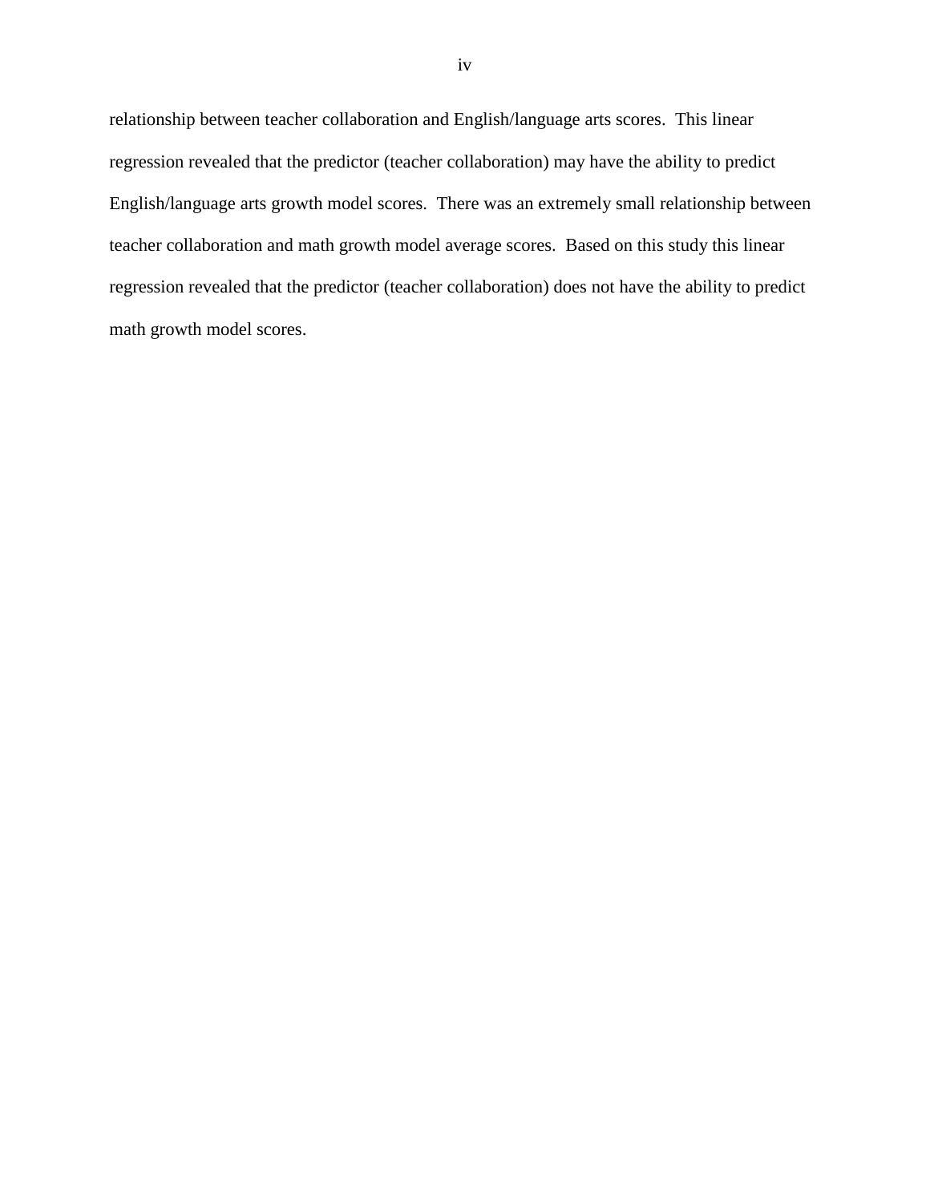relationship between teacher collaboration and English/language arts scores.  This linear regression revealed that the predictor (teacher collaboration) may have the ability to predict English/language arts growth model scores.  There was an extremely small relationship between teacher collaboration and math growth model average scores.  Based on this study this linear regression revealed that the predictor (teacher collaboration) does not have the ability to predict math growth model scores.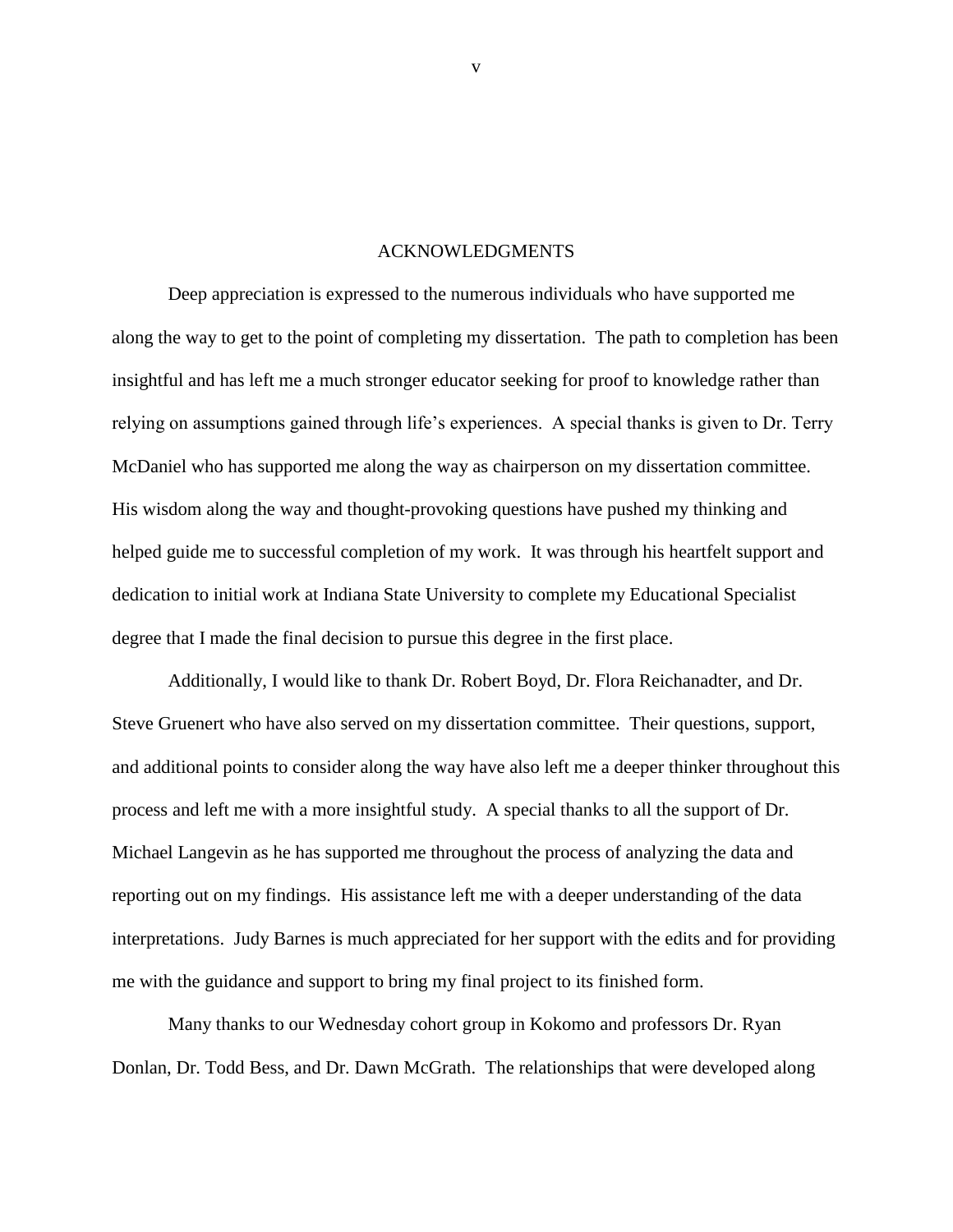# ACKNOWLEDGMENTS

Deep appreciation is expressed to the numerous individuals who have supported me along the way to get to the point of completing my dissertation. The path to completion has been insightful and has left me a much stronger educator seeking for proof to knowledge rather than relying on assumptions gained through life's experiences. A special thanks is given to Dr. Terry McDaniel who has supported me along the way as chairperson on my dissertation committee. His wisdom along the way and thought-provoking questions have pushed my thinking and helped guide me to successful completion of my work. It was through his heartfelt support and dedication to initial work at Indiana State University to complete my Educational Specialist degree that I made the final decision to pursue this degree in the first place.

Additionally, I would like to thank Dr. Robert Boyd, Dr. Flora Reichanadter, and Dr. Steve Gruenert who have also served on my dissertation committee. Their questions, support, and additional points to consider along the way have also left me a deeper thinker throughout this process and left me with a more insightful study. A special thanks to all the support of Dr. Michael Langevin as he has supported me throughout the process of analyzing the data and reporting out on my findings. His assistance left me with a deeper understanding of the data interpretations. Judy Barnes is much appreciated for her support with the edits and for providing me with the guidance and support to bring my final project to its finished form.

Many thanks to our Wednesday cohort group in Kokomo and professors Dr. Ryan Donlan, Dr. Todd Bess, and Dr. Dawn McGrath. The relationships that were developed along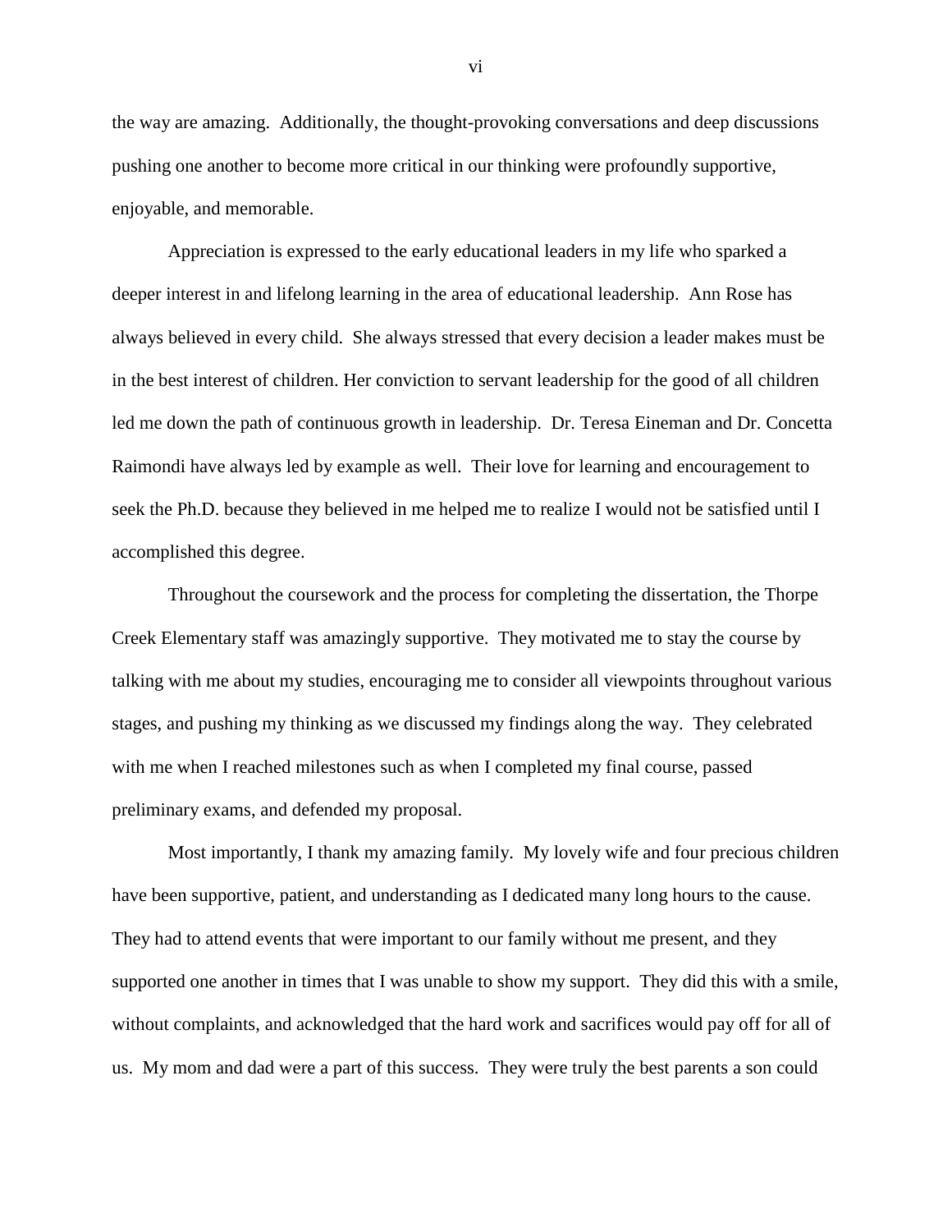the way are amazing. Additionally, the thought-provoking conversations and deep discussions pushing one another to become more critical in our thinking were profoundly supportive, enjoyable, and memorable.

Appreciation is expressed to the early educational leaders in my life who sparked a deeper interest in and lifelong learning in the area of educational leadership. Ann Rose has always believed in every child. She always stressed that every decision a leader makes must be in the best interest of children. Her conviction to servant leadership for the good of all children led me down the path of continuous growth in leadership. Dr. Teresa Eineman and Dr. Concetta Raimondi have always led by example as well. Their love for learning and encouragement to seek the Ph.D. because they believed in me helped me to realize I would not be satisfied until I accomplished this degree.

Throughout the coursework and the process for completing the dissertation, the Thorpe Creek Elementary staff was amazingly supportive. They motivated me to stay the course by talking with me about my studies, encouraging me to consider all viewpoints throughout various stages, and pushing my thinking as we discussed my findings along the way. They celebrated with me when I reached milestones such as when I completed my final course, passed preliminary exams, and defended my proposal.

Most importantly, I thank my amazing family. My lovely wife and four precious children have been supportive, patient, and understanding as I dedicated many long hours to the cause. They had to attend events that were important to our family without me present, and they supported one another in times that I was unable to show my support. They did this with a smile, without complaints, and acknowledged that the hard work and sacrifices would pay off for all of us. My mom and dad were a part of this success. They were truly the best parents a son could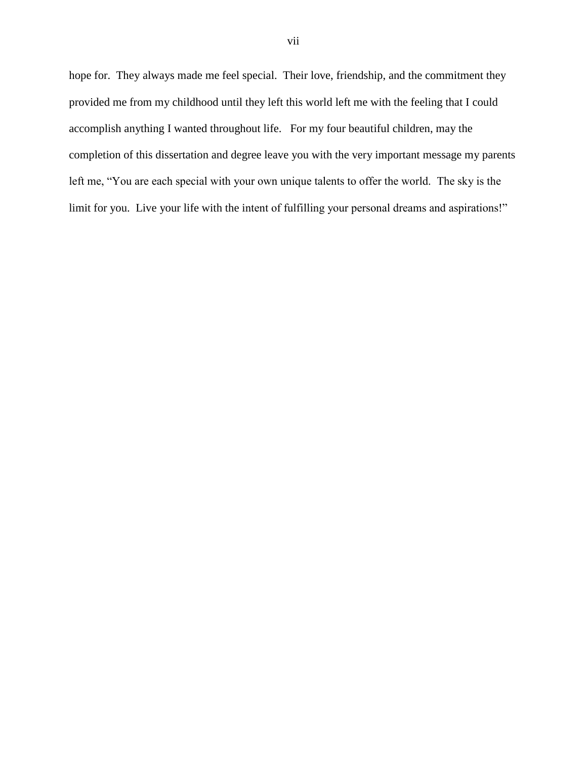hope for. They always made me feel special. Their love, friendship, and the commitment they provided me from my childhood until they left this world left me with the feeling that I could accomplish anything I wanted throughout life. For my four beautiful children, may the completion of this dissertation and degree leave you with the very important message my parents left me, "You are each special with your own unique talents to offer the world. The sky is the limit for you. Live your life with the intent of fulfilling your personal dreams and aspirations!"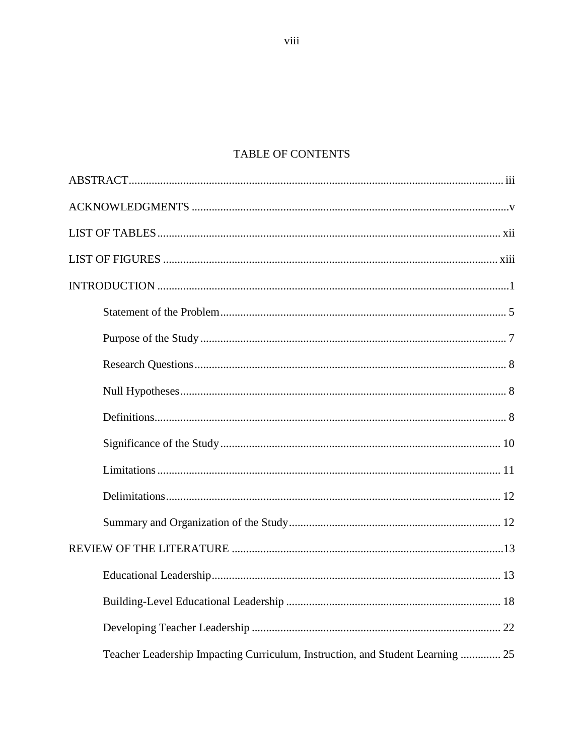# TABLE OF CONTENTS

ABSTRACT .................................................................................................................... iii

ACKNOWLEDGMENTS ..................................................................................................v

LIST OF TABLES ........................................................................................................... xii

LIST OF FIGURES ........................................................................................................ xiii

INTRODUCTION ..............................................................................................................1

- Statement of the Problem ............................................................................................ 5
- Purpose of the Study ................................................................................................... 7
- Research Questions ..................................................................................................... 8
- Null Hypotheses .......................................................................................................... 8
- Definitions ................................................................................................................... 8
- Significance of the Study ........................................................................................... 10
- Limitations ................................................................................................................. 11
- Delimitations .............................................................................................................. 12
- Summary and Organization of the Study ................................................................... 12

REVIEW OF THE LITERATURE ...................................................................................13

- Educational Leadership .............................................................................................. 13
- Building-Level Educational Leadership .................................................................... 18
- Developing Teacher Leadership ................................................................................ 22
- Teacher Leadership Impacting Curriculum, Instruction, and Student Learning .............. 25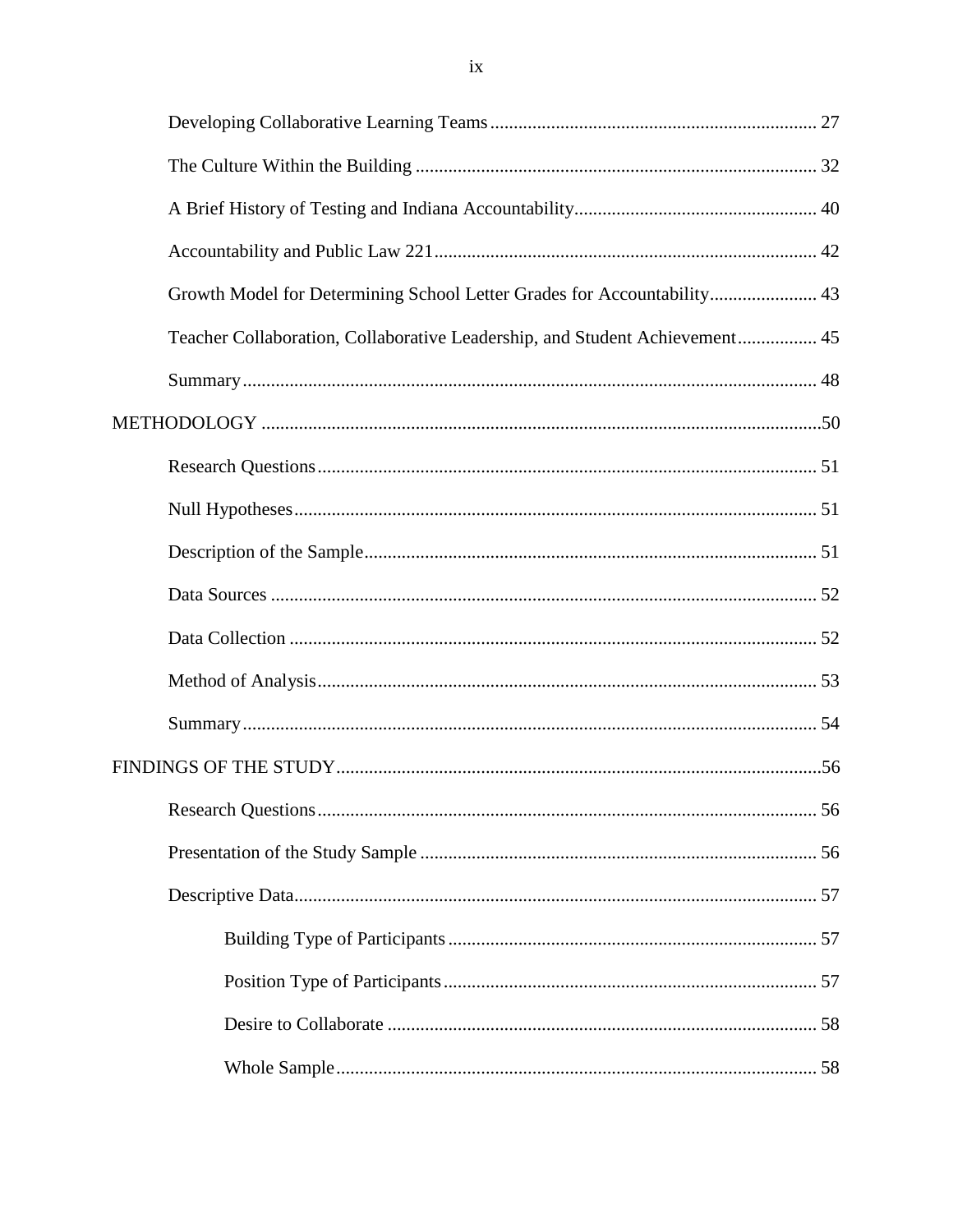Developing Collaborative Learning Teams ..................................................................... 27

The Culture Within the Building ..................................................................................... 32

A Brief History of Testing and Indiana Accountability.................................................. 40

Accountability and Public Law 221................................................................................. 42

Growth Model for Determining School Letter Grades for Accountability....................... 43

Teacher Collaboration, Collaborative Leadership, and Student Achievement................. 45

Summary........................................................................................................................ 48

METHODOLOGY .............................................................................................................50

Research Questions.......................................................................................................... 51

Null Hypotheses............................................................................................................... 51

Description of the Sample................................................................................................ 51

Data Sources .................................................................................................................... 52

Data Collection ................................................................................................................ 52

Method of Analysis.......................................................................................................... 53

Summary.......................................................................................................................... 54

FINDINGS OF THE STUDY.............................................................................................56

Research Questions.......................................................................................................... 56

Presentation of the Study Sample .................................................................................... 56

Descriptive Data............................................................................................................... 57

Building Type of Participants .............................................................................. 57

Position Type of Participants................................................................................ 57

Desire to Collaborate ............................................................................................ 58

Whole Sample....................................................................................................... 58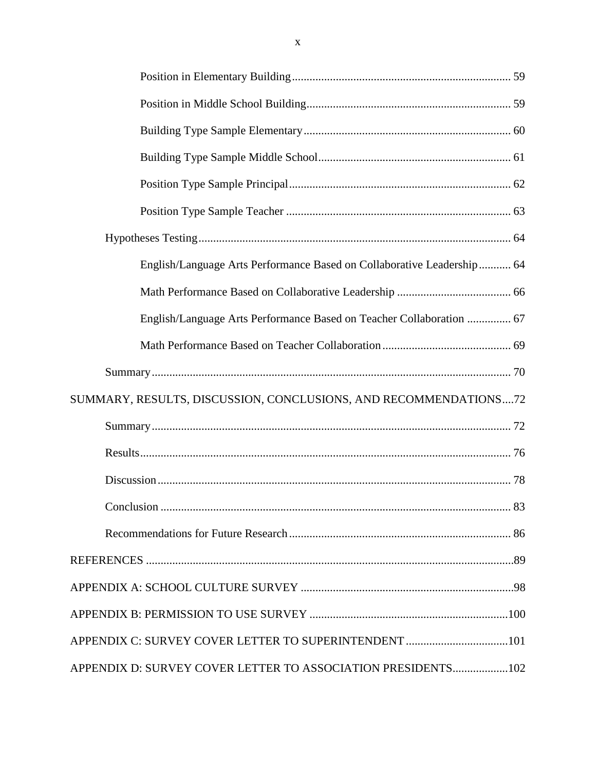Position in Elementary Building .......................................................................... 59

Position in Middle School Building ..................................................................... 59

Building Type Sample Elementary ...................................................................... 60

Building Type Sample Middle School ................................................................. 61

Position Type Sample Principal ........................................................................... 62

Position Type Sample Teacher ............................................................................ 63

Hypotheses Testing .......................................................................................................... 64

English/Language Arts Performance Based on Collaborative Leadership ........... 64

Math Performance Based on Collaborative Leadership ....................................... 66

English/Language Arts Performance Based on Teacher Collaboration ............... 67

Math Performance Based on Teacher Collaboration ............................................ 69

Summary .......................................................................................................................... 70

SUMMARY, RESULTS, DISCUSSION, CONCLUSIONS, AND RECOMMENDATIONS ....72

Summary .......................................................................................................................... 72

Results .............................................................................................................................. 76

Discussion ........................................................................................................................ 78

Conclusion ....................................................................................................................... 83

Recommendations for Future Research ........................................................................... 86

REFERENCES ..............................................................................................................................89

APPENDIX A: SCHOOL CULTURE SURVEY .........................................................................98

APPENDIX B: PERMISSION TO USE SURVEY ....................................................................100

APPENDIX C: SURVEY COVER LETTER TO SUPERINTENDENT ...................................101

APPENDIX D: SURVEY COVER LETTER TO ASSOCIATION PRESIDENTS ...................102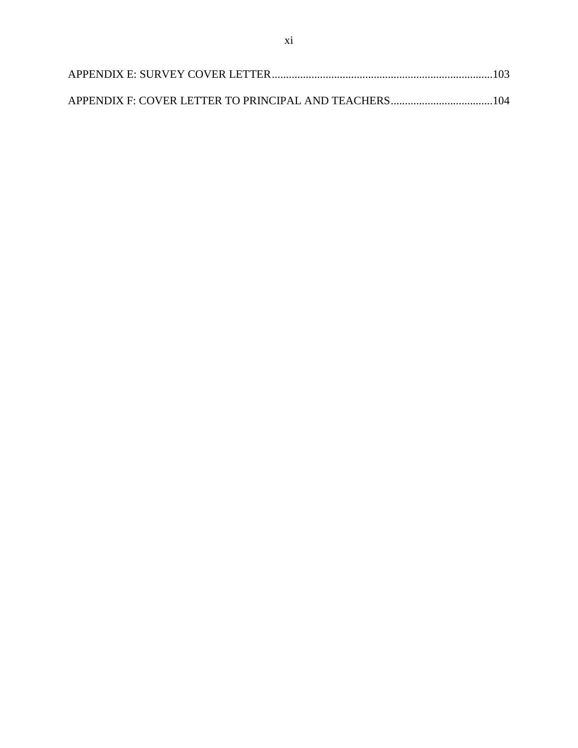APPENDIX E: SURVEY COVER LETTER..............................................................................103

APPENDIX F: COVER LETTER TO PRINCIPAL AND TEACHERS....................................104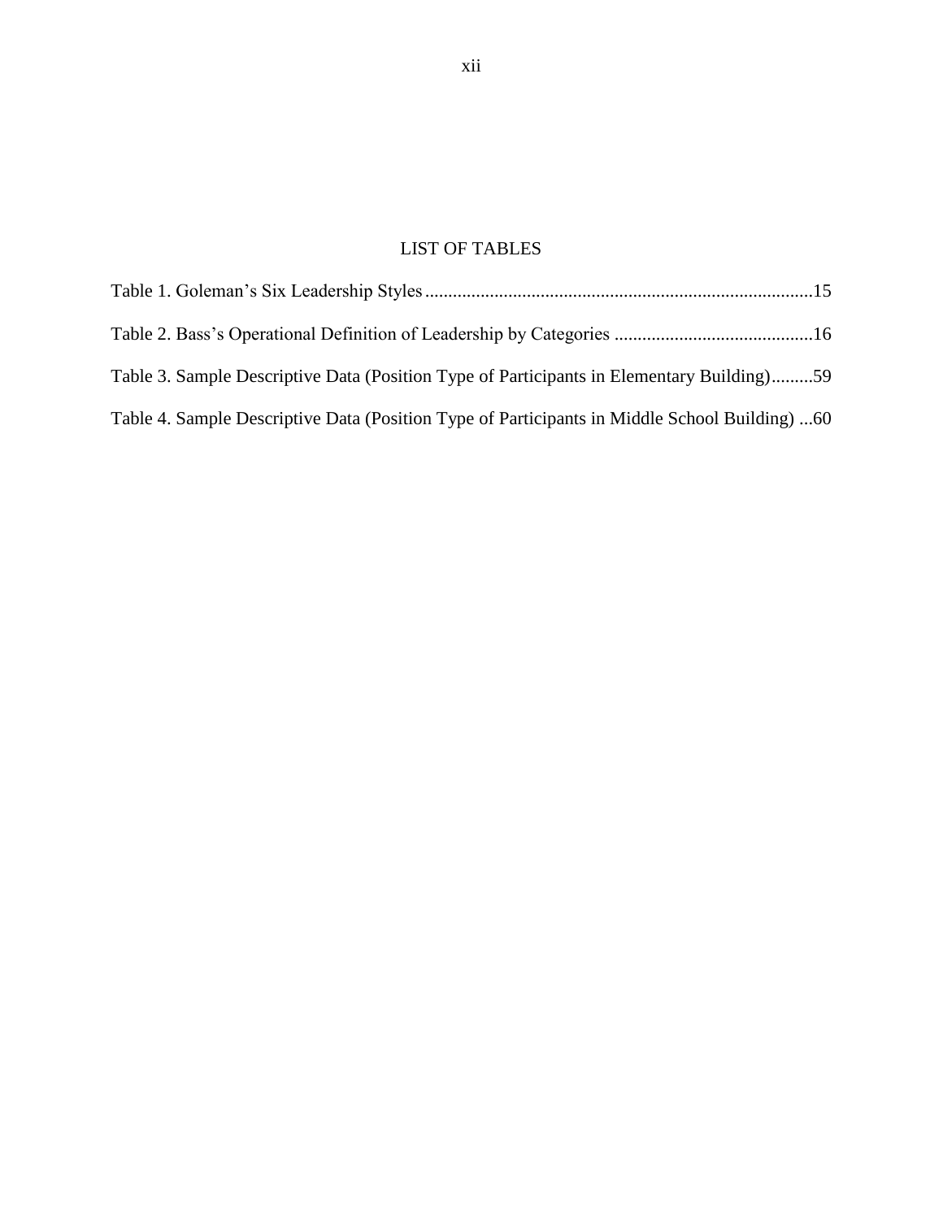# LIST OF TABLES

Table 1. Goleman's Six Leadership Styles....................................................................................15

Table 2. Bass's Operational Definition of Leadership by Categories ...........................................16

Table 3. Sample Descriptive Data (Position Type of Participants in Elementary Building).........59

Table 4. Sample Descriptive Data (Position Type of Participants in Middle School Building) ...60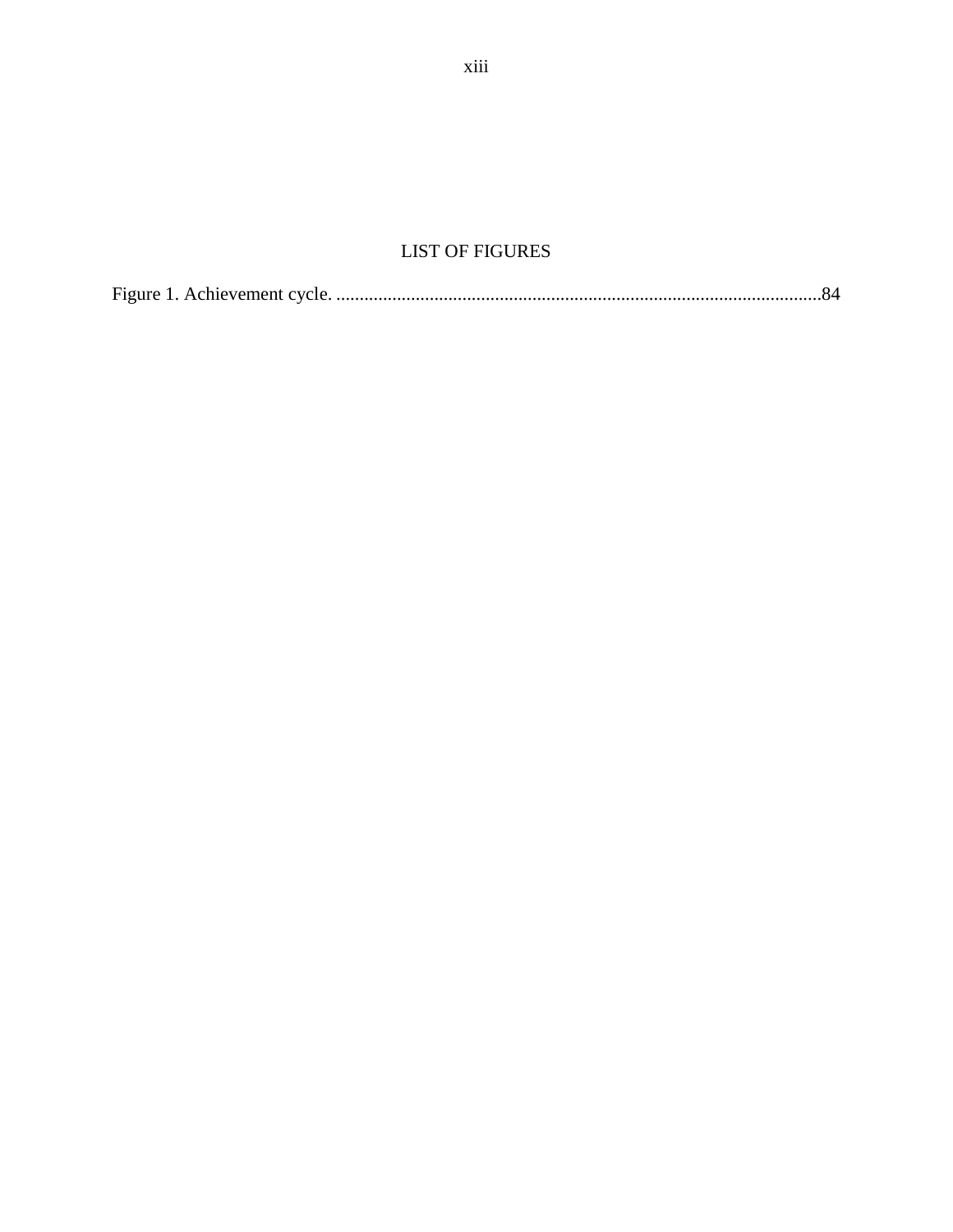# LIST OF FIGURES

Figure 1. Achievement cycle. ........................................................................................................84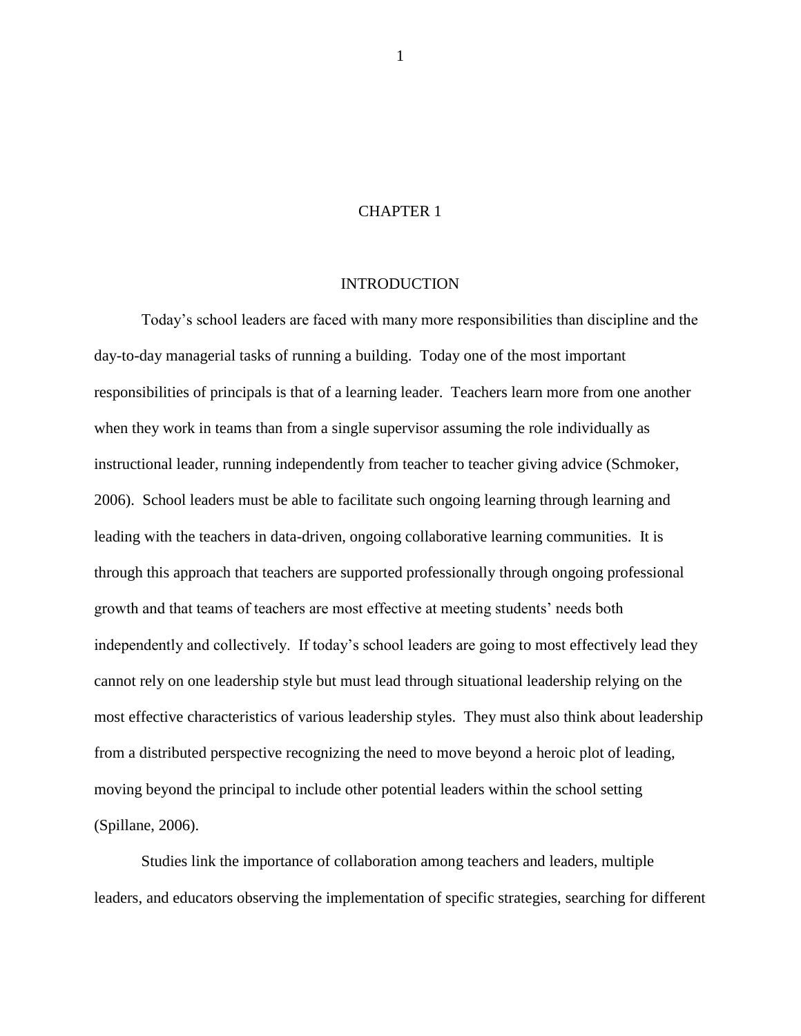# CHAPTER 1

## INTRODUCTION

Today's school leaders are faced with many more responsibilities than discipline and the day-to-day managerial tasks of running a building. Today one of the most important responsibilities of principals is that of a learning leader. Teachers learn more from one another when they work in teams than from a single supervisor assuming the role individually as instructional leader, running independently from teacher to teacher giving advice (Schmoker, 2006). School leaders must be able to facilitate such ongoing learning through learning and leading with the teachers in data-driven, ongoing collaborative learning communities. It is through this approach that teachers are supported professionally through ongoing professional growth and that teams of teachers are most effective at meeting students' needs both independently and collectively. If today's school leaders are going to most effectively lead they cannot rely on one leadership style but must lead through situational leadership relying on the most effective characteristics of various leadership styles. They must also think about leadership from a distributed perspective recognizing the need to move beyond a heroic plot of leading, moving beyond the principal to include other potential leaders within the school setting (Spillane, 2006).

Studies link the importance of collaboration among teachers and leaders, multiple leaders, and educators observing the implementation of specific strategies, searching for different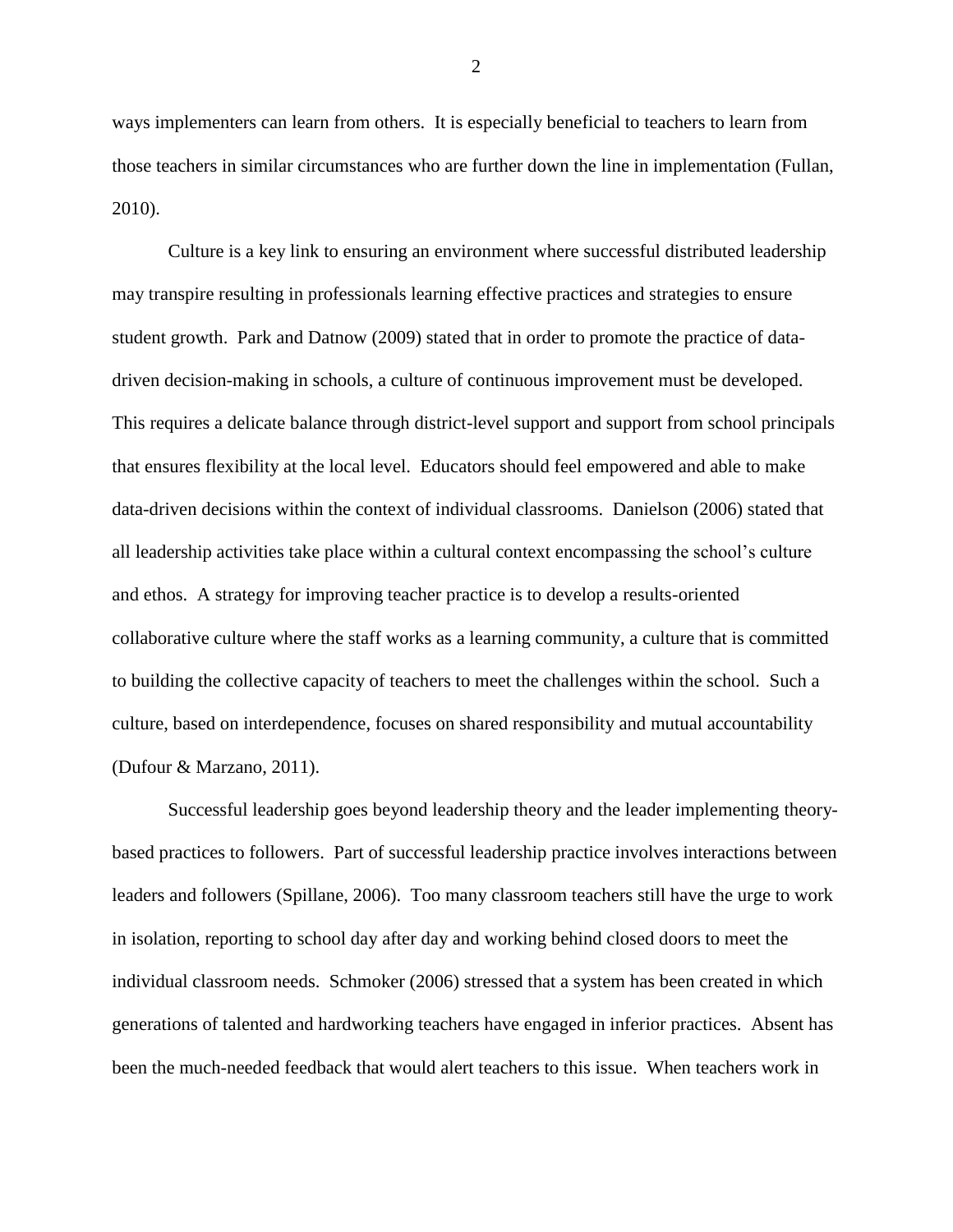ways implementers can learn from others. It is especially beneficial to teachers to learn from those teachers in similar circumstances who are further down the line in implementation (Fullan, 2010).

Culture is a key link to ensuring an environment where successful distributed leadership may transpire resulting in professionals learning effective practices and strategies to ensure student growth. Park and Datnow (2009) stated that in order to promote the practice of data-driven decision-making in schools, a culture of continuous improvement must be developed. This requires a delicate balance through district-level support and support from school principals that ensures flexibility at the local level. Educators should feel empowered and able to make data-driven decisions within the context of individual classrooms. Danielson (2006) stated that all leadership activities take place within a cultural context encompassing the school's culture and ethos. A strategy for improving teacher practice is to develop a results-oriented collaborative culture where the staff works as a learning community, a culture that is committed to building the collective capacity of teachers to meet the challenges within the school. Such a culture, based on interdependence, focuses on shared responsibility and mutual accountability (Dufour & Marzano, 2011).

Successful leadership goes beyond leadership theory and the leader implementing theory-based practices to followers. Part of successful leadership practice involves interactions between leaders and followers (Spillane, 2006). Too many classroom teachers still have the urge to work in isolation, reporting to school day after day and working behind closed doors to meet the individual classroom needs. Schmoker (2006) stressed that a system has been created in which generations of talented and hardworking teachers have engaged in inferior practices. Absent has been the much-needed feedback that would alert teachers to this issue. When teachers work in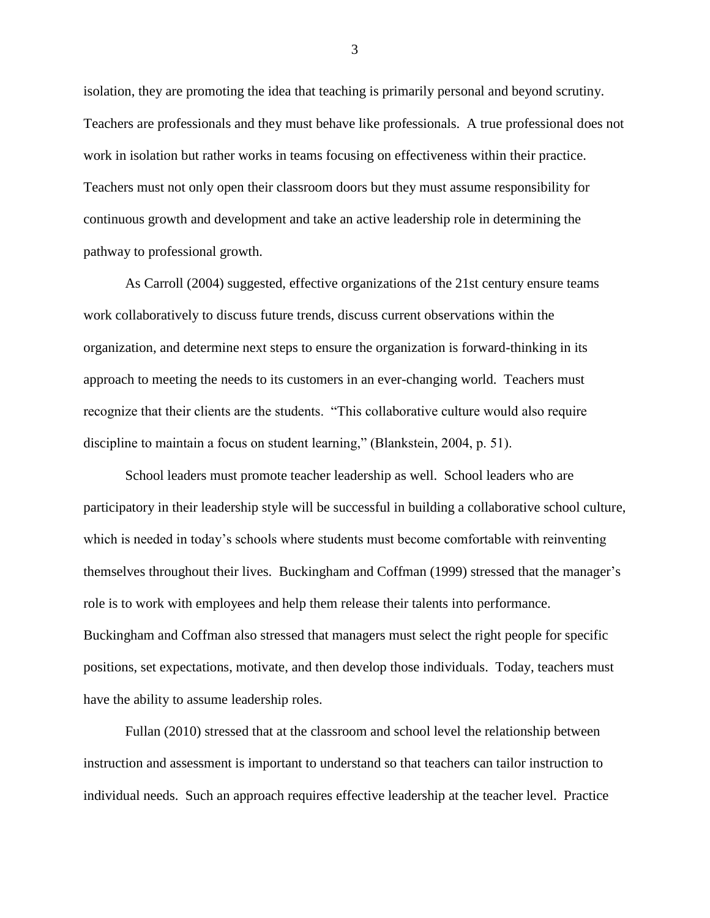isolation, they are promoting the idea that teaching is primarily personal and beyond scrutiny. Teachers are professionals and they must behave like professionals. A true professional does not work in isolation but rather works in teams focusing on effectiveness within their practice. Teachers must not only open their classroom doors but they must assume responsibility for continuous growth and development and take an active leadership role in determining the pathway to professional growth.

As Carroll (2004) suggested, effective organizations of the 21st century ensure teams work collaboratively to discuss future trends, discuss current observations within the organization, and determine next steps to ensure the organization is forward-thinking in its approach to meeting the needs to its customers in an ever-changing world. Teachers must recognize that their clients are the students. "This collaborative culture would also require discipline to maintain a focus on student learning," (Blankstein, 2004, p. 51).

School leaders must promote teacher leadership as well. School leaders who are participatory in their leadership style will be successful in building a collaborative school culture, which is needed in today's schools where students must become comfortable with reinventing themselves throughout their lives. Buckingham and Coffman (1999) stressed that the manager's role is to work with employees and help them release their talents into performance. Buckingham and Coffman also stressed that managers must select the right people for specific positions, set expectations, motivate, and then develop those individuals. Today, teachers must have the ability to assume leadership roles.

Fullan (2010) stressed that at the classroom and school level the relationship between instruction and assessment is important to understand so that teachers can tailor instruction to individual needs. Such an approach requires effective leadership at the teacher level. Practice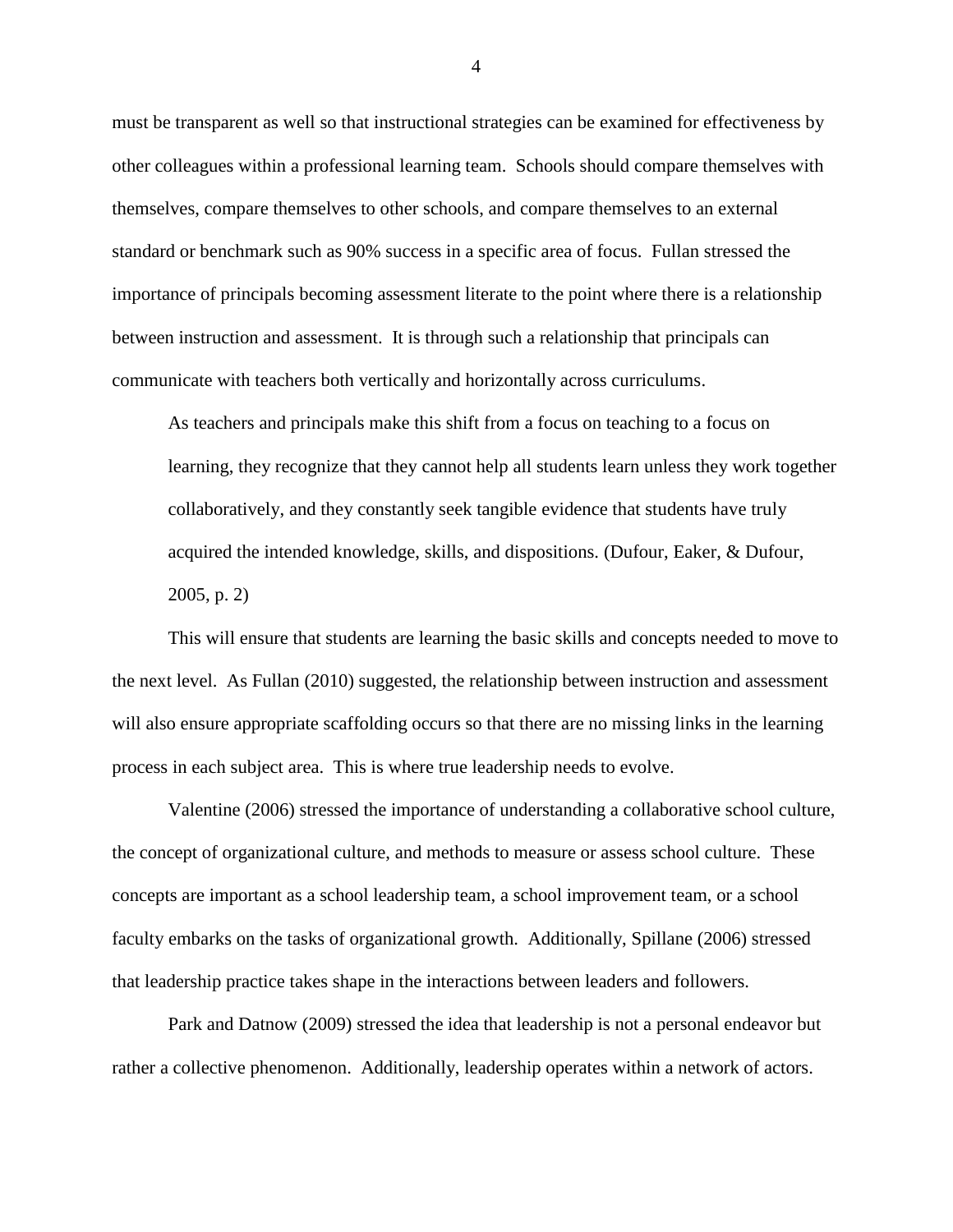must be transparent as well so that instructional strategies can be examined for effectiveness by other colleagues within a professional learning team. Schools should compare themselves with themselves, compare themselves to other schools, and compare themselves to an external standard or benchmark such as 90% success in a specific area of focus. Fullan stressed the importance of principals becoming assessment literate to the point where there is a relationship between instruction and assessment. It is through such a relationship that principals can communicate with teachers both vertically and horizontally across curriculums.

> As teachers and principals make this shift from a focus on teaching to a focus on learning, they recognize that they cannot help all students learn unless they work together collaboratively, and they constantly seek tangible evidence that students have truly acquired the intended knowledge, skills, and dispositions. (Dufour, Eaker, & Dufour, 2005, p. 2)

This will ensure that students are learning the basic skills and concepts needed to move to the next level. As Fullan (2010) suggested, the relationship between instruction and assessment will also ensure appropriate scaffolding occurs so that there are no missing links in the learning process in each subject area. This is where true leadership needs to evolve.

Valentine (2006) stressed the importance of understanding a collaborative school culture, the concept of organizational culture, and methods to measure or assess school culture. These concepts are important as a school leadership team, a school improvement team, or a school faculty embarks on the tasks of organizational growth. Additionally, Spillane (2006) stressed that leadership practice takes shape in the interactions between leaders and followers.

Park and Datnow (2009) stressed the idea that leadership is not a personal endeavor but rather a collective phenomenon. Additionally, leadership operates within a network of actors.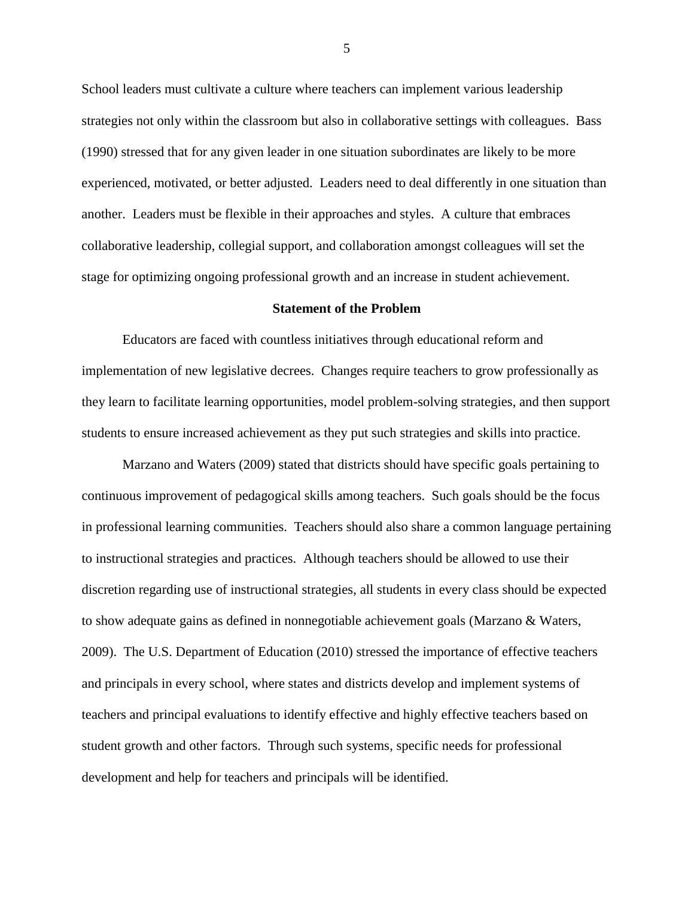School leaders must cultivate a culture where teachers can implement various leadership strategies not only within the classroom but also in collaborative settings with colleagues. Bass (1990) stressed that for any given leader in one situation subordinates are likely to be more experienced, motivated, or better adjusted. Leaders need to deal differently in one situation than another. Leaders must be flexible in their approaches and styles. A culture that embraces collaborative leadership, collegial support, and collaboration amongst colleagues will set the stage for optimizing ongoing professional growth and an increase in student achievement.

## Statement of the Problem

Educators are faced with countless initiatives through educational reform and implementation of new legislative decrees. Changes require teachers to grow professionally as they learn to facilitate learning opportunities, model problem-solving strategies, and then support students to ensure increased achievement as they put such strategies and skills into practice.

Marzano and Waters (2009) stated that districts should have specific goals pertaining to continuous improvement of pedagogical skills among teachers. Such goals should be the focus in professional learning communities. Teachers should also share a common language pertaining to instructional strategies and practices. Although teachers should be allowed to use their discretion regarding use of instructional strategies, all students in every class should be expected to show adequate gains as defined in nonnegotiable achievement goals (Marzano & Waters, 2009). The U.S. Department of Education (2010) stressed the importance of effective teachers and principals in every school, where states and districts develop and implement systems of teachers and principal evaluations to identify effective and highly effective teachers based on student growth and other factors. Through such systems, specific needs for professional development and help for teachers and principals will be identified.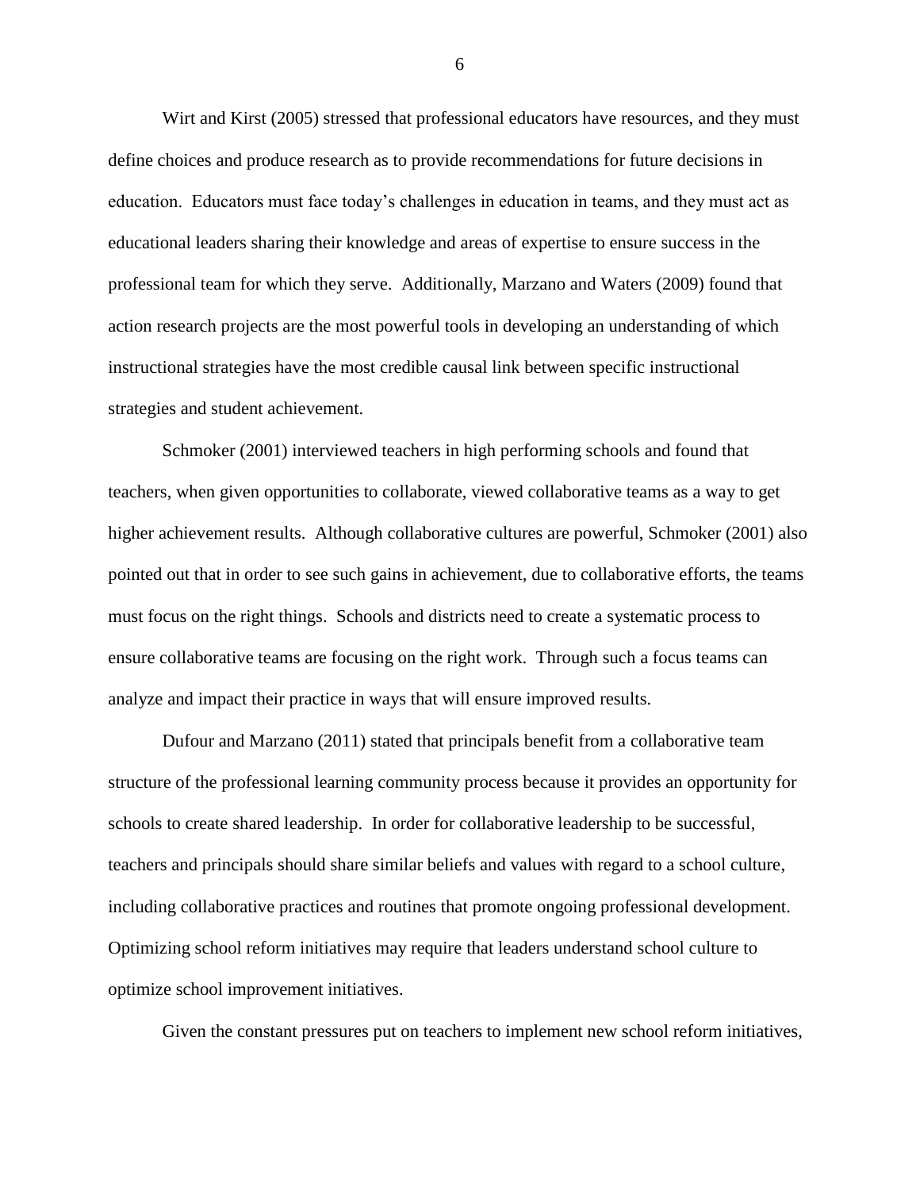Wirt and Kirst (2005) stressed that professional educators have resources, and they must define choices and produce research as to provide recommendations for future decisions in education. Educators must face today's challenges in education in teams, and they must act as educational leaders sharing their knowledge and areas of expertise to ensure success in the professional team for which they serve. Additionally, Marzano and Waters (2009) found that action research projects are the most powerful tools in developing an understanding of which instructional strategies have the most credible causal link between specific instructional strategies and student achievement.

Schmoker (2001) interviewed teachers in high performing schools and found that teachers, when given opportunities to collaborate, viewed collaborative teams as a way to get higher achievement results. Although collaborative cultures are powerful, Schmoker (2001) also pointed out that in order to see such gains in achievement, due to collaborative efforts, the teams must focus on the right things. Schools and districts need to create a systematic process to ensure collaborative teams are focusing on the right work. Through such a focus teams can analyze and impact their practice in ways that will ensure improved results.

Dufour and Marzano (2011) stated that principals benefit from a collaborative team structure of the professional learning community process because it provides an opportunity for schools to create shared leadership. In order for collaborative leadership to be successful, teachers and principals should share similar beliefs and values with regard to a school culture, including collaborative practices and routines that promote ongoing professional development. Optimizing school reform initiatives may require that leaders understand school culture to optimize school improvement initiatives.

Given the constant pressures put on teachers to implement new school reform initiatives,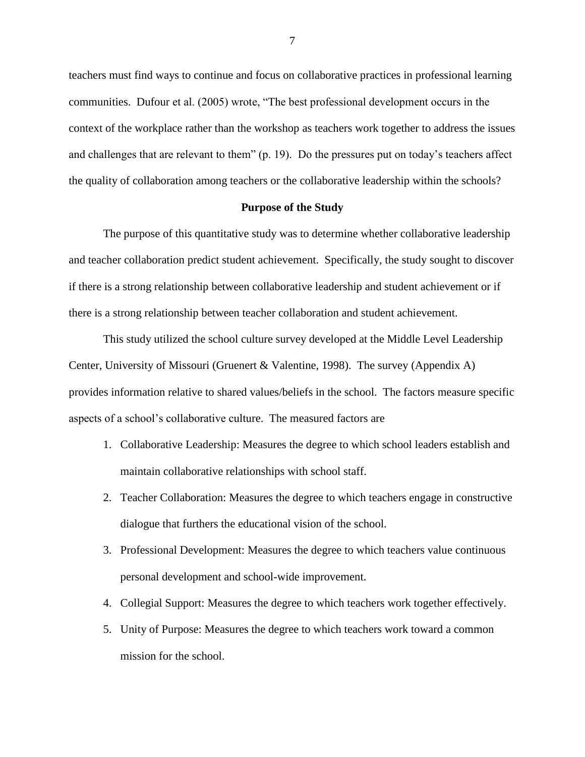teachers must find ways to continue and focus on collaborative practices in professional learning communities. Dufour et al. (2005) wrote, "The best professional development occurs in the context of the workplace rather than the workshop as teachers work together to address the issues and challenges that are relevant to them" (p. 19). Do the pressures put on today's teachers affect the quality of collaboration among teachers or the collaborative leadership within the schools?

## Purpose of the Study

The purpose of this quantitative study was to determine whether collaborative leadership and teacher collaboration predict student achievement. Specifically, the study sought to discover if there is a strong relationship between collaborative leadership and student achievement or if there is a strong relationship between teacher collaboration and student achievement.

This study utilized the school culture survey developed at the Middle Level Leadership Center, University of Missouri (Gruenert & Valentine, 1998). The survey (Appendix A) provides information relative to shared values/beliefs in the school. The factors measure specific aspects of a school's collaborative culture. The measured factors are

1. Collaborative Leadership: Measures the degree to which school leaders establish and maintain collaborative relationships with school staff.
2. Teacher Collaboration: Measures the degree to which teachers engage in constructive dialogue that furthers the educational vision of the school.
3. Professional Development: Measures the degree to which teachers value continuous personal development and school-wide improvement.
4. Collegial Support: Measures the degree to which teachers work together effectively.
5. Unity of Purpose: Measures the degree to which teachers work toward a common mission for the school.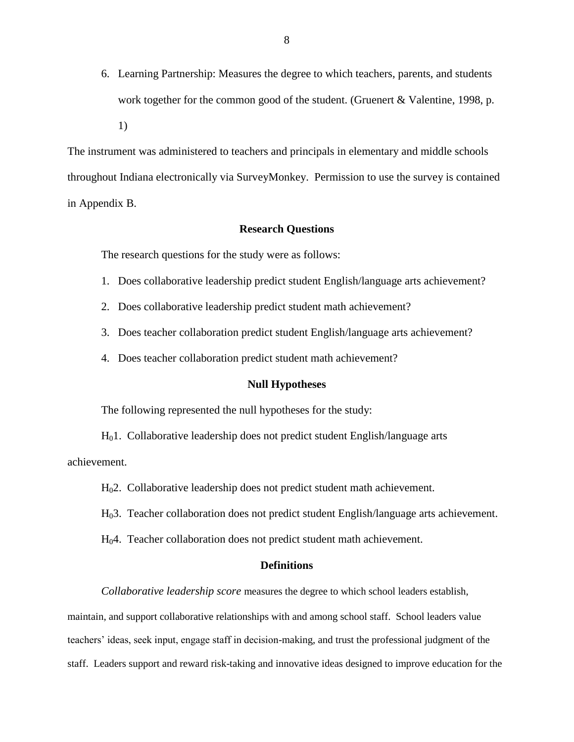6. Learning Partnership: Measures the degree to which teachers, parents, and students work together for the common good of the student. (Gruenert & Valentine, 1998, p. 1)

The instrument was administered to teachers and principals in elementary and middle schools throughout Indiana electronically via SurveyMonkey. Permission to use the survey is contained in Appendix B.

## Research Questions

The research questions for the study were as follows:

1. Does collaborative leadership predict student English/language arts achievement?
2. Does collaborative leadership predict student math achievement?
3. Does teacher collaboration predict student English/language arts achievement?
4. Does teacher collaboration predict student math achievement?

## Null Hypotheses

The following represented the null hypotheses for the study:

$H_0$1. Collaborative leadership does not predict student English/language arts achievement.

$H_0$2. Collaborative leadership does not predict student math achievement.

$H_0$3. Teacher collaboration does not predict student English/language arts achievement.

$H_0$4. Teacher collaboration does not predict student math achievement.

## Definitions

*Collaborative leadership score* measures the degree to which school leaders establish, maintain, and support collaborative relationships with and among school staff. School leaders value teachers' ideas, seek input, engage staff in decision-making, and trust the professional judgment of the staff. Leaders support and reward risk-taking and innovative ideas designed to improve education for the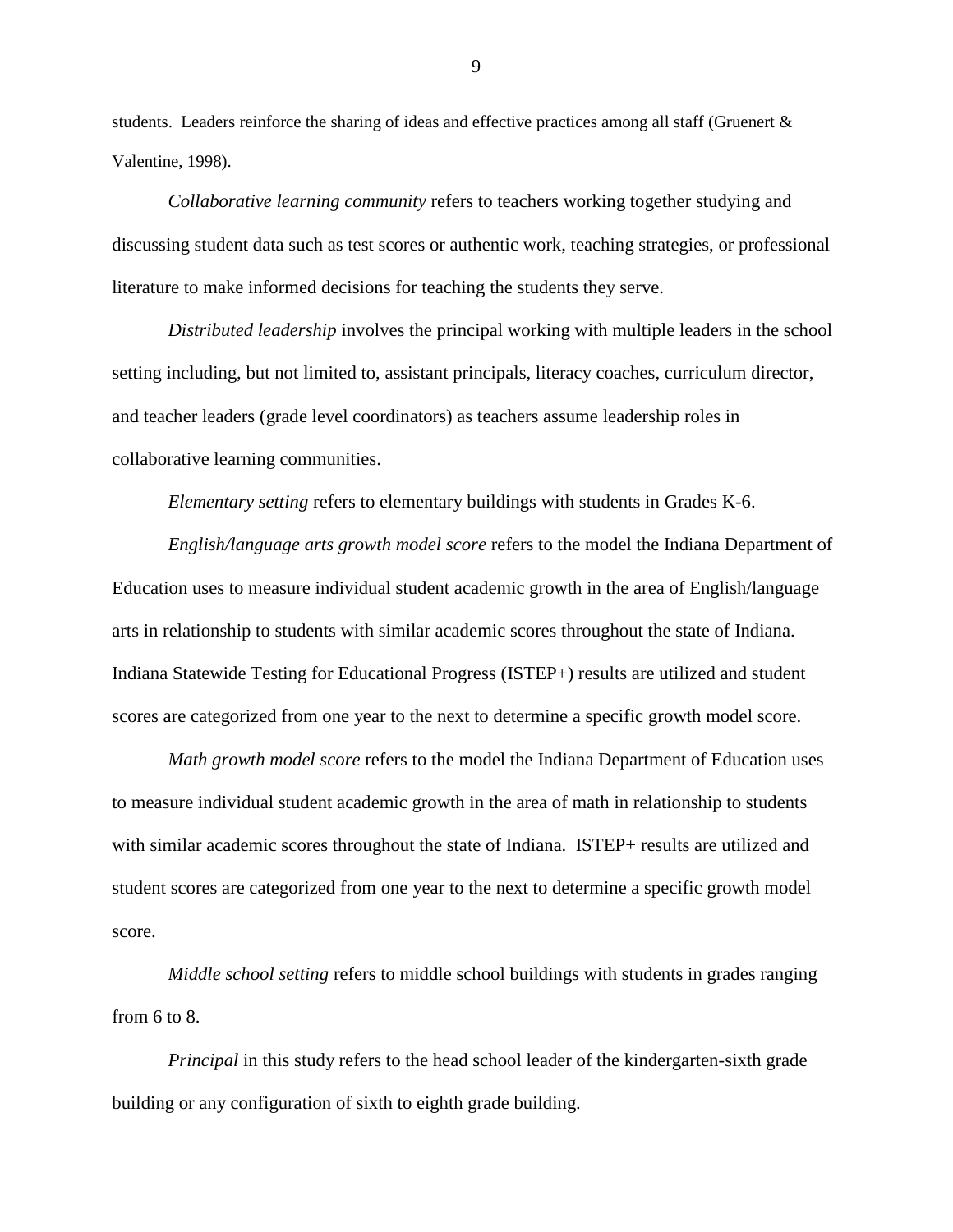students. Leaders reinforce the sharing of ideas and effective practices among all staff (Gruenert & Valentine, 1998).

*Collaborative learning community* refers to teachers working together studying and discussing student data such as test scores or authentic work, teaching strategies, or professional literature to make informed decisions for teaching the students they serve.

*Distributed leadership* involves the principal working with multiple leaders in the school setting including, but not limited to, assistant principals, literacy coaches, curriculum director, and teacher leaders (grade level coordinators) as teachers assume leadership roles in collaborative learning communities.

*Elementary setting* refers to elementary buildings with students in Grades K-6.

*English/language arts growth model score* refers to the model the Indiana Department of Education uses to measure individual student academic growth in the area of English/language arts in relationship to students with similar academic scores throughout the state of Indiana. Indiana Statewide Testing for Educational Progress (ISTEP+) results are utilized and student scores are categorized from one year to the next to determine a specific growth model score.

*Math growth model score* refers to the model the Indiana Department of Education uses to measure individual student academic growth in the area of math in relationship to students with similar academic scores throughout the state of Indiana. ISTEP+ results are utilized and student scores are categorized from one year to the next to determine a specific growth model score.

*Middle school setting* refers to middle school buildings with students in grades ranging from 6 to 8.

*Principal* in this study refers to the head school leader of the kindergarten-sixth grade building or any configuration of sixth to eighth grade building.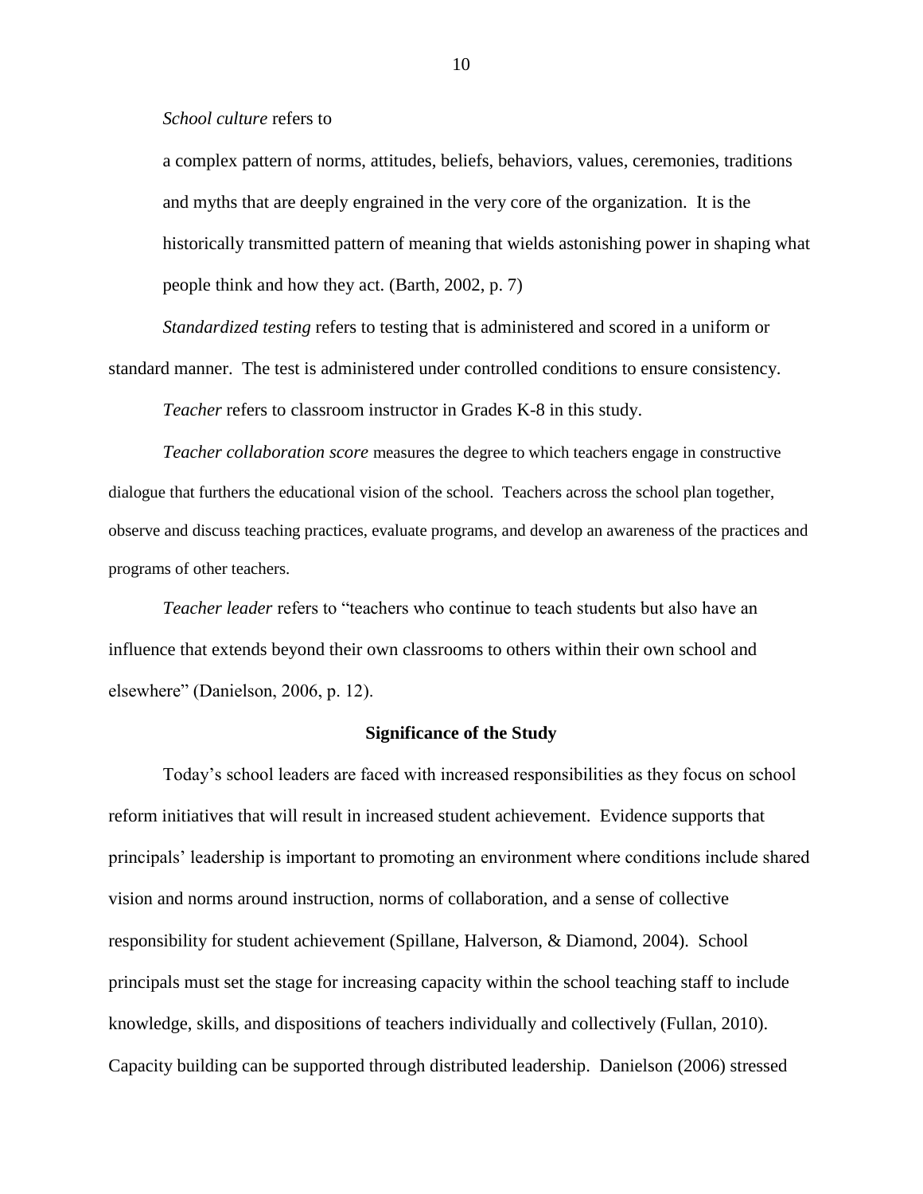*School culture* refers to

> a complex pattern of norms, attitudes, beliefs, behaviors, values, ceremonies, traditions and myths that are deeply engrained in the very core of the organization. It is the historically transmitted pattern of meaning that wields astonishing power in shaping what people think and how they act. (Barth, 2002, p. 7)

*Standardized testing* refers to testing that is administered and scored in a uniform or standard manner. The test is administered under controlled conditions to ensure consistency.

*Teacher* refers to classroom instructor in Grades K-8 in this study.

*Teacher collaboration score* measures the degree to which teachers engage in constructive dialogue that furthers the educational vision of the school. Teachers across the school plan together, observe and discuss teaching practices, evaluate programs, and develop an awareness of the practices and programs of other teachers.

*Teacher leader* refers to "teachers who continue to teach students but also have an influence that extends beyond their own classrooms to others within their own school and elsewhere" (Danielson, 2006, p. 12).

## Significance of the Study

Today's school leaders are faced with increased responsibilities as they focus on school reform initiatives that will result in increased student achievement. Evidence supports that principals' leadership is important to promoting an environment where conditions include shared vision and norms around instruction, norms of collaboration, and a sense of collective responsibility for student achievement (Spillane, Halverson, & Diamond, 2004). School principals must set the stage for increasing capacity within the school teaching staff to include knowledge, skills, and dispositions of teachers individually and collectively (Fullan, 2010). Capacity building can be supported through distributed leadership. Danielson (2006) stressed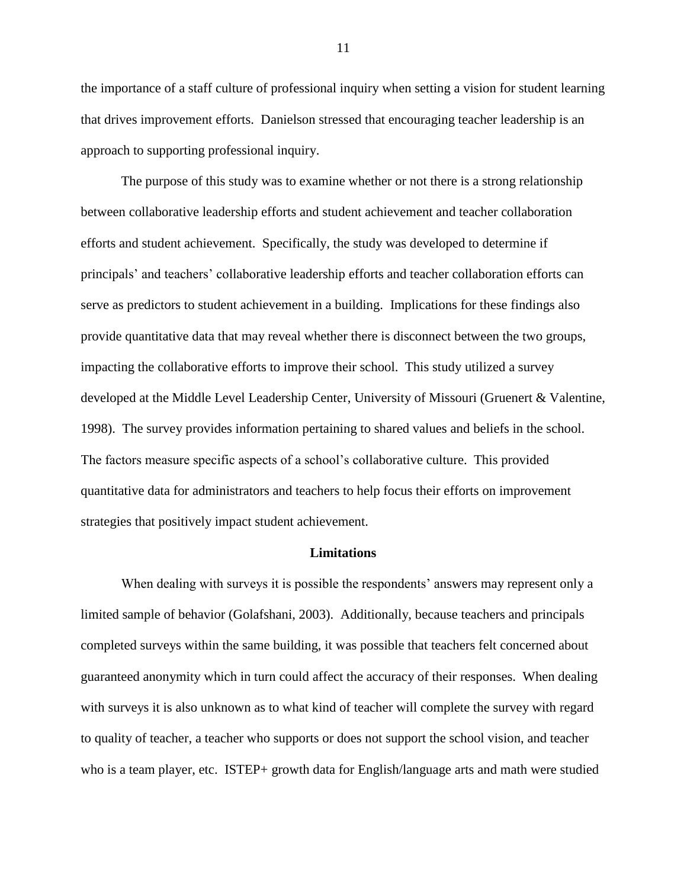the importance of a staff culture of professional inquiry when setting a vision for student learning that drives improvement efforts. Danielson stressed that encouraging teacher leadership is an approach to supporting professional inquiry.

The purpose of this study was to examine whether or not there is a strong relationship between collaborative leadership efforts and student achievement and teacher collaboration efforts and student achievement. Specifically, the study was developed to determine if principals' and teachers' collaborative leadership efforts and teacher collaboration efforts can serve as predictors to student achievement in a building. Implications for these findings also provide quantitative data that may reveal whether there is disconnect between the two groups, impacting the collaborative efforts to improve their school. This study utilized a survey developed at the Middle Level Leadership Center, University of Missouri (Gruenert & Valentine, 1998). The survey provides information pertaining to shared values and beliefs in the school. The factors measure specific aspects of a school's collaborative culture. This provided quantitative data for administrators and teachers to help focus their efforts on improvement strategies that positively impact student achievement.

## Limitations

When dealing with surveys it is possible the respondents' answers may represent only a limited sample of behavior (Golafshani, 2003). Additionally, because teachers and principals completed surveys within the same building, it was possible that teachers felt concerned about guaranteed anonymity which in turn could affect the accuracy of their responses. When dealing with surveys it is also unknown as to what kind of teacher will complete the survey with regard to quality of teacher, a teacher who supports or does not support the school vision, and teacher who is a team player, etc. ISTEP+ growth data for English/language arts and math were studied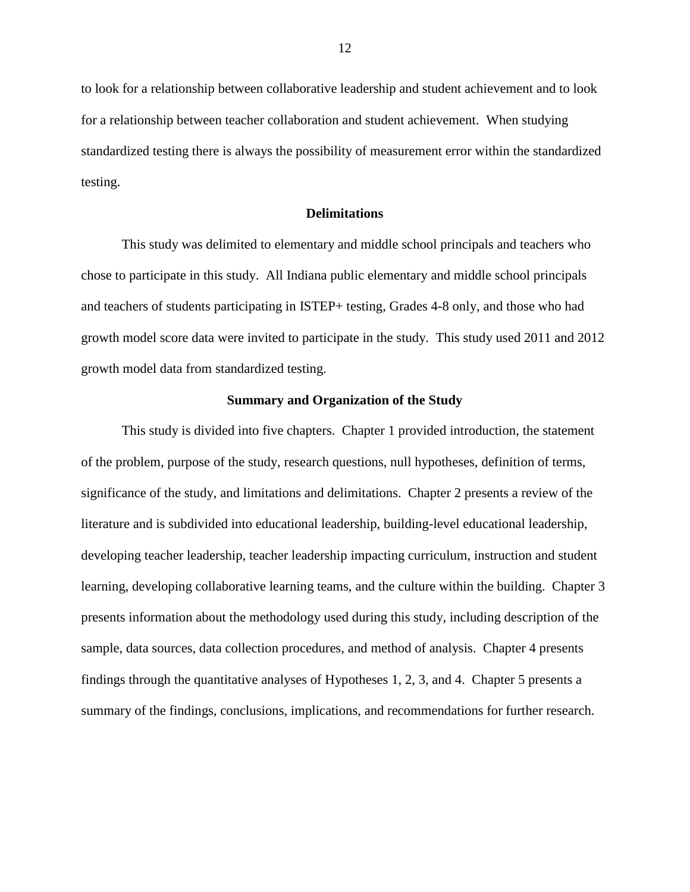to look for a relationship between collaborative leadership and student achievement and to look for a relationship between teacher collaboration and student achievement. When studying standardized testing there is always the possibility of measurement error within the standardized testing.

## Delimitations

This study was delimited to elementary and middle school principals and teachers who chose to participate in this study. All Indiana public elementary and middle school principals and teachers of students participating in ISTEP+ testing, Grades 4-8 only, and those who had growth model score data were invited to participate in the study. This study used 2011 and 2012 growth model data from standardized testing.

## Summary and Organization of the Study

This study is divided into five chapters. Chapter 1 provided introduction, the statement of the problem, purpose of the study, research questions, null hypotheses, definition of terms, significance of the study, and limitations and delimitations. Chapter 2 presents a review of the literature and is subdivided into educational leadership, building-level educational leadership, developing teacher leadership, teacher leadership impacting curriculum, instruction and student learning, developing collaborative learning teams, and the culture within the building. Chapter 3 presents information about the methodology used during this study, including description of the sample, data sources, data collection procedures, and method of analysis. Chapter 4 presents findings through the quantitative analyses of Hypotheses 1, 2, 3, and 4. Chapter 5 presents a summary of the findings, conclusions, implications, and recommendations for further research.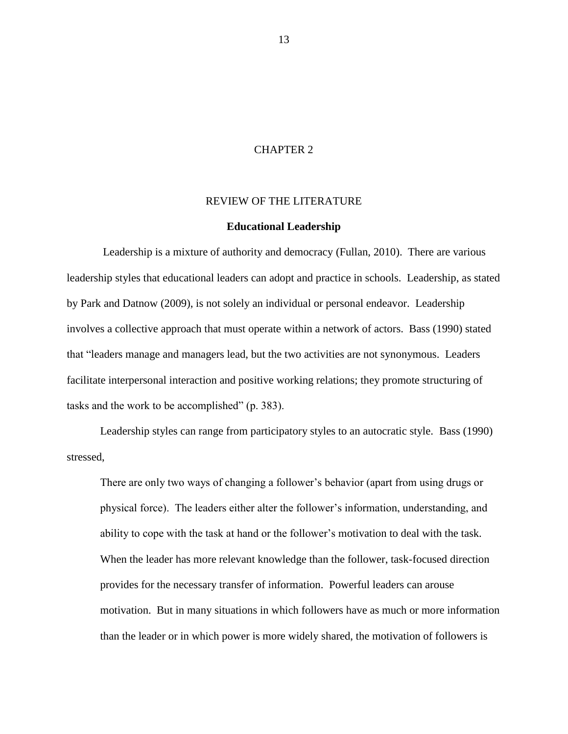# CHAPTER 2

# REVIEW OF THE LITERATURE

## Educational Leadership

Leadership is a mixture of authority and democracy (Fullan, 2010). There are various leadership styles that educational leaders can adopt and practice in schools. Leadership, as stated by Park and Datnow (2009), is not solely an individual or personal endeavor. Leadership involves a collective approach that must operate within a network of actors. Bass (1990) stated that "leaders manage and managers lead, but the two activities are not synonymous. Leaders facilitate interpersonal interaction and positive working relations; they promote structuring of tasks and the work to be accomplished" (p. 383).

Leadership styles can range from participatory styles to an autocratic style. Bass (1990) stressed,

> There are only two ways of changing a follower's behavior (apart from using drugs or physical force). The leaders either alter the follower's information, understanding, and ability to cope with the task at hand or the follower's motivation to deal with the task. When the leader has more relevant knowledge than the follower, task-focused direction provides for the necessary transfer of information. Powerful leaders can arouse motivation. But in many situations in which followers have as much or more information than the leader or in which power is more widely shared, the motivation of followers is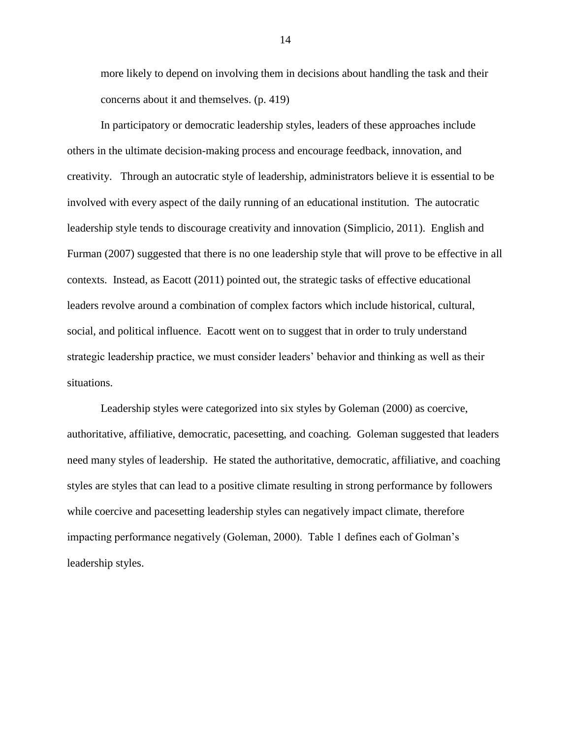> more likely to depend on involving them in decisions about handling the task and their concerns about it and themselves. (p. 419)

In participatory or democratic leadership styles, leaders of these approaches include others in the ultimate decision-making process and encourage feedback, innovation, and creativity. Through an autocratic style of leadership, administrators believe it is essential to be involved with every aspect of the daily running of an educational institution. The autocratic leadership style tends to discourage creativity and innovation (Simplicio, 2011). English and Furman (2007) suggested that there is no one leadership style that will prove to be effective in all contexts. Instead, as Eacott (2011) pointed out, the strategic tasks of effective educational leaders revolve around a combination of complex factors which include historical, cultural, social, and political influence. Eacott went on to suggest that in order to truly understand strategic leadership practice, we must consider leaders' behavior and thinking as well as their situations.

Leadership styles were categorized into six styles by Goleman (2000) as coercive, authoritative, affiliative, democratic, pacesetting, and coaching. Goleman suggested that leaders need many styles of leadership. He stated the authoritative, democratic, affiliative, and coaching styles are styles that can lead to a positive climate resulting in strong performance by followers while coercive and pacesetting leadership styles can negatively impact climate, therefore impacting performance negatively (Goleman, 2000). Table 1 defines each of Golman's leadership styles.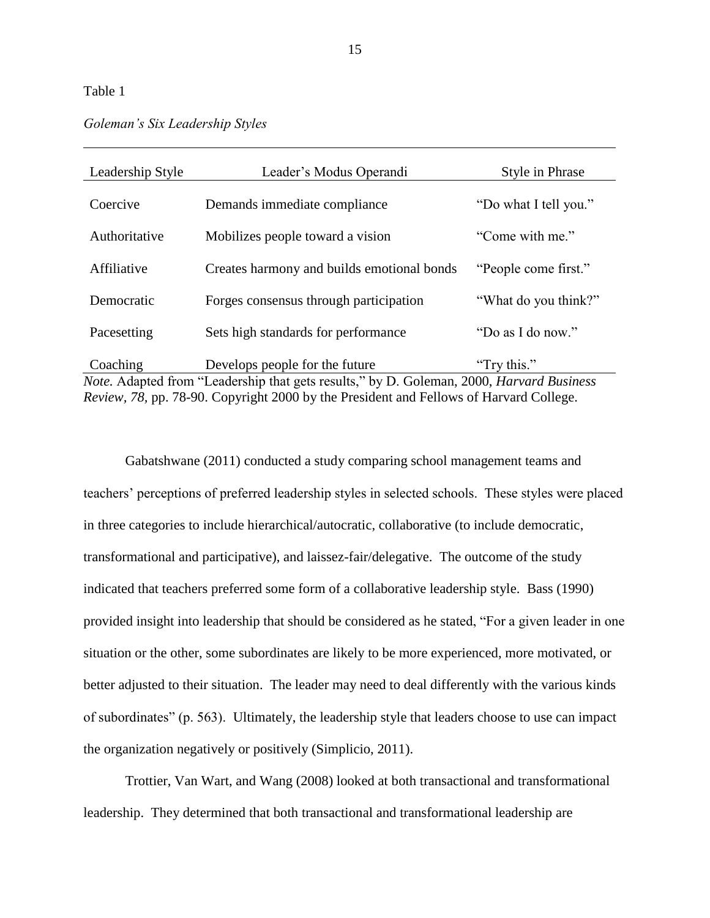Table 1

*Goleman's Six Leadership Styles*

| Leadership Style | Leader's Modus Operandi | Style in Phrase |
|---|---|---|
| Coercive | Demands immediate compliance | "Do what I tell you." |
| Authoritative | Mobilizes people toward a vision | "Come with me." |
| Affiliative | Creates harmony and builds emotional bonds | "People come first." |
| Democratic | Forges consensus through participation | "What do you think?" |
| Pacesetting | Sets high standards for performance | "Do as I do now." |
| Coaching | Develops people for the future | "Try this." |

*Note.* Adapted from "Leadership that gets results," by D. Goleman, 2000, *Harvard Business Review, 78,* pp. 78-90. Copyright 2000 by the President and Fellows of Harvard College.

Gabatshwane (2011) conducted a study comparing school management teams and teachers' perceptions of preferred leadership styles in selected schools. These styles were placed in three categories to include hierarchical/autocratic, collaborative (to include democratic, transformational and participative), and laissez-fair/delegative. The outcome of the study indicated that teachers preferred some form of a collaborative leadership style. Bass (1990) provided insight into leadership that should be considered as he stated, "For a given leader in one situation or the other, some subordinates are likely to be more experienced, more motivated, or better adjusted to their situation. The leader may need to deal differently with the various kinds of subordinates" (p. 563). Ultimately, the leadership style that leaders choose to use can impact the organization negatively or positively (Simplicio, 2011).

Trottier, Van Wart, and Wang (2008) looked at both transactional and transformational leadership. They determined that both transactional and transformational leadership are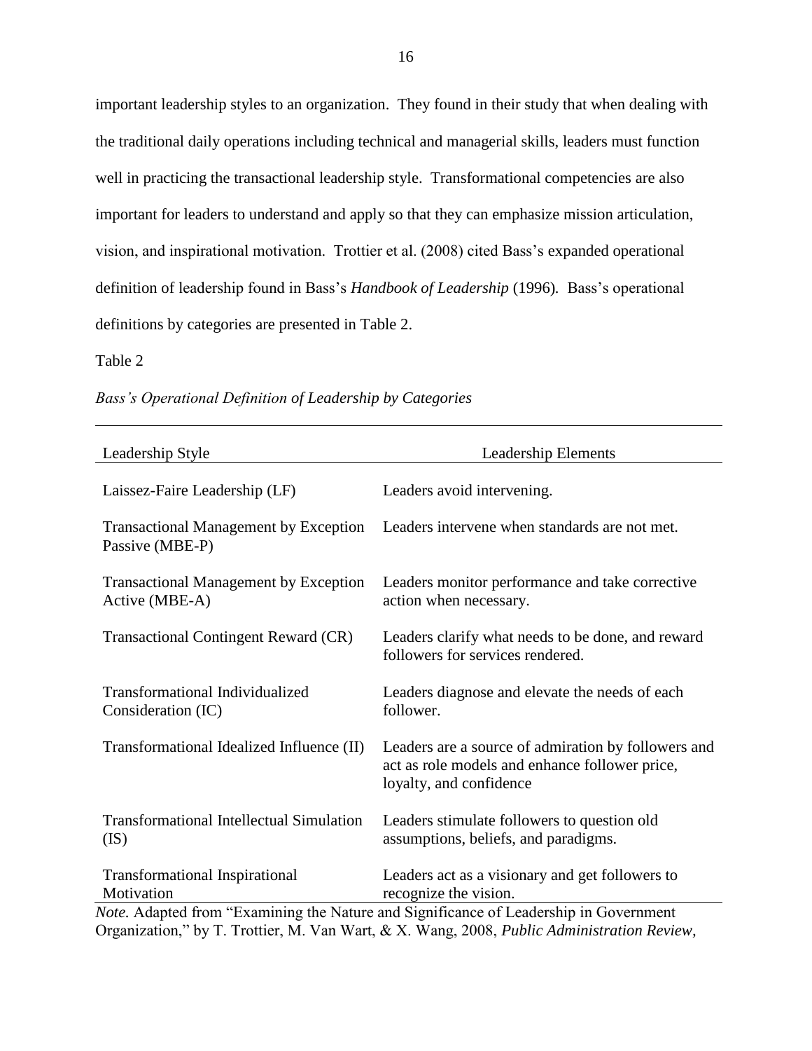important leadership styles to an organization. They found in their study that when dealing with the traditional daily operations including technical and managerial skills, leaders must function well in practicing the transactional leadership style. Transformational competencies are also important for leaders to understand and apply so that they can emphasize mission articulation, vision, and inspirational motivation. Trottier et al. (2008) cited Bass's expanded operational definition of leadership found in Bass's *Handbook of Leadership* (1996)*.* Bass's operational definitions by categories are presented in Table 2.

Table 2

*Bass's Operational Definition of Leadership by Categories*

| Leadership Style | Leadership Elements |
|---|---|
| Laissez-Faire Leadership (LF) | Leaders avoid intervening. |
| Transactional Management by Exception Passive (MBE-P) | Leaders intervene when standards are not met. |
| Transactional Management by Exception Active (MBE-A) | Leaders monitor performance and take corrective action when necessary. |
| Transactional Contingent Reward (CR) | Leaders clarify what needs to be done, and reward followers for services rendered. |
| Transformational Individualized Consideration (IC) | Leaders diagnose and elevate the needs of each follower. |
| Transformational Idealized Influence (II) | Leaders are a source of admiration by followers and act as role models and enhance follower price, loyalty, and confidence |
| Transformational Intellectual Simulation (IS) | Leaders stimulate followers to question old assumptions, beliefs, and paradigms. |
| Transformational Inspirational Motivation | Leaders act as a visionary and get followers to recognize the vision. |

*Note.* Adapted from "Examining the Nature and Significance of Leadership in Government Organization," by T. Trottier, M. Van Wart, & X. Wang, 2008, *Public Administration Review,*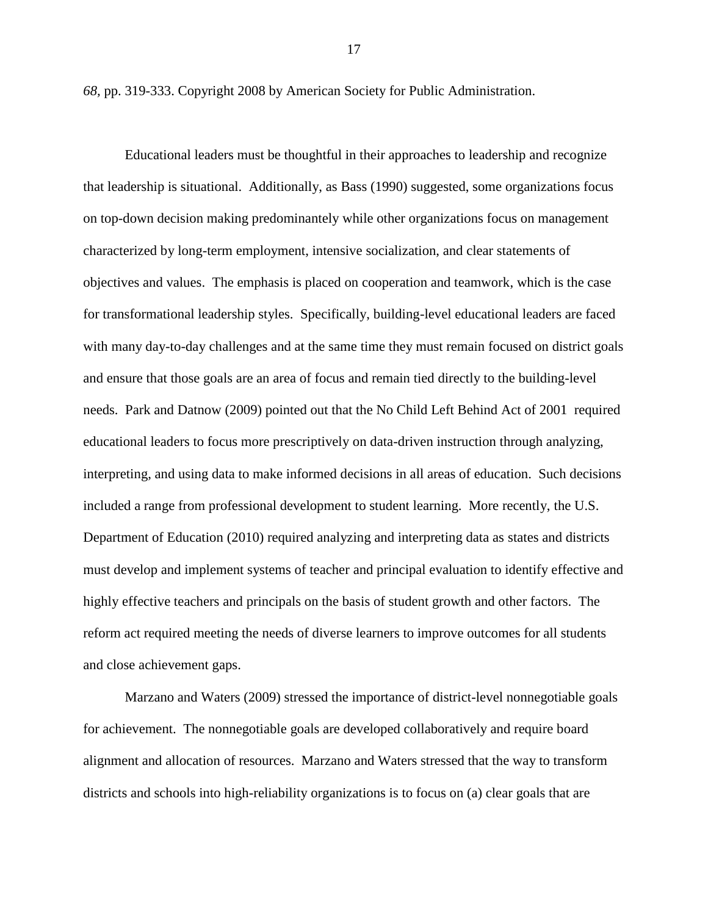*68*, pp. 319-333. Copyright 2008 by American Society for Public Administration.

Educational leaders must be thoughtful in their approaches to leadership and recognize that leadership is situational. Additionally, as Bass (1990) suggested, some organizations focus on top-down decision making predominantely while other organizations focus on management characterized by long-term employment, intensive socialization, and clear statements of objectives and values. The emphasis is placed on cooperation and teamwork, which is the case for transformational leadership styles. Specifically, building-level educational leaders are faced with many day-to-day challenges and at the same time they must remain focused on district goals and ensure that those goals are an area of focus and remain tied directly to the building-level needs. Park and Datnow (2009) pointed out that the No Child Left Behind Act of 2001 required educational leaders to focus more prescriptively on data-driven instruction through analyzing, interpreting, and using data to make informed decisions in all areas of education. Such decisions included a range from professional development to student learning. More recently, the U.S. Department of Education (2010) required analyzing and interpreting data as states and districts must develop and implement systems of teacher and principal evaluation to identify effective and highly effective teachers and principals on the basis of student growth and other factors. The reform act required meeting the needs of diverse learners to improve outcomes for all students and close achievement gaps.

Marzano and Waters (2009) stressed the importance of district-level nonnegotiable goals for achievement. The nonnegotiable goals are developed collaboratively and require board alignment and allocation of resources. Marzano and Waters stressed that the way to transform districts and schools into high-reliability organizations is to focus on (a) clear goals that are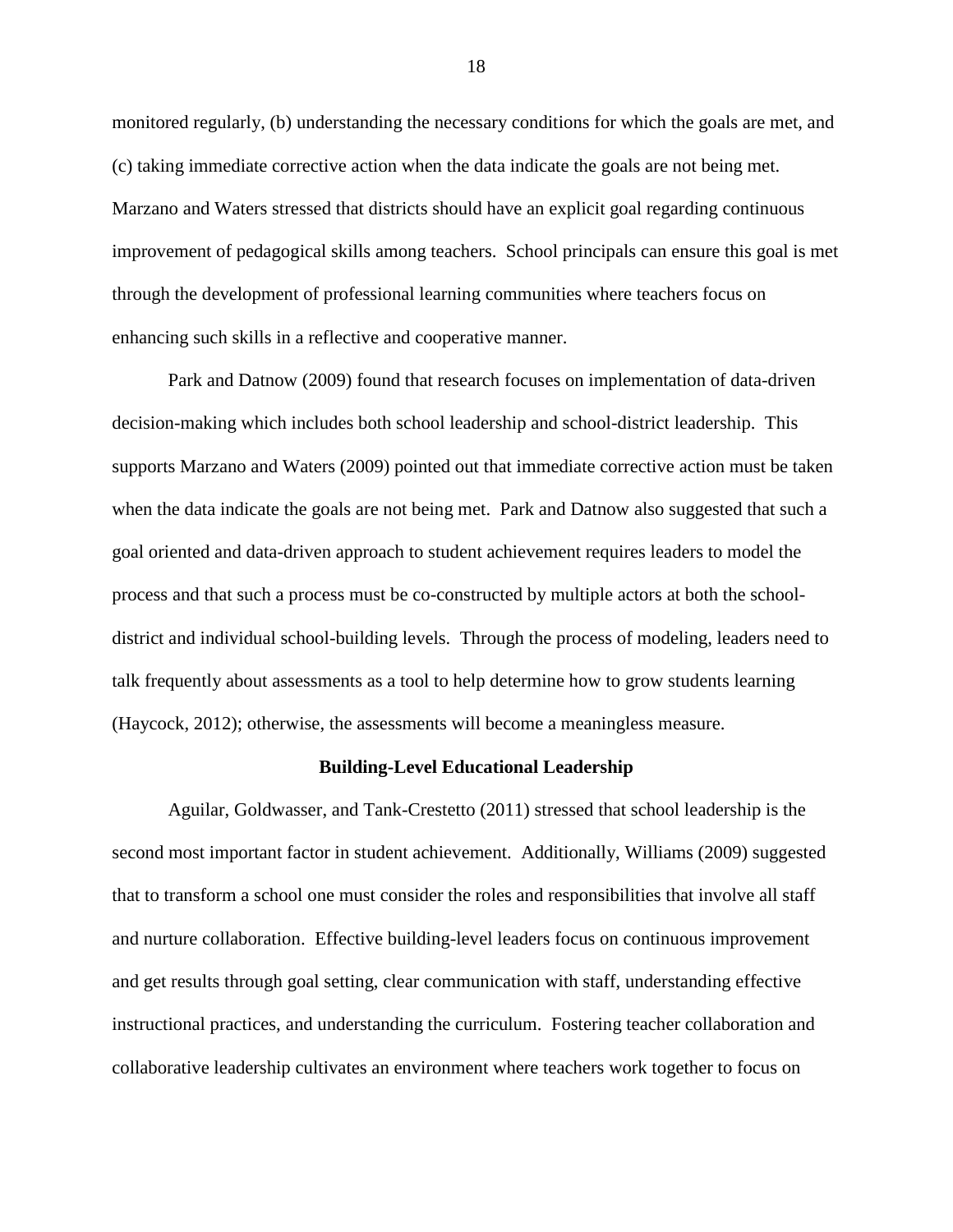monitored regularly, (b) understanding the necessary conditions for which the goals are met, and (c) taking immediate corrective action when the data indicate the goals are not being met. Marzano and Waters stressed that districts should have an explicit goal regarding continuous improvement of pedagogical skills among teachers. School principals can ensure this goal is met through the development of professional learning communities where teachers focus on enhancing such skills in a reflective and cooperative manner.

Park and Datnow (2009) found that research focuses on implementation of data-driven decision-making which includes both school leadership and school-district leadership. This supports Marzano and Waters (2009) pointed out that immediate corrective action must be taken when the data indicate the goals are not being met. Park and Datnow also suggested that such a goal oriented and data-driven approach to student achievement requires leaders to model the process and that such a process must be co-constructed by multiple actors at both the school-district and individual school-building levels. Through the process of modeling, leaders need to talk frequently about assessments as a tool to help determine how to grow students learning (Haycock, 2012); otherwise, the assessments will become a meaningless measure.

## Building-Level Educational Leadership

Aguilar, Goldwasser, and Tank-Crestetto (2011) stressed that school leadership is the second most important factor in student achievement. Additionally, Williams (2009) suggested that to transform a school one must consider the roles and responsibilities that involve all staff and nurture collaboration. Effective building-level leaders focus on continuous improvement and get results through goal setting, clear communication with staff, understanding effective instructional practices, and understanding the curriculum. Fostering teacher collaboration and collaborative leadership cultivates an environment where teachers work together to focus on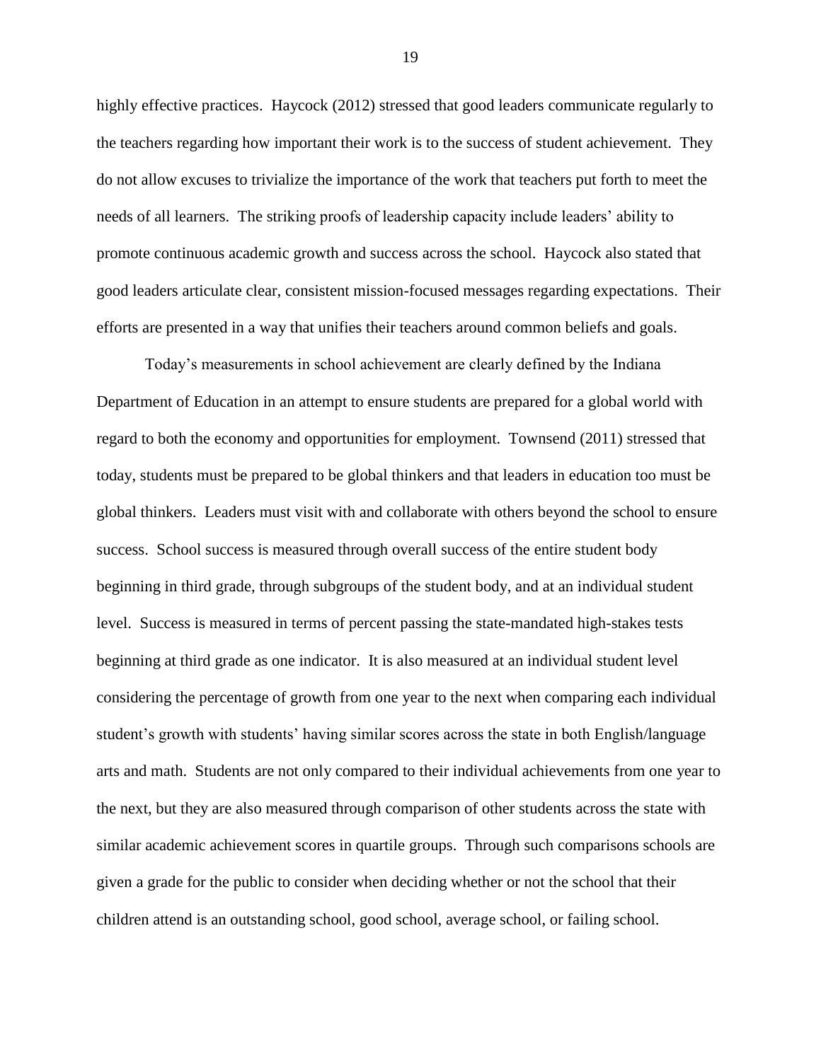highly effective practices. Haycock (2012) stressed that good leaders communicate regularly to the teachers regarding how important their work is to the success of student achievement. They do not allow excuses to trivialize the importance of the work that teachers put forth to meet the needs of all learners. The striking proofs of leadership capacity include leaders' ability to promote continuous academic growth and success across the school. Haycock also stated that good leaders articulate clear, consistent mission-focused messages regarding expectations. Their efforts are presented in a way that unifies their teachers around common beliefs and goals.

Today's measurements in school achievement are clearly defined by the Indiana Department of Education in an attempt to ensure students are prepared for a global world with regard to both the economy and opportunities for employment. Townsend (2011) stressed that today, students must be prepared to be global thinkers and that leaders in education too must be global thinkers. Leaders must visit with and collaborate with others beyond the school to ensure success. School success is measured through overall success of the entire student body beginning in third grade, through subgroups of the student body, and at an individual student level. Success is measured in terms of percent passing the state-mandated high-stakes tests beginning at third grade as one indicator. It is also measured at an individual student level considering the percentage of growth from one year to the next when comparing each individual student's growth with students' having similar scores across the state in both English/language arts and math. Students are not only compared to their individual achievements from one year to the next, but they are also measured through comparison of other students across the state with similar academic achievement scores in quartile groups. Through such comparisons schools are given a grade for the public to consider when deciding whether or not the school that their children attend is an outstanding school, good school, average school, or failing school.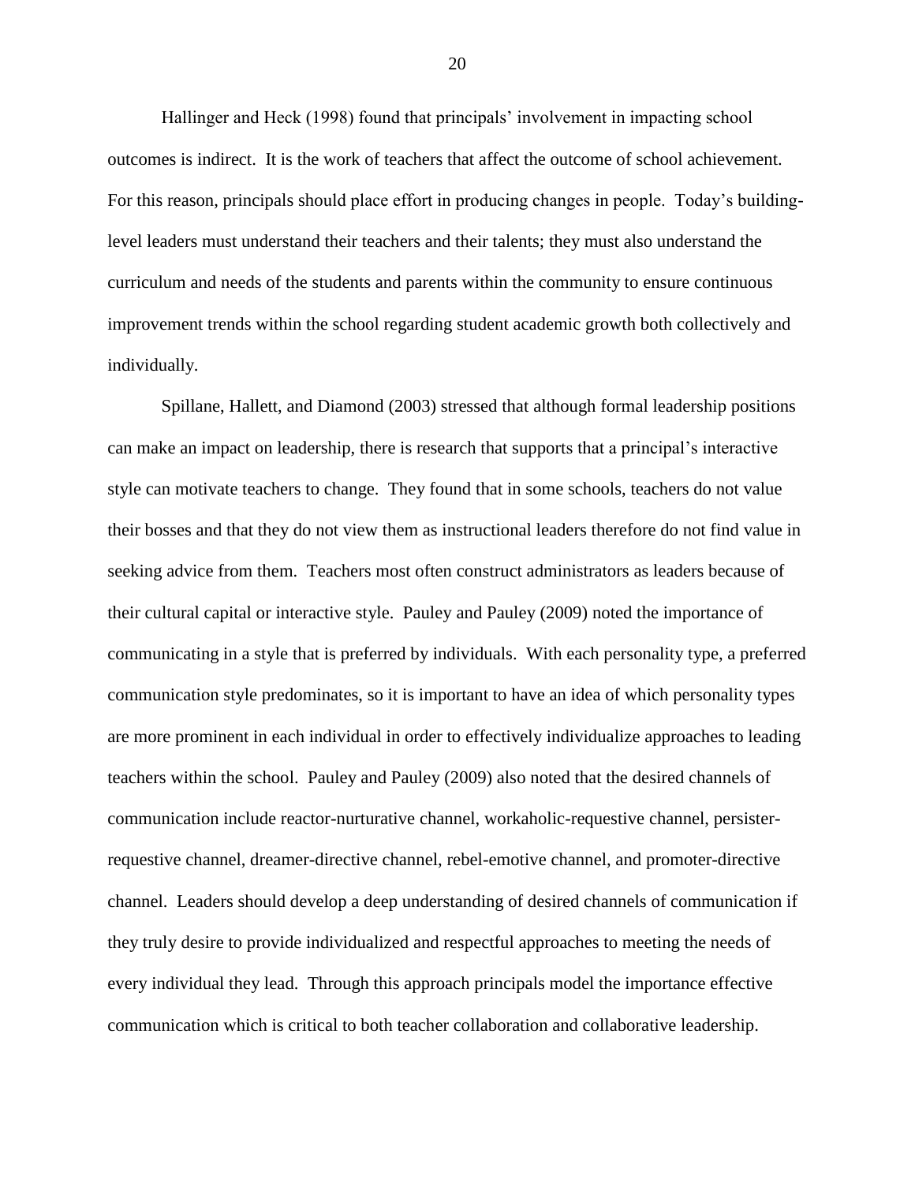Hallinger and Heck (1998) found that principals' involvement in impacting school outcomes is indirect. It is the work of teachers that affect the outcome of school achievement. For this reason, principals should place effort in producing changes in people. Today's building-level leaders must understand their teachers and their talents; they must also understand the curriculum and needs of the students and parents within the community to ensure continuous improvement trends within the school regarding student academic growth both collectively and individually.

Spillane, Hallett, and Diamond (2003) stressed that although formal leadership positions can make an impact on leadership, there is research that supports that a principal's interactive style can motivate teachers to change. They found that in some schools, teachers do not value their bosses and that they do not view them as instructional leaders therefore do not find value in seeking advice from them. Teachers most often construct administrators as leaders because of their cultural capital or interactive style. Pauley and Pauley (2009) noted the importance of communicating in a style that is preferred by individuals. With each personality type, a preferred communication style predominates, so it is important to have an idea of which personality types are more prominent in each individual in order to effectively individualize approaches to leading teachers within the school. Pauley and Pauley (2009) also noted that the desired channels of communication include reactor-nurturative channel, workaholic-requestive channel, persister-requestive channel, dreamer-directive channel, rebel-emotive channel, and promoter-directive channel. Leaders should develop a deep understanding of desired channels of communication if they truly desire to provide individualized and respectful approaches to meeting the needs of every individual they lead. Through this approach principals model the importance effective communication which is critical to both teacher collaboration and collaborative leadership.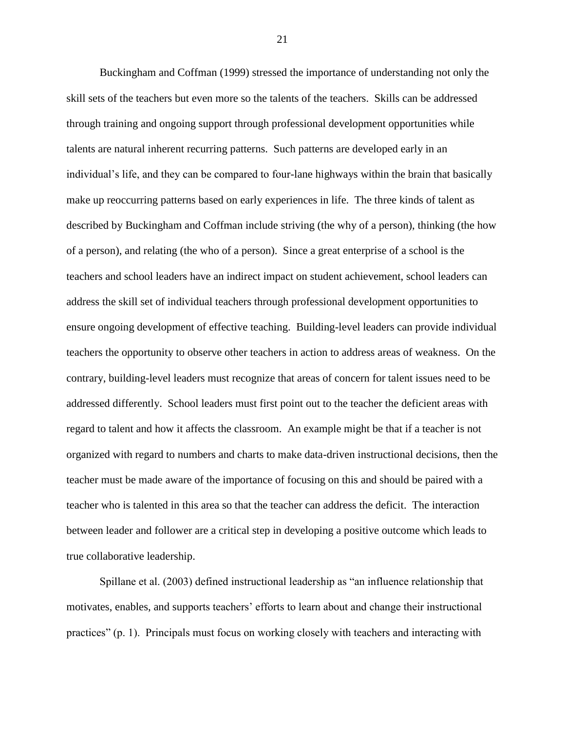Buckingham and Coffman (1999) stressed the importance of understanding not only the skill sets of the teachers but even more so the talents of the teachers. Skills can be addressed through training and ongoing support through professional development opportunities while talents are natural inherent recurring patterns. Such patterns are developed early in an individual's life, and they can be compared to four-lane highways within the brain that basically make up reoccurring patterns based on early experiences in life. The three kinds of talent as described by Buckingham and Coffman include striving (the why of a person), thinking (the how of a person), and relating (the who of a person). Since a great enterprise of a school is the teachers and school leaders have an indirect impact on student achievement, school leaders can address the skill set of individual teachers through professional development opportunities to ensure ongoing development of effective teaching. Building-level leaders can provide individual teachers the opportunity to observe other teachers in action to address areas of weakness. On the contrary, building-level leaders must recognize that areas of concern for talent issues need to be addressed differently. School leaders must first point out to the teacher the deficient areas with regard to talent and how it affects the classroom. An example might be that if a teacher is not organized with regard to numbers and charts to make data-driven instructional decisions, then the teacher must be made aware of the importance of focusing on this and should be paired with a teacher who is talented in this area so that the teacher can address the deficit. The interaction between leader and follower are a critical step in developing a positive outcome which leads to true collaborative leadership.

Spillane et al. (2003) defined instructional leadership as "an influence relationship that motivates, enables, and supports teachers' efforts to learn about and change their instructional practices" (p. 1). Principals must focus on working closely with teachers and interacting with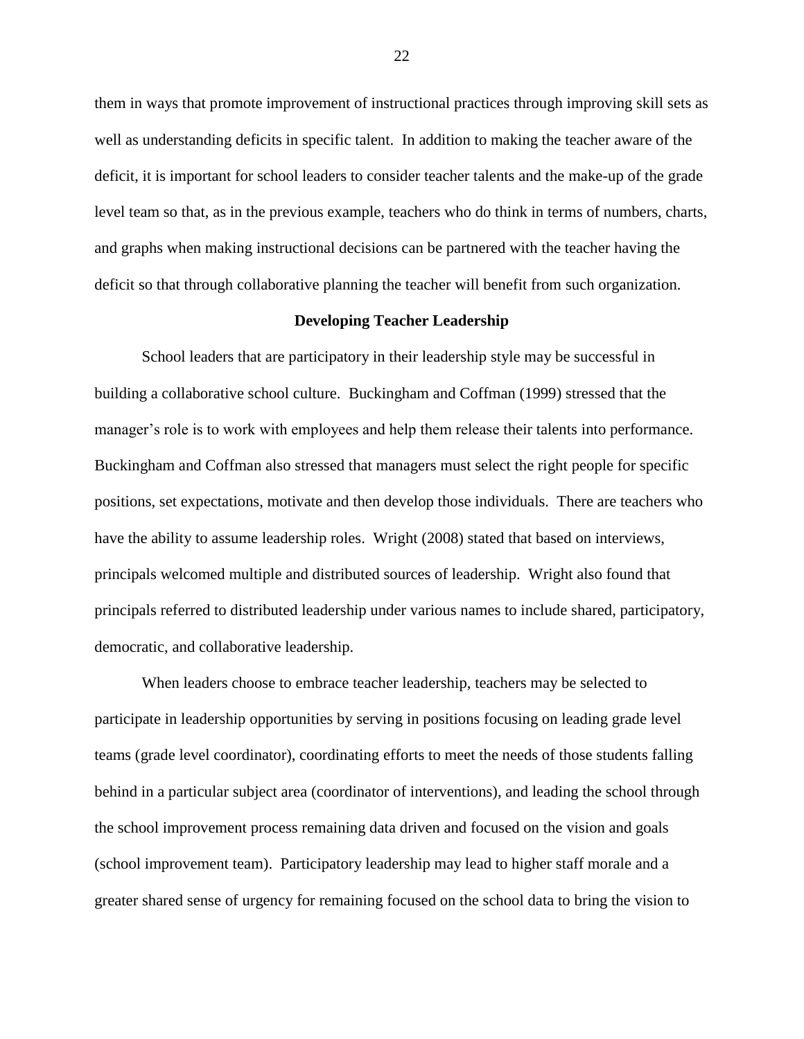them in ways that promote improvement of instructional practices through improving skill sets as well as understanding deficits in specific talent. In addition to making the teacher aware of the deficit, it is important for school leaders to consider teacher talents and the make-up of the grade level team so that, as in the previous example, teachers who do think in terms of numbers, charts, and graphs when making instructional decisions can be partnered with the teacher having the deficit so that through collaborative planning the teacher will benefit from such organization.

## Developing Teacher Leadership

School leaders that are participatory in their leadership style may be successful in building a collaborative school culture. Buckingham and Coffman (1999) stressed that the manager's role is to work with employees and help them release their talents into performance. Buckingham and Coffman also stressed that managers must select the right people for specific positions, set expectations, motivate and then develop those individuals. There are teachers who have the ability to assume leadership roles. Wright (2008) stated that based on interviews, principals welcomed multiple and distributed sources of leadership. Wright also found that principals referred to distributed leadership under various names to include shared, participatory, democratic, and collaborative leadership.

When leaders choose to embrace teacher leadership, teachers may be selected to participate in leadership opportunities by serving in positions focusing on leading grade level teams (grade level coordinator), coordinating efforts to meet the needs of those students falling behind in a particular subject area (coordinator of interventions), and leading the school through the school improvement process remaining data driven and focused on the vision and goals (school improvement team). Participatory leadership may lead to higher staff morale and a greater shared sense of urgency for remaining focused on the school data to bring the vision to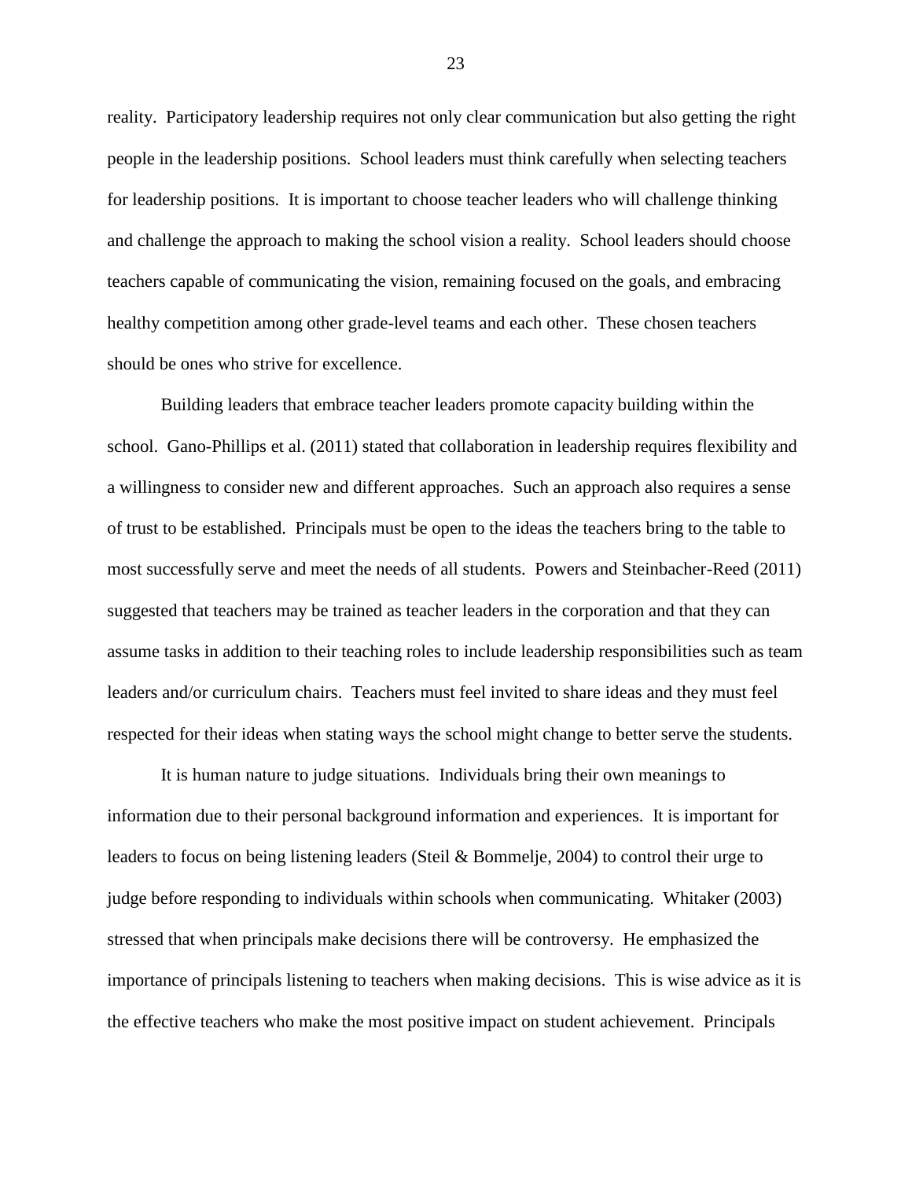reality. Participatory leadership requires not only clear communication but also getting the right people in the leadership positions. School leaders must think carefully when selecting teachers for leadership positions. It is important to choose teacher leaders who will challenge thinking and challenge the approach to making the school vision a reality. School leaders should choose teachers capable of communicating the vision, remaining focused on the goals, and embracing healthy competition among other grade-level teams and each other. These chosen teachers should be ones who strive for excellence.

Building leaders that embrace teacher leaders promote capacity building within the school. Gano-Phillips et al. (2011) stated that collaboration in leadership requires flexibility and a willingness to consider new and different approaches. Such an approach also requires a sense of trust to be established. Principals must be open to the ideas the teachers bring to the table to most successfully serve and meet the needs of all students. Powers and Steinbacher-Reed (2011) suggested that teachers may be trained as teacher leaders in the corporation and that they can assume tasks in addition to their teaching roles to include leadership responsibilities such as team leaders and/or curriculum chairs. Teachers must feel invited to share ideas and they must feel respected for their ideas when stating ways the school might change to better serve the students.

It is human nature to judge situations. Individuals bring their own meanings to information due to their personal background information and experiences. It is important for leaders to focus on being listening leaders (Steil & Bommelje, 2004) to control their urge to judge before responding to individuals within schools when communicating. Whitaker (2003) stressed that when principals make decisions there will be controversy. He emphasized the importance of principals listening to teachers when making decisions. This is wise advice as it is the effective teachers who make the most positive impact on student achievement. Principals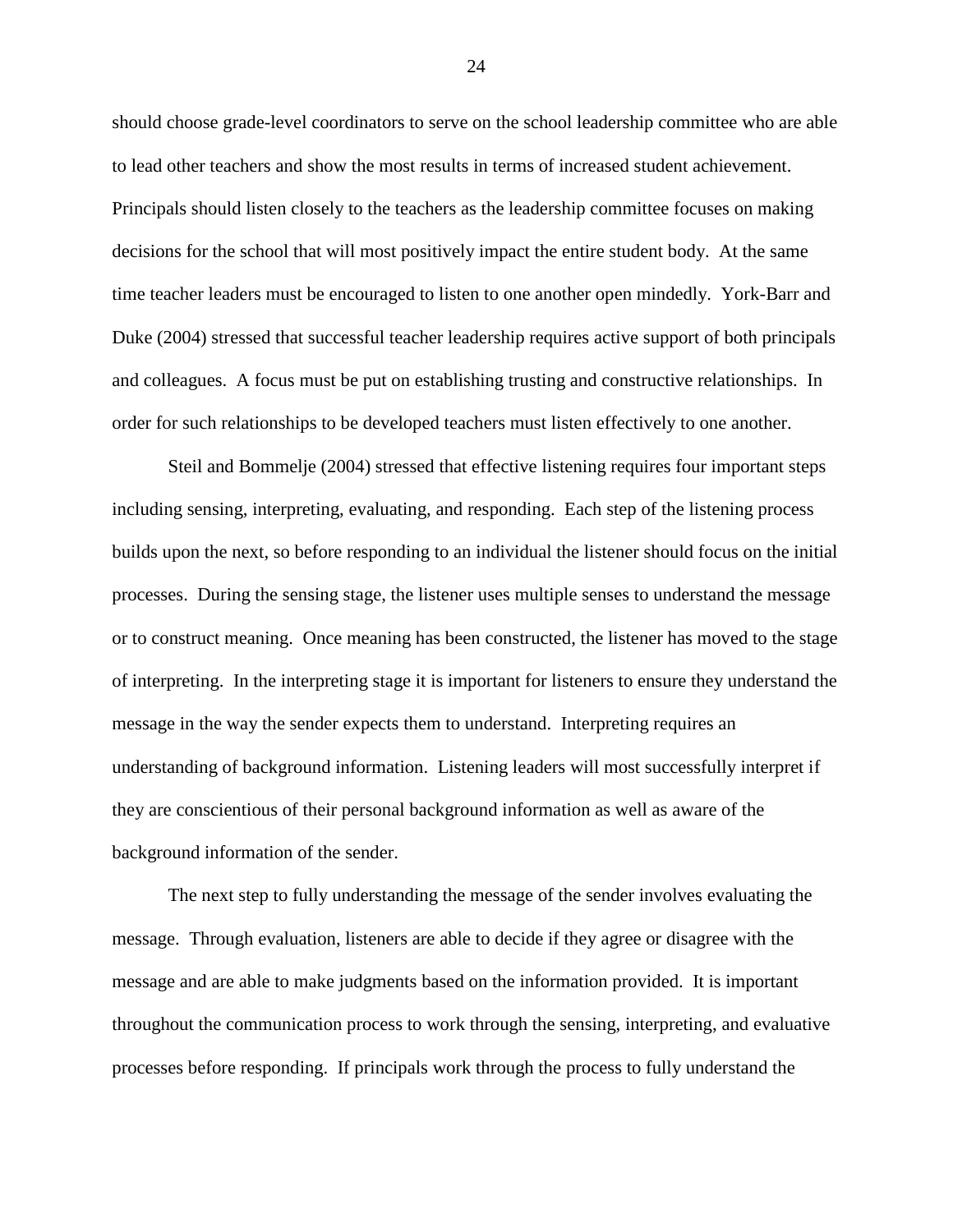should choose grade-level coordinators to serve on the school leadership committee who are able to lead other teachers and show the most results in terms of increased student achievement. Principals should listen closely to the teachers as the leadership committee focuses on making decisions for the school that will most positively impact the entire student body. At the same time teacher leaders must be encouraged to listen to one another open mindedly. York-Barr and Duke (2004) stressed that successful teacher leadership requires active support of both principals and colleagues. A focus must be put on establishing trusting and constructive relationships. In order for such relationships to be developed teachers must listen effectively to one another.

Steil and Bommelje (2004) stressed that effective listening requires four important steps including sensing, interpreting, evaluating, and responding. Each step of the listening process builds upon the next, so before responding to an individual the listener should focus on the initial processes. During the sensing stage, the listener uses multiple senses to understand the message or to construct meaning. Once meaning has been constructed, the listener has moved to the stage of interpreting. In the interpreting stage it is important for listeners to ensure they understand the message in the way the sender expects them to understand. Interpreting requires an understanding of background information. Listening leaders will most successfully interpret if they are conscientious of their personal background information as well as aware of the background information of the sender.

The next step to fully understanding the message of the sender involves evaluating the message. Through evaluation, listeners are able to decide if they agree or disagree with the message and are able to make judgments based on the information provided. It is important throughout the communication process to work through the sensing, interpreting, and evaluative processes before responding. If principals work through the process to fully understand the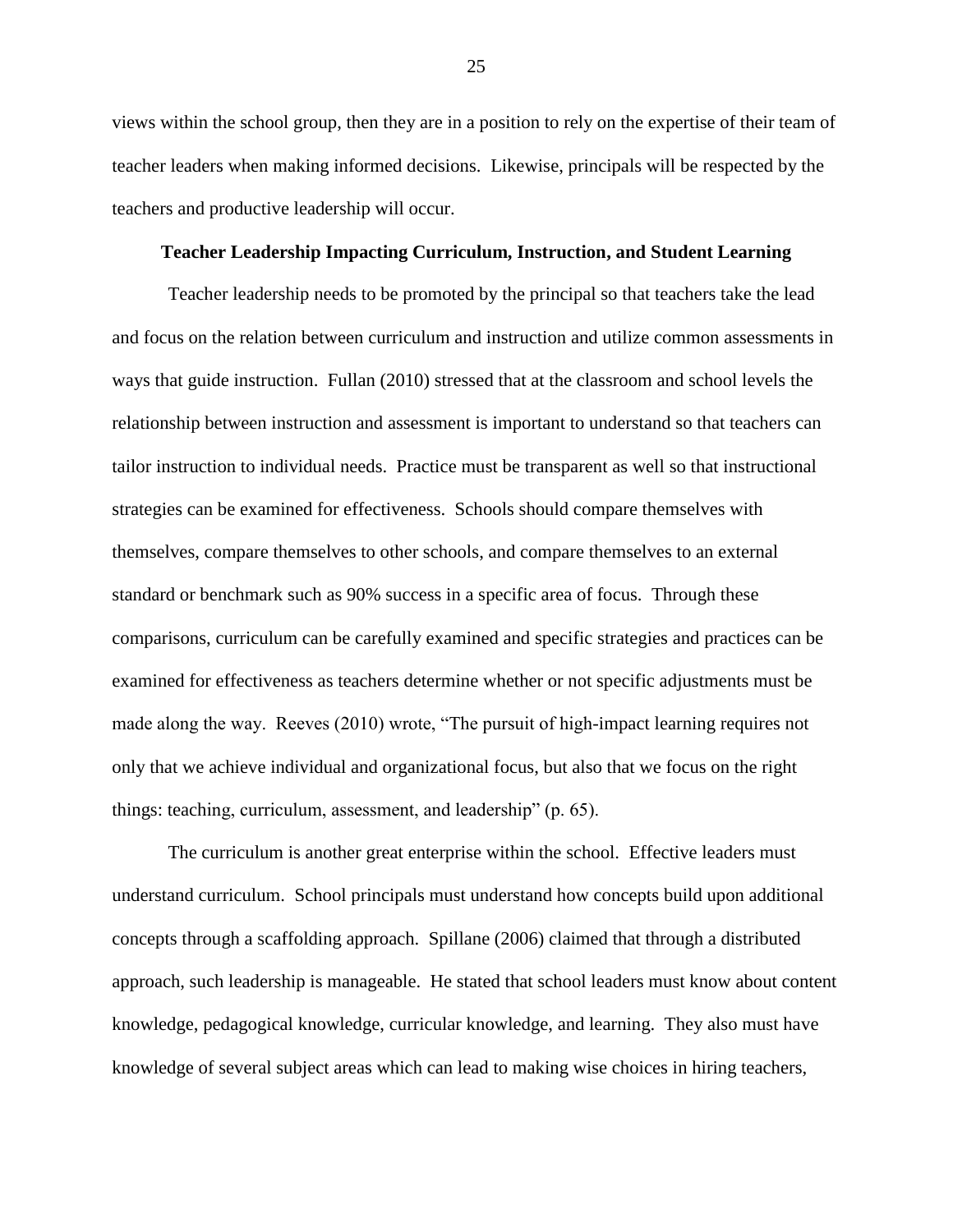views within the school group, then they are in a position to rely on the expertise of their team of teacher leaders when making informed decisions. Likewise, principals will be respected by the teachers and productive leadership will occur.

## Teacher Leadership Impacting Curriculum, Instruction, and Student Learning

Teacher leadership needs to be promoted by the principal so that teachers take the lead and focus on the relation between curriculum and instruction and utilize common assessments in ways that guide instruction. Fullan (2010) stressed that at the classroom and school levels the relationship between instruction and assessment is important to understand so that teachers can tailor instruction to individual needs. Practice must be transparent as well so that instructional strategies can be examined for effectiveness. Schools should compare themselves with themselves, compare themselves to other schools, and compare themselves to an external standard or benchmark such as 90% success in a specific area of focus. Through these comparisons, curriculum can be carefully examined and specific strategies and practices can be examined for effectiveness as teachers determine whether or not specific adjustments must be made along the way. Reeves (2010) wrote, "The pursuit of high-impact learning requires not only that we achieve individual and organizational focus, but also that we focus on the right things: teaching, curriculum, assessment, and leadership" (p. 65).

The curriculum is another great enterprise within the school. Effective leaders must understand curriculum. School principals must understand how concepts build upon additional concepts through a scaffolding approach. Spillane (2006) claimed that through a distributed approach, such leadership is manageable. He stated that school leaders must know about content knowledge, pedagogical knowledge, curricular knowledge, and learning. They also must have knowledge of several subject areas which can lead to making wise choices in hiring teachers,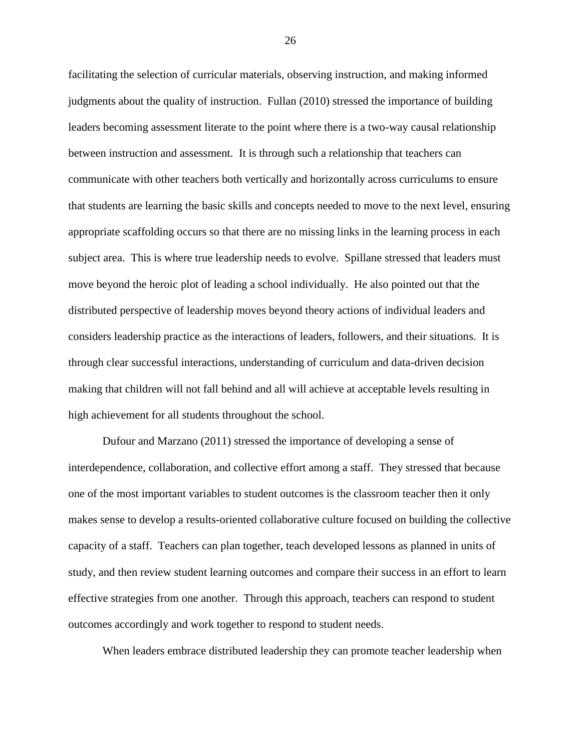facilitating the selection of curricular materials, observing instruction, and making informed judgments about the quality of instruction. Fullan (2010) stressed the importance of building leaders becoming assessment literate to the point where there is a two-way causal relationship between instruction and assessment. It is through such a relationship that teachers can communicate with other teachers both vertically and horizontally across curriculums to ensure that students are learning the basic skills and concepts needed to move to the next level, ensuring appropriate scaffolding occurs so that there are no missing links in the learning process in each subject area. This is where true leadership needs to evolve. Spillane stressed that leaders must move beyond the heroic plot of leading a school individually. He also pointed out that the distributed perspective of leadership moves beyond theory actions of individual leaders and considers leadership practice as the interactions of leaders, followers, and their situations. It is through clear successful interactions, understanding of curriculum and data-driven decision making that children will not fall behind and all will achieve at acceptable levels resulting in high achievement for all students throughout the school.

Dufour and Marzano (2011) stressed the importance of developing a sense of interdependence, collaboration, and collective effort among a staff. They stressed that because one of the most important variables to student outcomes is the classroom teacher then it only makes sense to develop a results-oriented collaborative culture focused on building the collective capacity of a staff. Teachers can plan together, teach developed lessons as planned in units of study, and then review student learning outcomes and compare their success in an effort to learn effective strategies from one another. Through this approach, teachers can respond to student outcomes accordingly and work together to respond to student needs.

When leaders embrace distributed leadership they can promote teacher leadership when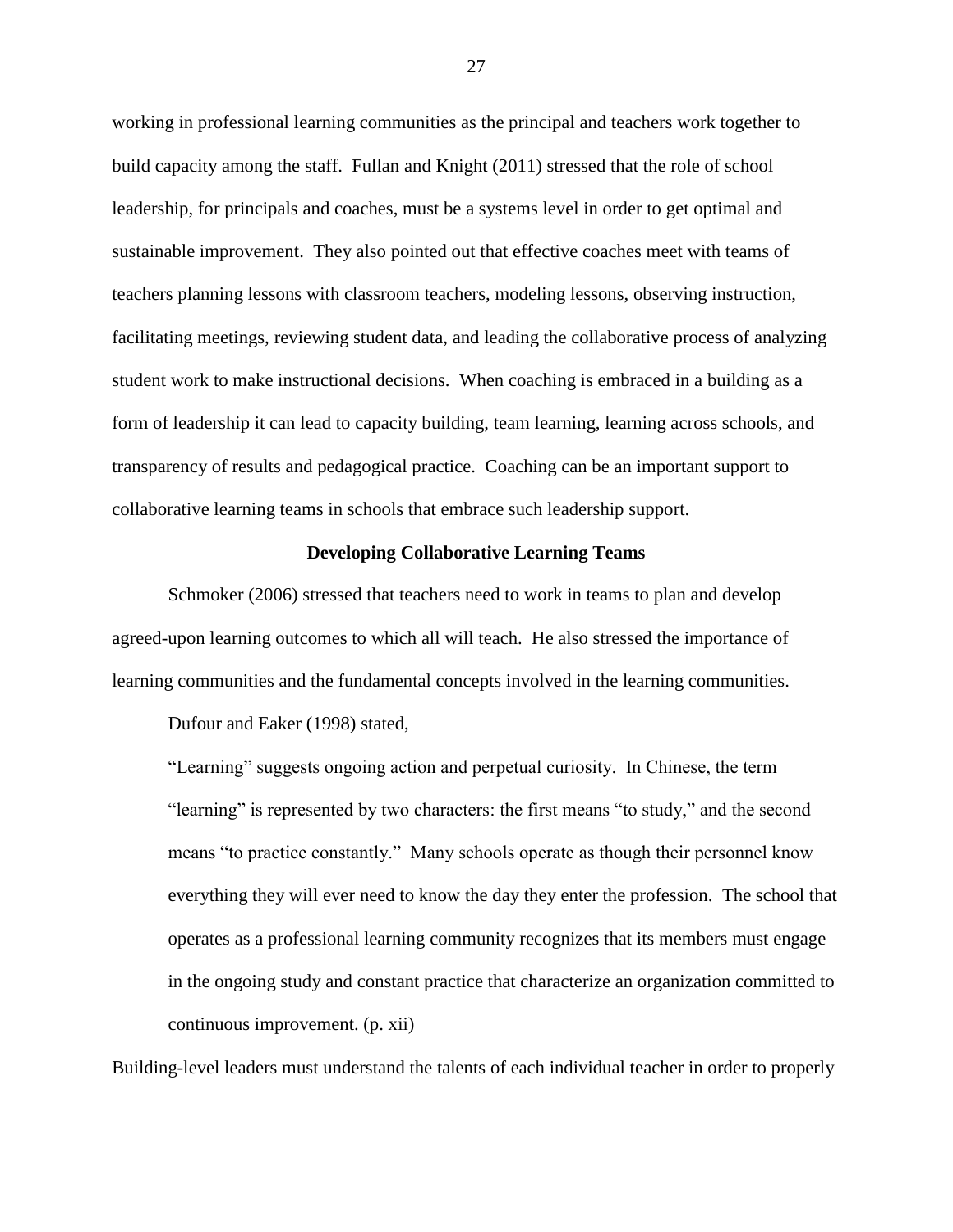working in professional learning communities as the principal and teachers work together to build capacity among the staff. Fullan and Knight (2011) stressed that the role of school leadership, for principals and coaches, must be a systems level in order to get optimal and sustainable improvement. They also pointed out that effective coaches meet with teams of teachers planning lessons with classroom teachers, modeling lessons, observing instruction, facilitating meetings, reviewing student data, and leading the collaborative process of analyzing student work to make instructional decisions. When coaching is embraced in a building as a form of leadership it can lead to capacity building, team learning, learning across schools, and transparency of results and pedagogical practice. Coaching can be an important support to collaborative learning teams in schools that embrace such leadership support.

## Developing Collaborative Learning Teams

Schmoker (2006) stressed that teachers need to work in teams to plan and develop agreed-upon learning outcomes to which all will teach. He also stressed the importance of learning communities and the fundamental concepts involved in the learning communities.

Dufour and Eaker (1998) stated,

> "Learning" suggests ongoing action and perpetual curiosity. In Chinese, the term "learning" is represented by two characters: the first means "to study," and the second means "to practice constantly." Many schools operate as though their personnel know everything they will ever need to know the day they enter the profession. The school that operates as a professional learning community recognizes that its members must engage in the ongoing study and constant practice that characterize an organization committed to continuous improvement. (p. xii)

Building-level leaders must understand the talents of each individual teacher in order to properly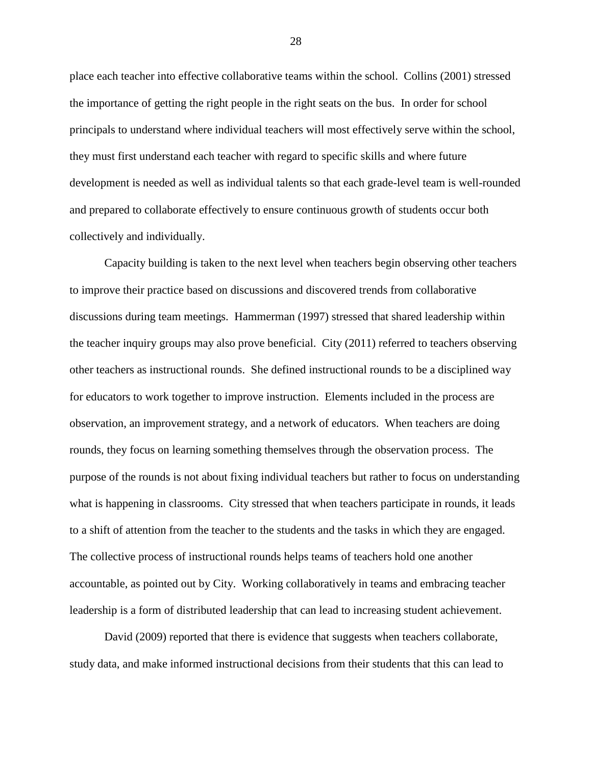place each teacher into effective collaborative teams within the school. Collins (2001) stressed the importance of getting the right people in the right seats on the bus. In order for school principals to understand where individual teachers will most effectively serve within the school, they must first understand each teacher with regard to specific skills and where future development is needed as well as individual talents so that each grade-level team is well-rounded and prepared to collaborate effectively to ensure continuous growth of students occur both collectively and individually.

Capacity building is taken to the next level when teachers begin observing other teachers to improve their practice based on discussions and discovered trends from collaborative discussions during team meetings. Hammerman (1997) stressed that shared leadership within the teacher inquiry groups may also prove beneficial. City (2011) referred to teachers observing other teachers as instructional rounds. She defined instructional rounds to be a disciplined way for educators to work together to improve instruction. Elements included in the process are observation, an improvement strategy, and a network of educators. When teachers are doing rounds, they focus on learning something themselves through the observation process. The purpose of the rounds is not about fixing individual teachers but rather to focus on understanding what is happening in classrooms. City stressed that when teachers participate in rounds, it leads to a shift of attention from the teacher to the students and the tasks in which they are engaged. The collective process of instructional rounds helps teams of teachers hold one another accountable, as pointed out by City. Working collaboratively in teams and embracing teacher leadership is a form of distributed leadership that can lead to increasing student achievement.

David (2009) reported that there is evidence that suggests when teachers collaborate, study data, and make informed instructional decisions from their students that this can lead to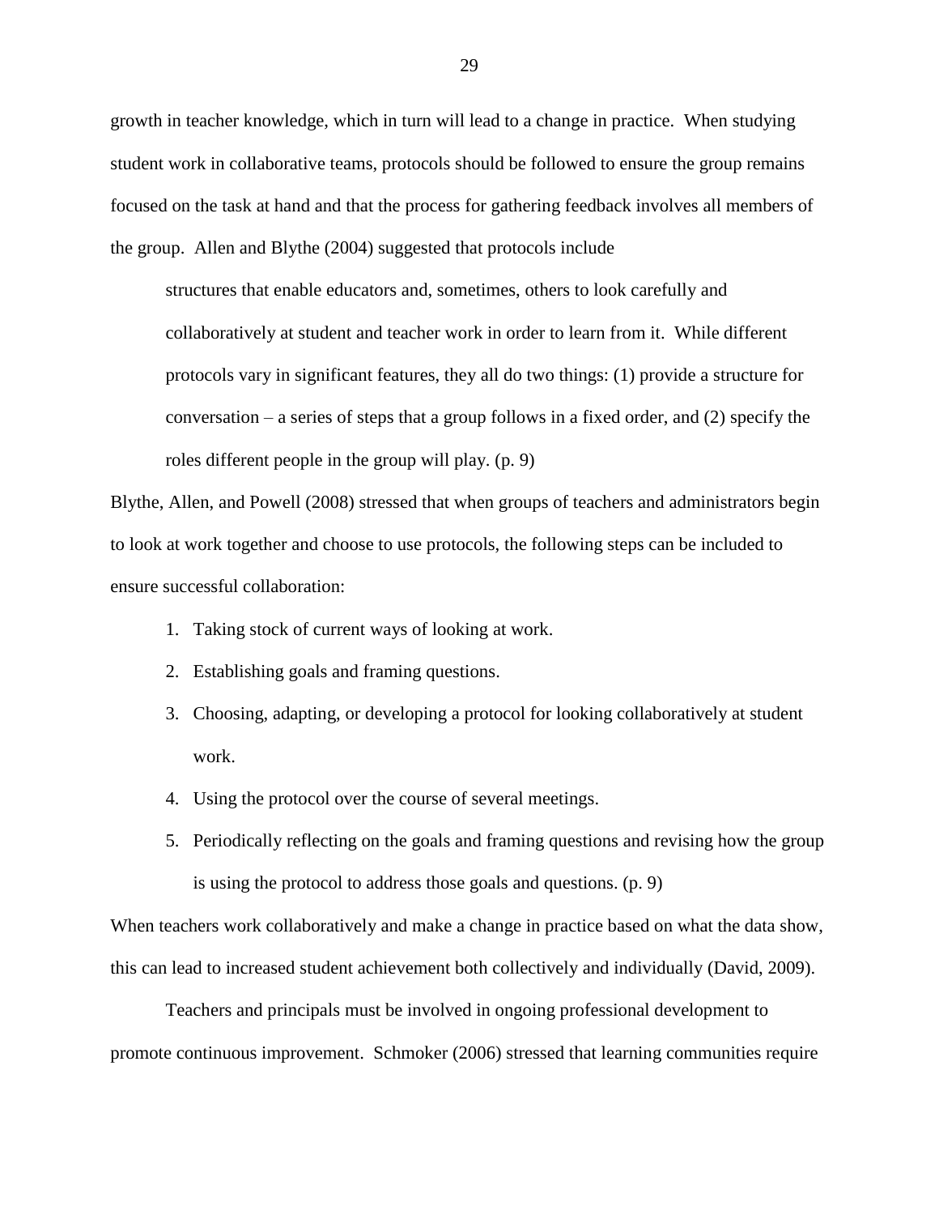growth in teacher knowledge, which in turn will lead to a change in practice. When studying student work in collaborative teams, protocols should be followed to ensure the group remains focused on the task at hand and that the process for gathering feedback involves all members of the group. Allen and Blythe (2004) suggested that protocols include

> structures that enable educators and, sometimes, others to look carefully and collaboratively at student and teacher work in order to learn from it. While different protocols vary in significant features, they all do two things: (1) provide a structure for conversation – a series of steps that a group follows in a fixed order, and (2) specify the roles different people in the group will play. (p. 9)

Blythe, Allen, and Powell (2008) stressed that when groups of teachers and administrators begin to look at work together and choose to use protocols, the following steps can be included to ensure successful collaboration:

1. Taking stock of current ways of looking at work.
2. Establishing goals and framing questions.
3. Choosing, adapting, or developing a protocol for looking collaboratively at student work.
4. Using the protocol over the course of several meetings.
5. Periodically reflecting on the goals and framing questions and revising how the group is using the protocol to address those goals and questions. (p. 9)

When teachers work collaboratively and make a change in practice based on what the data show, this can lead to increased student achievement both collectively and individually (David, 2009).

Teachers and principals must be involved in ongoing professional development to promote continuous improvement. Schmoker (2006) stressed that learning communities require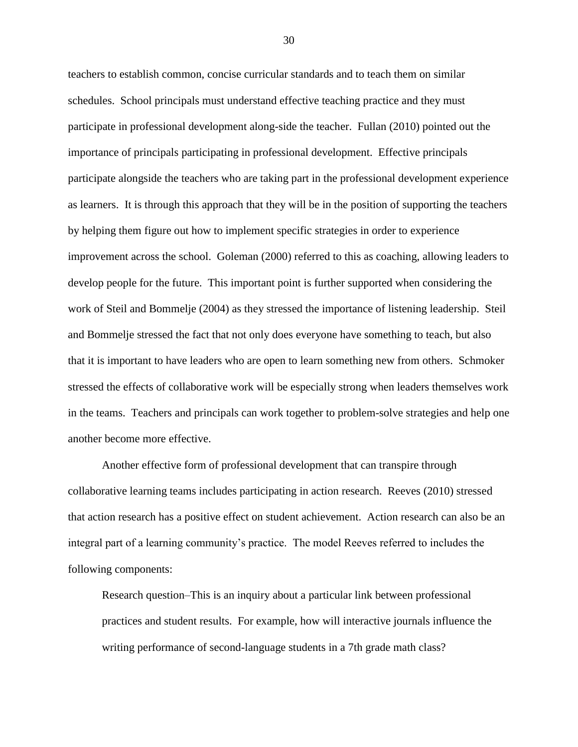teachers to establish common, concise curricular standards and to teach them on similar schedules. School principals must understand effective teaching practice and they must participate in professional development along-side the teacher. Fullan (2010) pointed out the importance of principals participating in professional development. Effective principals participate alongside the teachers who are taking part in the professional development experience as learners. It is through this approach that they will be in the position of supporting the teachers by helping them figure out how to implement specific strategies in order to experience improvement across the school. Goleman (2000) referred to this as coaching, allowing leaders to develop people for the future. This important point is further supported when considering the work of Steil and Bommelje (2004) as they stressed the importance of listening leadership. Steil and Bommelje stressed the fact that not only does everyone have something to teach, but also that it is important to have leaders who are open to learn something new from others. Schmoker stressed the effects of collaborative work will be especially strong when leaders themselves work in the teams. Teachers and principals can work together to problem-solve strategies and help one another become more effective.

Another effective form of professional development that can transpire through collaborative learning teams includes participating in action research. Reeves (2010) stressed that action research has a positive effect on student achievement. Action research can also be an integral part of a learning community's practice. The model Reeves referred to includes the following components:

> Research question–This is an inquiry about a particular link between professional practices and student results. For example, how will interactive journals influence the writing performance of second-language students in a 7th grade math class?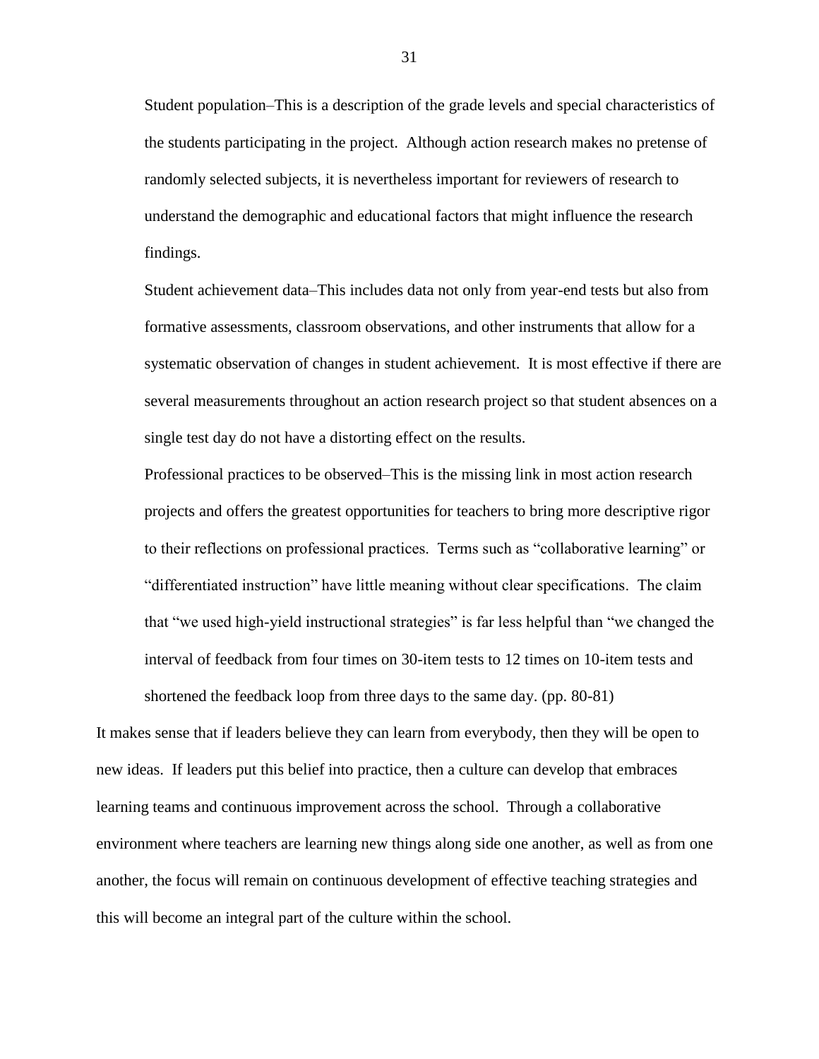> Student population–This is a description of the grade levels and special characteristics of the students participating in the project. Although action research makes no pretense of randomly selected subjects, it is nevertheless important for reviewers of research to understand the demographic and educational factors that might influence the research findings.
>
> Student achievement data–This includes data not only from year-end tests but also from formative assessments, classroom observations, and other instruments that allow for a systematic observation of changes in student achievement. It is most effective if there are several measurements throughout an action research project so that student absences on a single test day do not have a distorting effect on the results.
>
> Professional practices to be observed–This is the missing link in most action research projects and offers the greatest opportunities for teachers to bring more descriptive rigor to their reflections on professional practices. Terms such as "collaborative learning" or "differentiated instruction" have little meaning without clear specifications. The claim that "we used high-yield instructional strategies" is far less helpful than "we changed the interval of feedback from four times on 30-item tests to 12 times on 10-item tests and shortened the feedback loop from three days to the same day. (pp. 80-81)

It makes sense that if leaders believe they can learn from everybody, then they will be open to new ideas. If leaders put this belief into practice, then a culture can develop that embraces learning teams and continuous improvement across the school. Through a collaborative environment where teachers are learning new things along side one another, as well as from one another, the focus will remain on continuous development of effective teaching strategies and this will become an integral part of the culture within the school.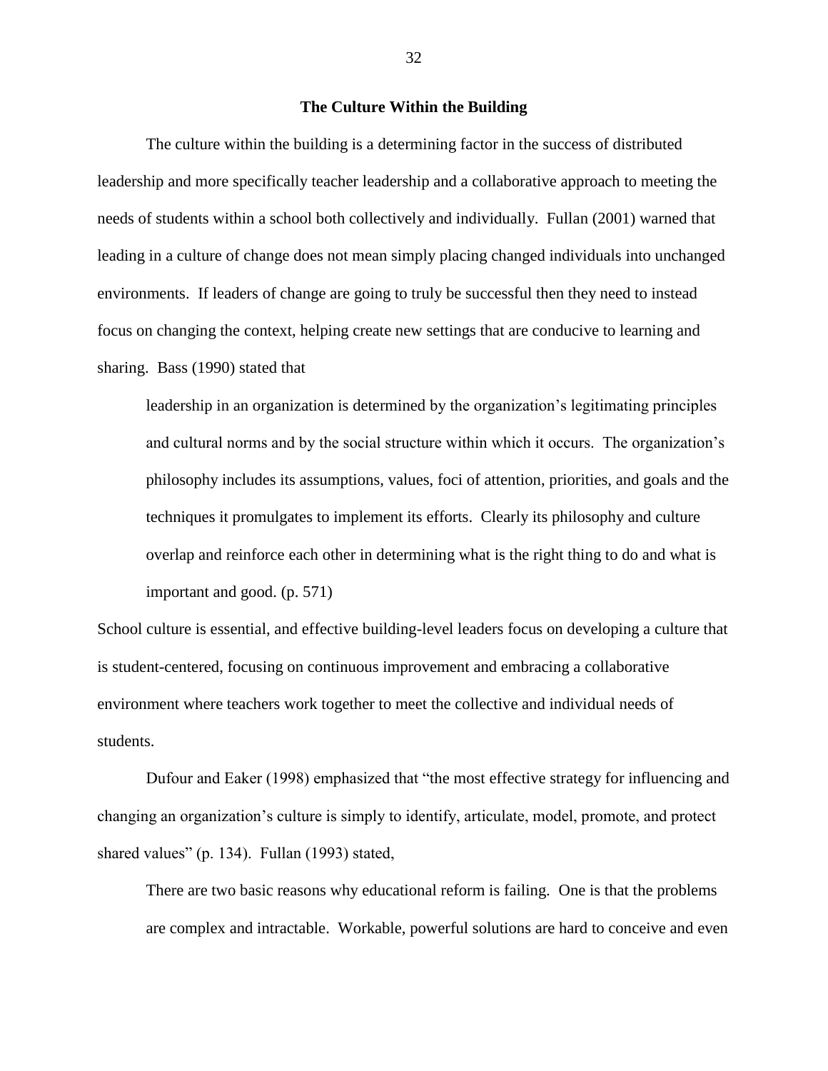## The Culture Within the Building

The culture within the building is a determining factor in the success of distributed leadership and more specifically teacher leadership and a collaborative approach to meeting the needs of students within a school both collectively and individually. Fullan (2001) warned that leading in a culture of change does not mean simply placing changed individuals into unchanged environments. If leaders of change are going to truly be successful then they need to instead focus on changing the context, helping create new settings that are conducive to learning and sharing. Bass (1990) stated that

> leadership in an organization is determined by the organization's legitimating principles and cultural norms and by the social structure within which it occurs. The organization's philosophy includes its assumptions, values, foci of attention, priorities, and goals and the techniques it promulgates to implement its efforts. Clearly its philosophy and culture overlap and reinforce each other in determining what is the right thing to do and what is important and good. (p. 571)

School culture is essential, and effective building-level leaders focus on developing a culture that is student-centered, focusing on continuous improvement and embracing a collaborative environment where teachers work together to meet the collective and individual needs of students.

Dufour and Eaker (1998) emphasized that "the most effective strategy for influencing and changing an organization's culture is simply to identify, articulate, model, promote, and protect shared values" (p. 134). Fullan (1993) stated,

> There are two basic reasons why educational reform is failing. One is that the problems are complex and intractable. Workable, powerful solutions are hard to conceive and even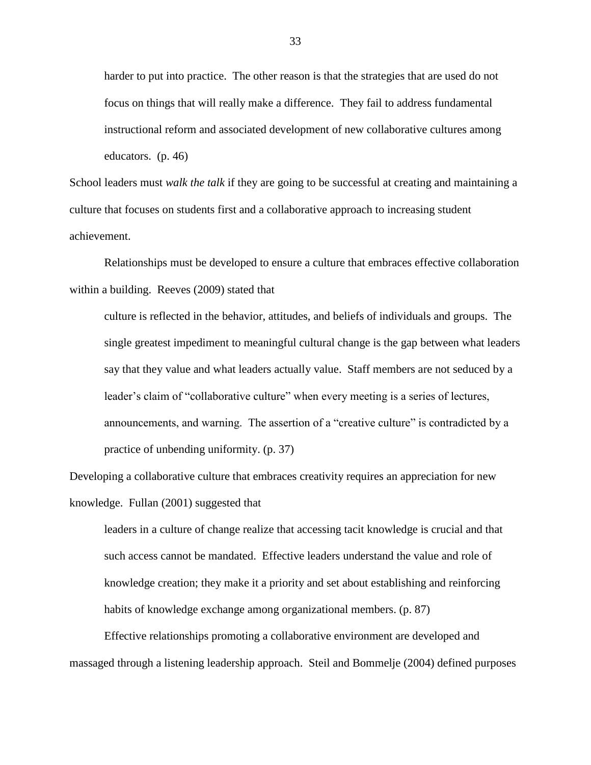> harder to put into practice. The other reason is that the strategies that are used do not focus on things that will really make a difference. They fail to address fundamental instructional reform and associated development of new collaborative cultures among educators. (p. 46)

School leaders must *walk the talk* if they are going to be successful at creating and maintaining a culture that focuses on students first and a collaborative approach to increasing student achievement.

Relationships must be developed to ensure a culture that embraces effective collaboration within a building. Reeves (2009) stated that

> culture is reflected in the behavior, attitudes, and beliefs of individuals and groups. The single greatest impediment to meaningful cultural change is the gap between what leaders say that they value and what leaders actually value. Staff members are not seduced by a leader's claim of "collaborative culture" when every meeting is a series of lectures, announcements, and warning. The assertion of a "creative culture" is contradicted by a practice of unbending uniformity. (p. 37)

Developing a collaborative culture that embraces creativity requires an appreciation for new knowledge. Fullan (2001) suggested that

> leaders in a culture of change realize that accessing tacit knowledge is crucial and that such access cannot be mandated. Effective leaders understand the value and role of knowledge creation; they make it a priority and set about establishing and reinforcing habits of knowledge exchange among organizational members. (p. 87)

Effective relationships promoting a collaborative environment are developed and massaged through a listening leadership approach. Steil and Bommelje (2004) defined purposes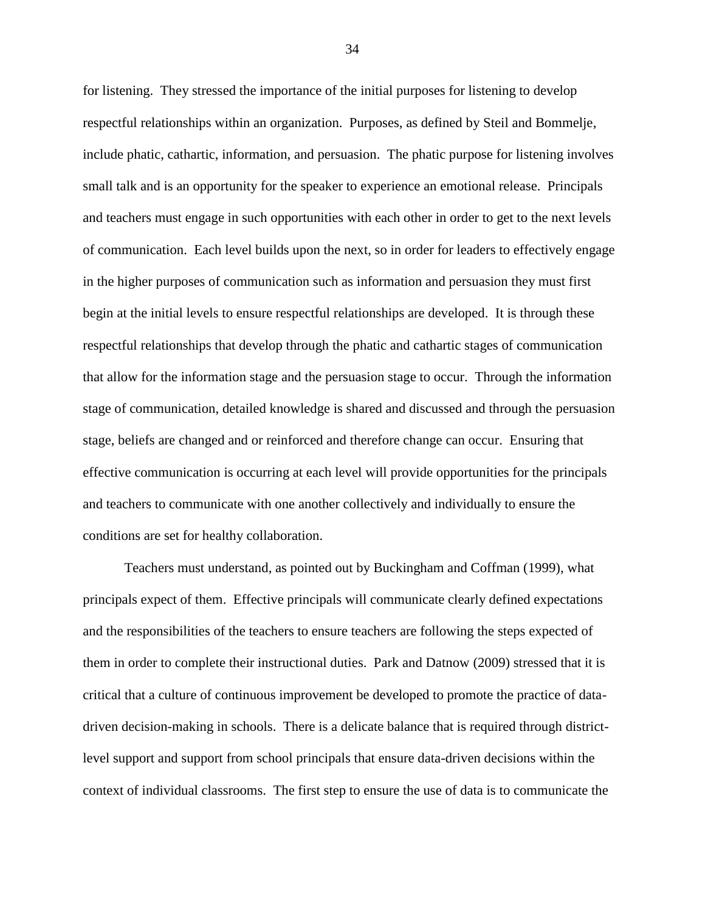for listening. They stressed the importance of the initial purposes for listening to develop respectful relationships within an organization. Purposes, as defined by Steil and Bommelje, include phatic, cathartic, information, and persuasion. The phatic purpose for listening involves small talk and is an opportunity for the speaker to experience an emotional release. Principals and teachers must engage in such opportunities with each other in order to get to the next levels of communication. Each level builds upon the next, so in order for leaders to effectively engage in the higher purposes of communication such as information and persuasion they must first begin at the initial levels to ensure respectful relationships are developed. It is through these respectful relationships that develop through the phatic and cathartic stages of communication that allow for the information stage and the persuasion stage to occur. Through the information stage of communication, detailed knowledge is shared and discussed and through the persuasion stage, beliefs are changed and or reinforced and therefore change can occur. Ensuring that effective communication is occurring at each level will provide opportunities for the principals and teachers to communicate with one another collectively and individually to ensure the conditions are set for healthy collaboration.

Teachers must understand, as pointed out by Buckingham and Coffman (1999), what principals expect of them. Effective principals will communicate clearly defined expectations and the responsibilities of the teachers to ensure teachers are following the steps expected of them in order to complete their instructional duties. Park and Datnow (2009) stressed that it is critical that a culture of continuous improvement be developed to promote the practice of data-driven decision-making in schools. There is a delicate balance that is required through district-level support and support from school principals that ensure data-driven decisions within the context of individual classrooms. The first step to ensure the use of data is to communicate the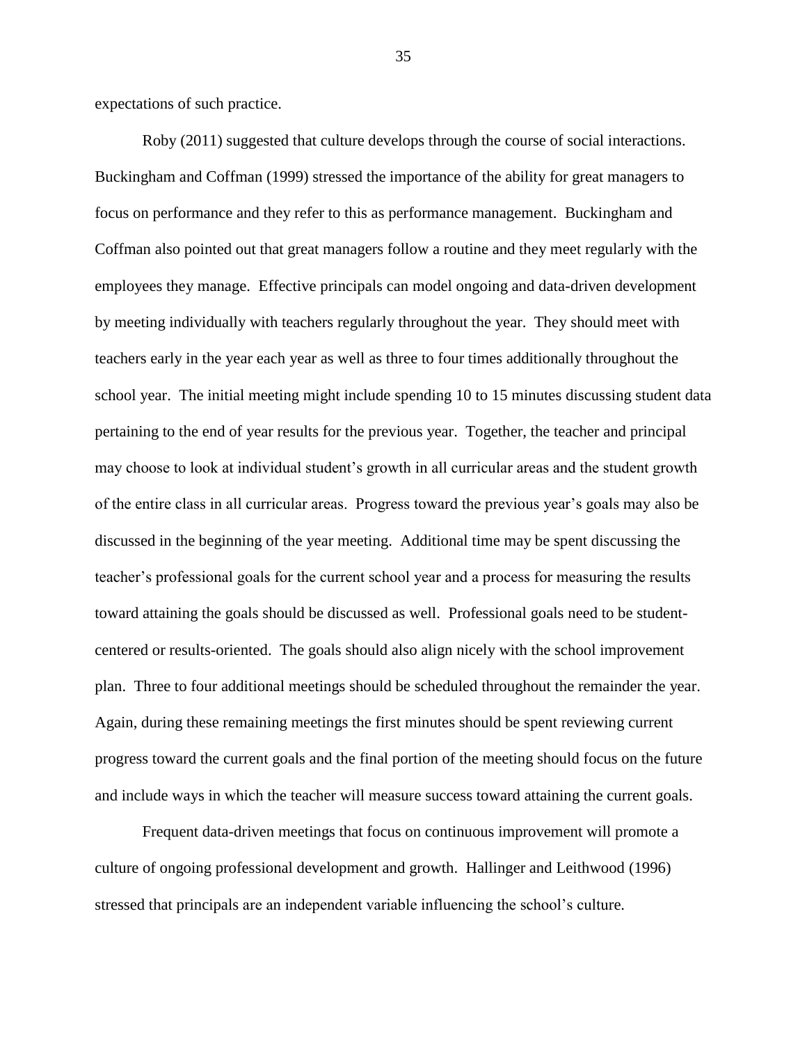expectations of such practice.

Roby (2011) suggested that culture develops through the course of social interactions. Buckingham and Coffman (1999) stressed the importance of the ability for great managers to focus on performance and they refer to this as performance management. Buckingham and Coffman also pointed out that great managers follow a routine and they meet regularly with the employees they manage. Effective principals can model ongoing and data-driven development by meeting individually with teachers regularly throughout the year. They should meet with teachers early in the year each year as well as three to four times additionally throughout the school year. The initial meeting might include spending 10 to 15 minutes discussing student data pertaining to the end of year results for the previous year. Together, the teacher and principal may choose to look at individual student's growth in all curricular areas and the student growth of the entire class in all curricular areas. Progress toward the previous year's goals may also be discussed in the beginning of the year meeting. Additional time may be spent discussing the teacher's professional goals for the current school year and a process for measuring the results toward attaining the goals should be discussed as well. Professional goals need to be student-centered or results-oriented. The goals should also align nicely with the school improvement plan. Three to four additional meetings should be scheduled throughout the remainder the year. Again, during these remaining meetings the first minutes should be spent reviewing current progress toward the current goals and the final portion of the meeting should focus on the future and include ways in which the teacher will measure success toward attaining the current goals.

Frequent data-driven meetings that focus on continuous improvement will promote a culture of ongoing professional development and growth. Hallinger and Leithwood (1996) stressed that principals are an independent variable influencing the school's culture.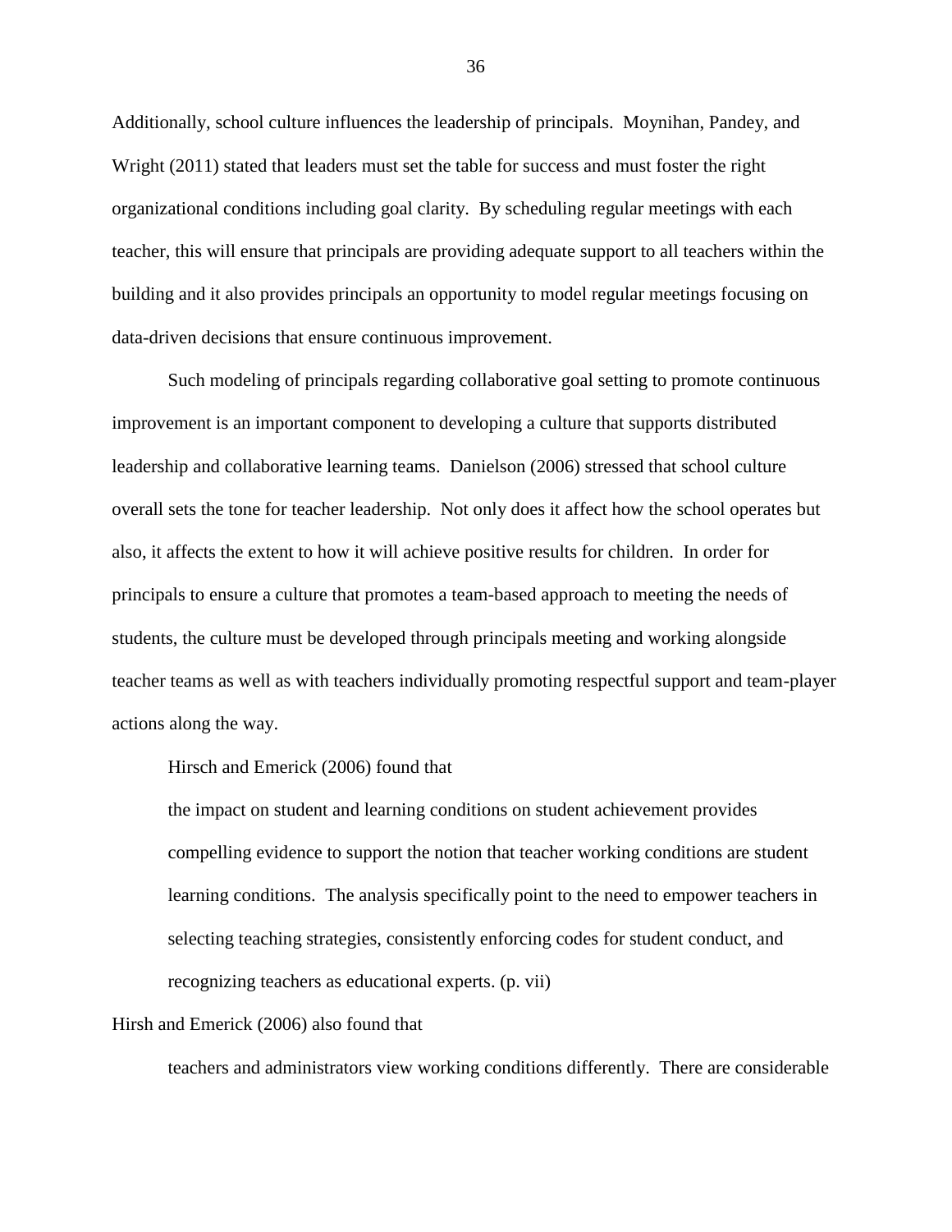Additionally, school culture influences the leadership of principals. Moynihan, Pandey, and Wright (2011) stated that leaders must set the table for success and must foster the right organizational conditions including goal clarity. By scheduling regular meetings with each teacher, this will ensure that principals are providing adequate support to all teachers within the building and it also provides principals an opportunity to model regular meetings focusing on data-driven decisions that ensure continuous improvement.

Such modeling of principals regarding collaborative goal setting to promote continuous improvement is an important component to developing a culture that supports distributed leadership and collaborative learning teams. Danielson (2006) stressed that school culture overall sets the tone for teacher leadership. Not only does it affect how the school operates but also, it affects the extent to how it will achieve positive results for children. In order for principals to ensure a culture that promotes a team-based approach to meeting the needs of students, the culture must be developed through principals meeting and working alongside teacher teams as well as with teachers individually promoting respectful support and team-player actions along the way.

Hirsch and Emerick (2006) found that

> the impact on student and learning conditions on student achievement provides compelling evidence to support the notion that teacher working conditions are student learning conditions. The analysis specifically point to the need to empower teachers in selecting teaching strategies, consistently enforcing codes for student conduct, and recognizing teachers as educational experts. (p. vii)

Hirsh and Emerick (2006) also found that

> teachers and administrators view working conditions differently. There are considerable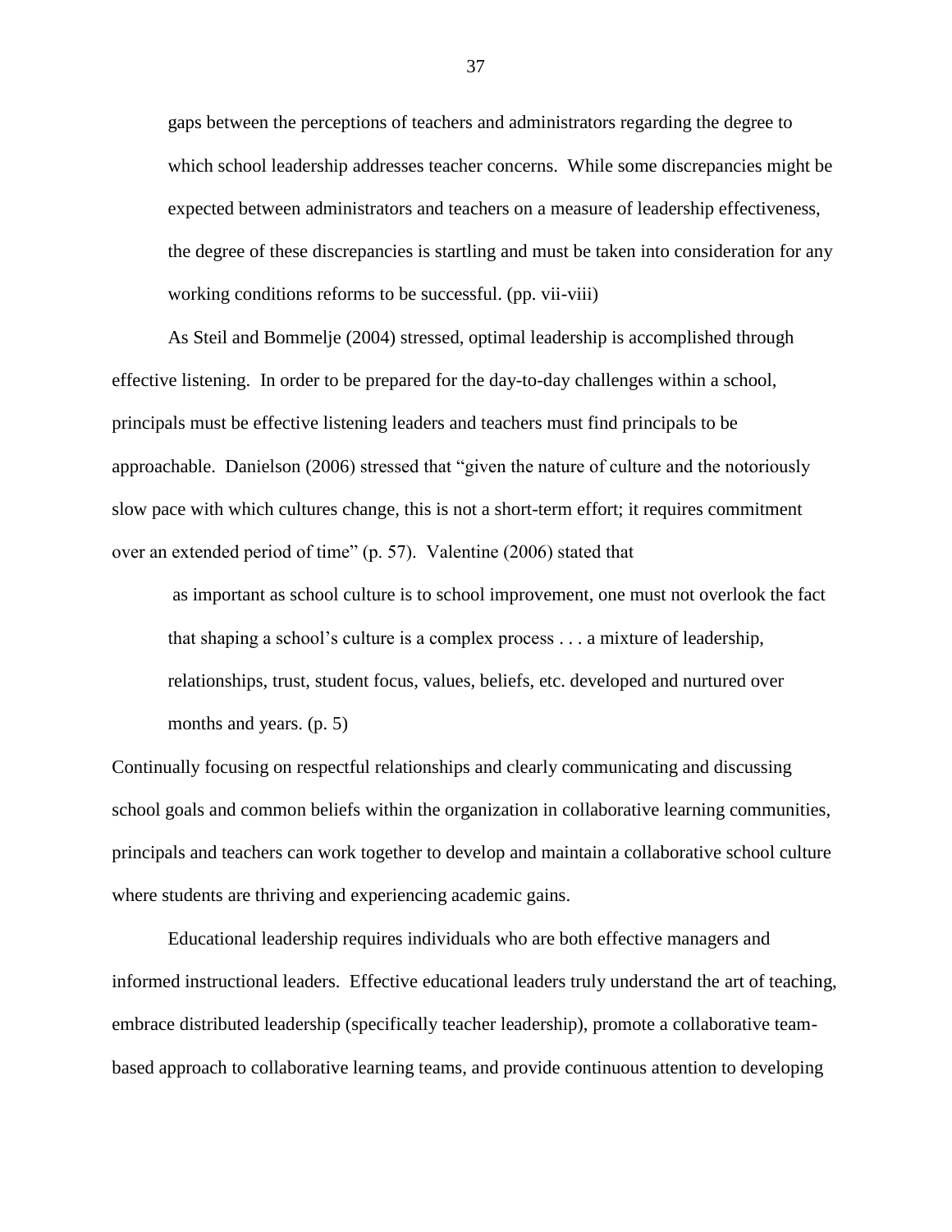> gaps between the perceptions of teachers and administrators regarding the degree to which school leadership addresses teacher concerns. While some discrepancies might be expected between administrators and teachers on a measure of leadership effectiveness, the degree of these discrepancies is startling and must be taken into consideration for any working conditions reforms to be successful. (pp. vii-viii)

As Steil and Bommelje (2004) stressed, optimal leadership is accomplished through effective listening. In order to be prepared for the day-to-day challenges within a school, principals must be effective listening leaders and teachers must find principals to be approachable. Danielson (2006) stressed that "given the nature of culture and the notoriously slow pace with which cultures change, this is not a short-term effort; it requires commitment over an extended period of time" (p. 57). Valentine (2006) stated that

> as important as school culture is to school improvement, one must not overlook the fact that shaping a school's culture is a complex process . . . a mixture of leadership, relationships, trust, student focus, values, beliefs, etc. developed and nurtured over months and years. (p. 5)

Continually focusing on respectful relationships and clearly communicating and discussing school goals and common beliefs within the organization in collaborative learning communities, principals and teachers can work together to develop and maintain a collaborative school culture where students are thriving and experiencing academic gains.

Educational leadership requires individuals who are both effective managers and informed instructional leaders. Effective educational leaders truly understand the art of teaching, embrace distributed leadership (specifically teacher leadership), promote a collaborative team-based approach to collaborative learning teams, and provide continuous attention to developing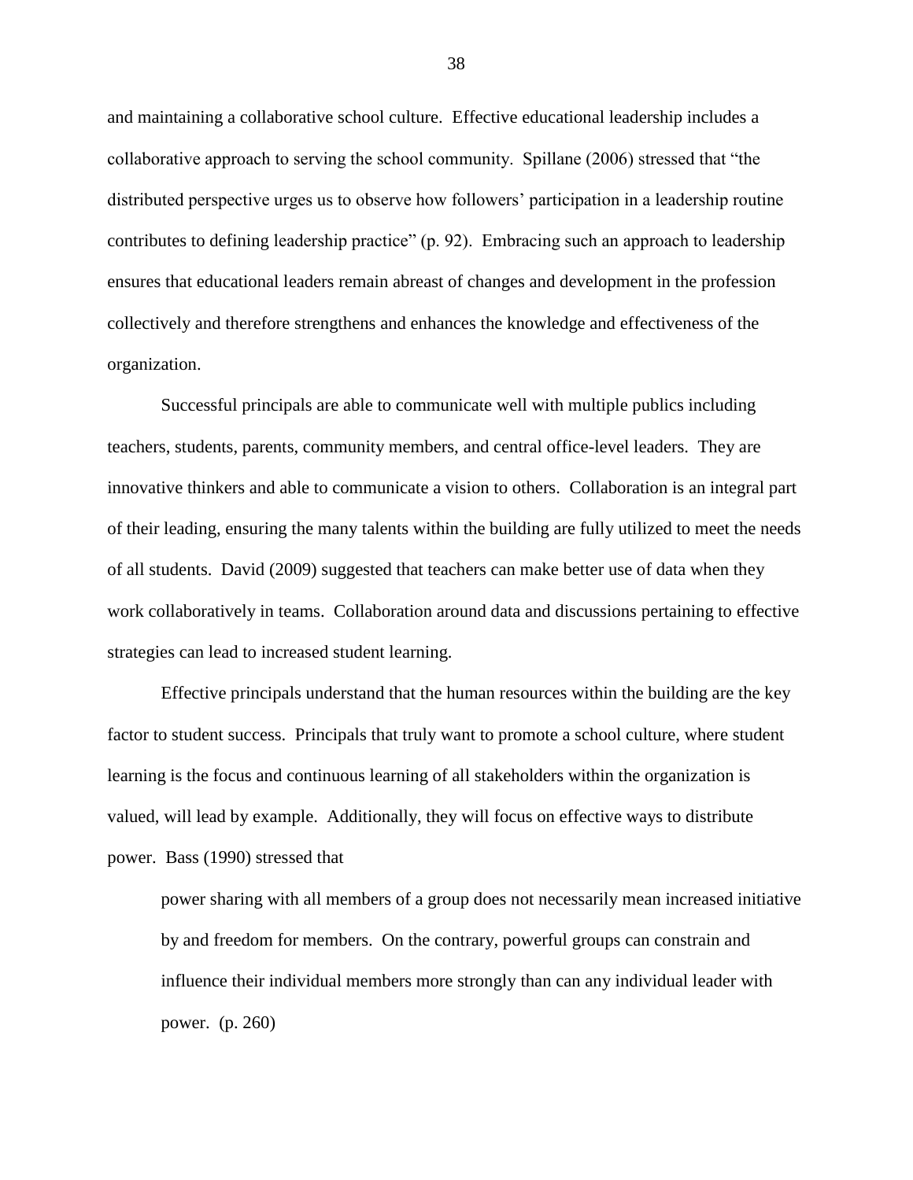and maintaining a collaborative school culture. Effective educational leadership includes a collaborative approach to serving the school community. Spillane (2006) stressed that "the distributed perspective urges us to observe how followers' participation in a leadership routine contributes to defining leadership practice" (p. 92). Embracing such an approach to leadership ensures that educational leaders remain abreast of changes and development in the profession collectively and therefore strengthens and enhances the knowledge and effectiveness of the organization.

Successful principals are able to communicate well with multiple publics including teachers, students, parents, community members, and central office-level leaders. They are innovative thinkers and able to communicate a vision to others. Collaboration is an integral part of their leading, ensuring the many talents within the building are fully utilized to meet the needs of all students. David (2009) suggested that teachers can make better use of data when they work collaboratively in teams. Collaboration around data and discussions pertaining to effective strategies can lead to increased student learning.

Effective principals understand that the human resources within the building are the key factor to student success. Principals that truly want to promote a school culture, where student learning is the focus and continuous learning of all stakeholders within the organization is valued, will lead by example. Additionally, they will focus on effective ways to distribute power. Bass (1990) stressed that

> power sharing with all members of a group does not necessarily mean increased initiative by and freedom for members. On the contrary, powerful groups can constrain and influence their individual members more strongly than can any individual leader with power. (p. 260)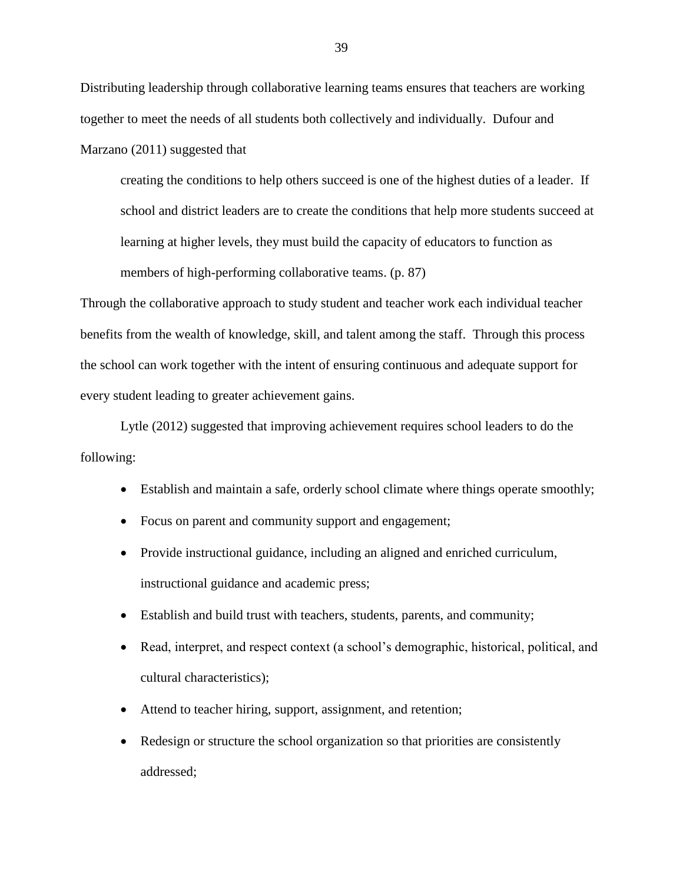Distributing leadership through collaborative learning teams ensures that teachers are working together to meet the needs of all students both collectively and individually. Dufour and Marzano (2011) suggested that

> creating the conditions to help others succeed is one of the highest duties of a leader. If school and district leaders are to create the conditions that help more students succeed at learning at higher levels, they must build the capacity of educators to function as members of high-performing collaborative teams. (p. 87)

Through the collaborative approach to study student and teacher work each individual teacher benefits from the wealth of knowledge, skill, and talent among the staff. Through this process the school can work together with the intent of ensuring continuous and adequate support for every student leading to greater achievement gains.

Lytle (2012) suggested that improving achievement requires school leaders to do the following:

- Establish and maintain a safe, orderly school climate where things operate smoothly;
- Focus on parent and community support and engagement;
- Provide instructional guidance, including an aligned and enriched curriculum, instructional guidance and academic press;
- Establish and build trust with teachers, students, parents, and community;
- Read, interpret, and respect context (a school's demographic, historical, political, and cultural characteristics);
- Attend to teacher hiring, support, assignment, and retention;
- Redesign or structure the school organization so that priorities are consistently addressed;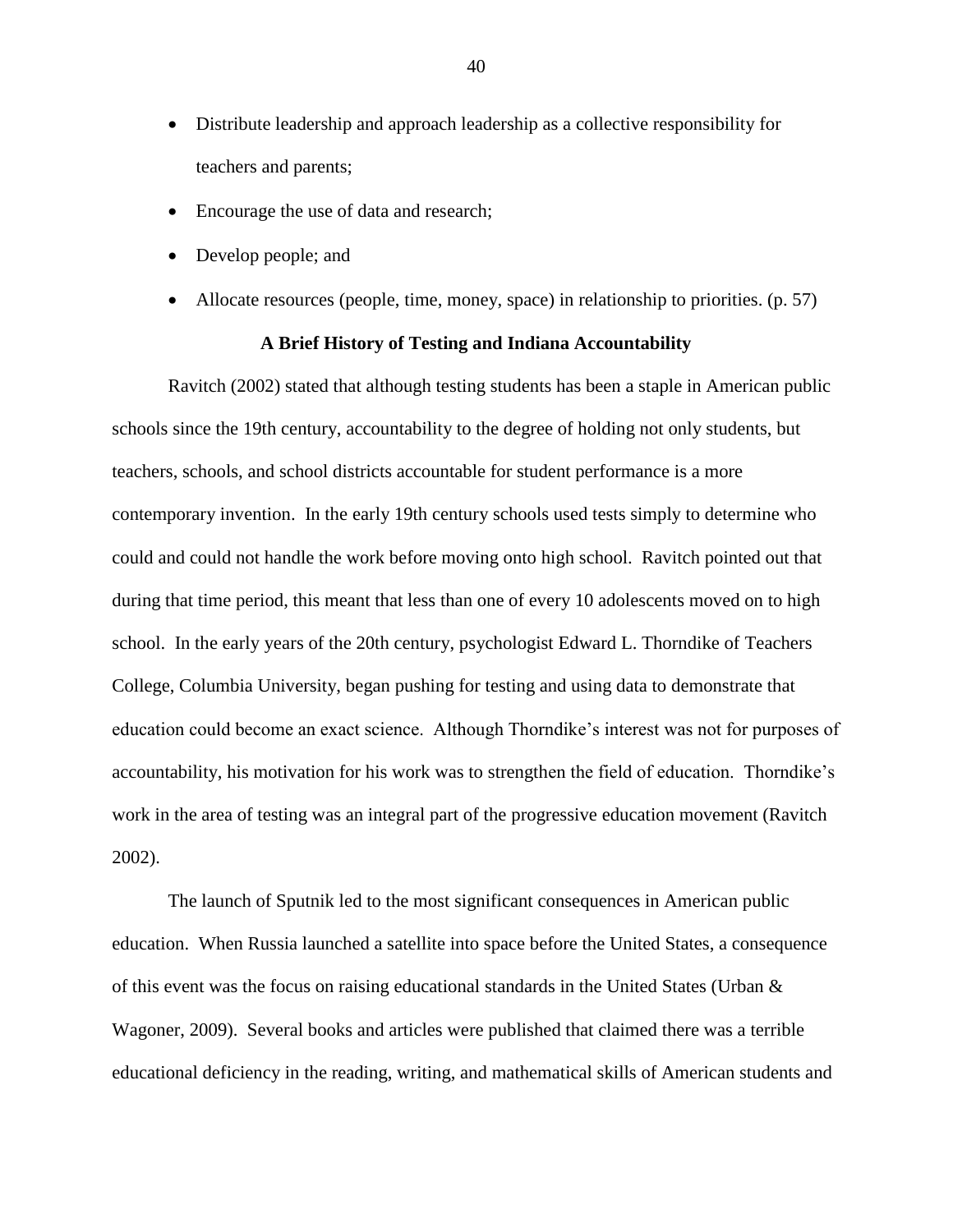- Distribute leadership and approach leadership as a collective responsibility for teachers and parents;
- Encourage the use of data and research;
- Develop people; and
- Allocate resources (people, time, money, space) in relationship to priorities. (p. 57)

## A Brief History of Testing and Indiana Accountability

Ravitch (2002) stated that although testing students has been a staple in American public schools since the 19th century, accountability to the degree of holding not only students, but teachers, schools, and school districts accountable for student performance is a more contemporary invention. In the early 19th century schools used tests simply to determine who could and could not handle the work before moving onto high school. Ravitch pointed out that during that time period, this meant that less than one of every 10 adolescents moved on to high school. In the early years of the 20th century, psychologist Edward L. Thorndike of Teachers College, Columbia University, began pushing for testing and using data to demonstrate that education could become an exact science. Although Thorndike's interest was not for purposes of accountability, his motivation for his work was to strengthen the field of education. Thorndike's work in the area of testing was an integral part of the progressive education movement (Ravitch 2002).

The launch of Sputnik led to the most significant consequences in American public education. When Russia launched a satellite into space before the United States, a consequence of this event was the focus on raising educational standards in the United States (Urban & Wagoner, 2009). Several books and articles were published that claimed there was a terrible educational deficiency in the reading, writing, and mathematical skills of American students and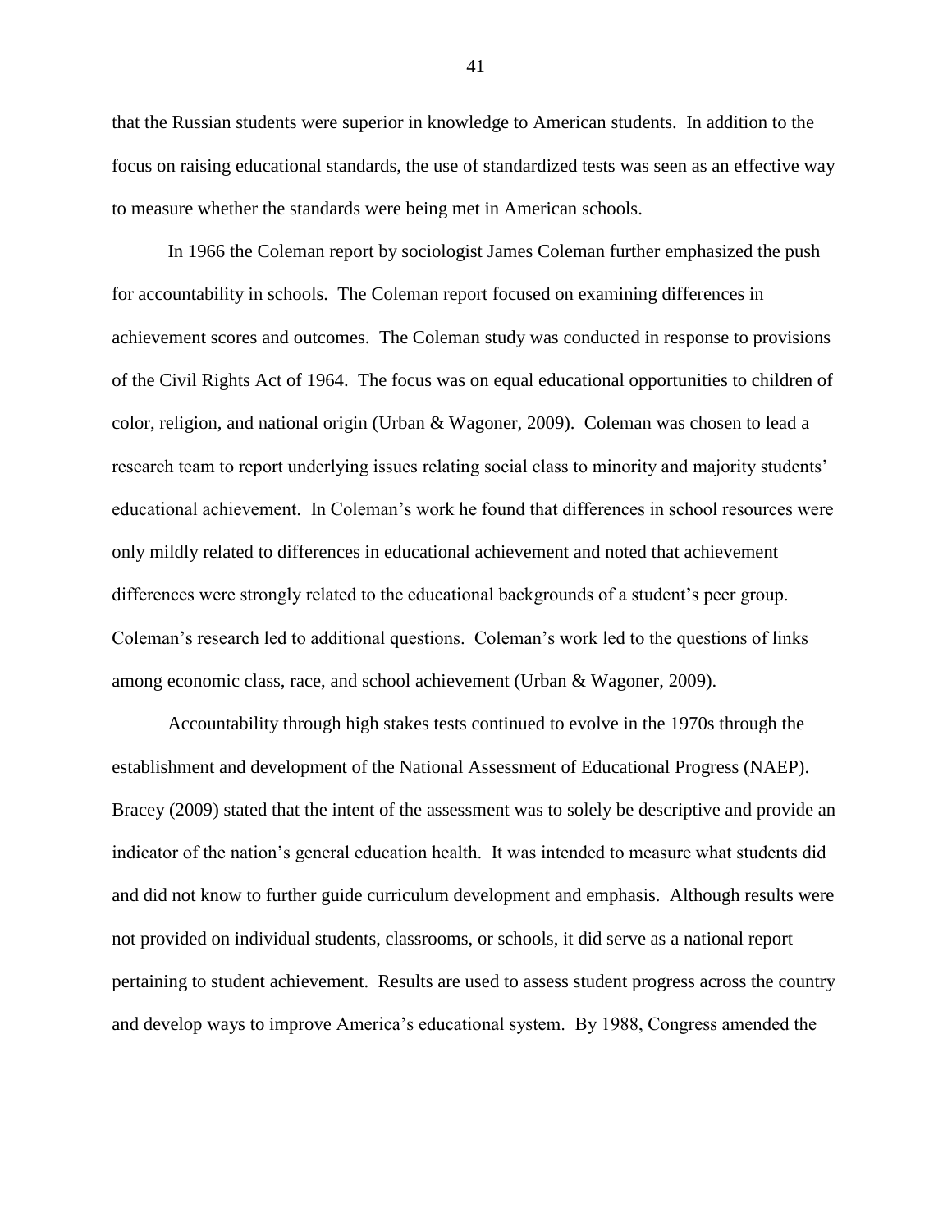that the Russian students were superior in knowledge to American students. In addition to the focus on raising educational standards, the use of standardized tests was seen as an effective way to measure whether the standards were being met in American schools.

In 1966 the Coleman report by sociologist James Coleman further emphasized the push for accountability in schools. The Coleman report focused on examining differences in achievement scores and outcomes. The Coleman study was conducted in response to provisions of the Civil Rights Act of 1964. The focus was on equal educational opportunities to children of color, religion, and national origin (Urban & Wagoner, 2009). Coleman was chosen to lead a research team to report underlying issues relating social class to minority and majority students' educational achievement. In Coleman's work he found that differences in school resources were only mildly related to differences in educational achievement and noted that achievement differences were strongly related to the educational backgrounds of a student's peer group. Coleman's research led to additional questions. Coleman's work led to the questions of links among economic class, race, and school achievement (Urban & Wagoner, 2009).

Accountability through high stakes tests continued to evolve in the 1970s through the establishment and development of the National Assessment of Educational Progress (NAEP). Bracey (2009) stated that the intent of the assessment was to solely be descriptive and provide an indicator of the nation's general education health. It was intended to measure what students did and did not know to further guide curriculum development and emphasis. Although results were not provided on individual students, classrooms, or schools, it did serve as a national report pertaining to student achievement. Results are used to assess student progress across the country and develop ways to improve America's educational system. By 1988, Congress amended the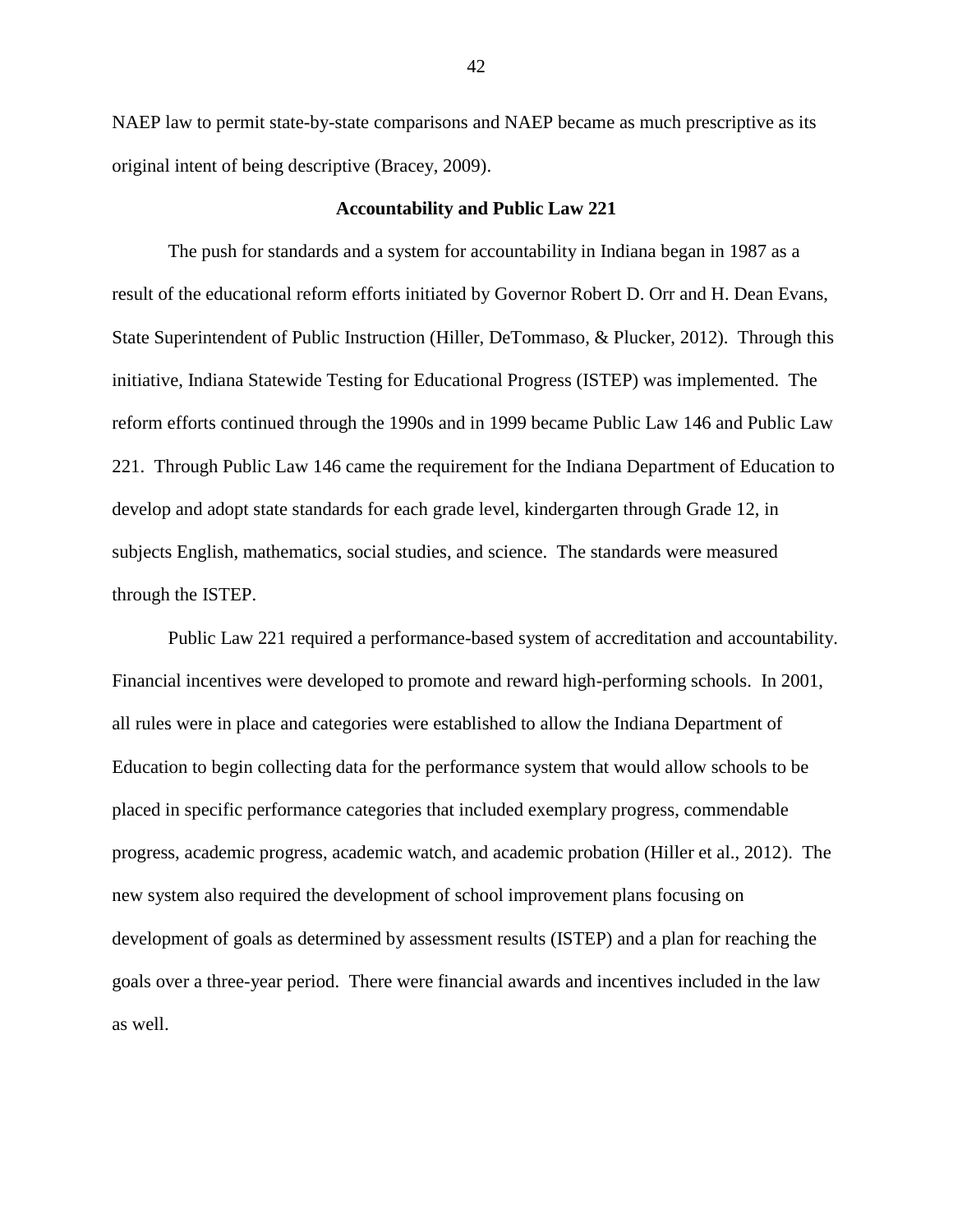NAEP law to permit state-by-state comparisons and NAEP became as much prescriptive as its original intent of being descriptive (Bracey, 2009).

## Accountability and Public Law 221

The push for standards and a system for accountability in Indiana began in 1987 as a result of the educational reform efforts initiated by Governor Robert D. Orr and H. Dean Evans, State Superintendent of Public Instruction (Hiller, DeTommaso, & Plucker, 2012). Through this initiative, Indiana Statewide Testing for Educational Progress (ISTEP) was implemented. The reform efforts continued through the 1990s and in 1999 became Public Law 146 and Public Law 221. Through Public Law 146 came the requirement for the Indiana Department of Education to develop and adopt state standards for each grade level, kindergarten through Grade 12, in subjects English, mathematics, social studies, and science. The standards were measured through the ISTEP.

Public Law 221 required a performance-based system of accreditation and accountability. Financial incentives were developed to promote and reward high-performing schools. In 2001, all rules were in place and categories were established to allow the Indiana Department of Education to begin collecting data for the performance system that would allow schools to be placed in specific performance categories that included exemplary progress, commendable progress, academic progress, academic watch, and academic probation (Hiller et al., 2012). The new system also required the development of school improvement plans focusing on development of goals as determined by assessment results (ISTEP) and a plan for reaching the goals over a three-year period. There were financial awards and incentives included in the law as well.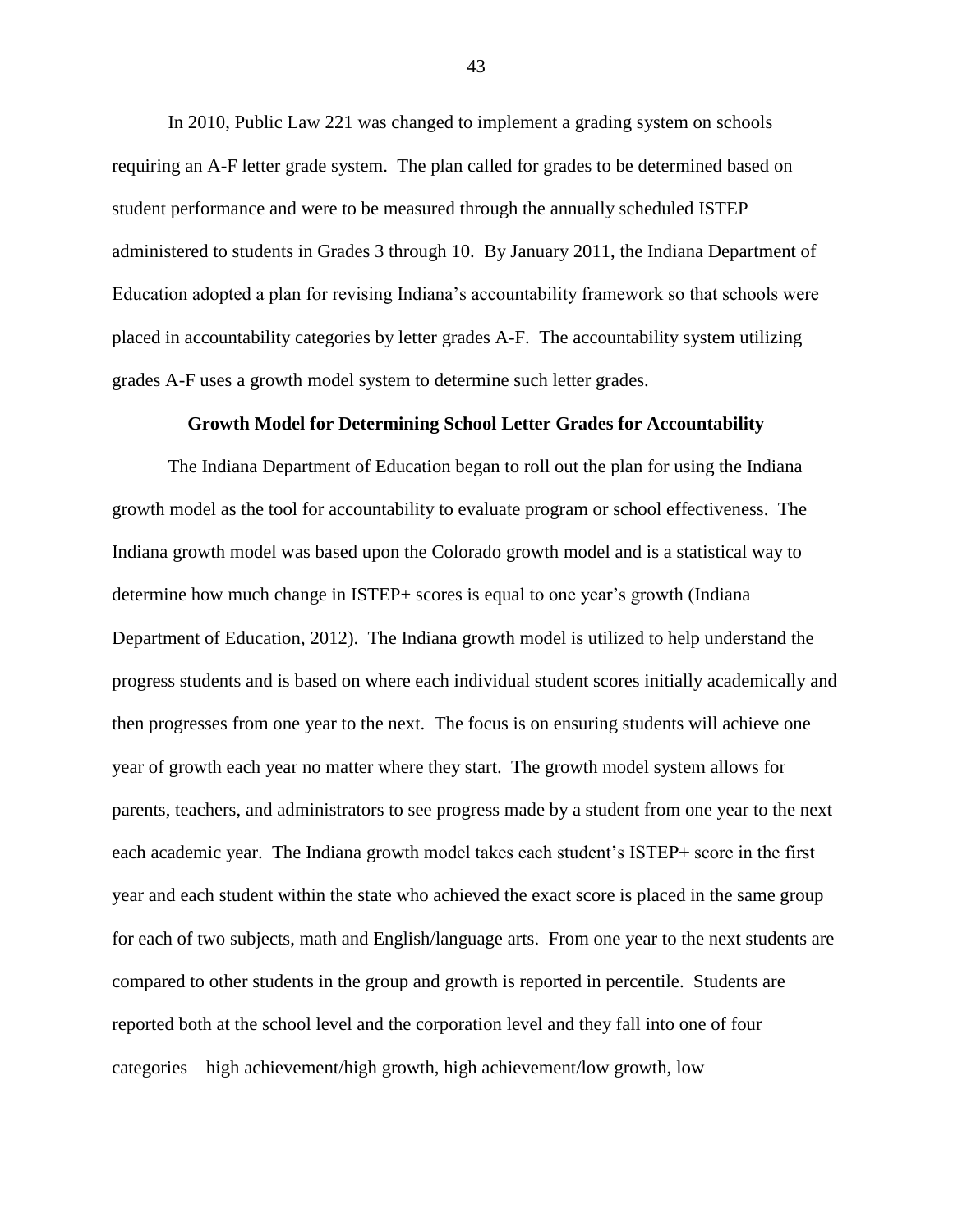In 2010, Public Law 221 was changed to implement a grading system on schools requiring an A-F letter grade system. The plan called for grades to be determined based on student performance and were to be measured through the annually scheduled ISTEP administered to students in Grades 3 through 10. By January 2011, the Indiana Department of Education adopted a plan for revising Indiana's accountability framework so that schools were placed in accountability categories by letter grades A-F. The accountability system utilizing grades A-F uses a growth model system to determine such letter grades.

## Growth Model for Determining School Letter Grades for Accountability

The Indiana Department of Education began to roll out the plan for using the Indiana growth model as the tool for accountability to evaluate program or school effectiveness. The Indiana growth model was based upon the Colorado growth model and is a statistical way to determine how much change in ISTEP+ scores is equal to one year's growth (Indiana Department of Education, 2012). The Indiana growth model is utilized to help understand the progress students and is based on where each individual student scores initially academically and then progresses from one year to the next. The focus is on ensuring students will achieve one year of growth each year no matter where they start. The growth model system allows for parents, teachers, and administrators to see progress made by a student from one year to the next each academic year. The Indiana growth model takes each student's ISTEP+ score in the first year and each student within the state who achieved the exact score is placed in the same group for each of two subjects, math and English/language arts. From one year to the next students are compared to other students in the group and growth is reported in percentile. Students are reported both at the school level and the corporation level and they fall into one of four categories—high achievement/high growth, high achievement/low growth, low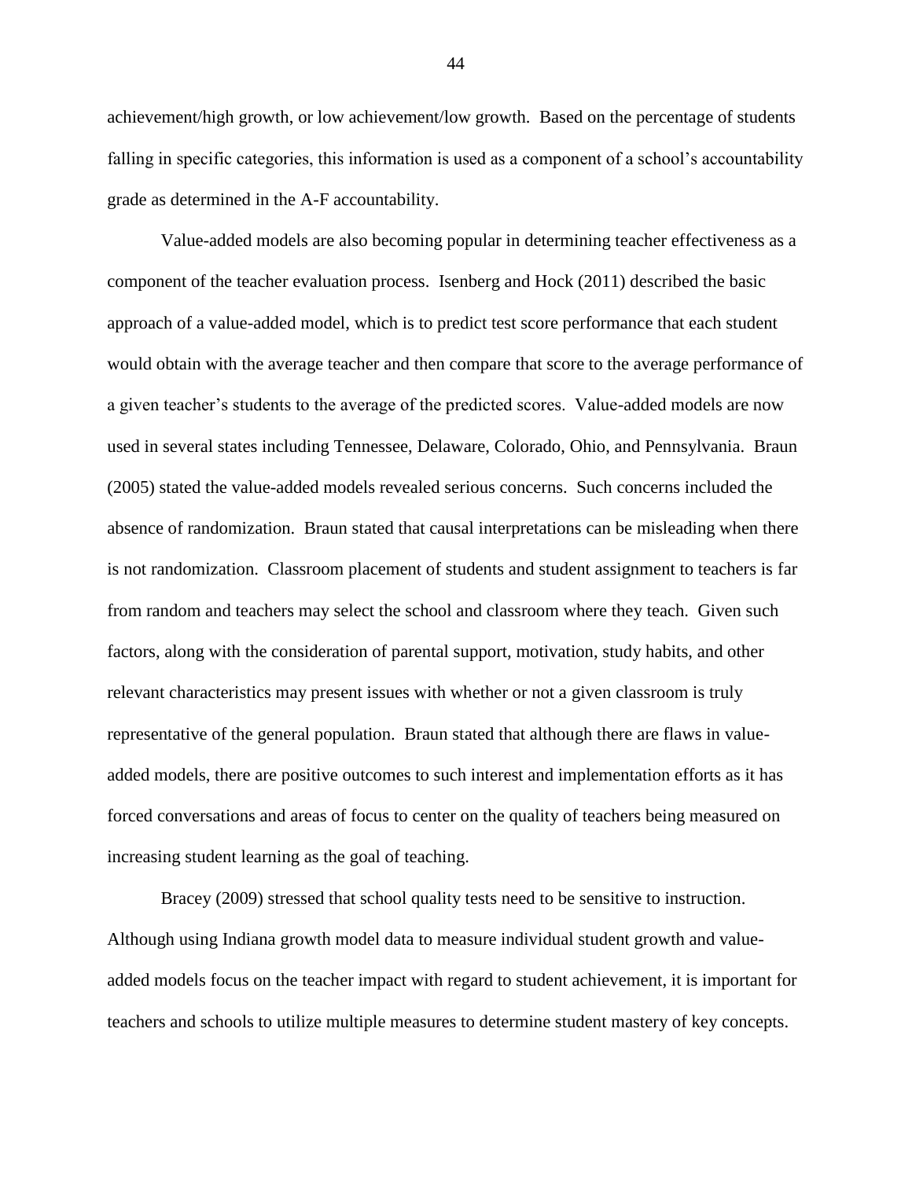achievement/high growth, or low achievement/low growth. Based on the percentage of students falling in specific categories, this information is used as a component of a school's accountability grade as determined in the A-F accountability.

Value-added models are also becoming popular in determining teacher effectiveness as a component of the teacher evaluation process. Isenberg and Hock (2011) described the basic approach of a value-added model, which is to predict test score performance that each student would obtain with the average teacher and then compare that score to the average performance of a given teacher's students to the average of the predicted scores. Value-added models are now used in several states including Tennessee, Delaware, Colorado, Ohio, and Pennsylvania. Braun (2005) stated the value-added models revealed serious concerns. Such concerns included the absence of randomization. Braun stated that causal interpretations can be misleading when there is not randomization. Classroom placement of students and student assignment to teachers is far from random and teachers may select the school and classroom where they teach. Given such factors, along with the consideration of parental support, motivation, study habits, and other relevant characteristics may present issues with whether or not a given classroom is truly representative of the general population. Braun stated that although there are flaws in value-added models, there are positive outcomes to such interest and implementation efforts as it has forced conversations and areas of focus to center on the quality of teachers being measured on increasing student learning as the goal of teaching.

Bracey (2009) stressed that school quality tests need to be sensitive to instruction. Although using Indiana growth model data to measure individual student growth and value-added models focus on the teacher impact with regard to student achievement, it is important for teachers and schools to utilize multiple measures to determine student mastery of key concepts.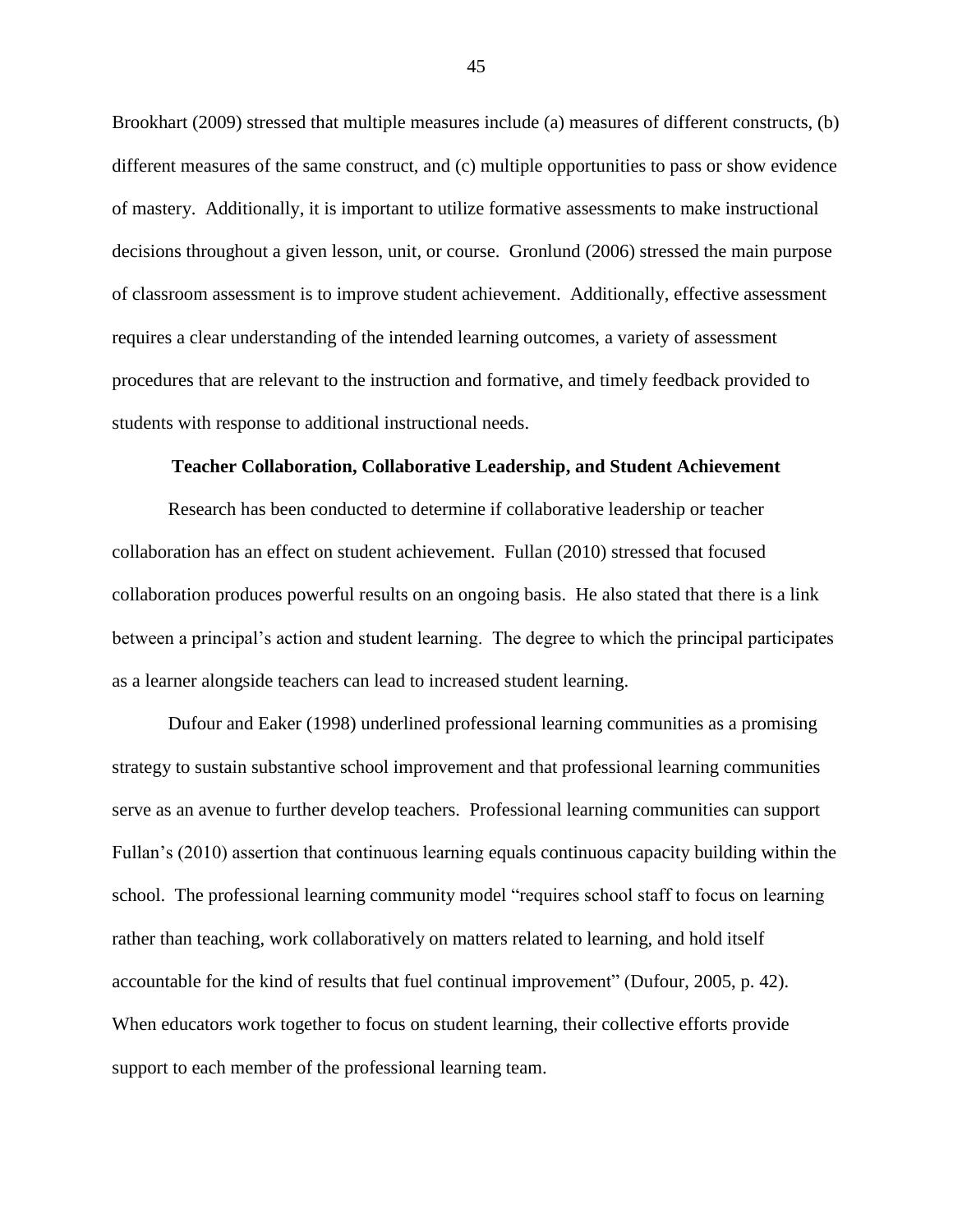Brookhart (2009) stressed that multiple measures include (a) measures of different constructs, (b) different measures of the same construct, and (c) multiple opportunities to pass or show evidence of mastery. Additionally, it is important to utilize formative assessments to make instructional decisions throughout a given lesson, unit, or course. Gronlund (2006) stressed the main purpose of classroom assessment is to improve student achievement. Additionally, effective assessment requires a clear understanding of the intended learning outcomes, a variety of assessment procedures that are relevant to the instruction and formative, and timely feedback provided to students with response to additional instructional needs.

## Teacher Collaboration, Collaborative Leadership, and Student Achievement

Research has been conducted to determine if collaborative leadership or teacher collaboration has an effect on student achievement. Fullan (2010) stressed that focused collaboration produces powerful results on an ongoing basis. He also stated that there is a link between a principal's action and student learning. The degree to which the principal participates as a learner alongside teachers can lead to increased student learning.

Dufour and Eaker (1998) underlined professional learning communities as a promising strategy to sustain substantive school improvement and that professional learning communities serve as an avenue to further develop teachers. Professional learning communities can support Fullan's (2010) assertion that continuous learning equals continuous capacity building within the school. The professional learning community model "requires school staff to focus on learning rather than teaching, work collaboratively on matters related to learning, and hold itself accountable for the kind of results that fuel continual improvement" (Dufour, 2005, p. 42). When educators work together to focus on student learning, their collective efforts provide support to each member of the professional learning team.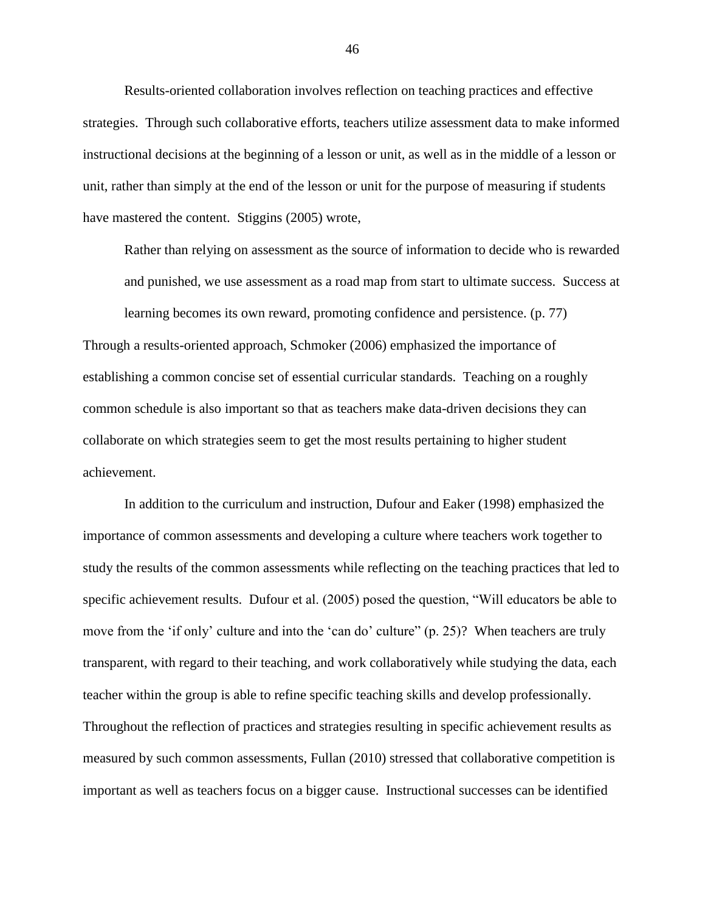Results-oriented collaboration involves reflection on teaching practices and effective strategies. Through such collaborative efforts, teachers utilize assessment data to make informed instructional decisions at the beginning of a lesson or unit, as well as in the middle of a lesson or unit, rather than simply at the end of the lesson or unit for the purpose of measuring if students have mastered the content. Stiggins (2005) wrote,

> Rather than relying on assessment as the source of information to decide who is rewarded and punished, we use assessment as a road map from start to ultimate success. Success at learning becomes its own reward, promoting confidence and persistence. (p. 77)

Through a results-oriented approach, Schmoker (2006) emphasized the importance of establishing a common concise set of essential curricular standards. Teaching on a roughly common schedule is also important so that as teachers make data-driven decisions they can collaborate on which strategies seem to get the most results pertaining to higher student achievement.

In addition to the curriculum and instruction, Dufour and Eaker (1998) emphasized the importance of common assessments and developing a culture where teachers work together to study the results of the common assessments while reflecting on the teaching practices that led to specific achievement results. Dufour et al. (2005) posed the question, "Will educators be able to move from the 'if only' culture and into the 'can do' culture" (p. 25)? When teachers are truly transparent, with regard to their teaching, and work collaboratively while studying the data, each teacher within the group is able to refine specific teaching skills and develop professionally. Throughout the reflection of practices and strategies resulting in specific achievement results as measured by such common assessments, Fullan (2010) stressed that collaborative competition is important as well as teachers focus on a bigger cause. Instructional successes can be identified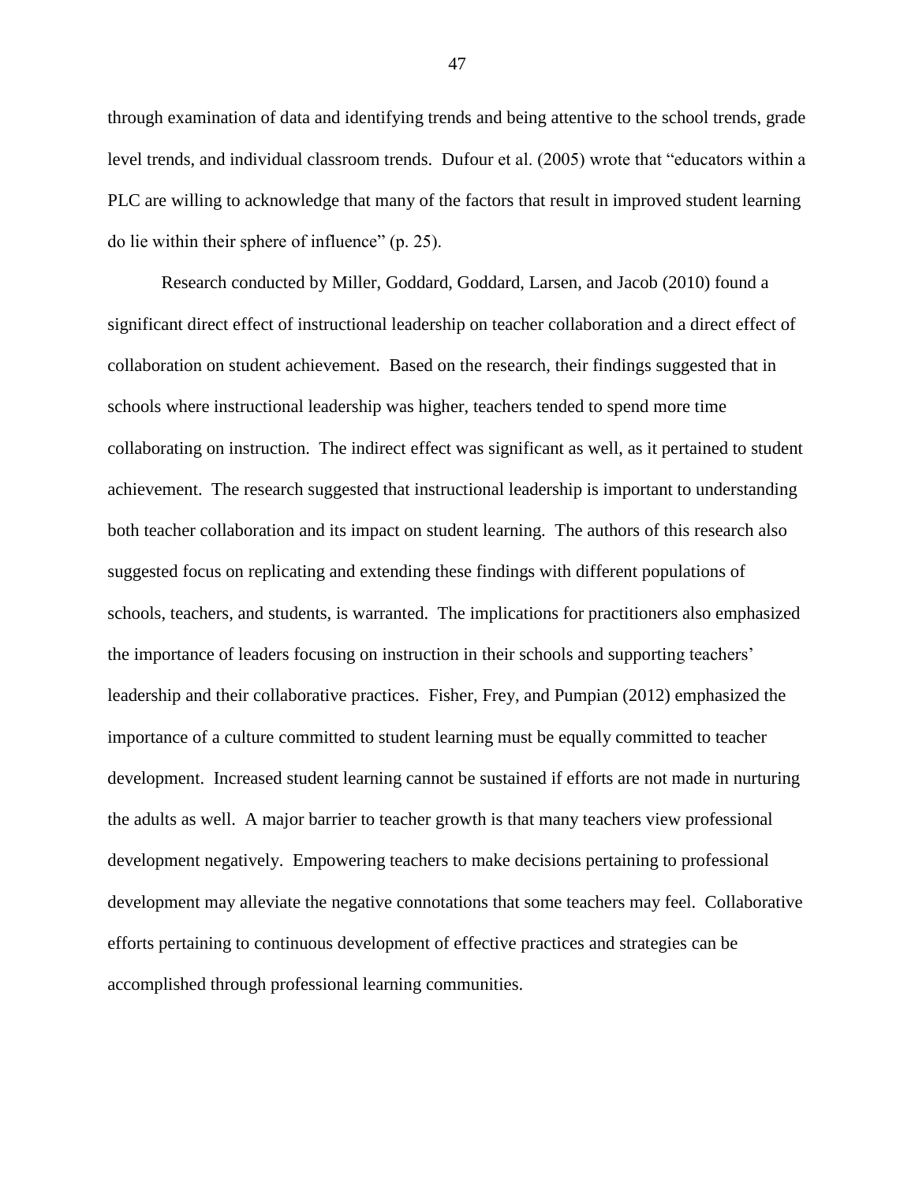through examination of data and identifying trends and being attentive to the school trends, grade level trends, and individual classroom trends. Dufour et al. (2005) wrote that "educators within a PLC are willing to acknowledge that many of the factors that result in improved student learning do lie within their sphere of influence" (p. 25).

Research conducted by Miller, Goddard, Goddard, Larsen, and Jacob (2010) found a significant direct effect of instructional leadership on teacher collaboration and a direct effect of collaboration on student achievement. Based on the research, their findings suggested that in schools where instructional leadership was higher, teachers tended to spend more time collaborating on instruction. The indirect effect was significant as well, as it pertained to student achievement. The research suggested that instructional leadership is important to understanding both teacher collaboration and its impact on student learning. The authors of this research also suggested focus on replicating and extending these findings with different populations of schools, teachers, and students, is warranted. The implications for practitioners also emphasized the importance of leaders focusing on instruction in their schools and supporting teachers' leadership and their collaborative practices. Fisher, Frey, and Pumpian (2012) emphasized the importance of a culture committed to student learning must be equally committed to teacher development. Increased student learning cannot be sustained if efforts are not made in nurturing the adults as well. A major barrier to teacher growth is that many teachers view professional development negatively. Empowering teachers to make decisions pertaining to professional development may alleviate the negative connotations that some teachers may feel. Collaborative efforts pertaining to continuous development of effective practices and strategies can be accomplished through professional learning communities.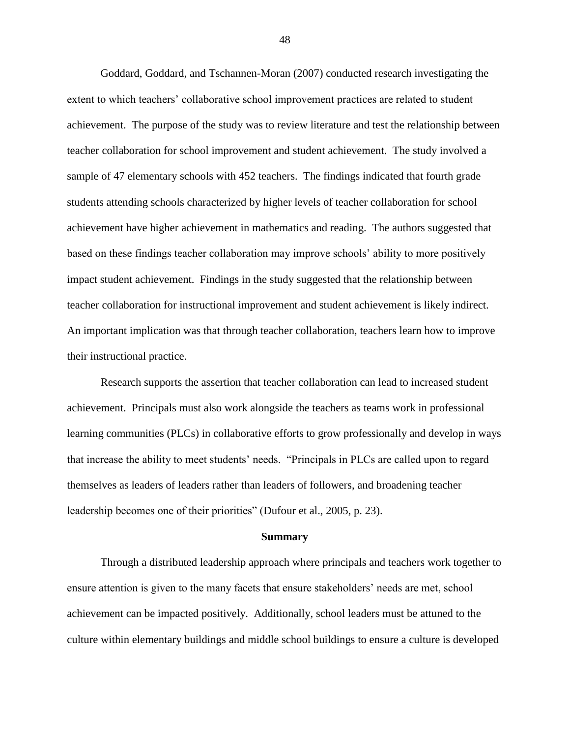Goddard, Goddard, and Tschannen-Moran (2007) conducted research investigating the extent to which teachers' collaborative school improvement practices are related to student achievement. The purpose of the study was to review literature and test the relationship between teacher collaboration for school improvement and student achievement. The study involved a sample of 47 elementary schools with 452 teachers. The findings indicated that fourth grade students attending schools characterized by higher levels of teacher collaboration for school achievement have higher achievement in mathematics and reading. The authors suggested that based on these findings teacher collaboration may improve schools' ability to more positively impact student achievement. Findings in the study suggested that the relationship between teacher collaboration for instructional improvement and student achievement is likely indirect. An important implication was that through teacher collaboration, teachers learn how to improve their instructional practice.

Research supports the assertion that teacher collaboration can lead to increased student achievement. Principals must also work alongside the teachers as teams work in professional learning communities (PLCs) in collaborative efforts to grow professionally and develop in ways that increase the ability to meet students' needs. "Principals in PLCs are called upon to regard themselves as leaders of leaders rather than leaders of followers, and broadening teacher leadership becomes one of their priorities" (Dufour et al., 2005, p. 23).

## Summary

Through a distributed leadership approach where principals and teachers work together to ensure attention is given to the many facets that ensure stakeholders' needs are met, school achievement can be impacted positively. Additionally, school leaders must be attuned to the culture within elementary buildings and middle school buildings to ensure a culture is developed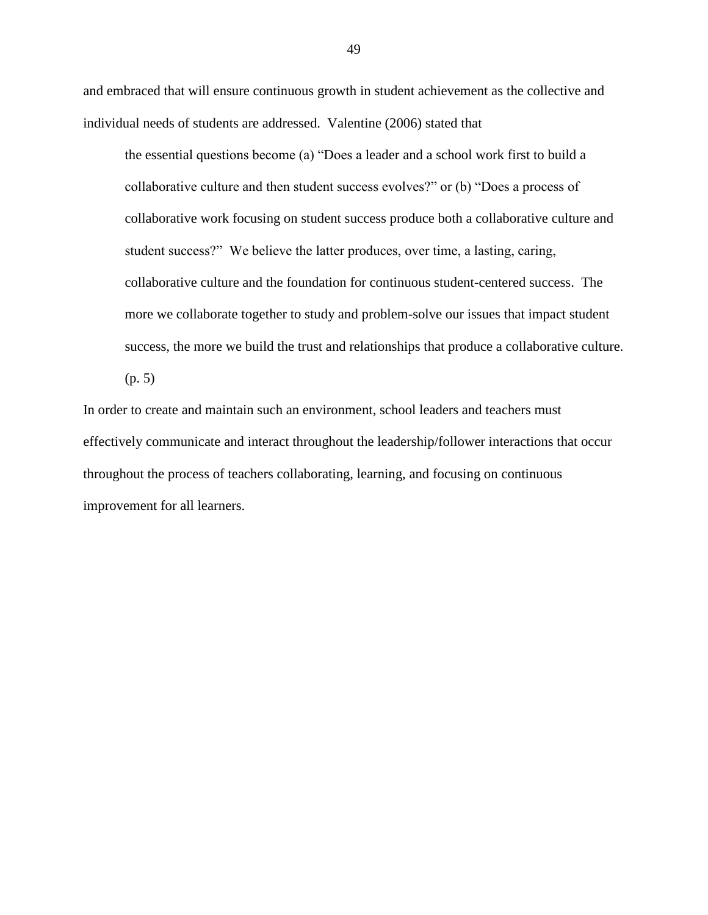and embraced that will ensure continuous growth in student achievement as the collective and individual needs of students are addressed.  Valentine (2006) stated that

> the essential questions become (a) “Does a leader and a school work first to build a collaborative culture and then student success evolves?” or (b) “Does a process of collaborative work focusing on student success produce both a collaborative culture and student success?”  We believe the latter produces, over time, a lasting, caring, collaborative culture and the foundation for continuous student-centered success.  The more we collaborate together to study and problem-solve our issues that impact student success, the more we build the trust and relationships that produce a collaborative culture. (p. 5)

In order to create and maintain such an environment, school leaders and teachers must effectively communicate and interact throughout the leadership/follower interactions that occur throughout the process of teachers collaborating, learning, and focusing on continuous improvement for all learners.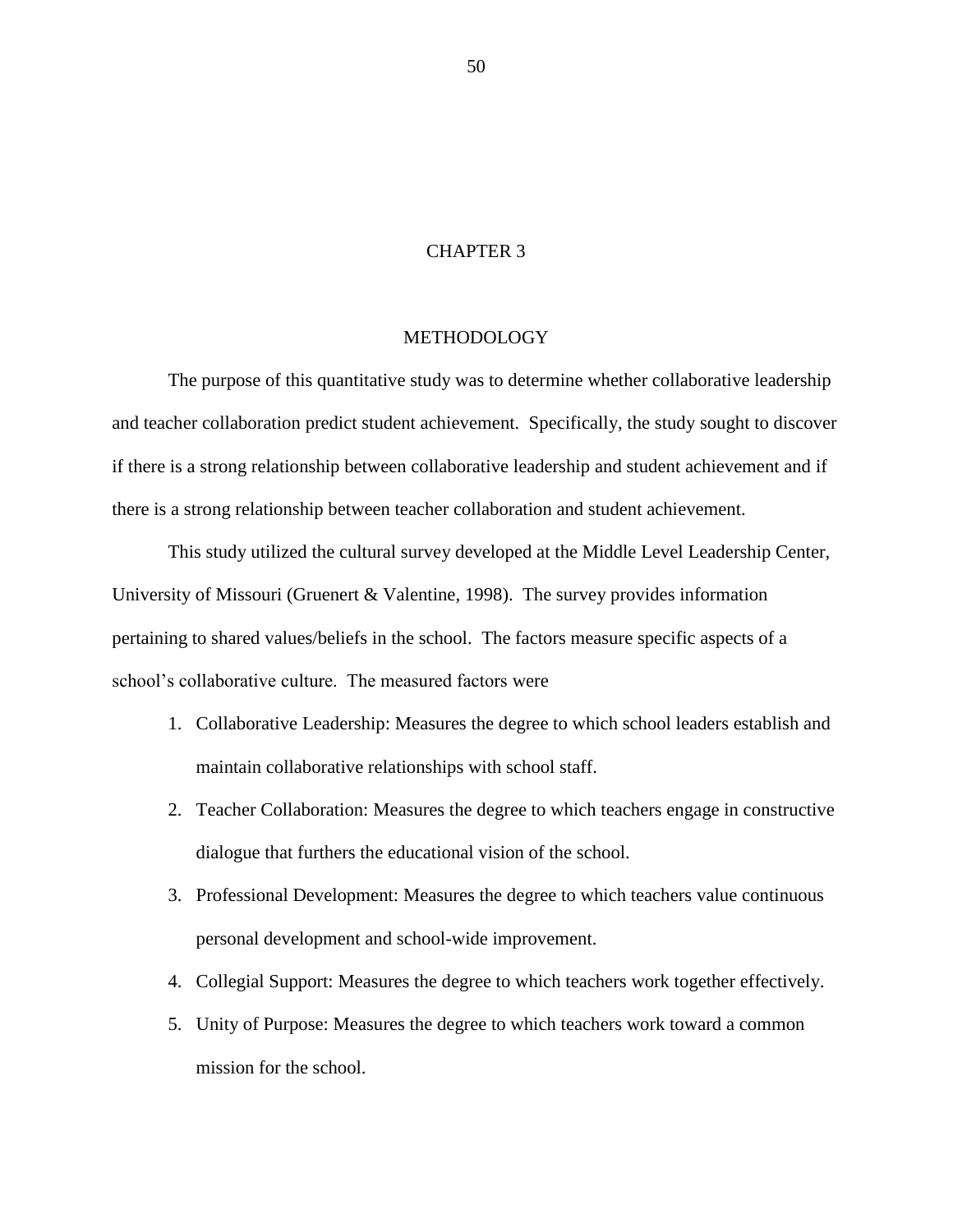# CHAPTER 3

## METHODOLOGY

The purpose of this quantitative study was to determine whether collaborative leadership and teacher collaboration predict student achievement. Specifically, the study sought to discover if there is a strong relationship between collaborative leadership and student achievement and if there is a strong relationship between teacher collaboration and student achievement.

This study utilized the cultural survey developed at the Middle Level Leadership Center, University of Missouri (Gruenert & Valentine, 1998). The survey provides information pertaining to shared values/beliefs in the school. The factors measure specific aspects of a school's collaborative culture. The measured factors were

1. Collaborative Leadership: Measures the degree to which school leaders establish and maintain collaborative relationships with school staff.
2. Teacher Collaboration: Measures the degree to which teachers engage in constructive dialogue that furthers the educational vision of the school.
3. Professional Development: Measures the degree to which teachers value continuous personal development and school-wide improvement.
4. Collegial Support: Measures the degree to which teachers work together effectively.
5. Unity of Purpose: Measures the degree to which teachers work toward a common mission for the school.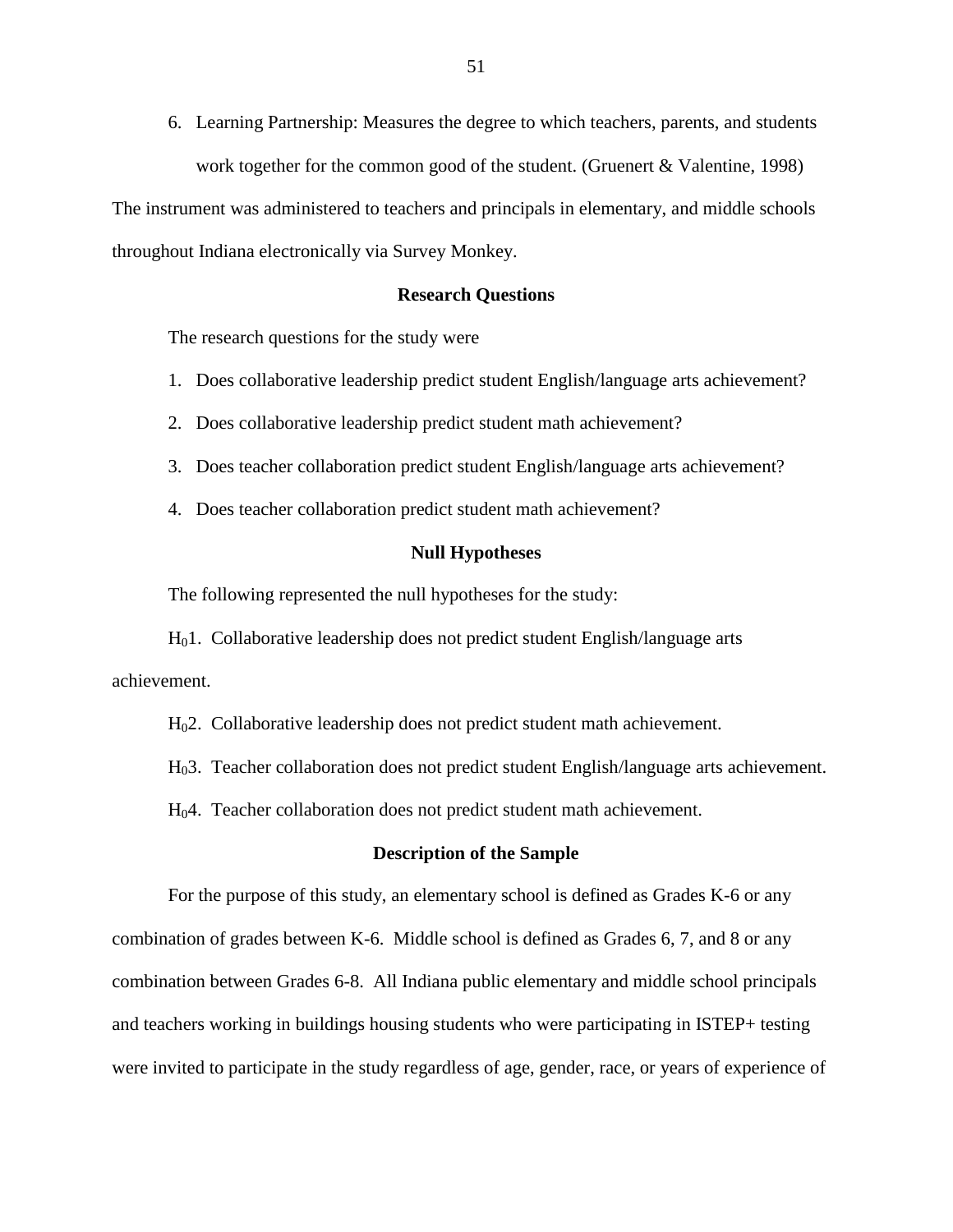6. Learning Partnership: Measures the degree to which teachers, parents, and students work together for the common good of the student. (Gruenert & Valentine, 1998)

The instrument was administered to teachers and principals in elementary, and middle schools throughout Indiana electronically via Survey Monkey.

## Research Questions

The research questions for the study were

1. Does collaborative leadership predict student English/language arts achievement?
2. Does collaborative leadership predict student math achievement?
3. Does teacher collaboration predict student English/language arts achievement?
4. Does teacher collaboration predict student math achievement?

## Null Hypotheses

The following represented the null hypotheses for the study:

$H_0$1. Collaborative leadership does not predict student English/language arts achievement.

$H_0$2. Collaborative leadership does not predict student math achievement.

$H_0$3. Teacher collaboration does not predict student English/language arts achievement.

$H_0$4. Teacher collaboration does not predict student math achievement.

## Description of the Sample

For the purpose of this study, an elementary school is defined as Grades K-6 or any combination of grades between K-6. Middle school is defined as Grades 6, 7, and 8 or any combination between Grades 6-8. All Indiana public elementary and middle school principals and teachers working in buildings housing students who were participating in ISTEP+ testing were invited to participate in the study regardless of age, gender, race, or years of experience of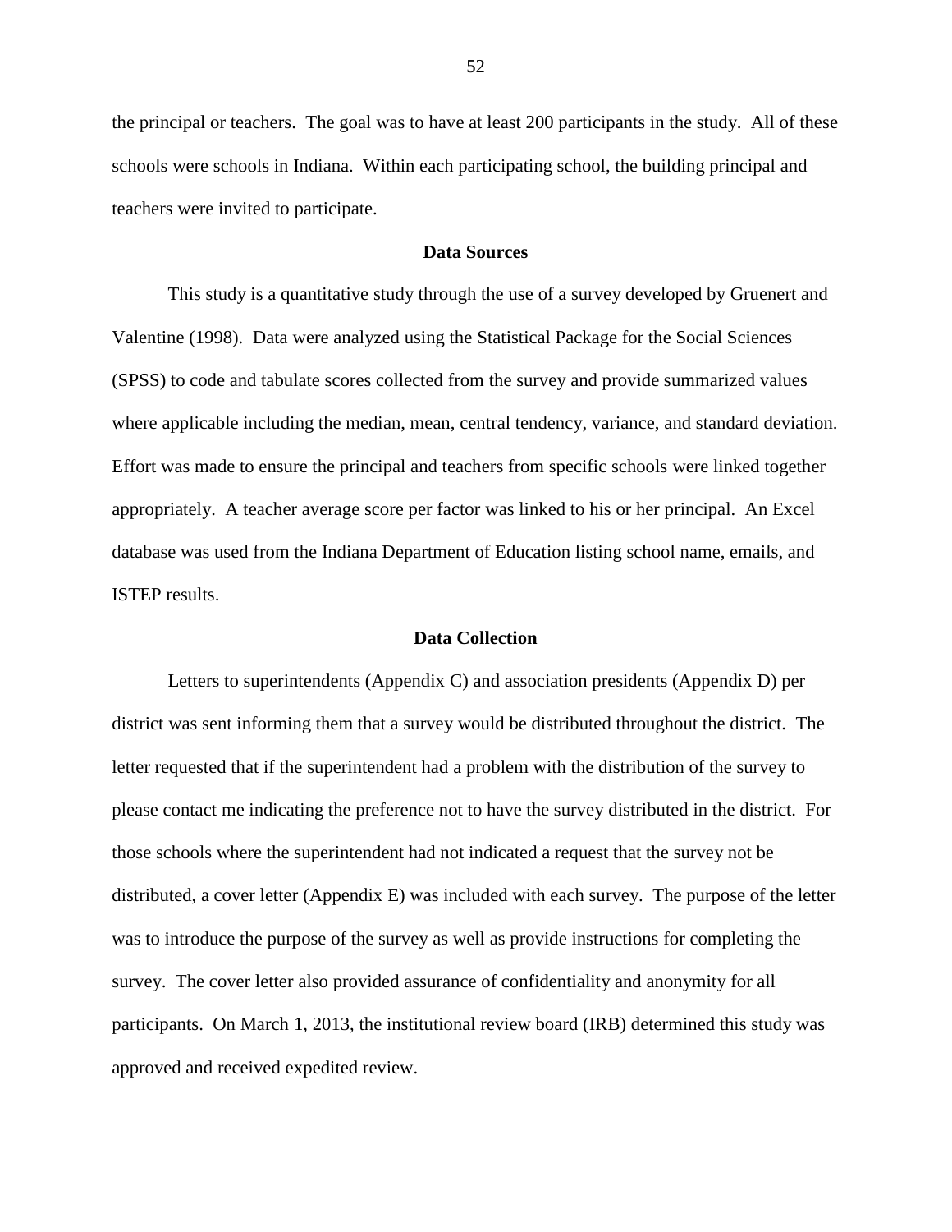the principal or teachers. The goal was to have at least 200 participants in the study. All of these schools were schools in Indiana. Within each participating school, the building principal and teachers were invited to participate.

## Data Sources

This study is a quantitative study through the use of a survey developed by Gruenert and Valentine (1998). Data were analyzed using the Statistical Package for the Social Sciences (SPSS) to code and tabulate scores collected from the survey and provide summarized values where applicable including the median, mean, central tendency, variance, and standard deviation. Effort was made to ensure the principal and teachers from specific schools were linked together appropriately. A teacher average score per factor was linked to his or her principal. An Excel database was used from the Indiana Department of Education listing school name, emails, and ISTEP results.

## Data Collection

Letters to superintendents (Appendix C) and association presidents (Appendix D) per district was sent informing them that a survey would be distributed throughout the district. The letter requested that if the superintendent had a problem with the distribution of the survey to please contact me indicating the preference not to have the survey distributed in the district. For those schools where the superintendent had not indicated a request that the survey not be distributed, a cover letter (Appendix E) was included with each survey. The purpose of the letter was to introduce the purpose of the survey as well as provide instructions for completing the survey. The cover letter also provided assurance of confidentiality and anonymity for all participants. On March 1, 2013, the institutional review board (IRB) determined this study was approved and received expedited review.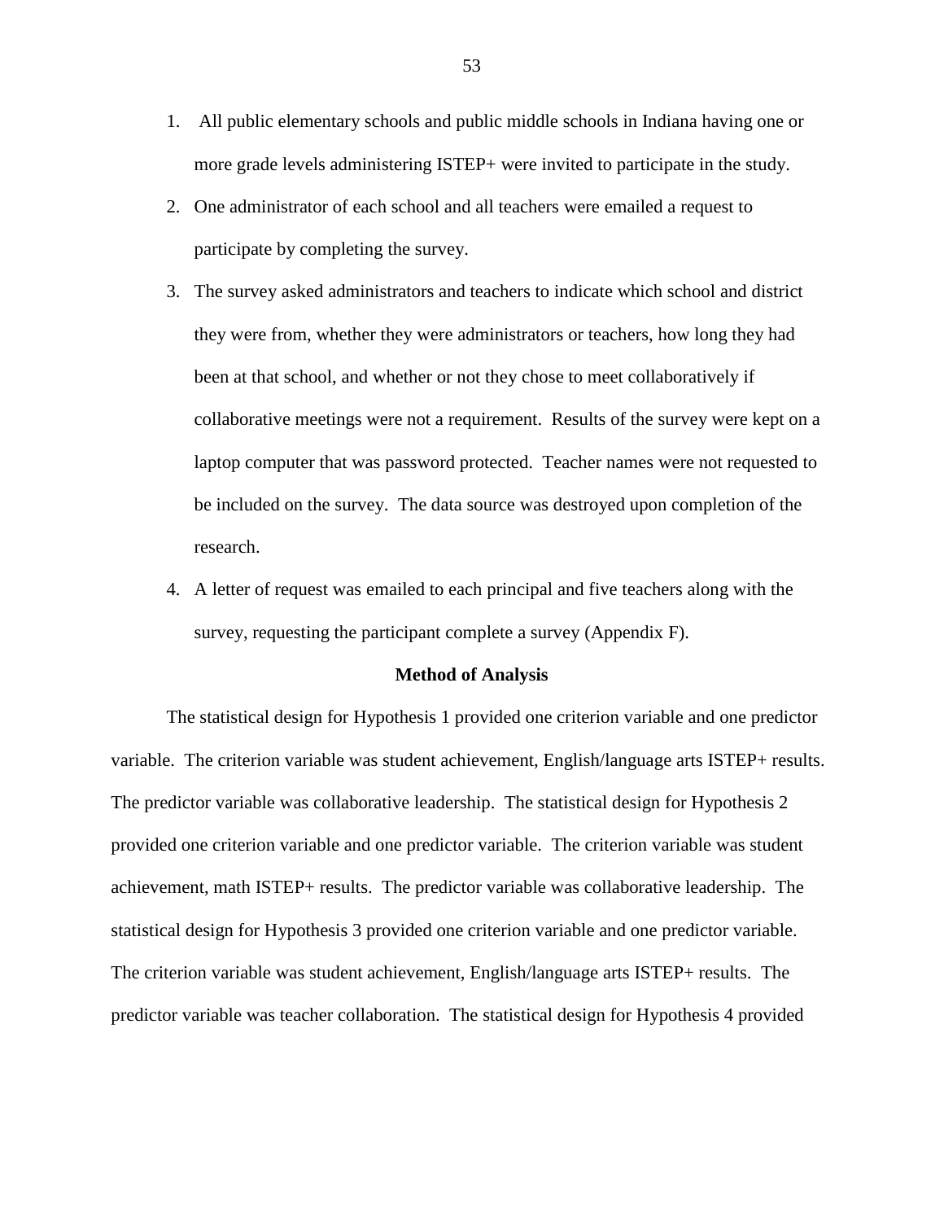1. All public elementary schools and public middle schools in Indiana having one or more grade levels administering ISTEP+ were invited to participate in the study.
2. One administrator of each school and all teachers were emailed a request to participate by completing the survey.
3. The survey asked administrators and teachers to indicate which school and district they were from, whether they were administrators or teachers, how long they had been at that school, and whether or not they chose to meet collaboratively if collaborative meetings were not a requirement. Results of the survey were kept on a laptop computer that was password protected. Teacher names were not requested to be included on the survey. The data source was destroyed upon completion of the research.
4. A letter of request was emailed to each principal and five teachers along with the survey, requesting the participant complete a survey (Appendix F).

**Method of Analysis**

The statistical design for Hypothesis 1 provided one criterion variable and one predictor variable. The criterion variable was student achievement, English/language arts ISTEP+ results. The predictor variable was collaborative leadership. The statistical design for Hypothesis 2 provided one criterion variable and one predictor variable. The criterion variable was student achievement, math ISTEP+ results. The predictor variable was collaborative leadership. The statistical design for Hypothesis 3 provided one criterion variable and one predictor variable. The criterion variable was student achievement, English/language arts ISTEP+ results. The predictor variable was teacher collaboration. The statistical design for Hypothesis 4 provided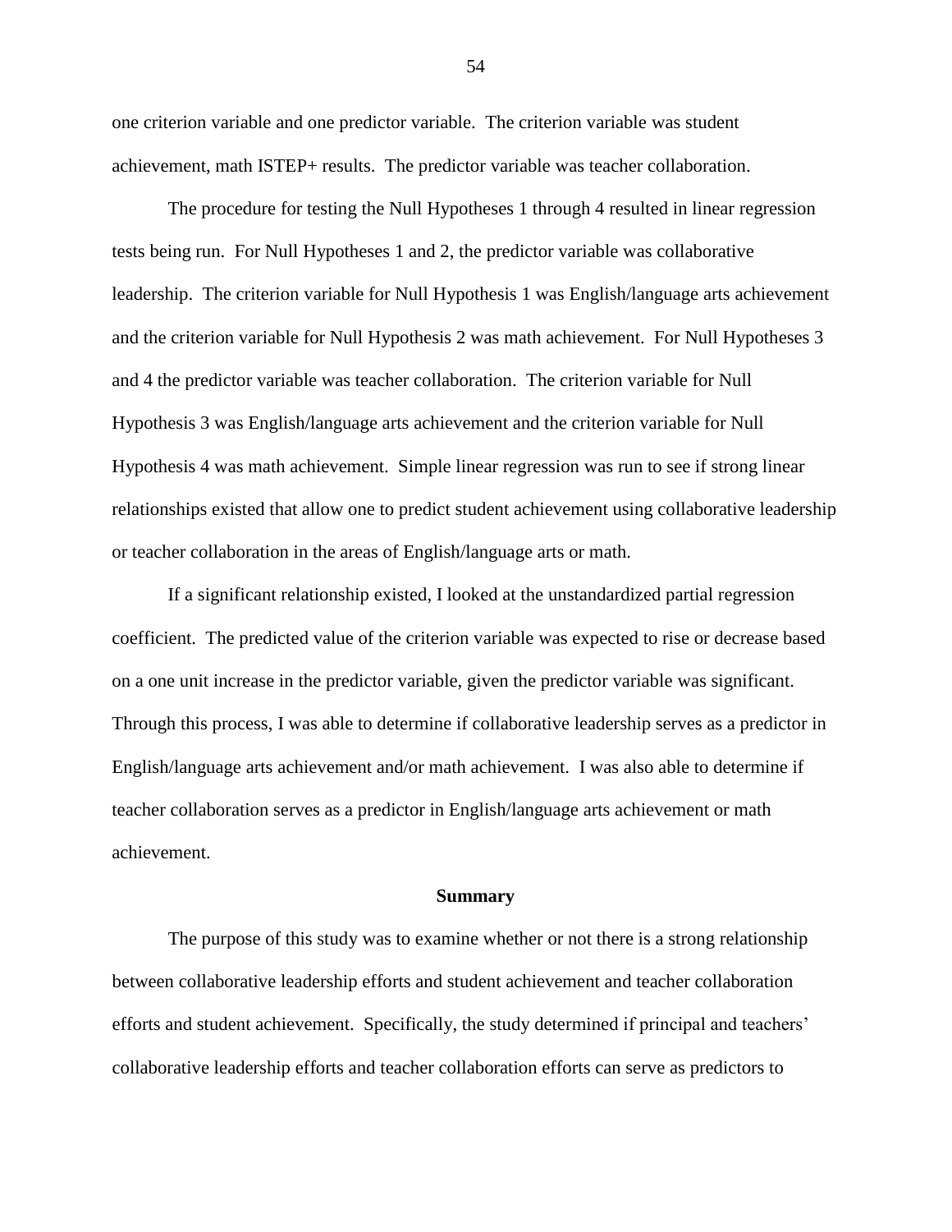one criterion variable and one predictor variable. The criterion variable was student achievement, math ISTEP+ results. The predictor variable was teacher collaboration.

The procedure for testing the Null Hypotheses 1 through 4 resulted in linear regression tests being run. For Null Hypotheses 1 and 2, the predictor variable was collaborative leadership. The criterion variable for Null Hypothesis 1 was English/language arts achievement and the criterion variable for Null Hypothesis 2 was math achievement. For Null Hypotheses 3 and 4 the predictor variable was teacher collaboration. The criterion variable for Null Hypothesis 3 was English/language arts achievement and the criterion variable for Null Hypothesis 4 was math achievement. Simple linear regression was run to see if strong linear relationships existed that allow one to predict student achievement using collaborative leadership or teacher collaboration in the areas of English/language arts or math.

If a significant relationship existed, I looked at the unstandardized partial regression coefficient. The predicted value of the criterion variable was expected to rise or decrease based on a one unit increase in the predictor variable, given the predictor variable was significant. Through this process, I was able to determine if collaborative leadership serves as a predictor in English/language arts achievement and/or math achievement. I was also able to determine if teacher collaboration serves as a predictor in English/language arts achievement or math achievement.

## Summary

The purpose of this study was to examine whether or not there is a strong relationship between collaborative leadership efforts and student achievement and teacher collaboration efforts and student achievement. Specifically, the study determined if principal and teachers' collaborative leadership efforts and teacher collaboration efforts can serve as predictors to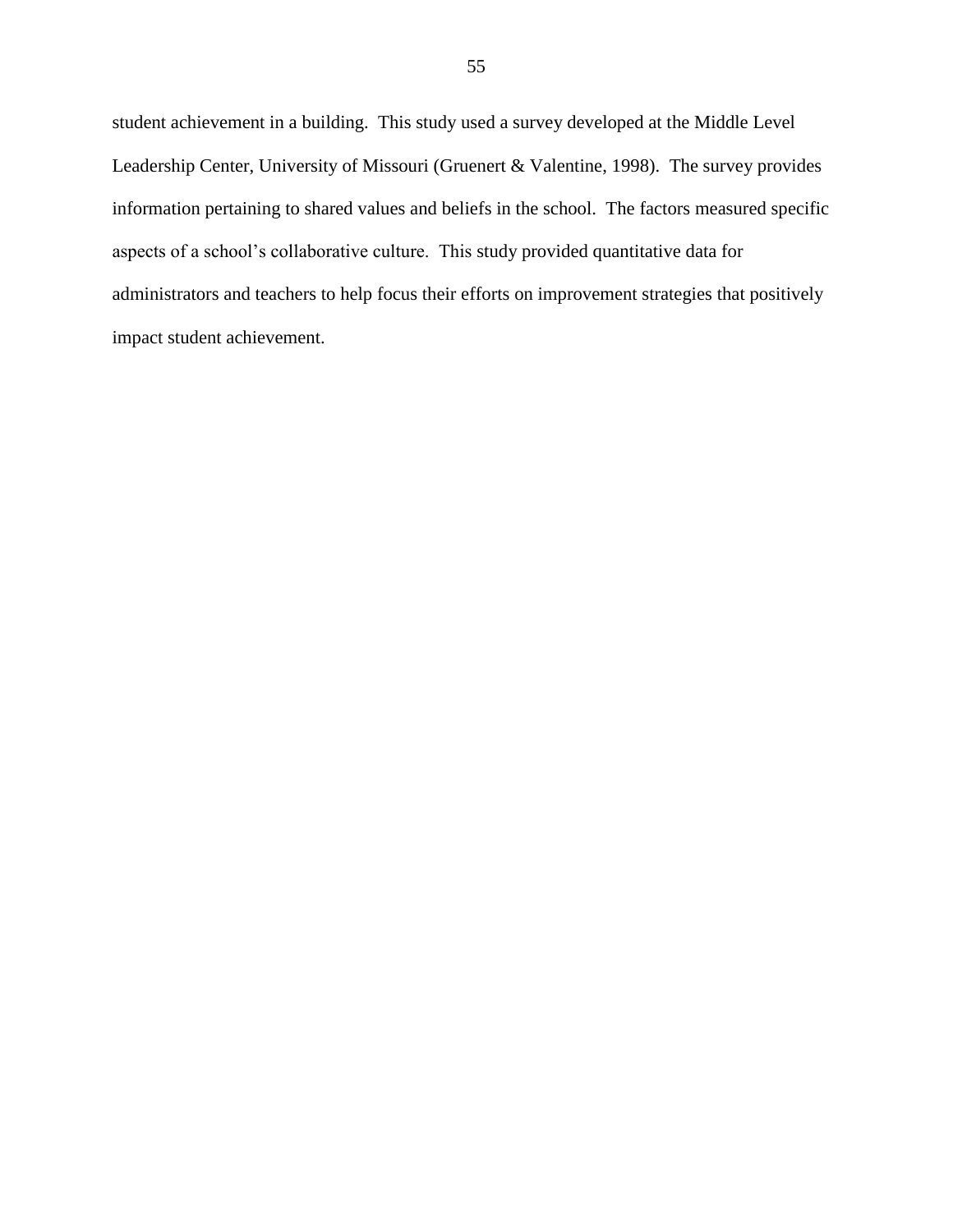student achievement in a building. This study used a survey developed at the Middle Level Leadership Center, University of Missouri (Gruenert & Valentine, 1998). The survey provides information pertaining to shared values and beliefs in the school. The factors measured specific aspects of a school's collaborative culture. This study provided quantitative data for administrators and teachers to help focus their efforts on improvement strategies that positively impact student achievement.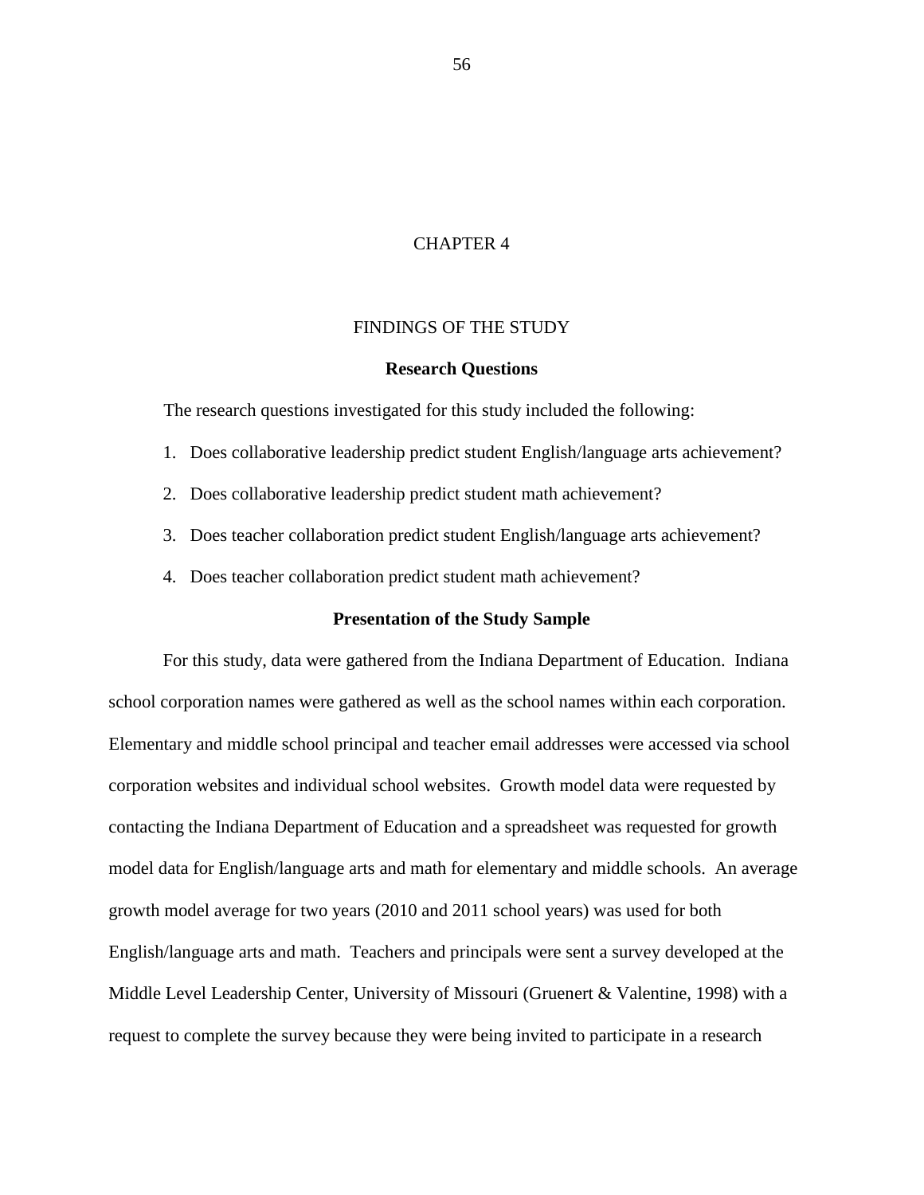# CHAPTER 4

# FINDINGS OF THE STUDY

## Research Questions

The research questions investigated for this study included the following:

1. Does collaborative leadership predict student English/language arts achievement?
2. Does collaborative leadership predict student math achievement?
3. Does teacher collaboration predict student English/language arts achievement?
4. Does teacher collaboration predict student math achievement?

## Presentation of the Study Sample

For this study, data were gathered from the Indiana Department of Education. Indiana school corporation names were gathered as well as the school names within each corporation. Elementary and middle school principal and teacher email addresses were accessed via school corporation websites and individual school websites. Growth model data were requested by contacting the Indiana Department of Education and a spreadsheet was requested for growth model data for English/language arts and math for elementary and middle schools. An average growth model average for two years (2010 and 2011 school years) was used for both English/language arts and math. Teachers and principals were sent a survey developed at the Middle Level Leadership Center, University of Missouri (Gruenert & Valentine, 1998) with a request to complete the survey because they were being invited to participate in a research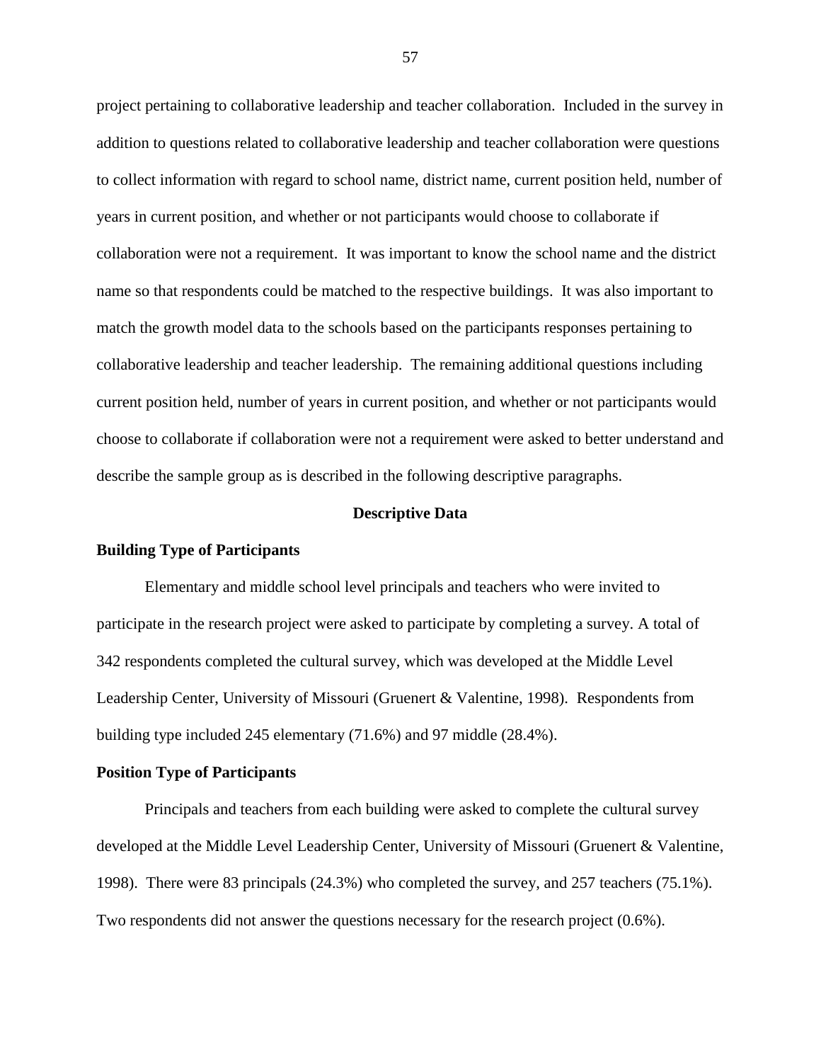project pertaining to collaborative leadership and teacher collaboration. Included in the survey in addition to questions related to collaborative leadership and teacher collaboration were questions to collect information with regard to school name, district name, current position held, number of years in current position, and whether or not participants would choose to collaborate if collaboration were not a requirement. It was important to know the school name and the district name so that respondents could be matched to the respective buildings. It was also important to match the growth model data to the schools based on the participants responses pertaining to collaborative leadership and teacher leadership. The remaining additional questions including current position held, number of years in current position, and whether or not participants would choose to collaborate if collaboration were not a requirement were asked to better understand and describe the sample group as is described in the following descriptive paragraphs.

## Descriptive Data

### Building Type of Participants

Elementary and middle school level principals and teachers who were invited to participate in the research project were asked to participate by completing a survey. A total of 342 respondents completed the cultural survey, which was developed at the Middle Level Leadership Center, University of Missouri (Gruenert & Valentine, 1998). Respondents from building type included 245 elementary (71.6%) and 97 middle (28.4%).

### Position Type of Participants

Principals and teachers from each building were asked to complete the cultural survey developed at the Middle Level Leadership Center, University of Missouri (Gruenert & Valentine, 1998). There were 83 principals (24.3%) who completed the survey, and 257 teachers (75.1%). Two respondents did not answer the questions necessary for the research project (0.6%).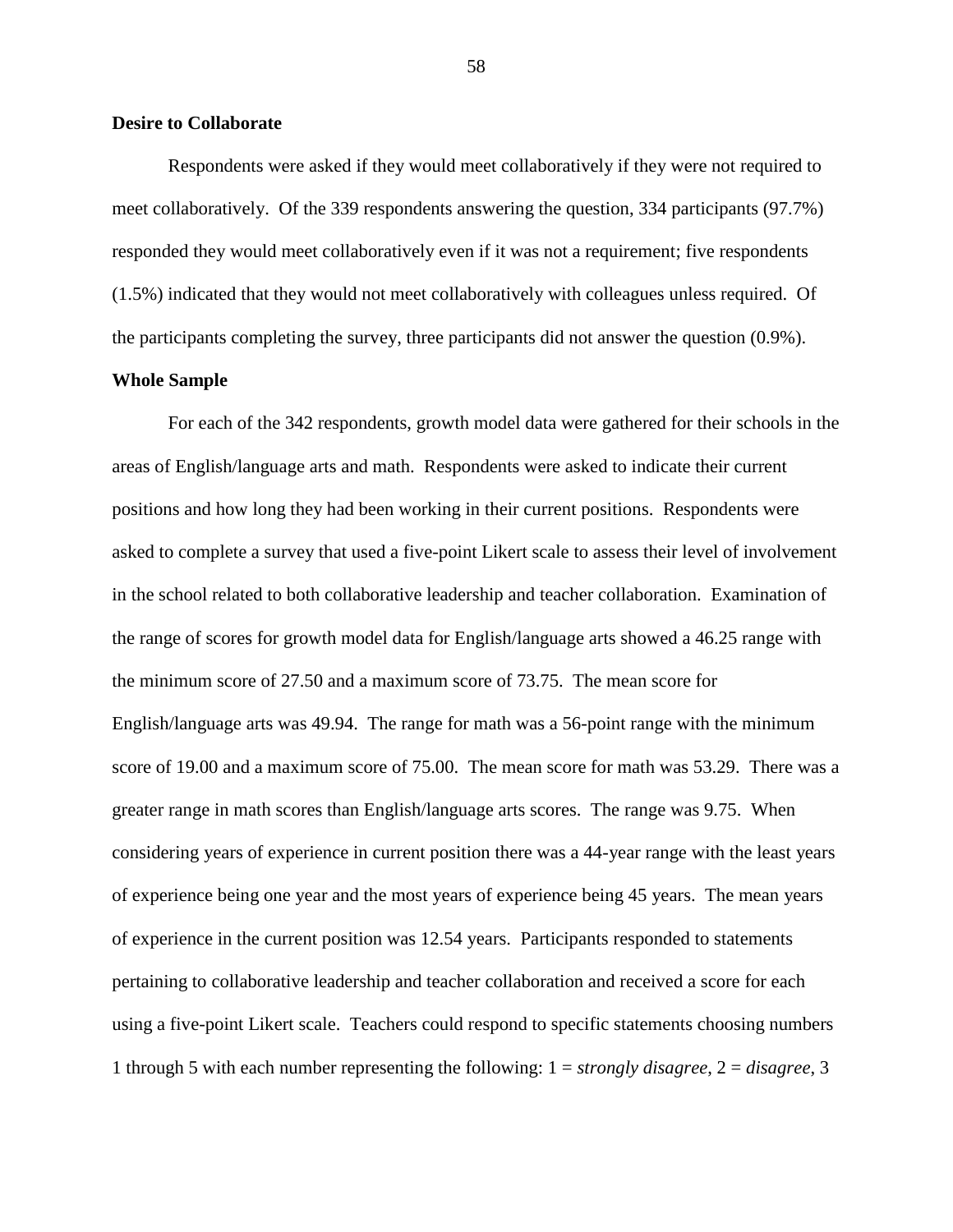**Desire to Collaborate**

Respondents were asked if they would meet collaboratively if they were not required to meet collaboratively. Of the 339 respondents answering the question, 334 participants (97.7%) responded they would meet collaboratively even if it was not a requirement; five respondents (1.5%) indicated that they would not meet collaboratively with colleagues unless required. Of the participants completing the survey, three participants did not answer the question (0.9%).

**Whole Sample**

For each of the 342 respondents, growth model data were gathered for their schools in the areas of English/language arts and math. Respondents were asked to indicate their current positions and how long they had been working in their current positions. Respondents were asked to complete a survey that used a five-point Likert scale to assess their level of involvement in the school related to both collaborative leadership and teacher collaboration. Examination of the range of scores for growth model data for English/language arts showed a 46.25 range with the minimum score of 27.50 and a maximum score of 73.75. The mean score for English/language arts was 49.94. The range for math was a 56-point range with the minimum score of 19.00 and a maximum score of 75.00. The mean score for math was 53.29. There was a greater range in math scores than English/language arts scores. The range was 9.75. When considering years of experience in current position there was a 44-year range with the least years of experience being one year and the most years of experience being 45 years. The mean years of experience in the current position was 12.54 years. Participants responded to statements pertaining to collaborative leadership and teacher collaboration and received a score for each using a five-point Likert scale. Teachers could respond to specific statements choosing numbers 1 through 5 with each number representing the following: 1 = *strongly disagree*, 2 = *disagree*, 3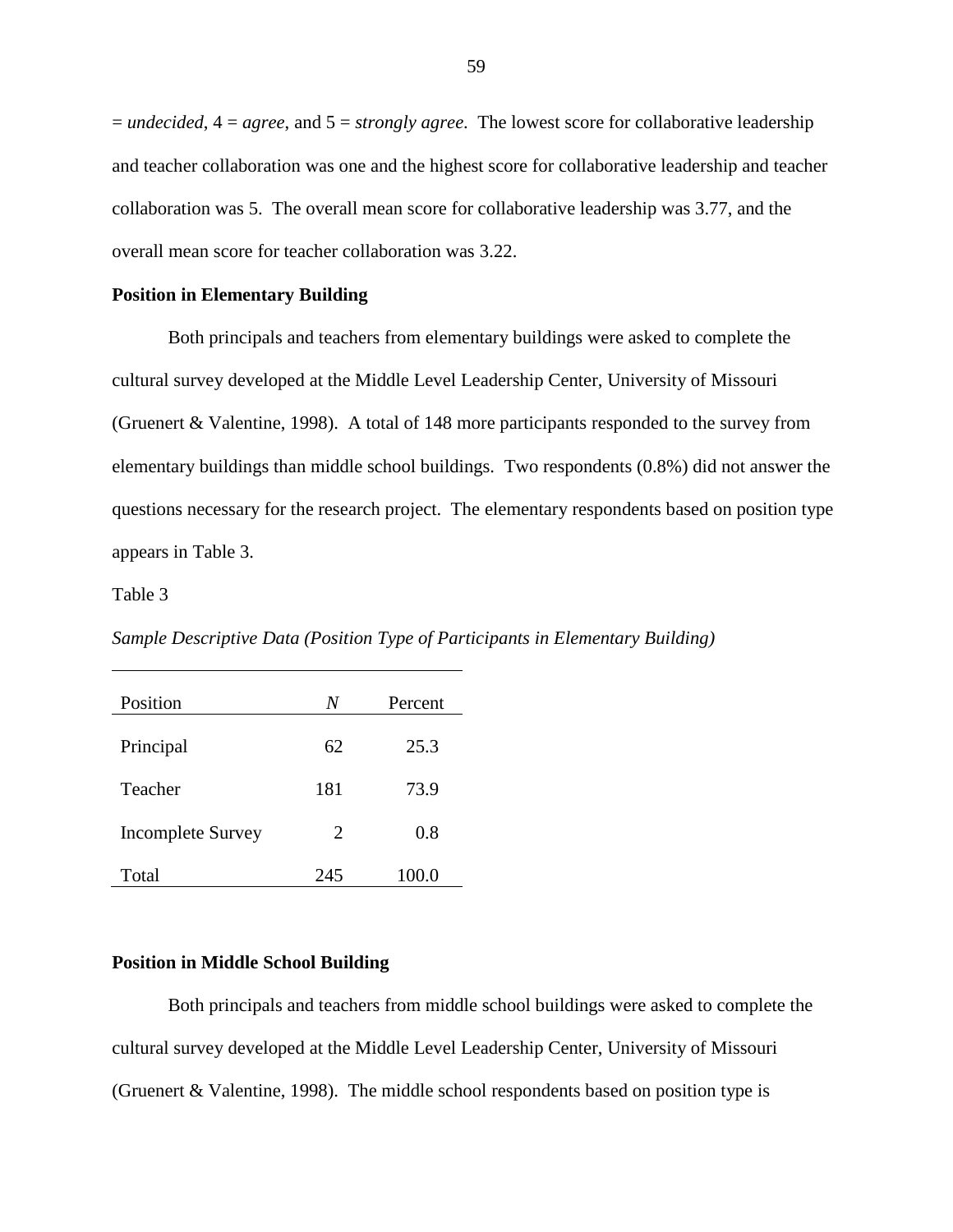= *undecided*, 4 = *agree*, and 5 = *strongly agree*. The lowest score for collaborative leadership and teacher collaboration was one and the highest score for collaborative leadership and teacher collaboration was 5. The overall mean score for collaborative leadership was 3.77, and the overall mean score for teacher collaboration was 3.22.

**Position in Elementary Building**

Both principals and teachers from elementary buildings were asked to complete the cultural survey developed at the Middle Level Leadership Center, University of Missouri (Gruenert & Valentine, 1998). A total of 148 more participants responded to the survey from elementary buildings than middle school buildings. Two respondents (0.8%) did not answer the questions necessary for the research project. The elementary respondents based on position type appears in Table 3.

Table 3

*Sample Descriptive Data (Position Type of Participants in Elementary Building)*

| Position | *N* | Percent |
|---|---|---|
| Principal | 62 | 25.3 |
| Teacher | 181 | 73.9 |
| Incomplete Survey | 2 | 0.8 |
| Total | 245 | 100.0 |

**Position in Middle School Building**

Both principals and teachers from middle school buildings were asked to complete the cultural survey developed at the Middle Level Leadership Center, University of Missouri (Gruenert & Valentine, 1998). The middle school respondents based on position type is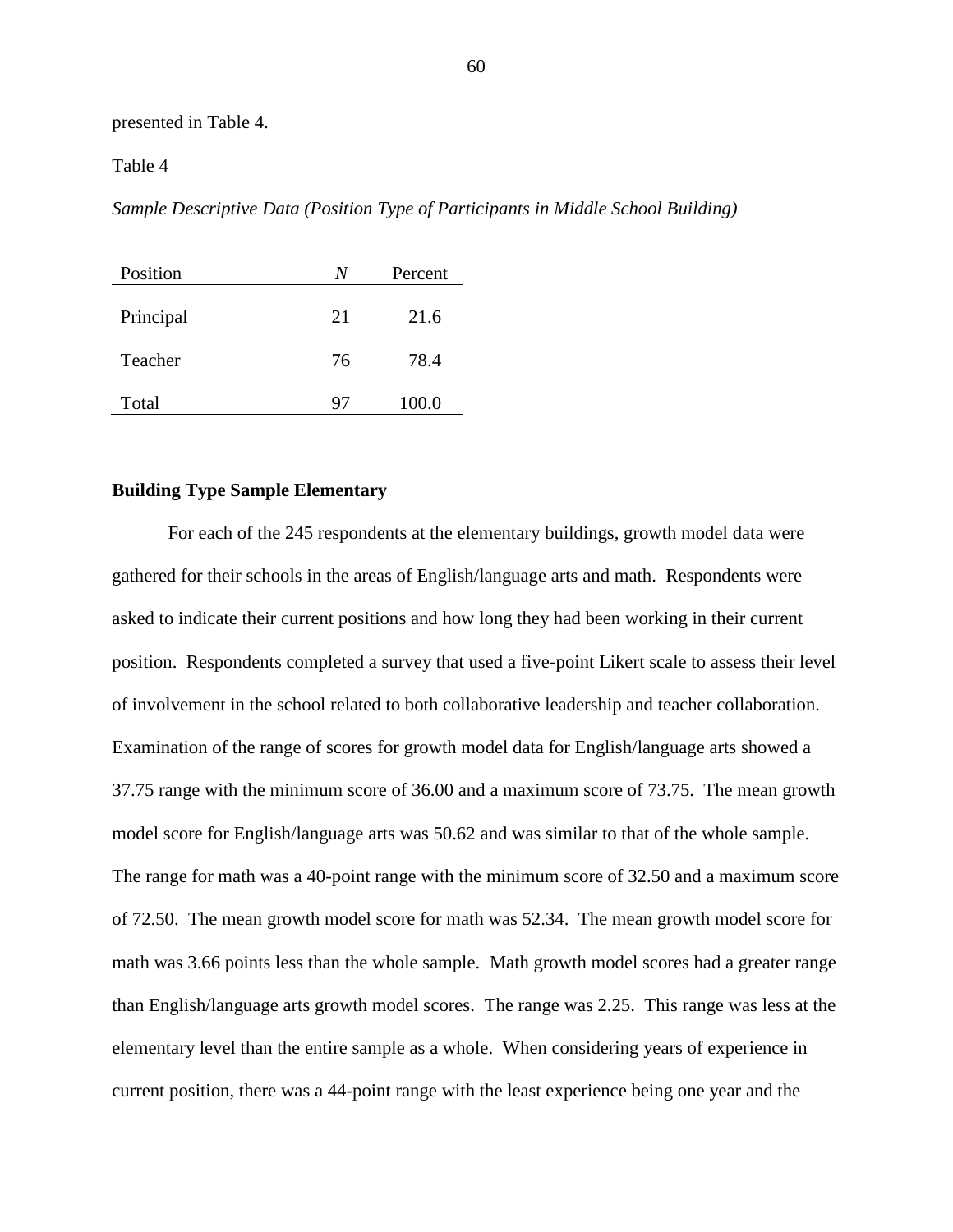presented in Table 4.

Table 4

*Sample Descriptive Data (Position Type of Participants in Middle School Building)*

| Position | *N* | Percent |
|---|---|---|
| Principal | 21 | 21.6 |
| Teacher | 76 | 78.4 |
| Total | 97 | 100.0 |

**Building Type Sample Elementary**

For each of the 245 respondents at the elementary buildings, growth model data were gathered for their schools in the areas of English/language arts and math. Respondents were asked to indicate their current positions and how long they had been working in their current position. Respondents completed a survey that used a five-point Likert scale to assess their level of involvement in the school related to both collaborative leadership and teacher collaboration. Examination of the range of scores for growth model data for English/language arts showed a 37.75 range with the minimum score of 36.00 and a maximum score of 73.75. The mean growth model score for English/language arts was 50.62 and was similar to that of the whole sample. The range for math was a 40-point range with the minimum score of 32.50 and a maximum score of 72.50. The mean growth model score for math was 52.34. The mean growth model score for math was 3.66 points less than the whole sample. Math growth model scores had a greater range than English/language arts growth model scores. The range was 2.25. This range was less at the elementary level than the entire sample as a whole. When considering years of experience in current position, there was a 44-point range with the least experience being one year and the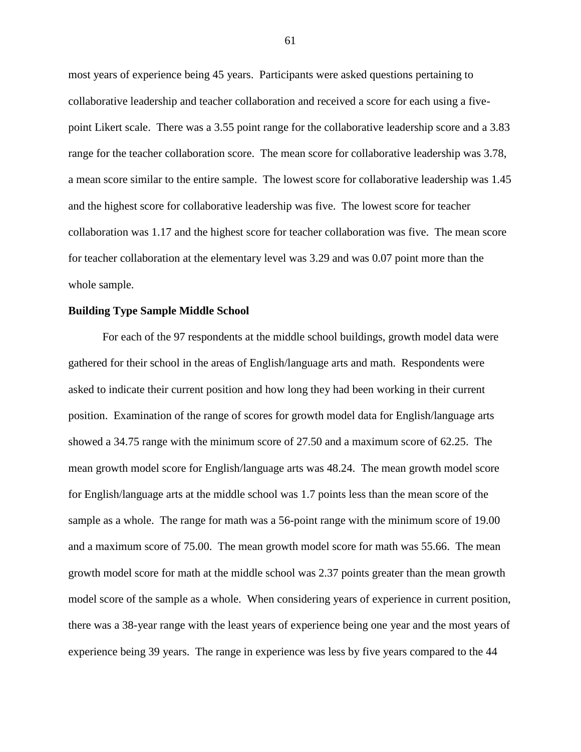most years of experience being 45 years. Participants were asked questions pertaining to collaborative leadership and teacher collaboration and received a score for each using a five-point Likert scale. There was a 3.55 point range for the collaborative leadership score and a 3.83 range for the teacher collaboration score. The mean score for collaborative leadership was 3.78, a mean score similar to the entire sample. The lowest score for collaborative leadership was 1.45 and the highest score for collaborative leadership was five. The lowest score for teacher collaboration was 1.17 and the highest score for teacher collaboration was five. The mean score for teacher collaboration at the elementary level was 3.29 and was 0.07 point more than the whole sample.

**Building Type Sample Middle School**

For each of the 97 respondents at the middle school buildings, growth model data were gathered for their school in the areas of English/language arts and math. Respondents were asked to indicate their current position and how long they had been working in their current position. Examination of the range of scores for growth model data for English/language arts showed a 34.75 range with the minimum score of 27.50 and a maximum score of 62.25. The mean growth model score for English/language arts was 48.24. The mean growth model score for English/language arts at the middle school was 1.7 points less than the mean score of the sample as a whole. The range for math was a 56-point range with the minimum score of 19.00 and a maximum score of 75.00. The mean growth model score for math was 55.66. The mean growth model score for math at the middle school was 2.37 points greater than the mean growth model score of the sample as a whole. When considering years of experience in current position, there was a 38-year range with the least years of experience being one year and the most years of experience being 39 years. The range in experience was less by five years compared to the 44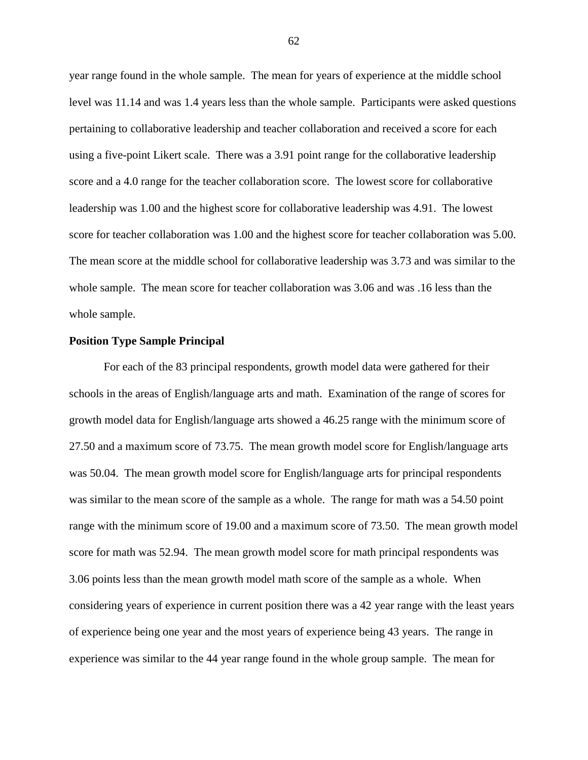year range found in the whole sample. The mean for years of experience at the middle school level was 11.14 and was 1.4 years less than the whole sample. Participants were asked questions pertaining to collaborative leadership and teacher collaboration and received a score for each using a five-point Likert scale. There was a 3.91 point range for the collaborative leadership score and a 4.0 range for the teacher collaboration score. The lowest score for collaborative leadership was 1.00 and the highest score for collaborative leadership was 4.91. The lowest score for teacher collaboration was 1.00 and the highest score for teacher collaboration was 5.00. The mean score at the middle school for collaborative leadership was 3.73 and was similar to the whole sample. The mean score for teacher collaboration was 3.06 and was .16 less than the whole sample.

**Position Type Sample Principal**

For each of the 83 principal respondents, growth model data were gathered for their schools in the areas of English/language arts and math. Examination of the range of scores for growth model data for English/language arts showed a 46.25 range with the minimum score of 27.50 and a maximum score of 73.75. The mean growth model score for English/language arts was 50.04. The mean growth model score for English/language arts for principal respondents was similar to the mean score of the sample as a whole. The range for math was a 54.50 point range with the minimum score of 19.00 and a maximum score of 73.50. The mean growth model score for math was 52.94. The mean growth model score for math principal respondents was 3.06 points less than the mean growth model math score of the sample as a whole. When considering years of experience in current position there was a 42 year range with the least years of experience being one year and the most years of experience being 43 years. The range in experience was similar to the 44 year range found in the whole group sample. The mean for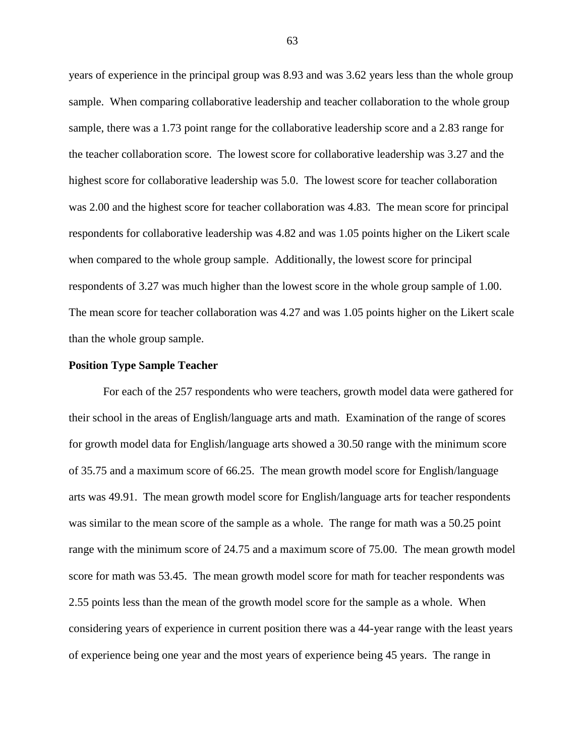years of experience in the principal group was 8.93 and was 3.62 years less than the whole group sample. When comparing collaborative leadership and teacher collaboration to the whole group sample, there was a 1.73 point range for the collaborative leadership score and a 2.83 range for the teacher collaboration score. The lowest score for collaborative leadership was 3.27 and the highest score for collaborative leadership was 5.0. The lowest score for teacher collaboration was 2.00 and the highest score for teacher collaboration was 4.83. The mean score for principal respondents for collaborative leadership was 4.82 and was 1.05 points higher on the Likert scale when compared to the whole group sample. Additionally, the lowest score for principal respondents of 3.27 was much higher than the lowest score in the whole group sample of 1.00. The mean score for teacher collaboration was 4.27 and was 1.05 points higher on the Likert scale than the whole group sample.

**Position Type Sample Teacher**

For each of the 257 respondents who were teachers, growth model data were gathered for their school in the areas of English/language arts and math. Examination of the range of scores for growth model data for English/language arts showed a 30.50 range with the minimum score of 35.75 and a maximum score of 66.25. The mean growth model score for English/language arts was 49.91. The mean growth model score for English/language arts for teacher respondents was similar to the mean score of the sample as a whole. The range for math was a 50.25 point range with the minimum score of 24.75 and a maximum score of 75.00. The mean growth model score for math was 53.45. The mean growth model score for math for teacher respondents was 2.55 points less than the mean of the growth model score for the sample as a whole. When considering years of experience in current position there was a 44-year range with the least years of experience being one year and the most years of experience being 45 years. The range in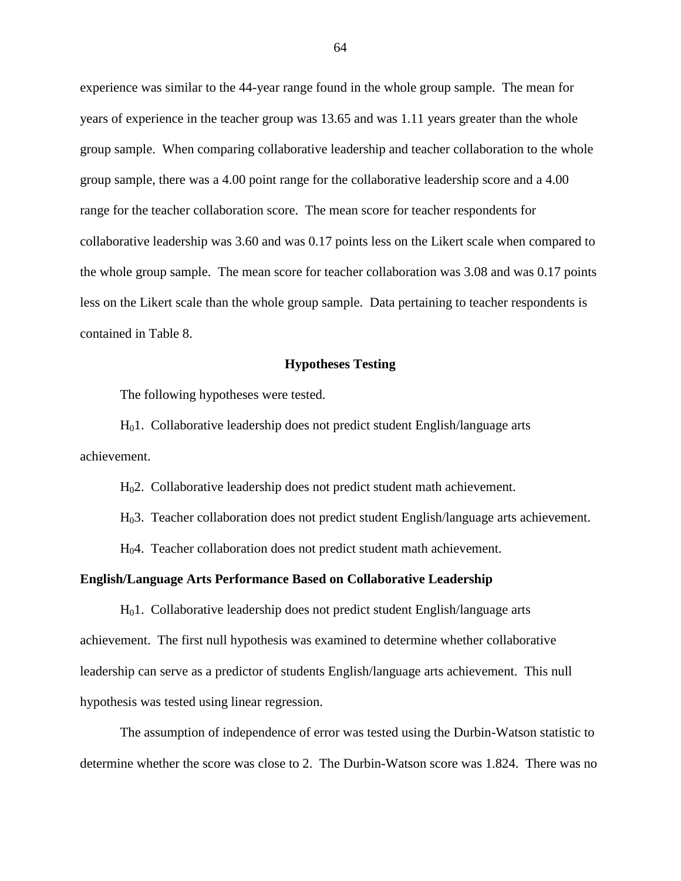experience was similar to the 44-year range found in the whole group sample. The mean for years of experience in the teacher group was 13.65 and was 1.11 years greater than the whole group sample. When comparing collaborative leadership and teacher collaboration to the whole group sample, there was a 4.00 point range for the collaborative leadership score and a 4.00 range for the teacher collaboration score. The mean score for teacher respondents for collaborative leadership was 3.60 and was 0.17 points less on the Likert scale when compared to the whole group sample. The mean score for teacher collaboration was 3.08 and was 0.17 points less on the Likert scale than the whole group sample. Data pertaining to teacher respondents is contained in Table 8.

## Hypotheses Testing

The following hypotheses were tested.

$H_0$1. Collaborative leadership does not predict student English/language arts achievement.

$H_0$2. Collaborative leadership does not predict student math achievement.

$H_0$3. Teacher collaboration does not predict student English/language arts achievement.

$H_0$4. Teacher collaboration does not predict student math achievement.

### English/Language Arts Performance Based on Collaborative Leadership

$H_0$1. Collaborative leadership does not predict student English/language arts achievement. The first null hypothesis was examined to determine whether collaborative leadership can serve as a predictor of students English/language arts achievement. This null hypothesis was tested using linear regression.

The assumption of independence of error was tested using the Durbin-Watson statistic to determine whether the score was close to 2. The Durbin-Watson score was 1.824. There was no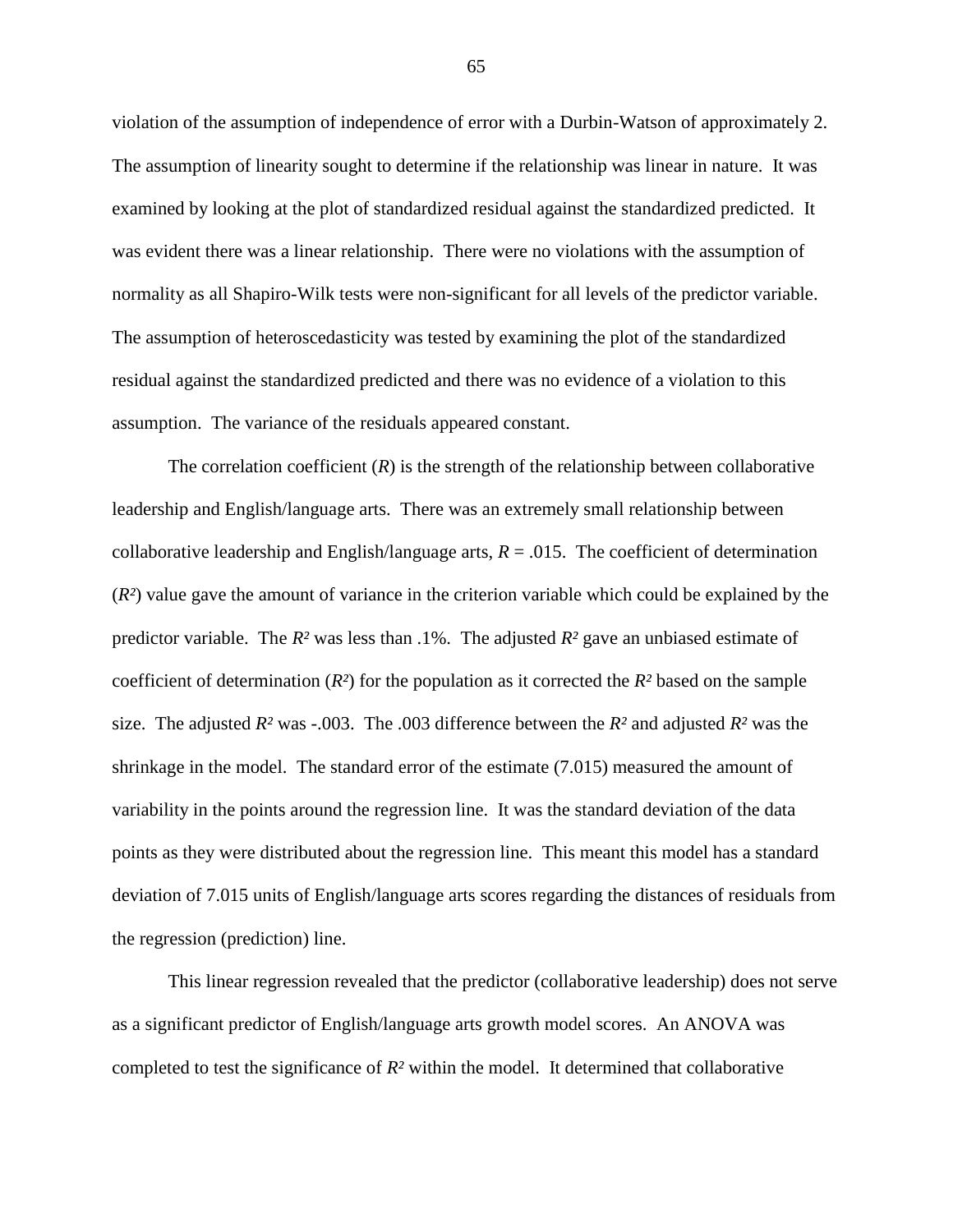violation of the assumption of independence of error with a Durbin-Watson of approximately 2. The assumption of linearity sought to determine if the relationship was linear in nature. It was examined by looking at the plot of standardized residual against the standardized predicted. It was evident there was a linear relationship. There were no violations with the assumption of normality as all Shapiro-Wilk tests were non-significant for all levels of the predictor variable. The assumption of heteroscedasticity was tested by examining the plot of the standardized residual against the standardized predicted and there was no evidence of a violation to this assumption. The variance of the residuals appeared constant.

The correlation coefficient ($R$) is the strength of the relationship between collaborative leadership and English/language arts. There was an extremely small relationship between collaborative leadership and English/language arts, $R = .015$. The coefficient of determination ($R^2$) value gave the amount of variance in the criterion variable which could be explained by the predictor variable. The $R^2$ was less than .1%. The adjusted $R^2$ gave an unbiased estimate of coefficient of determination ($R^2$) for the population as it corrected the $R^2$ based on the sample size. The adjusted $R^2$ was -.003. The .003 difference between the $R^2$ and adjusted $R^2$ was the shrinkage in the model. The standard error of the estimate (7.015) measured the amount of variability in the points around the regression line. It was the standard deviation of the data points as they were distributed about the regression line. This meant this model has a standard deviation of 7.015 units of English/language arts scores regarding the distances of residuals from the regression (prediction) line.

This linear regression revealed that the predictor (collaborative leadership) does not serve as a significant predictor of English/language arts growth model scores. An ANOVA was completed to test the significance of $R^2$ within the model. It determined that collaborative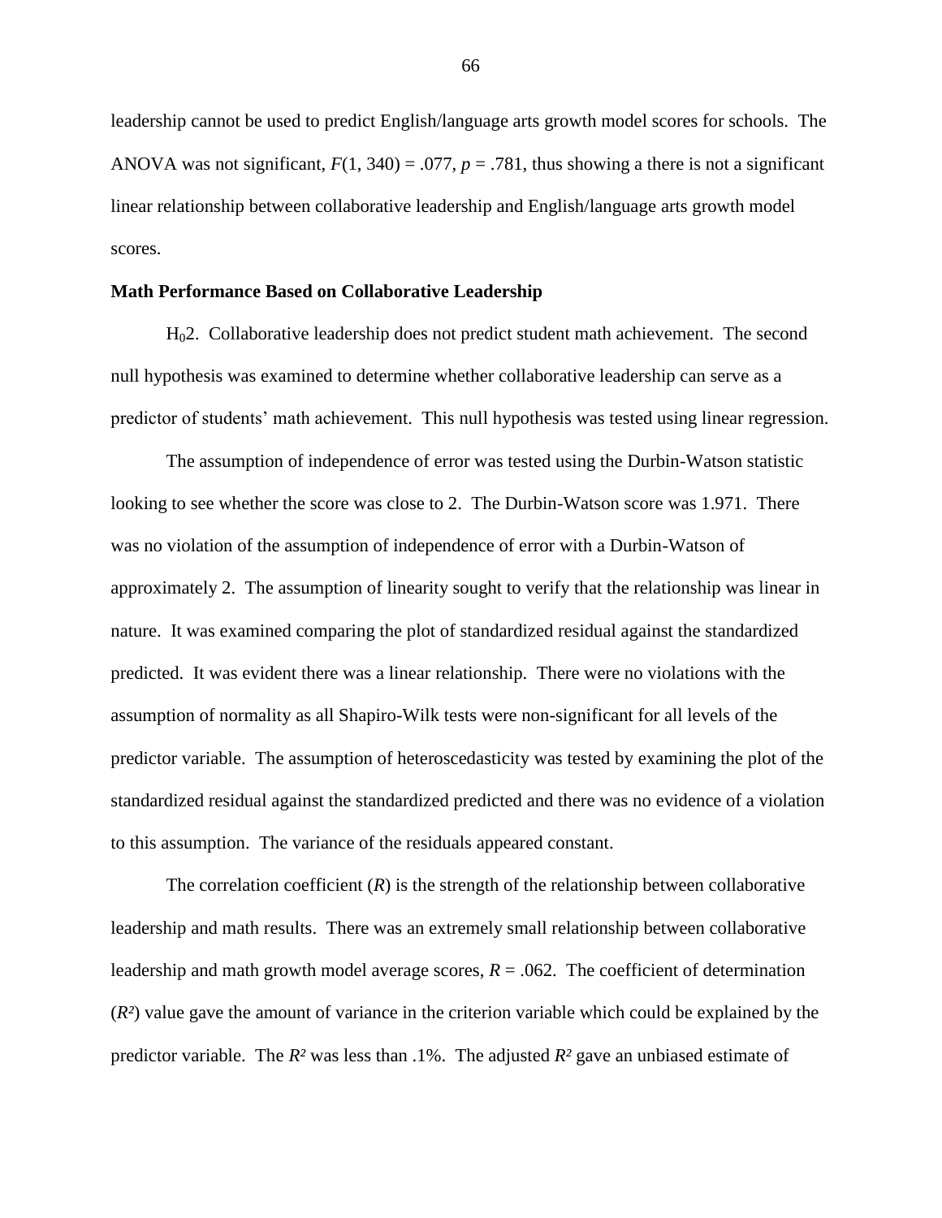leadership cannot be used to predict English/language arts growth model scores for schools. The ANOVA was not significant, $F(1, 340) = .077$, $p = .781$, thus showing a there is not a significant linear relationship between collaborative leadership and English/language arts growth model scores.

**Math Performance Based on Collaborative Leadership**

$H_02$. Collaborative leadership does not predict student math achievement. The second null hypothesis was examined to determine whether collaborative leadership can serve as a predictor of students' math achievement. This null hypothesis was tested using linear regression.

The assumption of independence of error was tested using the Durbin-Watson statistic looking to see whether the score was close to 2. The Durbin-Watson score was 1.971. There was no violation of the assumption of independence of error with a Durbin-Watson of approximately 2. The assumption of linearity sought to verify that the relationship was linear in nature. It was examined comparing the plot of standardized residual against the standardized predicted. It was evident there was a linear relationship. There were no violations with the assumption of normality as all Shapiro-Wilk tests were non-significant for all levels of the predictor variable. The assumption of heteroscedasticity was tested by examining the plot of the standardized residual against the standardized predicted and there was no evidence of a violation to this assumption. The variance of the residuals appeared constant.

The correlation coefficient ($R$) is the strength of the relationship between collaborative leadership and math results. There was an extremely small relationship between collaborative leadership and math growth model average scores, $R = .062$. The coefficient of determination ($R^2$) value gave the amount of variance in the criterion variable which could be explained by the predictor variable. The $R^2$ was less than .1%. The adjusted $R^2$ gave an unbiased estimate of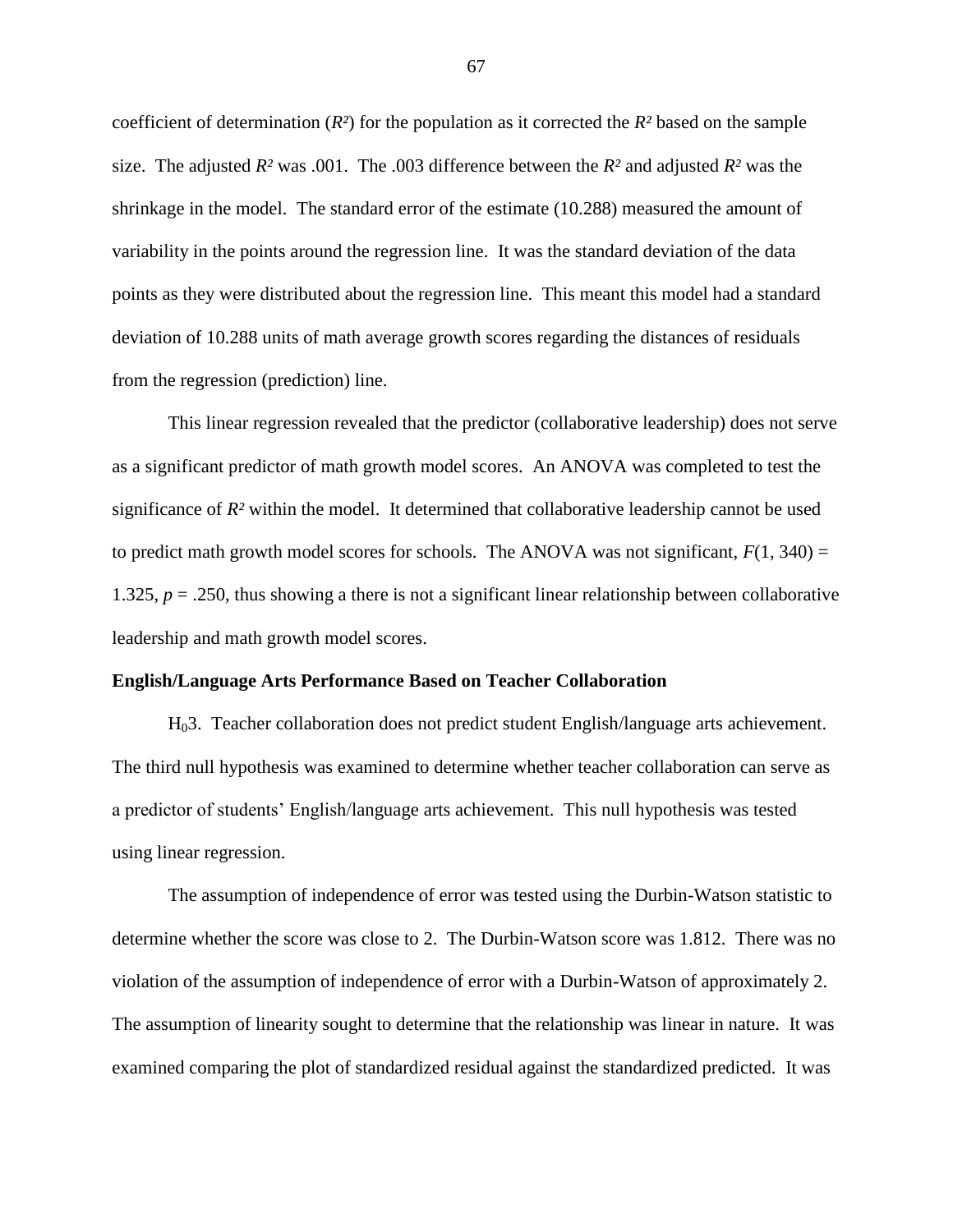coefficient of determination ($R^2$) for the population as it corrected the $R^2$ based on the sample size. The adjusted $R^2$ was .001. The .003 difference between the $R^2$ and adjusted $R^2$ was the shrinkage in the model. The standard error of the estimate (10.288) measured the amount of variability in the points around the regression line. It was the standard deviation of the data points as they were distributed about the regression line. This meant this model had a standard deviation of 10.288 units of math average growth scores regarding the distances of residuals from the regression (prediction) line.

This linear regression revealed that the predictor (collaborative leadership) does not serve as a significant predictor of math growth model scores. An ANOVA was completed to test the significance of $R^2$ within the model. It determined that collaborative leadership cannot be used to predict math growth model scores for schools. The ANOVA was not significant, $F(1, 340) = 1.325$, $p = .250$, thus showing a there is not a significant linear relationship between collaborative leadership and math growth model scores.

**English/Language Arts Performance Based on Teacher Collaboration**

$H_03$. Teacher collaboration does not predict student English/language arts achievement. The third null hypothesis was examined to determine whether teacher collaboration can serve as a predictor of students' English/language arts achievement. This null hypothesis was tested using linear regression.

The assumption of independence of error was tested using the Durbin-Watson statistic to determine whether the score was close to 2. The Durbin-Watson score was 1.812. There was no violation of the assumption of independence of error with a Durbin-Watson of approximately 2. The assumption of linearity sought to determine that the relationship was linear in nature. It was examined comparing the plot of standardized residual against the standardized predicted. It was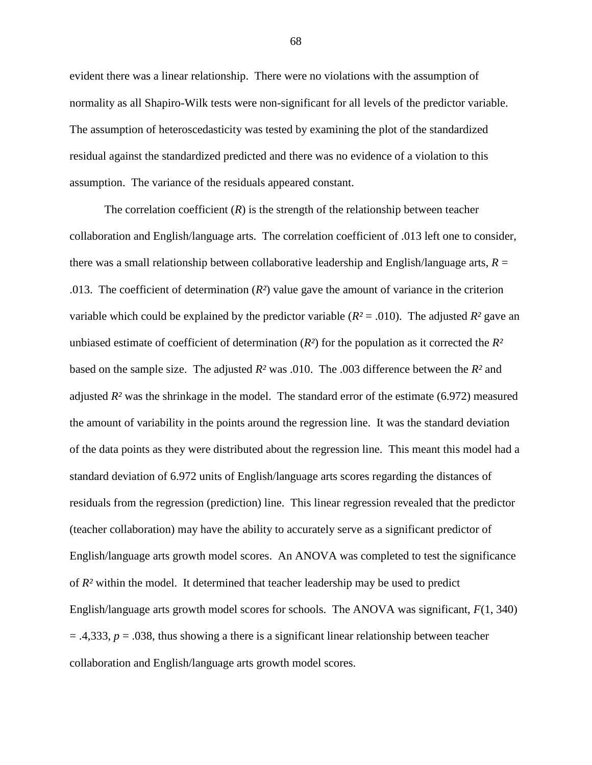evident there was a linear relationship. There were no violations with the assumption of normality as all Shapiro-Wilk tests were non-significant for all levels of the predictor variable. The assumption of heteroscedasticity was tested by examining the plot of the standardized residual against the standardized predicted and there was no evidence of a violation to this assumption. The variance of the residuals appeared constant.

The correlation coefficient ($R$) is the strength of the relationship between teacher collaboration and English/language arts. The correlation coefficient of .013 left one to consider, there was a small relationship between collaborative leadership and English/language arts, $R$ = .013. The coefficient of determination ($R^2$) value gave the amount of variance in the criterion variable which could be explained by the predictor variable ($R^2$ = .010). The adjusted $R^2$ gave an unbiased estimate of coefficient of determination ($R^2$) for the population as it corrected the $R^2$ based on the sample size. The adjusted $R^2$ was .010. The .003 difference between the $R^2$ and adjusted $R^2$ was the shrinkage in the model. The standard error of the estimate (6.972) measured the amount of variability in the points around the regression line. It was the standard deviation of the data points as they were distributed about the regression line. This meant this model had a standard deviation of 6.972 units of English/language arts scores regarding the distances of residuals from the regression (prediction) line. This linear regression revealed that the predictor (teacher collaboration) may have the ability to accurately serve as a significant predictor of English/language arts growth model scores. An ANOVA was completed to test the significance of $R^2$ within the model. It determined that teacher leadership may be used to predict English/language arts growth model scores for schools. The ANOVA was significant, $F(1, 340)$ = .4,333, $p$ = .038, thus showing a there is a significant linear relationship between teacher collaboration and English/language arts growth model scores.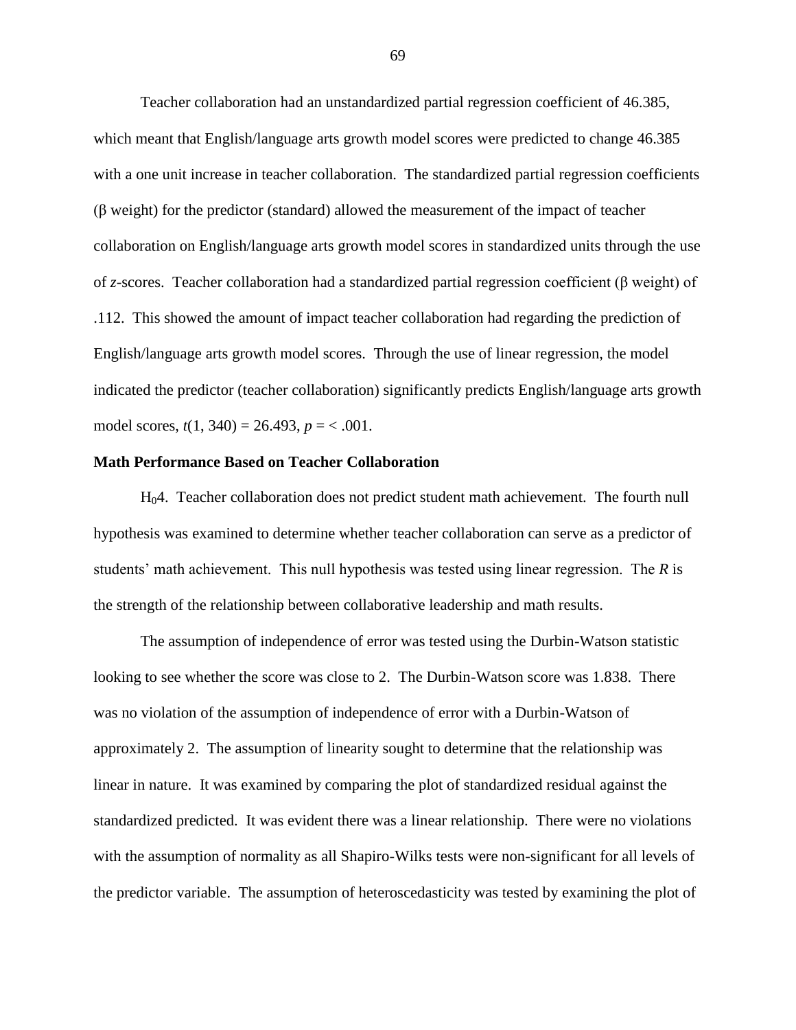Teacher collaboration had an unstandardized partial regression coefficient of 46.385, which meant that English/language arts growth model scores were predicted to change 46.385 with a one unit increase in teacher collaboration. The standardized partial regression coefficients (β weight) for the predictor (standard) allowed the measurement of the impact of teacher collaboration on English/language arts growth model scores in standardized units through the use of *z*-scores. Teacher collaboration had a standardized partial regression coefficient (β weight) of .112. This showed the amount of impact teacher collaboration had regarding the prediction of English/language arts growth model scores. Through the use of linear regression, the model indicated the predictor (teacher collaboration) significantly predicts English/language arts growth model scores, $t(1, 340) = 26.493$, $p = < .001$.

**Math Performance Based on Teacher Collaboration**

$H_0 4$. Teacher collaboration does not predict student math achievement. The fourth null hypothesis was examined to determine whether teacher collaboration can serve as a predictor of students' math achievement. This null hypothesis was tested using linear regression. The *R* is the strength of the relationship between collaborative leadership and math results.

The assumption of independence of error was tested using the Durbin-Watson statistic looking to see whether the score was close to 2. The Durbin-Watson score was 1.838. There was no violation of the assumption of independence of error with a Durbin-Watson of approximately 2. The assumption of linearity sought to determine that the relationship was linear in nature. It was examined by comparing the plot of standardized residual against the standardized predicted. It was evident there was a linear relationship. There were no violations with the assumption of normality as all Shapiro-Wilks tests were non-significant for all levels of the predictor variable. The assumption of heteroscedasticity was tested by examining the plot of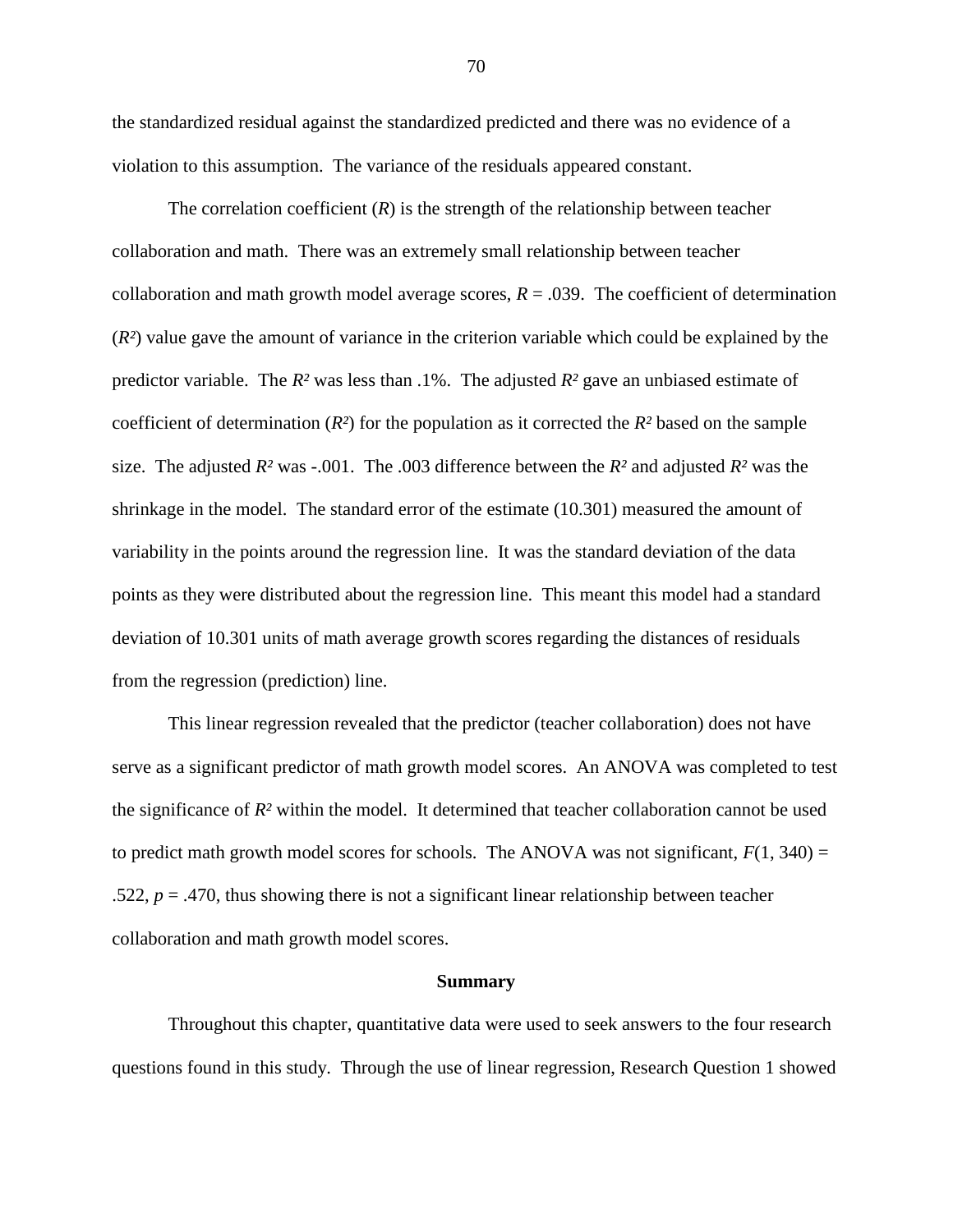the standardized residual against the standardized predicted and there was no evidence of a violation to this assumption. The variance of the residuals appeared constant.

The correlation coefficient ($R$) is the strength of the relationship between teacher collaboration and math. There was an extremely small relationship between teacher collaboration and math growth model average scores, $R = .039$. The coefficient of determination ($R^2$) value gave the amount of variance in the criterion variable which could be explained by the predictor variable. The $R^2$ was less than .1%. The adjusted $R^2$ gave an unbiased estimate of coefficient of determination ($R^2$) for the population as it corrected the $R^2$ based on the sample size. The adjusted $R^2$ was -.001. The .003 difference between the $R^2$ and adjusted $R^2$ was the shrinkage in the model. The standard error of the estimate (10.301) measured the amount of variability in the points around the regression line. It was the standard deviation of the data points as they were distributed about the regression line. This meant this model had a standard deviation of 10.301 units of math average growth scores regarding the distances of residuals from the regression (prediction) line.

This linear regression revealed that the predictor (teacher collaboration) does not have serve as a significant predictor of math growth model scores. An ANOVA was completed to test the significance of $R^2$ within the model. It determined that teacher collaboration cannot be used to predict math growth model scores for schools. The ANOVA was not significant, $F(1, 340) = .522$, $p = .470$, thus showing there is not a significant linear relationship between teacher collaboration and math growth model scores.

## Summary

Throughout this chapter, quantitative data were used to seek answers to the four research questions found in this study. Through the use of linear regression, Research Question 1 showed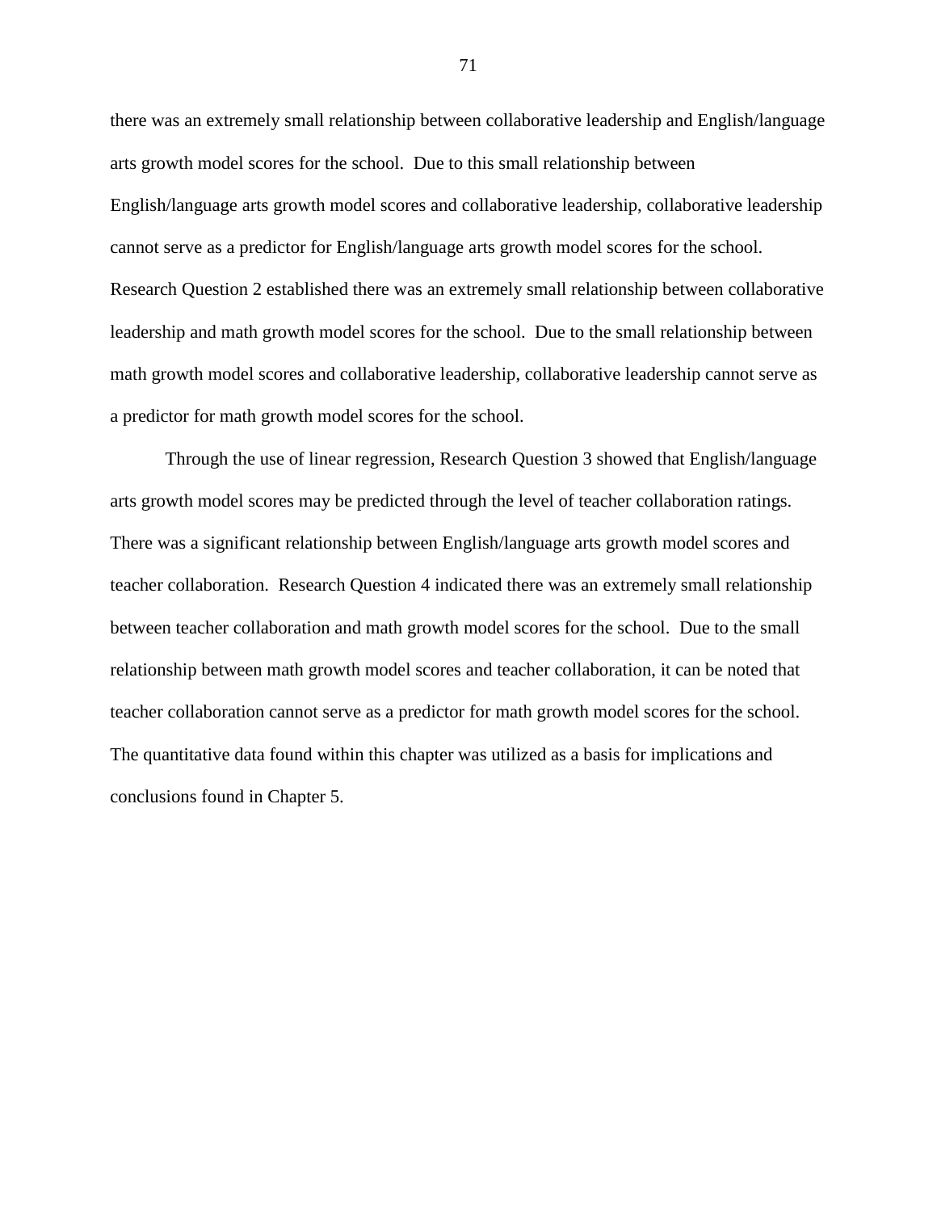there was an extremely small relationship between collaborative leadership and English/language arts growth model scores for the school. Due to this small relationship between English/language arts growth model scores and collaborative leadership, collaborative leadership cannot serve as a predictor for English/language arts growth model scores for the school. Research Question 2 established there was an extremely small relationship between collaborative leadership and math growth model scores for the school. Due to the small relationship between math growth model scores and collaborative leadership, collaborative leadership cannot serve as a predictor for math growth model scores for the school.

Through the use of linear regression, Research Question 3 showed that English/language arts growth model scores may be predicted through the level of teacher collaboration ratings. There was a significant relationship between English/language arts growth model scores and teacher collaboration. Research Question 4 indicated there was an extremely small relationship between teacher collaboration and math growth model scores for the school. Due to the small relationship between math growth model scores and teacher collaboration, it can be noted that teacher collaboration cannot serve as a predictor for math growth model scores for the school. The quantitative data found within this chapter was utilized as a basis for implications and conclusions found in Chapter 5.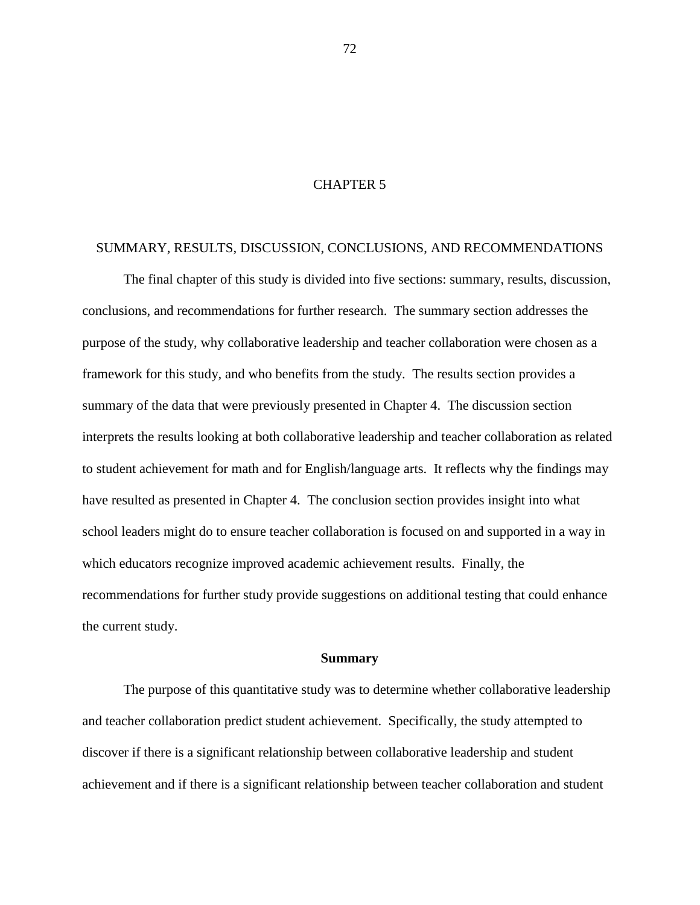# CHAPTER 5

## SUMMARY, RESULTS, DISCUSSION, CONCLUSIONS, AND RECOMMENDATIONS

The final chapter of this study is divided into five sections: summary, results, discussion, conclusions, and recommendations for further research. The summary section addresses the purpose of the study, why collaborative leadership and teacher collaboration were chosen as a framework for this study, and who benefits from the study. The results section provides a summary of the data that were previously presented in Chapter 4. The discussion section interprets the results looking at both collaborative leadership and teacher collaboration as related to student achievement for math and for English/language arts. It reflects why the findings may have resulted as presented in Chapter 4. The conclusion section provides insight into what school leaders might do to ensure teacher collaboration is focused on and supported in a way in which educators recognize improved academic achievement results. Finally, the recommendations for further study provide suggestions on additional testing that could enhance the current study.

### Summary

The purpose of this quantitative study was to determine whether collaborative leadership and teacher collaboration predict student achievement. Specifically, the study attempted to discover if there is a significant relationship between collaborative leadership and student achievement and if there is a significant relationship between teacher collaboration and student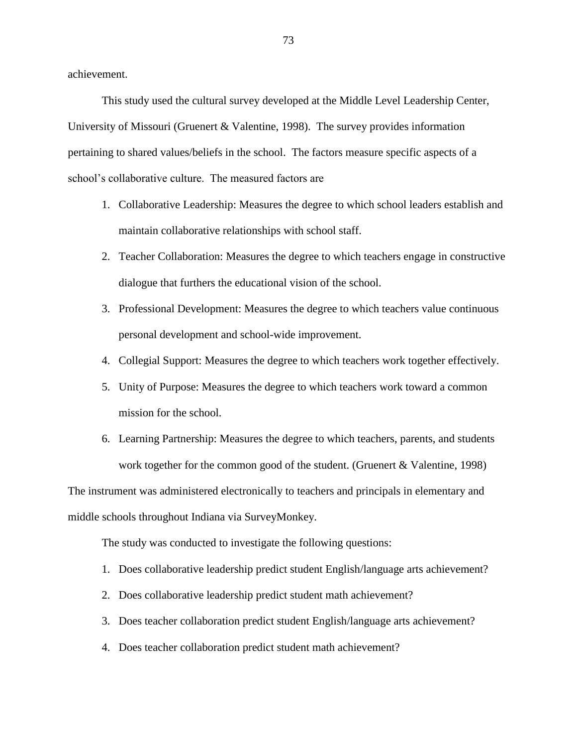achievement.

This study used the cultural survey developed at the Middle Level Leadership Center, University of Missouri (Gruenert & Valentine, 1998). The survey provides information pertaining to shared values/beliefs in the school. The factors measure specific aspects of a school's collaborative culture. The measured factors are

1. Collaborative Leadership: Measures the degree to which school leaders establish and maintain collaborative relationships with school staff.
2. Teacher Collaboration: Measures the degree to which teachers engage in constructive dialogue that furthers the educational vision of the school.
3. Professional Development: Measures the degree to which teachers value continuous personal development and school-wide improvement.
4. Collegial Support: Measures the degree to which teachers work together effectively.
5. Unity of Purpose: Measures the degree to which teachers work toward a common mission for the school.
6. Learning Partnership: Measures the degree to which teachers, parents, and students work together for the common good of the student. (Gruenert & Valentine, 1998)

The instrument was administered electronically to teachers and principals in elementary and middle schools throughout Indiana via SurveyMonkey.

The study was conducted to investigate the following questions:

1. Does collaborative leadership predict student English/language arts achievement?
2. Does collaborative leadership predict student math achievement?
3. Does teacher collaboration predict student English/language arts achievement?
4. Does teacher collaboration predict student math achievement?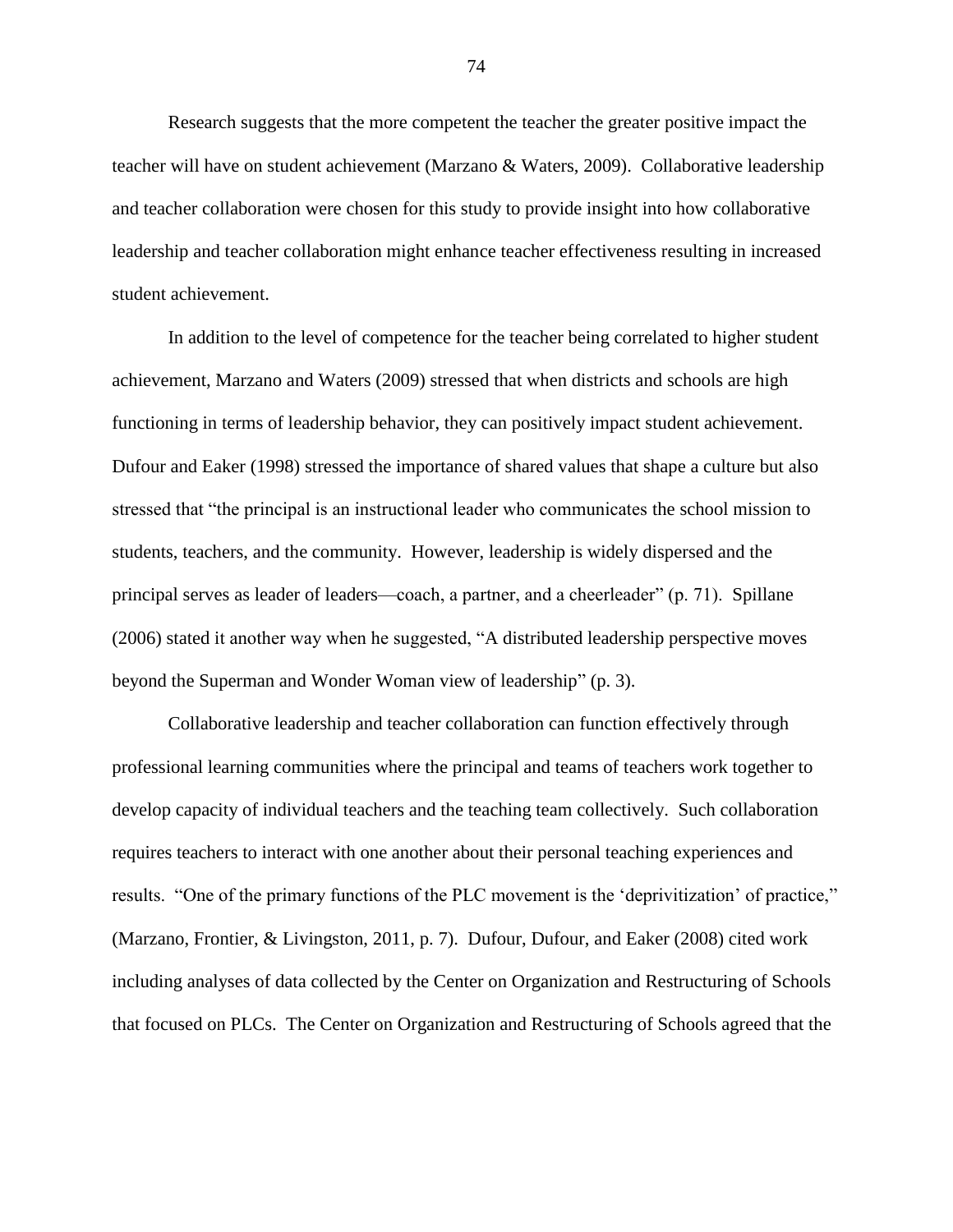Research suggests that the more competent the teacher the greater positive impact the teacher will have on student achievement (Marzano & Waters, 2009). Collaborative leadership and teacher collaboration were chosen for this study to provide insight into how collaborative leadership and teacher collaboration might enhance teacher effectiveness resulting in increased student achievement.

In addition to the level of competence for the teacher being correlated to higher student achievement, Marzano and Waters (2009) stressed that when districts and schools are high functioning in terms of leadership behavior, they can positively impact student achievement. Dufour and Eaker (1998) stressed the importance of shared values that shape a culture but also stressed that "the principal is an instructional leader who communicates the school mission to students, teachers, and the community. However, leadership is widely dispersed and the principal serves as leader of leaders—coach, a partner, and a cheerleader" (p. 71). Spillane (2006) stated it another way when he suggested, "A distributed leadership perspective moves beyond the Superman and Wonder Woman view of leadership" (p. 3).

Collaborative leadership and teacher collaboration can function effectively through professional learning communities where the principal and teams of teachers work together to develop capacity of individual teachers and the teaching team collectively. Such collaboration requires teachers to interact with one another about their personal teaching experiences and results. "One of the primary functions of the PLC movement is the 'deprivitization' of practice," (Marzano, Frontier, & Livingston, 2011, p. 7). Dufour, Dufour, and Eaker (2008) cited work including analyses of data collected by the Center on Organization and Restructuring of Schools that focused on PLCs. The Center on Organization and Restructuring of Schools agreed that the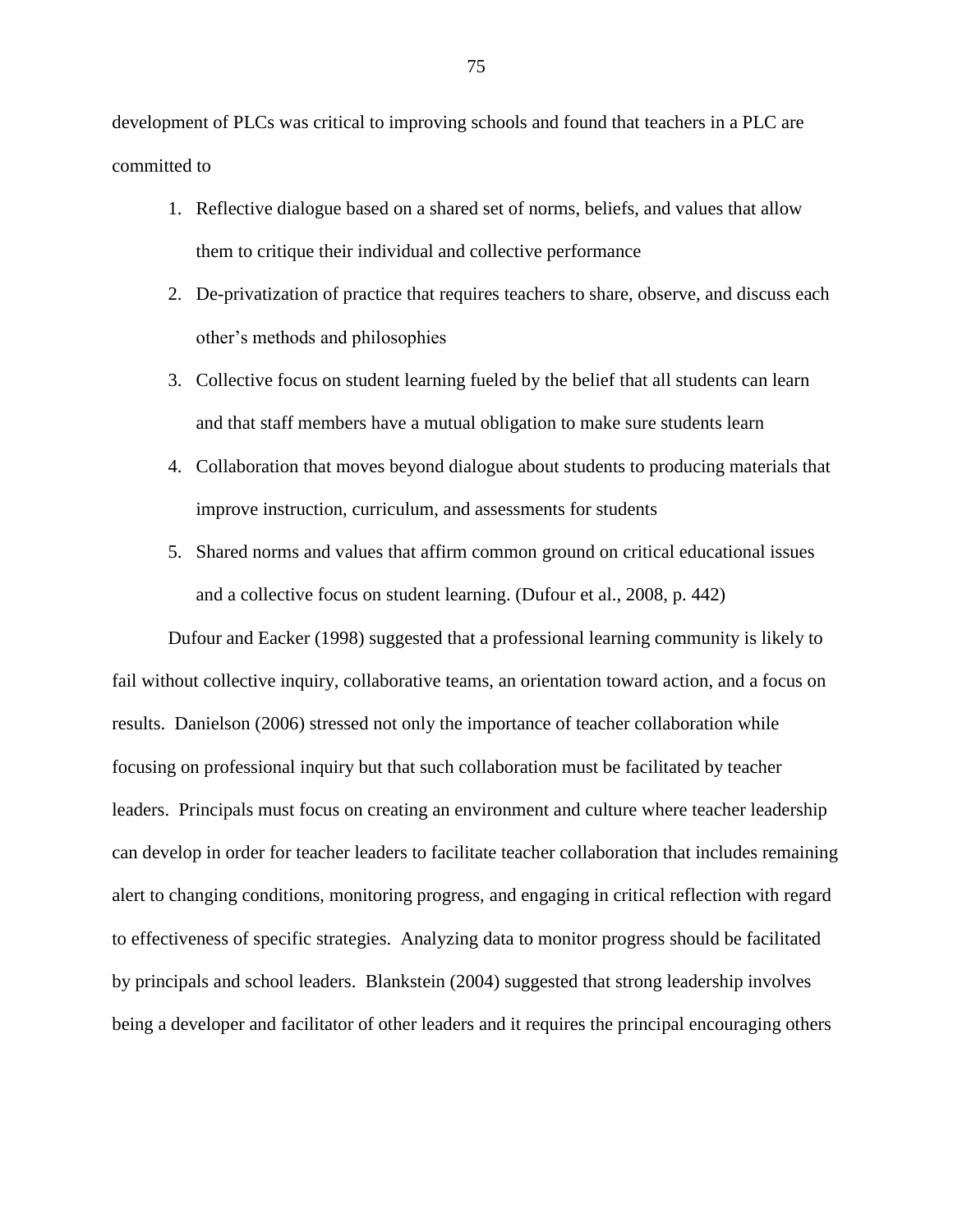development of PLCs was critical to improving schools and found that teachers in a PLC are committed to

1. Reflective dialogue based on a shared set of norms, beliefs, and values that allow them to critique their individual and collective performance
2. De-privatization of practice that requires teachers to share, observe, and discuss each other's methods and philosophies
3. Collective focus on student learning fueled by the belief that all students can learn and that staff members have a mutual obligation to make sure students learn
4. Collaboration that moves beyond dialogue about students to producing materials that improve instruction, curriculum, and assessments for students
5. Shared norms and values that affirm common ground on critical educational issues and a collective focus on student learning. (Dufour et al., 2008, p. 442)

Dufour and Eacker (1998) suggested that a professional learning community is likely to fail without collective inquiry, collaborative teams, an orientation toward action, and a focus on results. Danielson (2006) stressed not only the importance of teacher collaboration while focusing on professional inquiry but that such collaboration must be facilitated by teacher leaders. Principals must focus on creating an environment and culture where teacher leadership can develop in order for teacher leaders to facilitate teacher collaboration that includes remaining alert to changing conditions, monitoring progress, and engaging in critical reflection with regard to effectiveness of specific strategies. Analyzing data to monitor progress should be facilitated by principals and school leaders. Blankstein (2004) suggested that strong leadership involves being a developer and facilitator of other leaders and it requires the principal encouraging others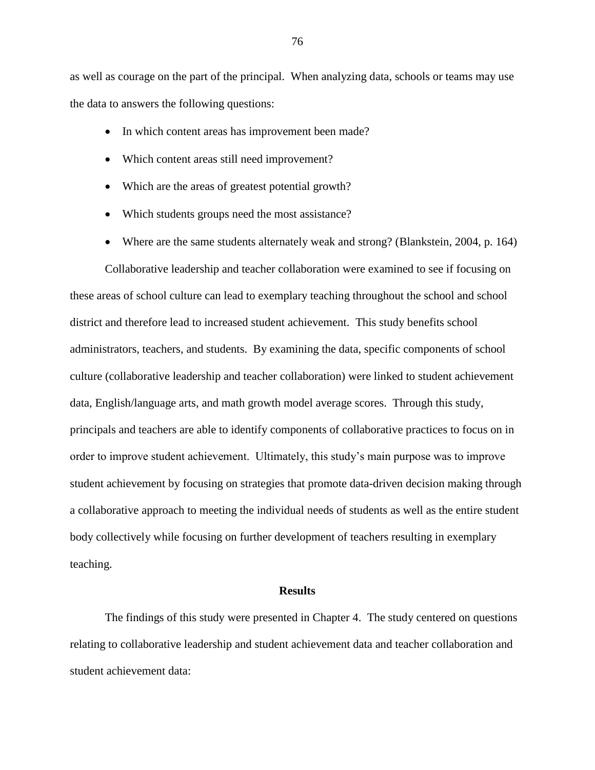as well as courage on the part of the principal. When analyzing data, schools or teams may use the data to answers the following questions:

- In which content areas has improvement been made?
- Which content areas still need improvement?
- Which are the areas of greatest potential growth?
- Which students groups need the most assistance?
- Where are the same students alternately weak and strong? (Blankstein, 2004, p. 164)

Collaborative leadership and teacher collaboration were examined to see if focusing on these areas of school culture can lead to exemplary teaching throughout the school and school district and therefore lead to increased student achievement. This study benefits school administrators, teachers, and students. By examining the data, specific components of school culture (collaborative leadership and teacher collaboration) were linked to student achievement data, English/language arts, and math growth model average scores. Through this study, principals and teachers are able to identify components of collaborative practices to focus on in order to improve student achievement. Ultimately, this study's main purpose was to improve student achievement by focusing on strategies that promote data-driven decision making through a collaborative approach to meeting the individual needs of students as well as the entire student body collectively while focusing on further development of teachers resulting in exemplary teaching.

## Results

The findings of this study were presented in Chapter 4. The study centered on questions relating to collaborative leadership and student achievement data and teacher collaboration and student achievement data: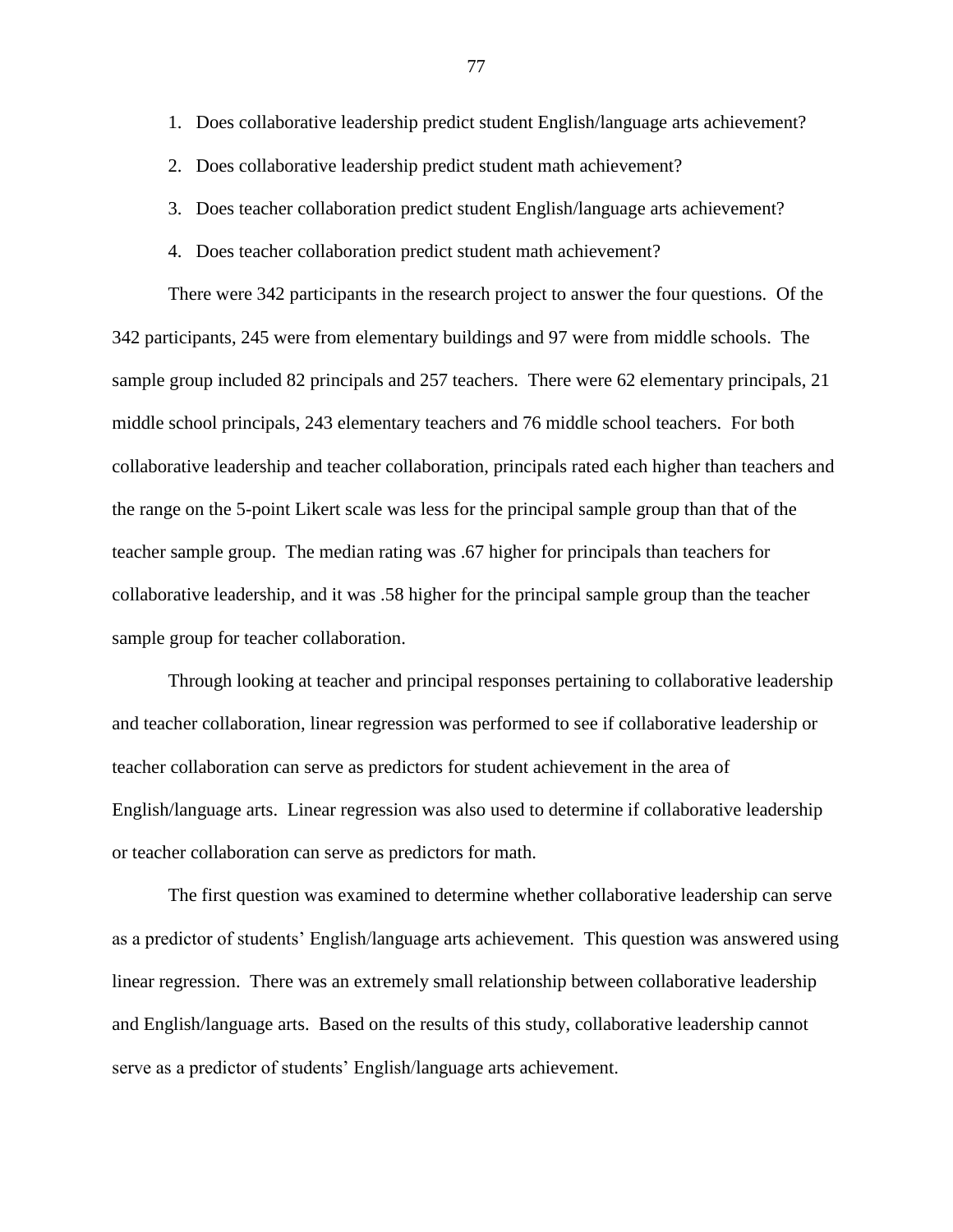1. Does collaborative leadership predict student English/language arts achievement?
2. Does collaborative leadership predict student math achievement?
3. Does teacher collaboration predict student English/language arts achievement?
4. Does teacher collaboration predict student math achievement?

There were 342 participants in the research project to answer the four questions. Of the 342 participants, 245 were from elementary buildings and 97 were from middle schools. The sample group included 82 principals and 257 teachers. There were 62 elementary principals, 21 middle school principals, 243 elementary teachers and 76 middle school teachers. For both collaborative leadership and teacher collaboration, principals rated each higher than teachers and the range on the 5-point Likert scale was less for the principal sample group than that of the teacher sample group. The median rating was .67 higher for principals than teachers for collaborative leadership, and it was .58 higher for the principal sample group than the teacher sample group for teacher collaboration.

Through looking at teacher and principal responses pertaining to collaborative leadership and teacher collaboration, linear regression was performed to see if collaborative leadership or teacher collaboration can serve as predictors for student achievement in the area of English/language arts. Linear regression was also used to determine if collaborative leadership or teacher collaboration can serve as predictors for math.

The first question was examined to determine whether collaborative leadership can serve as a predictor of students' English/language arts achievement. This question was answered using linear regression. There was an extremely small relationship between collaborative leadership and English/language arts. Based on the results of this study, collaborative leadership cannot serve as a predictor of students' English/language arts achievement.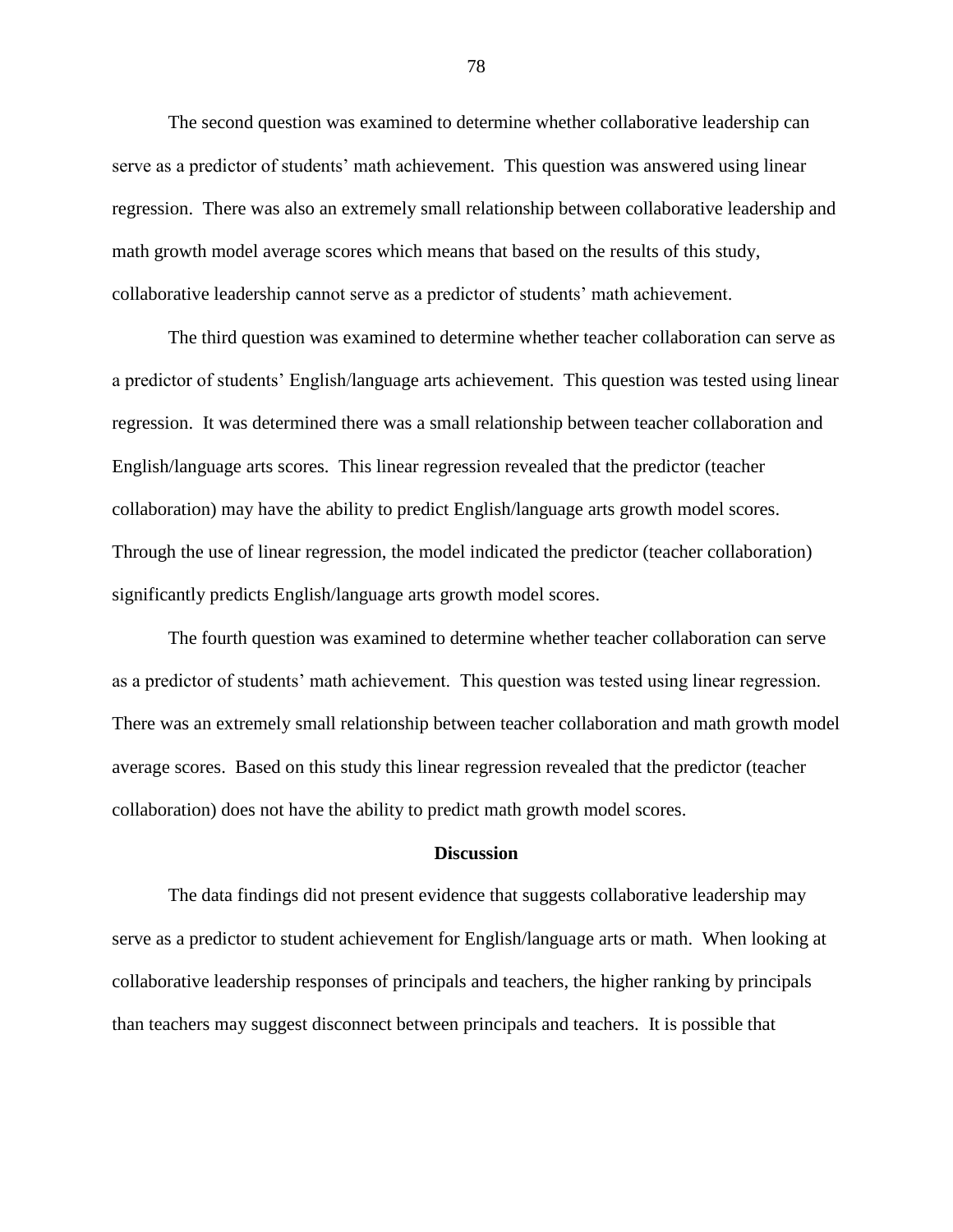The second question was examined to determine whether collaborative leadership can serve as a predictor of students' math achievement. This question was answered using linear regression. There was also an extremely small relationship between collaborative leadership and math growth model average scores which means that based on the results of this study, collaborative leadership cannot serve as a predictor of students' math achievement.

The third question was examined to determine whether teacher collaboration can serve as a predictor of students' English/language arts achievement. This question was tested using linear regression. It was determined there was a small relationship between teacher collaboration and English/language arts scores. This linear regression revealed that the predictor (teacher collaboration) may have the ability to predict English/language arts growth model scores. Through the use of linear regression, the model indicated the predictor (teacher collaboration) significantly predicts English/language arts growth model scores.

The fourth question was examined to determine whether teacher collaboration can serve as a predictor of students' math achievement. This question was tested using linear regression. There was an extremely small relationship between teacher collaboration and math growth model average scores. Based on this study this linear regression revealed that the predictor (teacher collaboration) does not have the ability to predict math growth model scores.

## Discussion

The data findings did not present evidence that suggests collaborative leadership may serve as a predictor to student achievement for English/language arts or math. When looking at collaborative leadership responses of principals and teachers, the higher ranking by principals than teachers may suggest disconnect between principals and teachers. It is possible that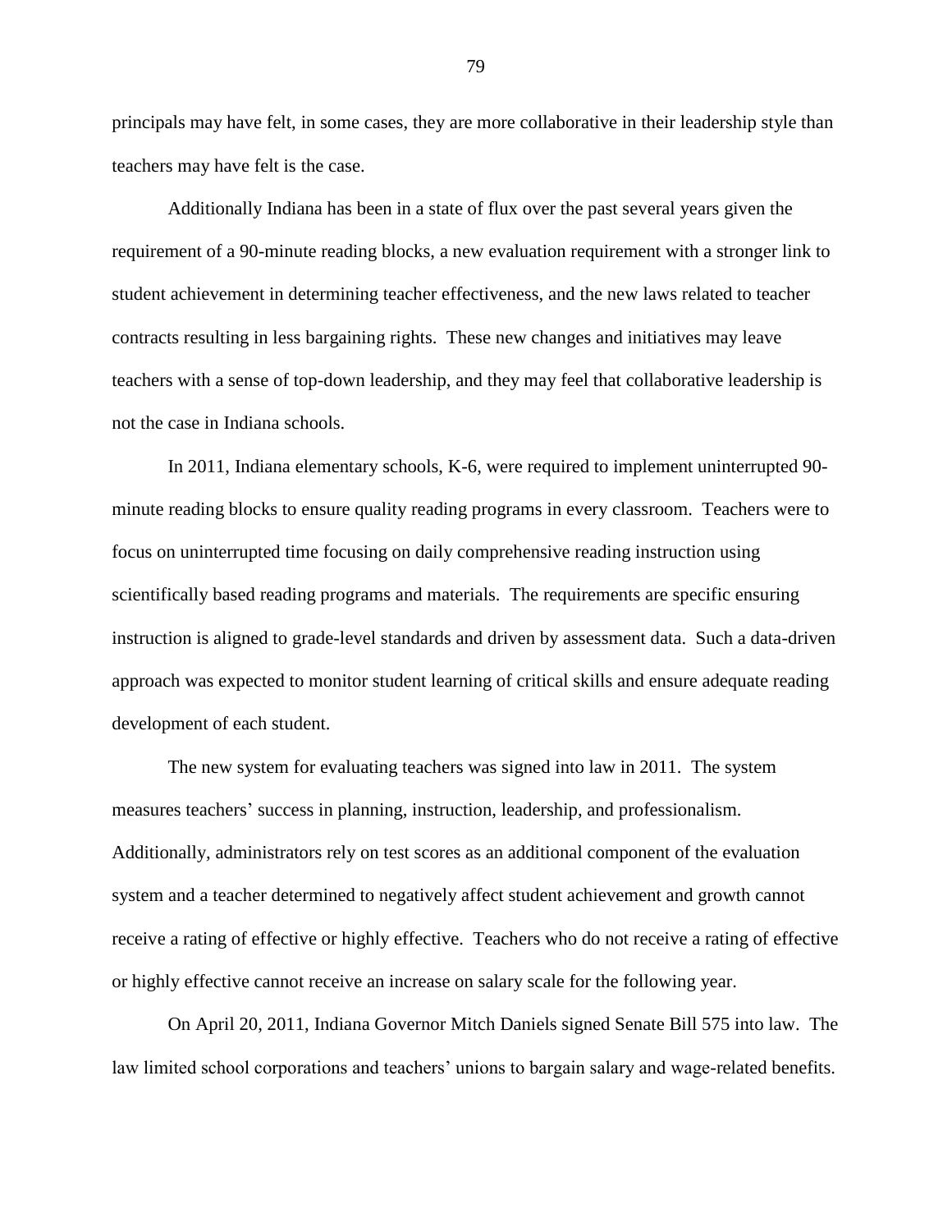principals may have felt, in some cases, they are more collaborative in their leadership style than teachers may have felt is the case.

Additionally Indiana has been in a state of flux over the past several years given the requirement of a 90-minute reading blocks, a new evaluation requirement with a stronger link to student achievement in determining teacher effectiveness, and the new laws related to teacher contracts resulting in less bargaining rights. These new changes and initiatives may leave teachers with a sense of top-down leadership, and they may feel that collaborative leadership is not the case in Indiana schools.

In 2011, Indiana elementary schools, K-6, were required to implement uninterrupted 90-minute reading blocks to ensure quality reading programs in every classroom. Teachers were to focus on uninterrupted time focusing on daily comprehensive reading instruction using scientifically based reading programs and materials. The requirements are specific ensuring instruction is aligned to grade-level standards and driven by assessment data. Such a data-driven approach was expected to monitor student learning of critical skills and ensure adequate reading development of each student.

The new system for evaluating teachers was signed into law in 2011. The system measures teachers' success in planning, instruction, leadership, and professionalism. Additionally, administrators rely on test scores as an additional component of the evaluation system and a teacher determined to negatively affect student achievement and growth cannot receive a rating of effective or highly effective. Teachers who do not receive a rating of effective or highly effective cannot receive an increase on salary scale for the following year.

On April 20, 2011, Indiana Governor Mitch Daniels signed Senate Bill 575 into law. The law limited school corporations and teachers' unions to bargain salary and wage-related benefits.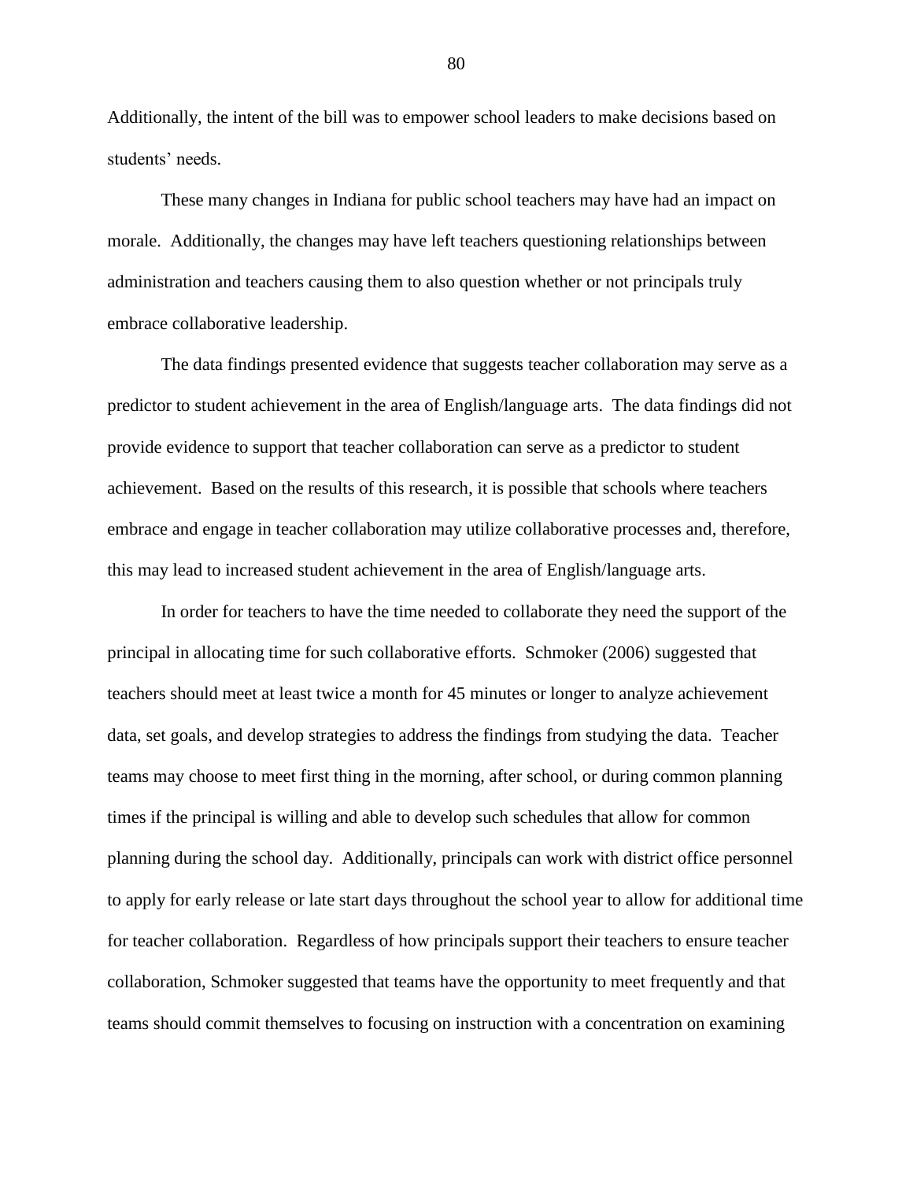Additionally, the intent of the bill was to empower school leaders to make decisions based on students' needs.

These many changes in Indiana for public school teachers may have had an impact on morale. Additionally, the changes may have left teachers questioning relationships between administration and teachers causing them to also question whether or not principals truly embrace collaborative leadership.

The data findings presented evidence that suggests teacher collaboration may serve as a predictor to student achievement in the area of English/language arts. The data findings did not provide evidence to support that teacher collaboration can serve as a predictor to student achievement. Based on the results of this research, it is possible that schools where teachers embrace and engage in teacher collaboration may utilize collaborative processes and, therefore, this may lead to increased student achievement in the area of English/language arts.

In order for teachers to have the time needed to collaborate they need the support of the principal in allocating time for such collaborative efforts. Schmoker (2006) suggested that teachers should meet at least twice a month for 45 minutes or longer to analyze achievement data, set goals, and develop strategies to address the findings from studying the data. Teacher teams may choose to meet first thing in the morning, after school, or during common planning times if the principal is willing and able to develop such schedules that allow for common planning during the school day. Additionally, principals can work with district office personnel to apply for early release or late start days throughout the school year to allow for additional time for teacher collaboration. Regardless of how principals support their teachers to ensure teacher collaboration, Schmoker suggested that teams have the opportunity to meet frequently and that teams should commit themselves to focusing on instruction with a concentration on examining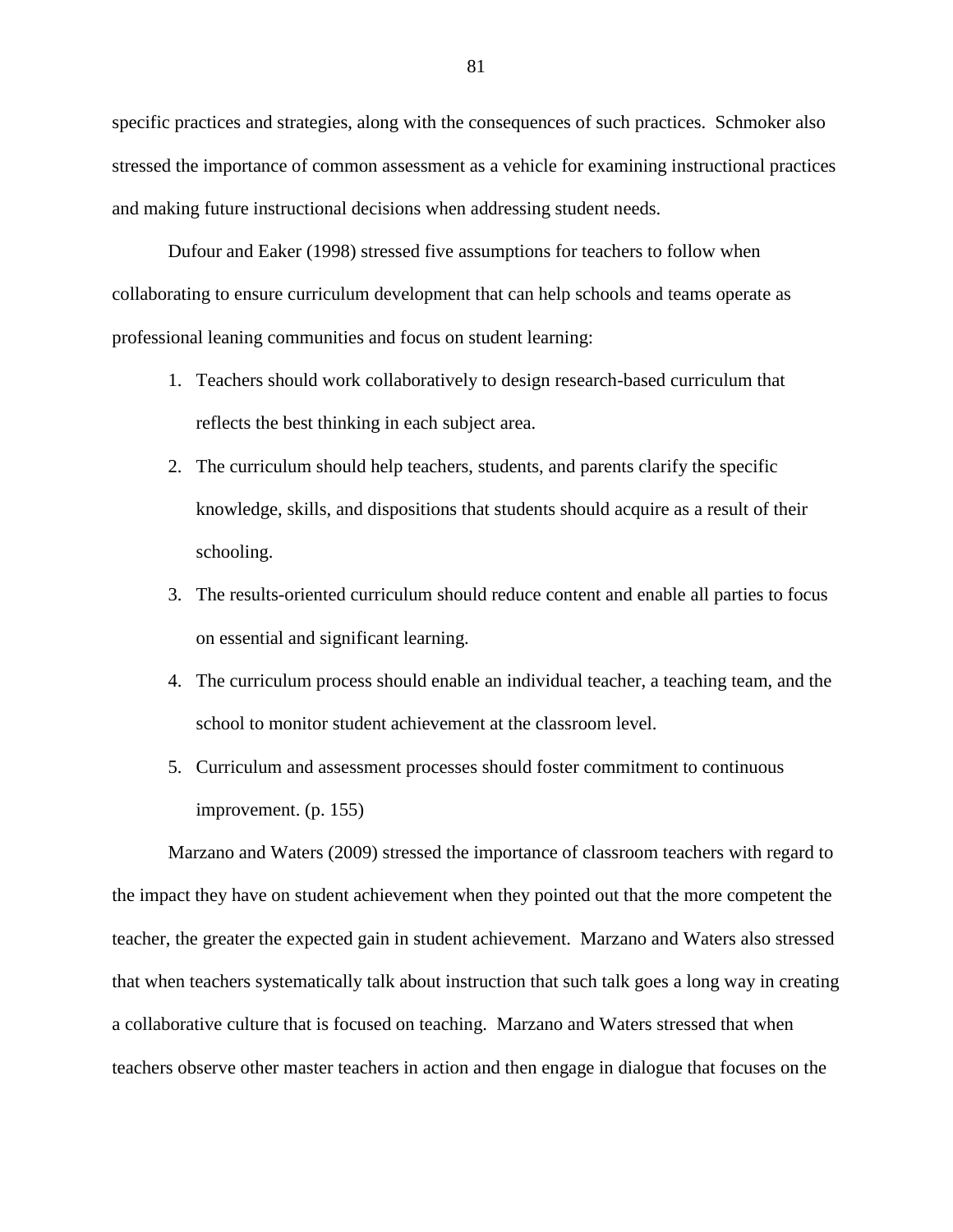specific practices and strategies, along with the consequences of such practices. Schmoker also stressed the importance of common assessment as a vehicle for examining instructional practices and making future instructional decisions when addressing student needs.

Dufour and Eaker (1998) stressed five assumptions for teachers to follow when collaborating to ensure curriculum development that can help schools and teams operate as professional leaning communities and focus on student learning:

1. Teachers should work collaboratively to design research-based curriculum that reflects the best thinking in each subject area.
2. The curriculum should help teachers, students, and parents clarify the specific knowledge, skills, and dispositions that students should acquire as a result of their schooling.
3. The results-oriented curriculum should reduce content and enable all parties to focus on essential and significant learning.
4. The curriculum process should enable an individual teacher, a teaching team, and the school to monitor student achievement at the classroom level.
5. Curriculum and assessment processes should foster commitment to continuous improvement. (p. 155)

Marzano and Waters (2009) stressed the importance of classroom teachers with regard to the impact they have on student achievement when they pointed out that the more competent the teacher, the greater the expected gain in student achievement. Marzano and Waters also stressed that when teachers systematically talk about instruction that such talk goes a long way in creating a collaborative culture that is focused on teaching. Marzano and Waters stressed that when teachers observe other master teachers in action and then engage in dialogue that focuses on the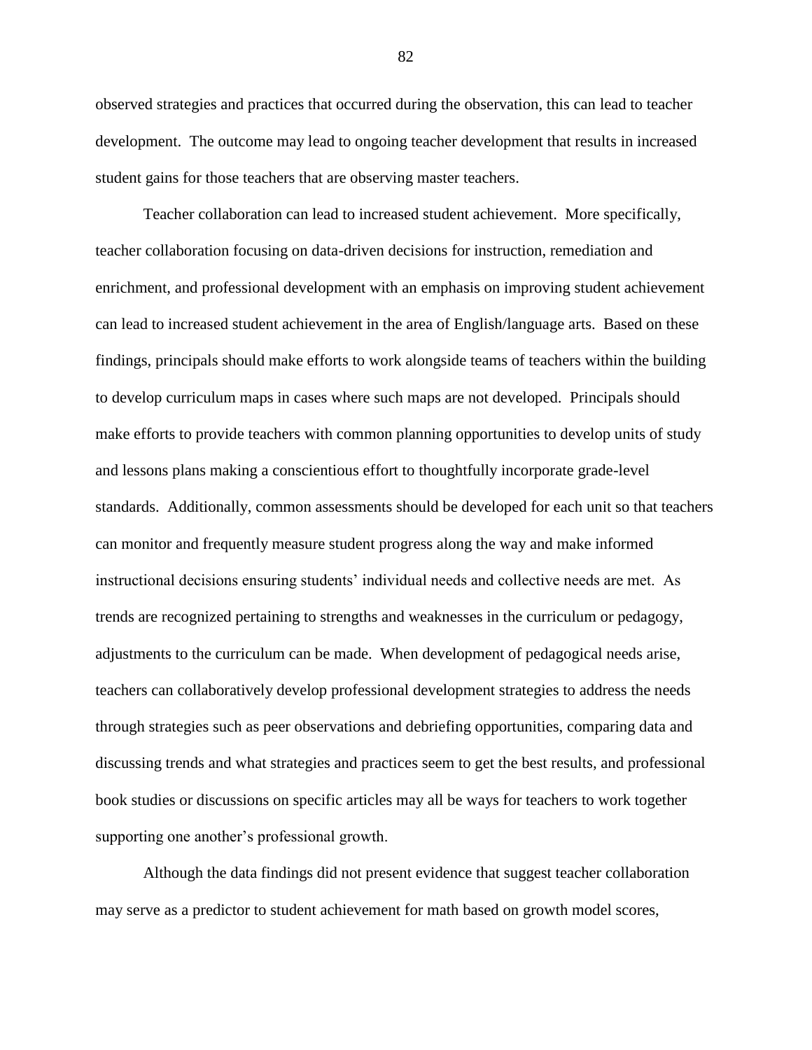observed strategies and practices that occurred during the observation, this can lead to teacher development. The outcome may lead to ongoing teacher development that results in increased student gains for those teachers that are observing master teachers.

Teacher collaboration can lead to increased student achievement. More specifically, teacher collaboration focusing on data-driven decisions for instruction, remediation and enrichment, and professional development with an emphasis on improving student achievement can lead to increased student achievement in the area of English/language arts. Based on these findings, principals should make efforts to work alongside teams of teachers within the building to develop curriculum maps in cases where such maps are not developed. Principals should make efforts to provide teachers with common planning opportunities to develop units of study and lessons plans making a conscientious effort to thoughtfully incorporate grade-level standards. Additionally, common assessments should be developed for each unit so that teachers can monitor and frequently measure student progress along the way and make informed instructional decisions ensuring students' individual needs and collective needs are met. As trends are recognized pertaining to strengths and weaknesses in the curriculum or pedagogy, adjustments to the curriculum can be made. When development of pedagogical needs arise, teachers can collaboratively develop professional development strategies to address the needs through strategies such as peer observations and debriefing opportunities, comparing data and discussing trends and what strategies and practices seem to get the best results, and professional book studies or discussions on specific articles may all be ways for teachers to work together supporting one another's professional growth.

Although the data findings did not present evidence that suggest teacher collaboration may serve as a predictor to student achievement for math based on growth model scores,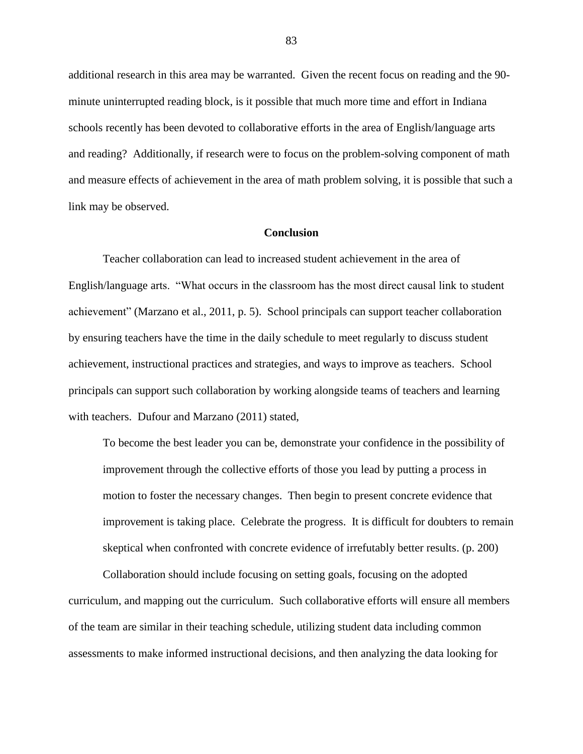additional research in this area may be warranted. Given the recent focus on reading and the 90-minute uninterrupted reading block, is it possible that much more time and effort in Indiana schools recently has been devoted to collaborative efforts in the area of English/language arts and reading? Additionally, if research were to focus on the problem-solving component of math and measure effects of achievement in the area of math problem solving, it is possible that such a link may be observed.

## Conclusion

Teacher collaboration can lead to increased student achievement in the area of English/language arts. "What occurs in the classroom has the most direct causal link to student achievement" (Marzano et al., 2011, p. 5). School principals can support teacher collaboration by ensuring teachers have the time in the daily schedule to meet regularly to discuss student achievement, instructional practices and strategies, and ways to improve as teachers. School principals can support such collaboration by working alongside teams of teachers and learning with teachers. Dufour and Marzano (2011) stated,

> To become the best leader you can be, demonstrate your confidence in the possibility of improvement through the collective efforts of those you lead by putting a process in motion to foster the necessary changes. Then begin to present concrete evidence that improvement is taking place. Celebrate the progress. It is difficult for doubters to remain skeptical when confronted with concrete evidence of irrefutably better results. (p. 200)

Collaboration should include focusing on setting goals, focusing on the adopted curriculum, and mapping out the curriculum. Such collaborative efforts will ensure all members of the team are similar in their teaching schedule, utilizing student data including common assessments to make informed instructional decisions, and then analyzing the data looking for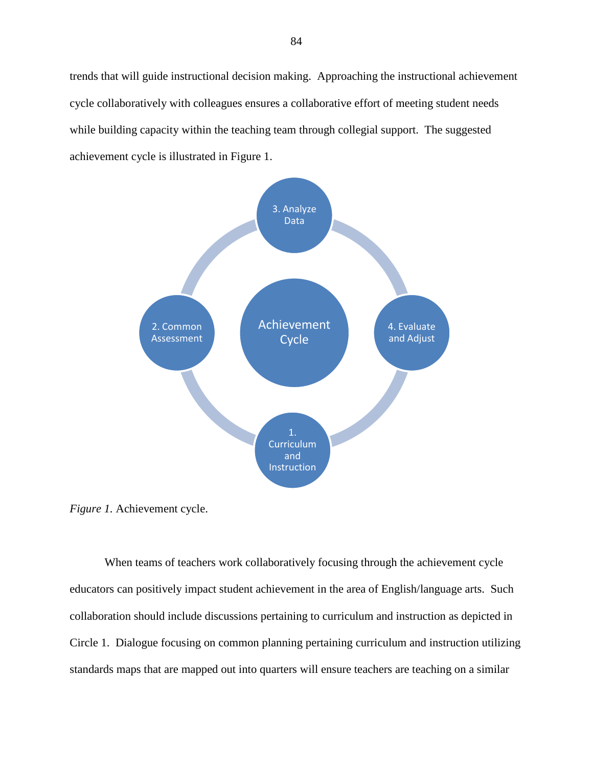trends that will guide instructional decision making. Approaching the instructional achievement cycle collaboratively with colleagues ensures a collaborative effort of meeting student needs while building capacity within the teaching team through collegial support. The suggested achievement cycle is illustrated in Figure 1.

Achievement Cycle

1. Curriculum and Instruction

2. Common Assessment

3. Analyze Data

4. Evaluate and Adjust

*Figure 1.* Achievement cycle.

When teams of teachers work collaboratively focusing through the achievement cycle educators can positively impact student achievement in the area of English/language arts. Such collaboration should include discussions pertaining to curriculum and instruction as depicted in Circle 1. Dialogue focusing on common planning pertaining curriculum and instruction utilizing standards maps that are mapped out into quarters will ensure teachers are teaching on a similar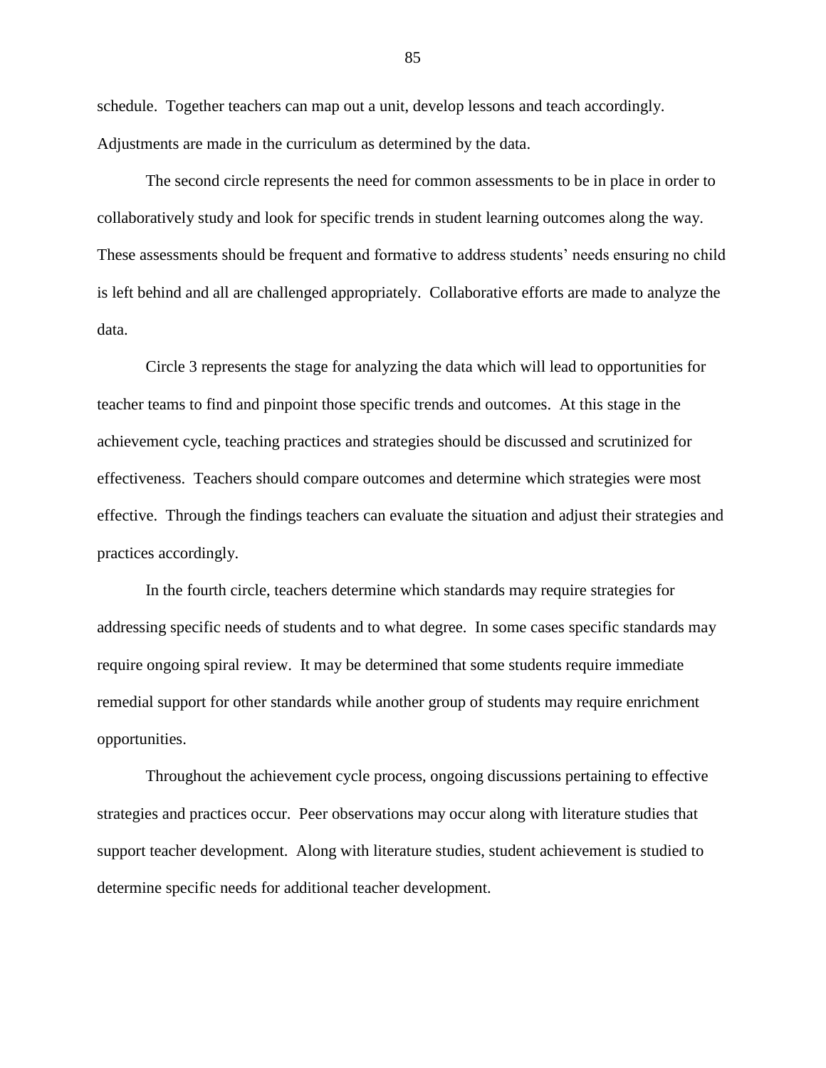schedule.  Together teachers can map out a unit, develop lessons and teach accordingly. Adjustments are made in the curriculum as determined by the data.

The second circle represents the need for common assessments to be in place in order to collaboratively study and look for specific trends in student learning outcomes along the way. These assessments should be frequent and formative to address students' needs ensuring no child is left behind and all are challenged appropriately.  Collaborative efforts are made to analyze the data.

Circle 3 represents the stage for analyzing the data which will lead to opportunities for teacher teams to find and pinpoint those specific trends and outcomes.  At this stage in the achievement cycle, teaching practices and strategies should be discussed and scrutinized for effectiveness.  Teachers should compare outcomes and determine which strategies were most effective.  Through the findings teachers can evaluate the situation and adjust their strategies and practices accordingly.

In the fourth circle, teachers determine which standards may require strategies for addressing specific needs of students and to what degree.  In some cases specific standards may require ongoing spiral review.  It may be determined that some students require immediate remedial support for other standards while another group of students may require enrichment opportunities.

Throughout the achievement cycle process, ongoing discussions pertaining to effective strategies and practices occur.  Peer observations may occur along with literature studies that support teacher development.  Along with literature studies, student achievement is studied to determine specific needs for additional teacher development.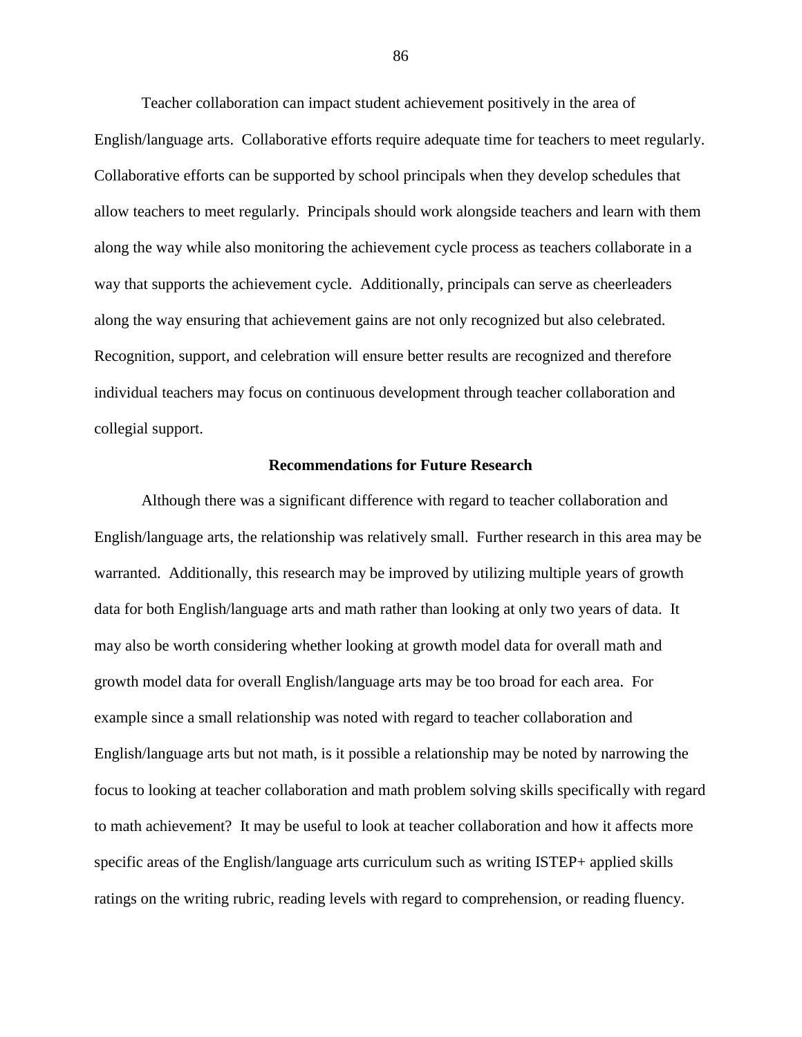Teacher collaboration can impact student achievement positively in the area of English/language arts. Collaborative efforts require adequate time for teachers to meet regularly. Collaborative efforts can be supported by school principals when they develop schedules that allow teachers to meet regularly. Principals should work alongside teachers and learn with them along the way while also monitoring the achievement cycle process as teachers collaborate in a way that supports the achievement cycle. Additionally, principals can serve as cheerleaders along the way ensuring that achievement gains are not only recognized but also celebrated. Recognition, support, and celebration will ensure better results are recognized and therefore individual teachers may focus on continuous development through teacher collaboration and collegial support.

## Recommendations for Future Research

Although there was a significant difference with regard to teacher collaboration and English/language arts, the relationship was relatively small. Further research in this area may be warranted. Additionally, this research may be improved by utilizing multiple years of growth data for both English/language arts and math rather than looking at only two years of data. It may also be worth considering whether looking at growth model data for overall math and growth model data for overall English/language arts may be too broad for each area. For example since a small relationship was noted with regard to teacher collaboration and English/language arts but not math, is it possible a relationship may be noted by narrowing the focus to looking at teacher collaboration and math problem solving skills specifically with regard to math achievement? It may be useful to look at teacher collaboration and how it affects more specific areas of the English/language arts curriculum such as writing ISTEP+ applied skills ratings on the writing rubric, reading levels with regard to comprehension, or reading fluency.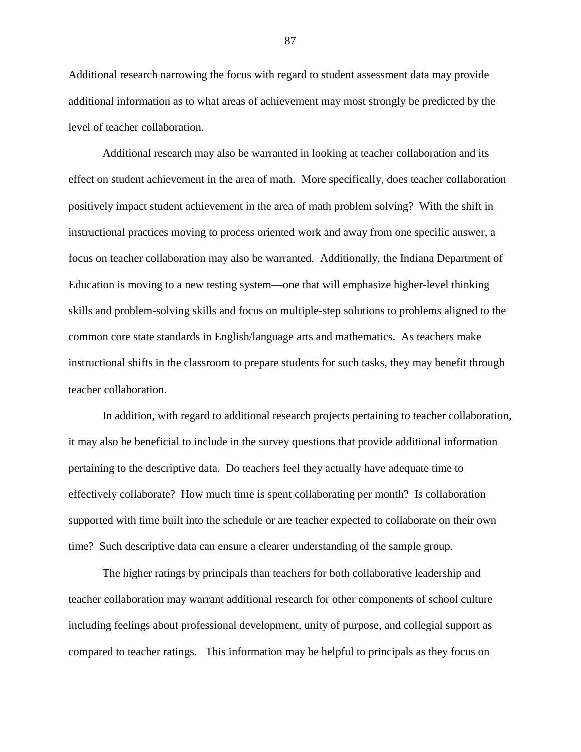Additional research narrowing the focus with regard to student assessment data may provide additional information as to what areas of achievement may most strongly be predicted by the level of teacher collaboration.

Additional research may also be warranted in looking at teacher collaboration and its effect on student achievement in the area of math. More specifically, does teacher collaboration positively impact student achievement in the area of math problem solving? With the shift in instructional practices moving to process oriented work and away from one specific answer, a focus on teacher collaboration may also be warranted. Additionally, the Indiana Department of Education is moving to a new testing system—one that will emphasize higher-level thinking skills and problem-solving skills and focus on multiple-step solutions to problems aligned to the common core state standards in English/language arts and mathematics. As teachers make instructional shifts in the classroom to prepare students for such tasks, they may benefit through teacher collaboration.

In addition, with regard to additional research projects pertaining to teacher collaboration, it may also be beneficial to include in the survey questions that provide additional information pertaining to the descriptive data. Do teachers feel they actually have adequate time to effectively collaborate? How much time is spent collaborating per month? Is collaboration supported with time built into the schedule or are teacher expected to collaborate on their own time? Such descriptive data can ensure a clearer understanding of the sample group.

The higher ratings by principals than teachers for both collaborative leadership and teacher collaboration may warrant additional research for other components of school culture including feelings about professional development, unity of purpose, and collegial support as compared to teacher ratings. This information may be helpful to principals as they focus on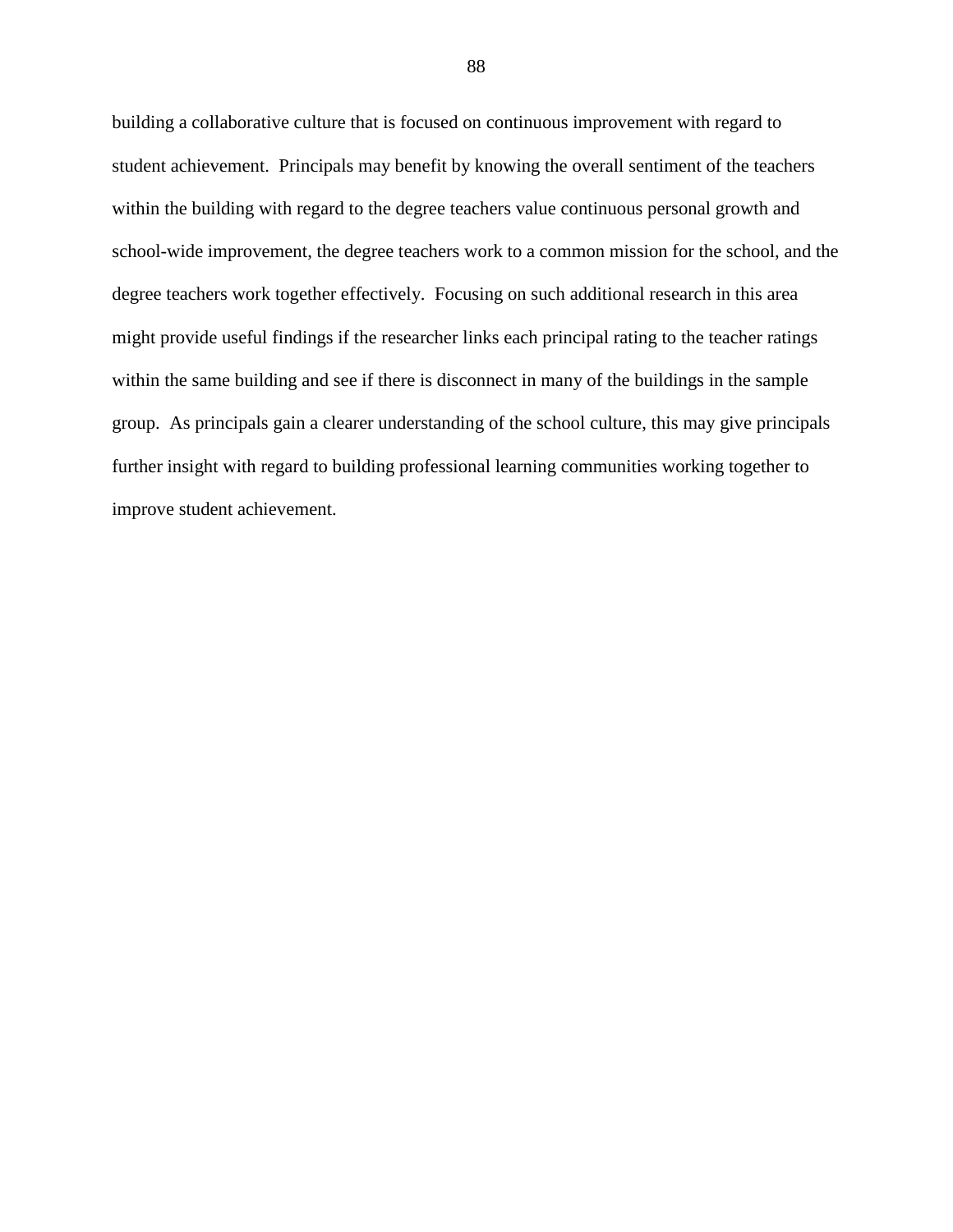building a collaborative culture that is focused on continuous improvement with regard to student achievement. Principals may benefit by knowing the overall sentiment of the teachers within the building with regard to the degree teachers value continuous personal growth and school-wide improvement, the degree teachers work to a common mission for the school, and the degree teachers work together effectively. Focusing on such additional research in this area might provide useful findings if the researcher links each principal rating to the teacher ratings within the same building and see if there is disconnect in many of the buildings in the sample group. As principals gain a clearer understanding of the school culture, this may give principals further insight with regard to building professional learning communities working together to improve student achievement.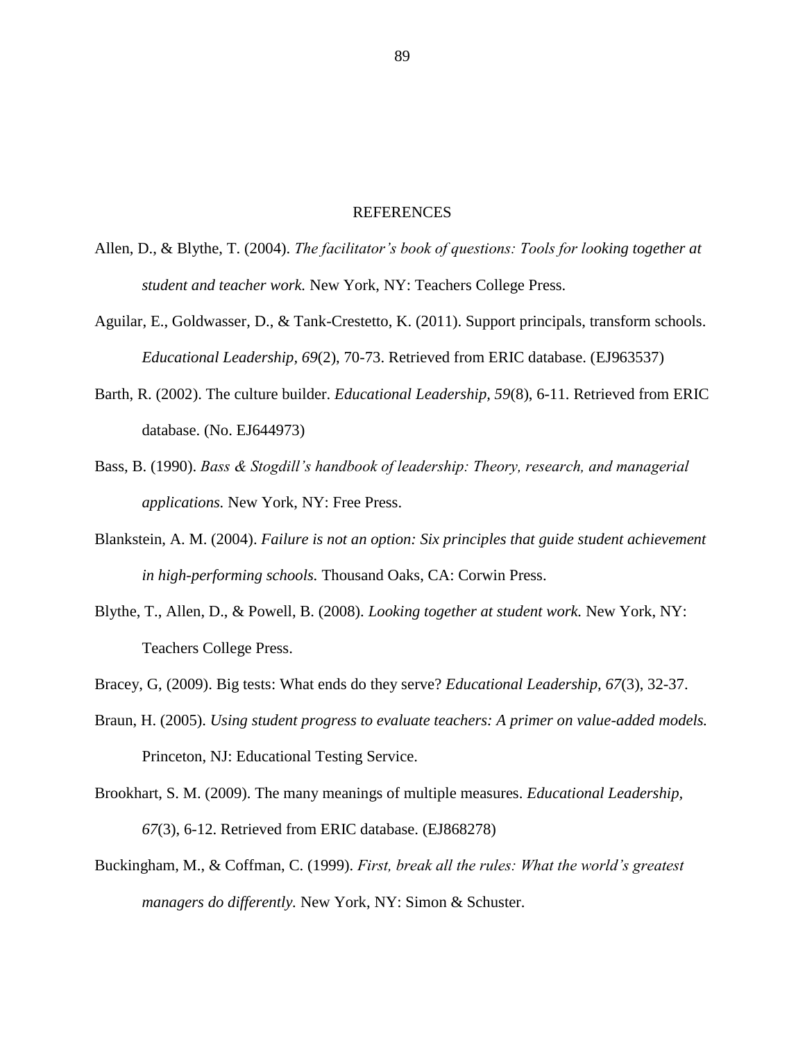# REFERENCES

Allen, D., & Blythe, T. (2004). *The facilitator's book of questions: Tools for looking together at student and teacher work.* New York, NY: Teachers College Press.

Aguilar, E., Goldwasser, D., & Tank-Crestetto, K. (2011). Support principals, transform schools. *Educational Leadership, 69*(2), 70-73. Retrieved from ERIC database. (EJ963537)

Barth, R. (2002). The culture builder. *Educational Leadership, 59*(8), 6-11. Retrieved from ERIC database. (No. EJ644973)

Bass, B. (1990). *Bass & Stogdill's handbook of leadership: Theory, research, and managerial applications.* New York, NY: Free Press.

Blankstein, A. M. (2004). *Failure is not an option: Six principles that guide student achievement in high-performing schools.* Thousand Oaks, CA: Corwin Press.

Blythe, T., Allen, D., & Powell, B. (2008). *Looking together at student work.* New York, NY: Teachers College Press.

Bracey, G, (2009). Big tests: What ends do they serve? *Educational Leadership, 67*(3), 32-37.

Braun, H. (2005). *Using student progress to evaluate teachers: A primer on value-added models.* Princeton, NJ: Educational Testing Service.

Brookhart, S. M. (2009). The many meanings of multiple measures. *Educational Leadership, 67*(3), 6-12. Retrieved from ERIC database. (EJ868278)

Buckingham, M., & Coffman, C. (1999). *First, break all the rules: What the world's greatest managers do differently.* New York, NY: Simon & Schuster.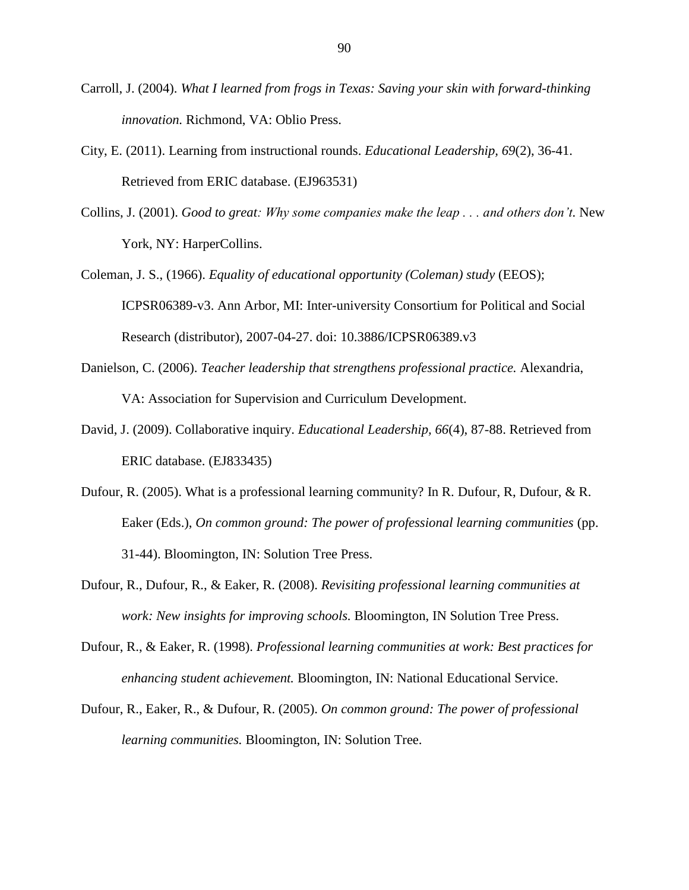Carroll, J. (2004). *What I learned from frogs in Texas: Saving your skin with forward-thinking innovation.* Richmond, VA: Oblio Press.

City, E. (2011). Learning from instructional rounds. *Educational Leadership, 69*(2), 36-41. Retrieved from ERIC database. (EJ963531)

Collins, J. (2001). *Good to great: Why some companies make the leap . . . and others don't.* New York, NY: HarperCollins.

Coleman, J. S., (1966). *Equality of educational opportunity (Coleman) study* (EEOS); ICPSR06389-v3. Ann Arbor, MI: Inter-university Consortium for Political and Social Research (distributor), 2007-04-27. doi: 10.3886/ICPSR06389.v3

Danielson, C. (2006). *Teacher leadership that strengthens professional practice.* Alexandria, VA: Association for Supervision and Curriculum Development.

David, J. (2009). Collaborative inquiry. *Educational Leadership, 66*(4), 87-88. Retrieved from ERIC database. (EJ833435)

Dufour, R. (2005). What is a professional learning community? In R. Dufour, R, Dufour, & R. Eaker (Eds.), *On common ground: The power of professional learning communities* (pp. 31-44). Bloomington, IN: Solution Tree Press.

Dufour, R., Dufour, R., & Eaker, R. (2008). *Revisiting professional learning communities at work: New insights for improving schools.* Bloomington, IN Solution Tree Press.

Dufour, R., & Eaker, R. (1998). *Professional learning communities at work: Best practices for enhancing student achievement.* Bloomington, IN: National Educational Service.

Dufour, R., Eaker, R., & Dufour, R. (2005). *On common ground: The power of professional learning communities.* Bloomington, IN: Solution Tree.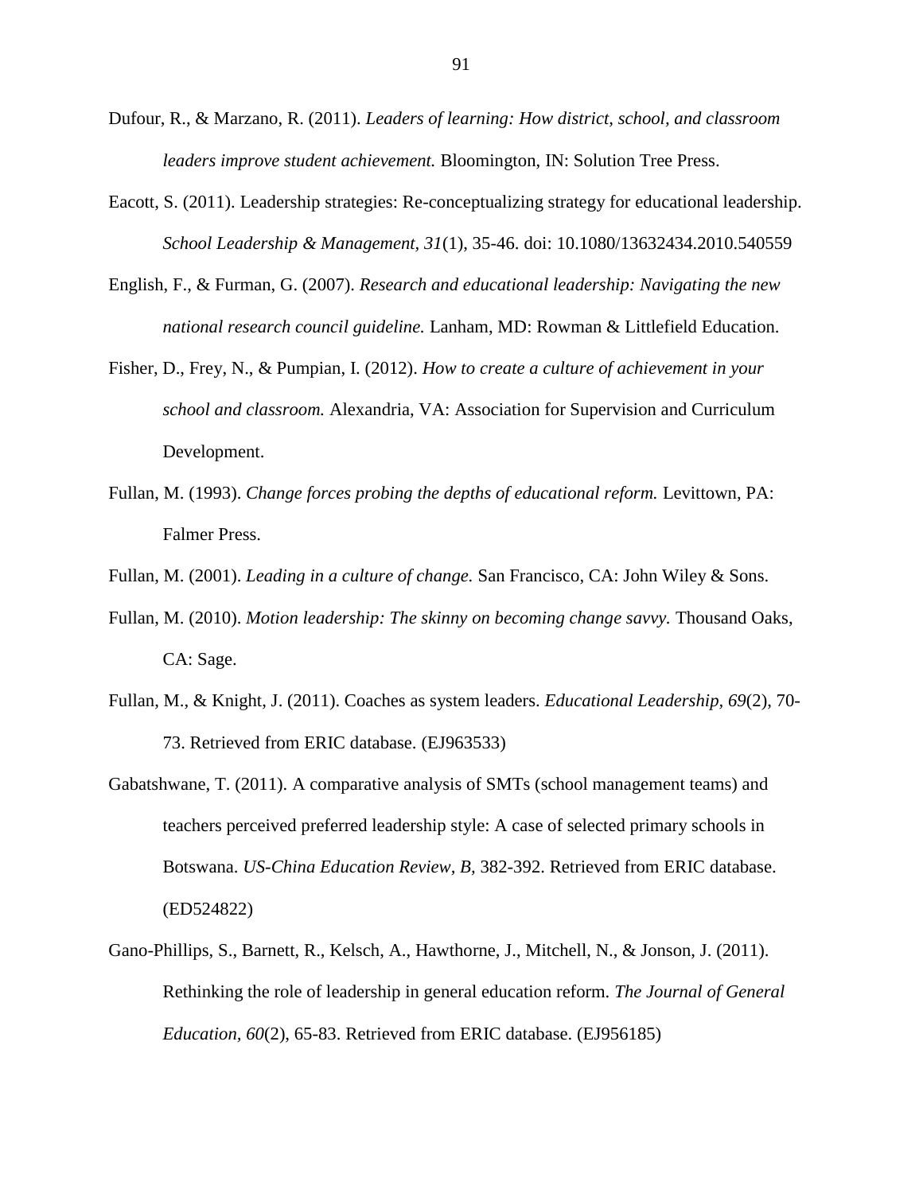Dufour, R., & Marzano, R. (2011). *Leaders of learning: How district, school, and classroom leaders improve student achievement.* Bloomington, IN: Solution Tree Press.

Eacott, S. (2011). Leadership strategies: Re-conceptualizing strategy for educational leadership. *School Leadership & Management, 31*(1), 35-46. doi: 10.1080/13632434.2010.540559

English, F., & Furman, G. (2007). *Research and educational leadership: Navigating the new national research council guideline.* Lanham, MD: Rowman & Littlefield Education.

Fisher, D., Frey, N., & Pumpian, I. (2012). *How to create a culture of achievement in your school and classroom.* Alexandria, VA: Association for Supervision and Curriculum Development.

Fullan, M. (1993). *Change forces probing the depths of educational reform.* Levittown, PA: Falmer Press.

Fullan, M. (2001). *Leading in a culture of change.* San Francisco, CA: John Wiley & Sons.

Fullan, M. (2010). *Motion leadership: The skinny on becoming change savvy.* Thousand Oaks, CA: Sage.

Fullan, M., & Knight, J. (2011). Coaches as system leaders. *Educational Leadership, 69*(2), 70-73. Retrieved from ERIC database. (EJ963533)

Gabatshwane, T. (2011). A comparative analysis of SMTs (school management teams) and teachers perceived preferred leadership style: A case of selected primary schools in Botswana. *US-China Education Review, B,* 382-392. Retrieved from ERIC database. (ED524822)

Gano-Phillips, S., Barnett, R., Kelsch, A., Hawthorne, J., Mitchell, N., & Jonson, J. (2011). Rethinking the role of leadership in general education reform. *The Journal of General Education, 60*(2), 65-83. Retrieved from ERIC database. (EJ956185)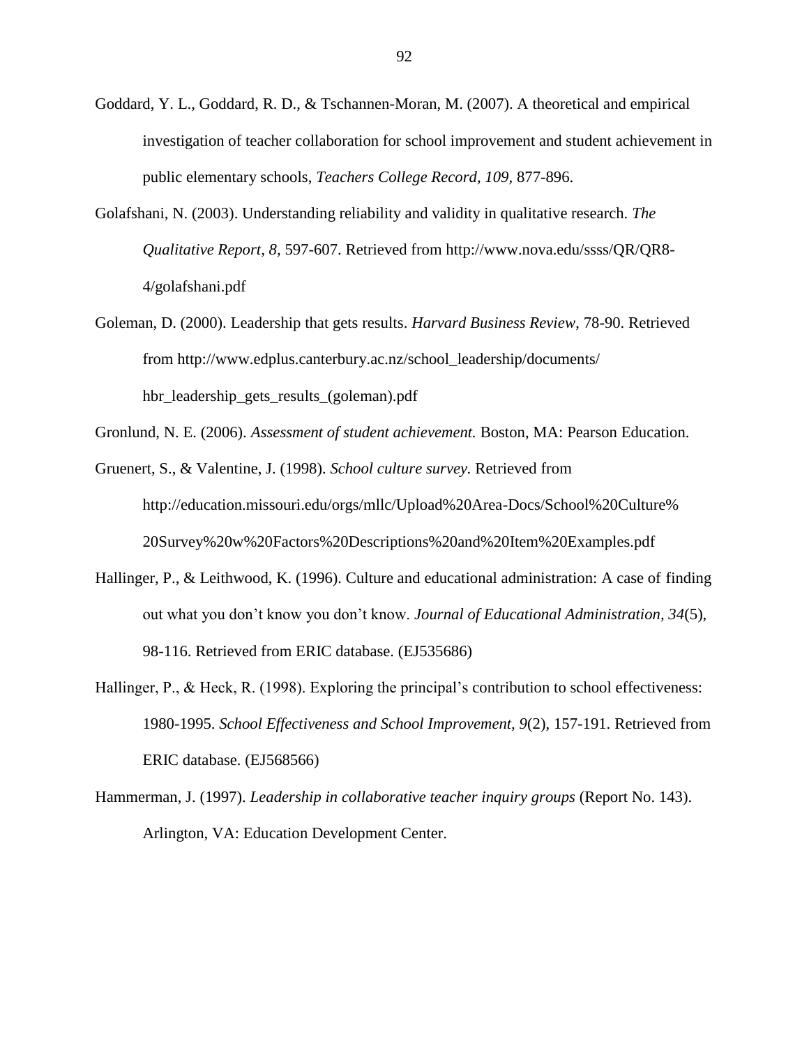Goddard, Y. L., Goddard, R. D., & Tschannen-Moran, M. (2007). A theoretical and empirical investigation of teacher collaboration for school improvement and student achievement in public elementary schools, *Teachers College Record, 109,* 877-896.

Golafshani, N. (2003). Understanding reliability and validity in qualitative research. *The Qualitative Report, 8,* 597-607. Retrieved from http://www.nova.edu/ssss/QR/QR8-4/golafshani.pdf

Goleman, D. (2000). Leadership that gets results. *Harvard Business Review*, 78-90. Retrieved from http://www.edplus.canterbury.ac.nz/school_leadership/documents/hbr_leadership_gets_results_(goleman).pdf

Gronlund, N. E. (2006). *Assessment of student achievement.* Boston, MA: Pearson Education.

Gruenert, S., & Valentine, J. (1998). *School culture survey.* Retrieved from http://education.missouri.edu/orgs/mllc/Upload%20Area-Docs/School%20Culture%20Survey%20w%20Factors%20Descriptions%20and%20Item%20Examples.pdf

Hallinger, P., & Leithwood, K. (1996). Culture and educational administration: A case of finding out what you don't know you don't know. *Journal of Educational Administration, 34*(5), 98-116. Retrieved from ERIC database. (EJ535686)

Hallinger, P., & Heck, R. (1998). Exploring the principal's contribution to school effectiveness: 1980-1995. *School Effectiveness and School Improvement, 9*(2), 157-191. Retrieved from ERIC database. (EJ568566)

Hammerman, J. (1997). *Leadership in collaborative teacher inquiry groups* (Report No. 143). Arlington, VA: Education Development Center.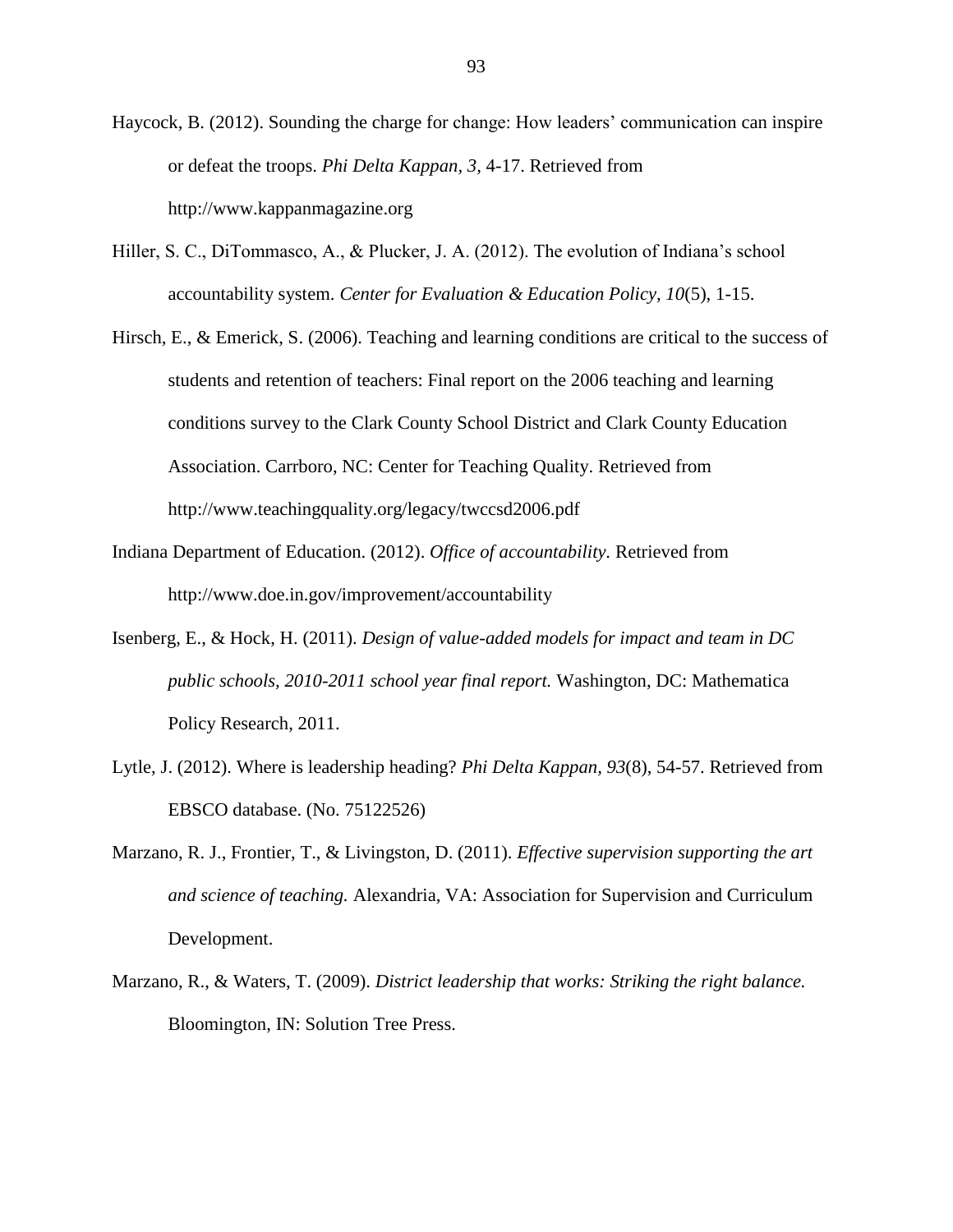Haycock, B. (2012). Sounding the charge for change: How leaders' communication can inspire or defeat the troops. *Phi Delta Kappan, 3,* 4-17. Retrieved from http://www.kappanmagazine.org

Hiller, S. C., DiTommasco, A., & Plucker, J. A. (2012). The evolution of Indiana's school accountability system. *Center for Evaluation & Education Policy, 10*(5), 1-15.

Hirsch, E., & Emerick, S. (2006). Teaching and learning conditions are critical to the success of students and retention of teachers: Final report on the 2006 teaching and learning conditions survey to the Clark County School District and Clark County Education Association. Carrboro, NC: Center for Teaching Quality. Retrieved from http://www.teachingquality.org/legacy/twccsd2006.pdf

Indiana Department of Education. (2012). *Office of accountability.* Retrieved from http://www.doe.in.gov/improvement/accountability

Isenberg, E., & Hock, H. (2011). *Design of value-added models for impact and team in DC public schools, 2010-2011 school year final report.* Washington, DC: Mathematica Policy Research, 2011.

Lytle, J. (2012). Where is leadership heading? *Phi Delta Kappan, 93*(8), 54-57. Retrieved from EBSCO database. (No. 75122526)

Marzano, R. J., Frontier, T., & Livingston, D. (2011). *Effective supervision supporting the art and science of teaching.* Alexandria, VA: Association for Supervision and Curriculum Development.

Marzano, R., & Waters, T. (2009). *District leadership that works: Striking the right balance.* Bloomington, IN: Solution Tree Press.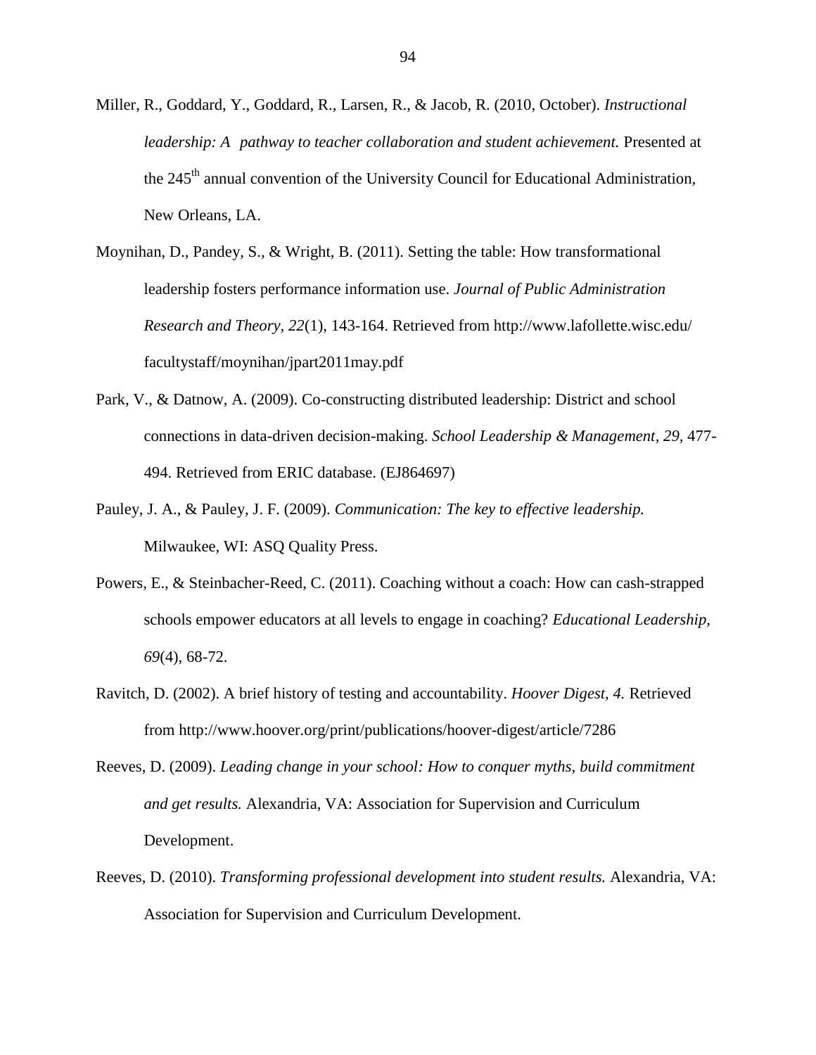Miller, R., Goddard, Y., Goddard, R., Larsen, R., & Jacob, R. (2010, October). *Instructional leadership: A pathway to teacher collaboration and student achievement.* Presented at the 245th annual convention of the University Council for Educational Administration, New Orleans, LA.

Moynihan, D., Pandey, S., & Wright, B. (2011). Setting the table: How transformational leadership fosters performance information use. *Journal of Public Administration Research and Theory, 22*(1), 143-164. Retrieved from http://www.lafollette.wisc.edu/facultystaff/moynihan/jpart2011may.pdf

Park, V., & Datnow, A. (2009). Co-constructing distributed leadership: District and school connections in data-driven decision-making. *School Leadership & Management, 29*, 477-494. Retrieved from ERIC database. (EJ864697)

Pauley, J. A., & Pauley, J. F. (2009). *Communication: The key to effective leadership.* Milwaukee, WI: ASQ Quality Press.

Powers, E., & Steinbacher-Reed, C. (2011). Coaching without a coach: How can cash-strapped schools empower educators at all levels to engage in coaching? *Educational Leadership, 69*(4), 68-72.

Ravitch, D. (2002). A brief history of testing and accountability. *Hoover Digest, 4.* Retrieved from http://www.hoover.org/print/publications/hoover-digest/article/7286

Reeves, D. (2009). *Leading change in your school: How to conquer myths, build commitment and get results.* Alexandria, VA: Association for Supervision and Curriculum Development.

Reeves, D. (2010). *Transforming professional development into student results.* Alexandria, VA: Association for Supervision and Curriculum Development.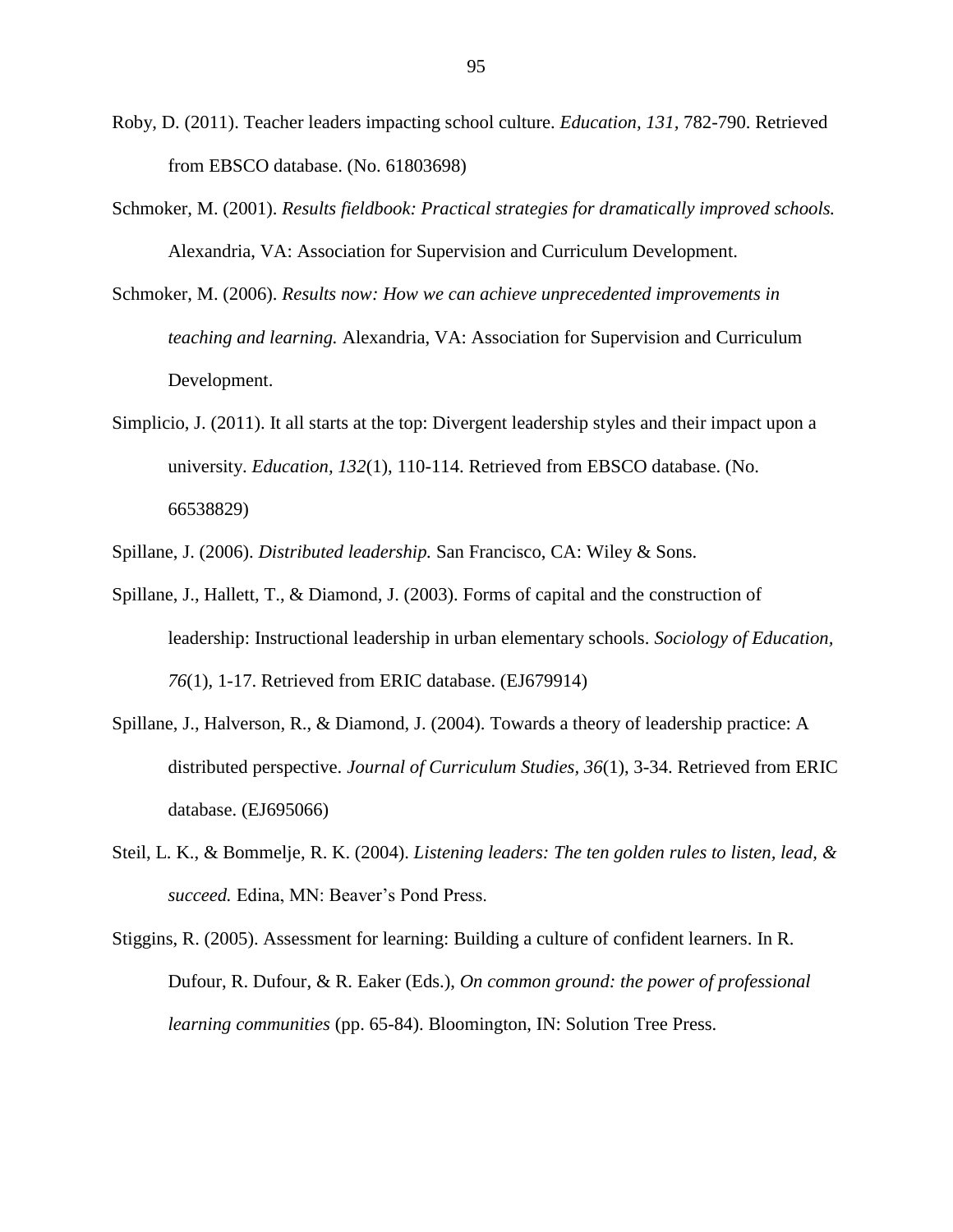Roby, D. (2011). Teacher leaders impacting school culture. *Education, 131,* 782-790. Retrieved from EBSCO database. (No. 61803698)

Schmoker, M. (2001). *Results fieldbook: Practical strategies for dramatically improved schools.* Alexandria, VA: Association for Supervision and Curriculum Development.

Schmoker, M. (2006). *Results now: How we can achieve unprecedented improvements in teaching and learning.* Alexandria, VA: Association for Supervision and Curriculum Development.

Simplicio, J. (2011). It all starts at the top: Divergent leadership styles and their impact upon a university. *Education, 132*(1), 110-114. Retrieved from EBSCO database. (No. 66538829)

Spillane, J. (2006). *Distributed leadership.* San Francisco, CA: Wiley & Sons.

Spillane, J., Hallett, T., & Diamond, J. (2003). Forms of capital and the construction of leadership: Instructional leadership in urban elementary schools. *Sociology of Education, 76*(1), 1-17. Retrieved from ERIC database. (EJ679914)

Spillane, J., Halverson, R., & Diamond, J. (2004). Towards a theory of leadership practice: A distributed perspective. *Journal of Curriculum Studies, 36*(1), 3-34. Retrieved from ERIC database. (EJ695066)

Steil, L. K., & Bommelje, R. K. (2004). *Listening leaders: The ten golden rules to listen, lead, & succeed.* Edina, MN: Beaver's Pond Press.

Stiggins, R. (2005). Assessment for learning: Building a culture of confident learners. In R. Dufour, R. Dufour, & R. Eaker (Eds.), *On common ground: the power of professional learning communities* (pp. 65-84). Bloomington, IN: Solution Tree Press.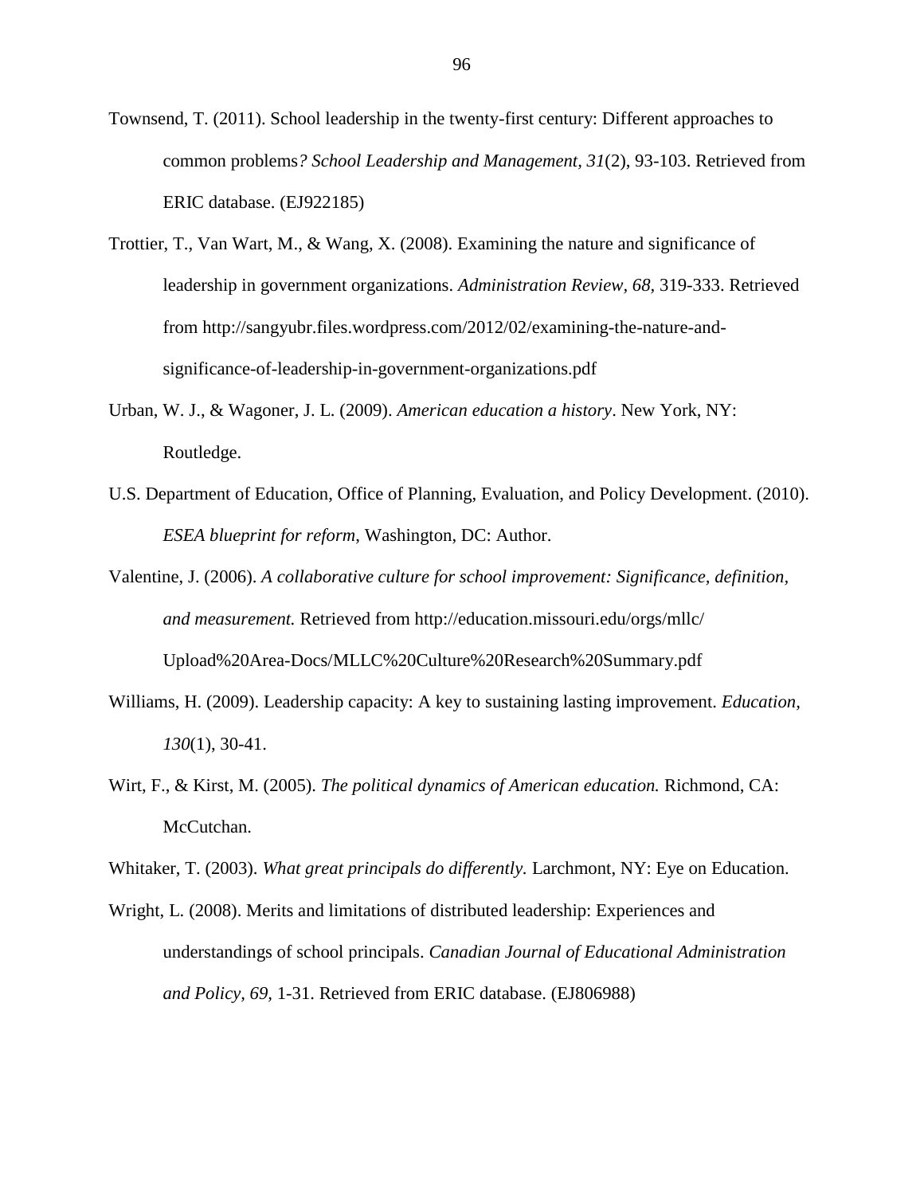Townsend, T. (2011). School leadership in the twenty-first century: Different approaches to common problems*? School Leadership and Management*, *31*(2), 93-103. Retrieved from ERIC database. (EJ922185)

Trottier, T., Van Wart, M., & Wang, X. (2008). Examining the nature and significance of leadership in government organizations. *Administration Review, 68,* 319-333. Retrieved from http://sangyubr.files.wordpress.com/2012/02/examining-the-nature-and-significance-of-leadership-in-government-organizations.pdf

Urban, W. J., & Wagoner, J. L. (2009). *American education a history*. New York, NY: Routledge.

U.S. Department of Education, Office of Planning, Evaluation, and Policy Development. (2010). *ESEA blueprint for reform*, Washington, DC: Author.

Valentine, J. (2006). *A collaborative culture for school improvement: Significance, definition, and measurement.* Retrieved from http://education.missouri.edu/orgs/mllc/Upload%20Area-Docs/MLLC%20Culture%20Research%20Summary.pdf

Williams, H. (2009). Leadership capacity: A key to sustaining lasting improvement. *Education, 130*(1), 30-41.

Wirt, F., & Kirst, M. (2005). *The political dynamics of American education.* Richmond, CA: McCutchan.

Whitaker, T. (2003). *What great principals do differently.* Larchmont, NY: Eye on Education.

Wright, L. (2008). Merits and limitations of distributed leadership: Experiences and understandings of school principals. *Canadian Journal of Educational Administration and Policy, 69*, 1-31. Retrieved from ERIC database. (EJ806988)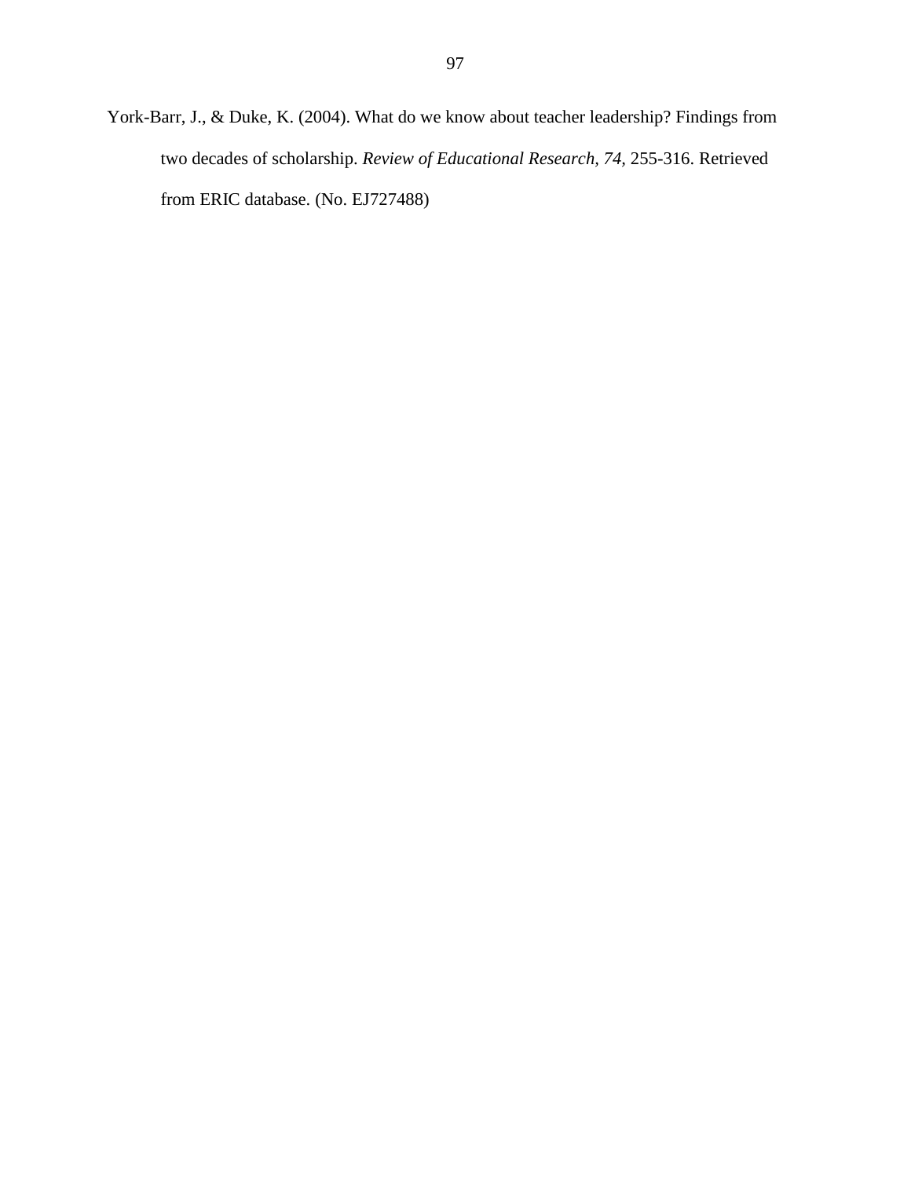York-Barr, J., & Duke, K. (2004). What do we know about teacher leadership? Findings from two decades of scholarship. *Review of Educational Research*, *74*, 255-316. Retrieved from ERIC database. (No. EJ727488)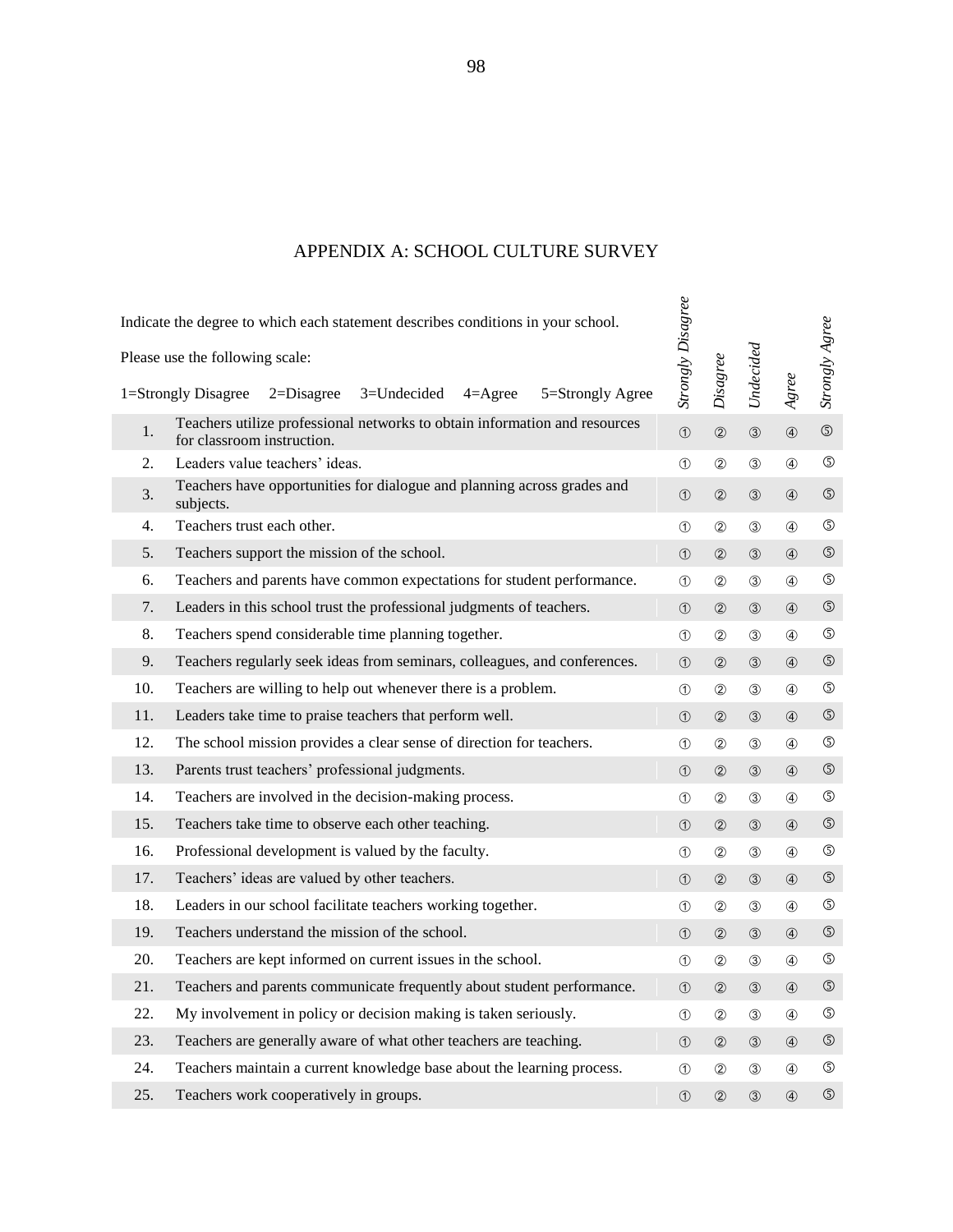# APPENDIX A: SCHOOL CULTURE SURVEY

Indicate the degree to which each statement describes conditions in your school.

Please use the following scale:

1=Strongly Disagree 2=Disagree 3=Undecided 4=Agree 5=Strongly Agree

| | | Strongly Disagree | Disagree | Undecided | Agree | Strongly Agree |
|---|---|---|---|---|---|---|
| 1. | Teachers utilize professional networks to obtain information and resources for classroom instruction. | ① | ② | ③ | ④ | ⑤ |
| 2. | Leaders value teachers' ideas. | ① | ② | ③ | ④ | ⑤ |
| 3. | Teachers have opportunities for dialogue and planning across grades and subjects. | ① | ② | ③ | ④ | ⑤ |
| 4. | Teachers trust each other. | ① | ② | ③ | ④ | ⑤ |
| 5. | Teachers support the mission of the school. | ① | ② | ③ | ④ | ⑤ |
| 6. | Teachers and parents have common expectations for student performance. | ① | ② | ③ | ④ | ⑤ |
| 7. | Leaders in this school trust the professional judgments of teachers. | ① | ② | ③ | ④ | ⑤ |
| 8. | Teachers spend considerable time planning together. | ① | ② | ③ | ④ | ⑤ |
| 9. | Teachers regularly seek ideas from seminars, colleagues, and conferences. | ① | ② | ③ | ④ | ⑤ |
| 10. | Teachers are willing to help out whenever there is a problem. | ① | ② | ③ | ④ | ⑤ |
| 11. | Leaders take time to praise teachers that perform well. | ① | ② | ③ | ④ | ⑤ |
| 12. | The school mission provides a clear sense of direction for teachers. | ① | ② | ③ | ④ | ⑤ |
| 13. | Parents trust teachers' professional judgments. | ① | ② | ③ | ④ | ⑤ |
| 14. | Teachers are involved in the decision-making process. | ① | ② | ③ | ④ | ⑤ |
| 15. | Teachers take time to observe each other teaching. | ① | ② | ③ | ④ | ⑤ |
| 16. | Professional development is valued by the faculty. | ① | ② | ③ | ④ | ⑤ |
| 17. | Teachers' ideas are valued by other teachers. | ① | ② | ③ | ④ | ⑤ |
| 18. | Leaders in our school facilitate teachers working together. | ① | ② | ③ | ④ | ⑤ |
| 19. | Teachers understand the mission of the school. | ① | ② | ③ | ④ | ⑤ |
| 20. | Teachers are kept informed on current issues in the school. | ① | ② | ③ | ④ | ⑤ |
| 21. | Teachers and parents communicate frequently about student performance. | ① | ② | ③ | ④ | ⑤ |
| 22. | My involvement in policy or decision making is taken seriously. | ① | ② | ③ | ④ | ⑤ |
| 23. | Teachers are generally aware of what other teachers are teaching. | ① | ② | ③ | ④ | ⑤ |
| 24. | Teachers maintain a current knowledge base about the learning process. | ① | ② | ③ | ④ | ⑤ |
| 25. | Teachers work cooperatively in groups. | ① | ② | ③ | ④ | ⑤ |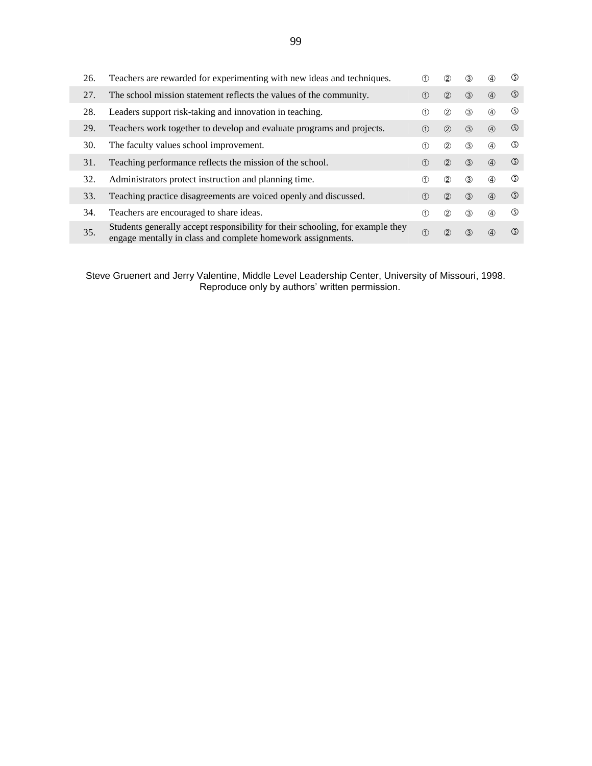| | | | | | | |
|---|---|---|---|---|---|---|
| 26. | Teachers are rewarded for experimenting with new ideas and techniques. | ① | ② | ③ | ④ | ⑤ |
| 27. | The school mission statement reflects the values of the community. | ① | ② | ③ | ④ | ⑤ |
| 28. | Leaders support risk-taking and innovation in teaching. | ① | ② | ③ | ④ | ⑤ |
| 29. | Teachers work together to develop and evaluate programs and projects. | ① | ② | ③ | ④ | ⑤ |
| 30. | The faculty values school improvement. | ① | ② | ③ | ④ | ⑤ |
| 31. | Teaching performance reflects the mission of the school. | ① | ② | ③ | ④ | ⑤ |
| 32. | Administrators protect instruction and planning time. | ① | ② | ③ | ④ | ⑤ |
| 33. | Teaching practice disagreements are voiced openly and discussed. | ① | ② | ③ | ④ | ⑤ |
| 34. | Teachers are encouraged to share ideas. | ① | ② | ③ | ④ | ⑤ |
| 35. | Students generally accept responsibility for their schooling, for example they engage mentally in class and complete homework assignments. | ① | ② | ③ | ④ | ⑤ |

Steve Gruenert and Jerry Valentine, Middle Level Leadership Center, University of Missouri, 1998.
Reproduce only by authors' written permission.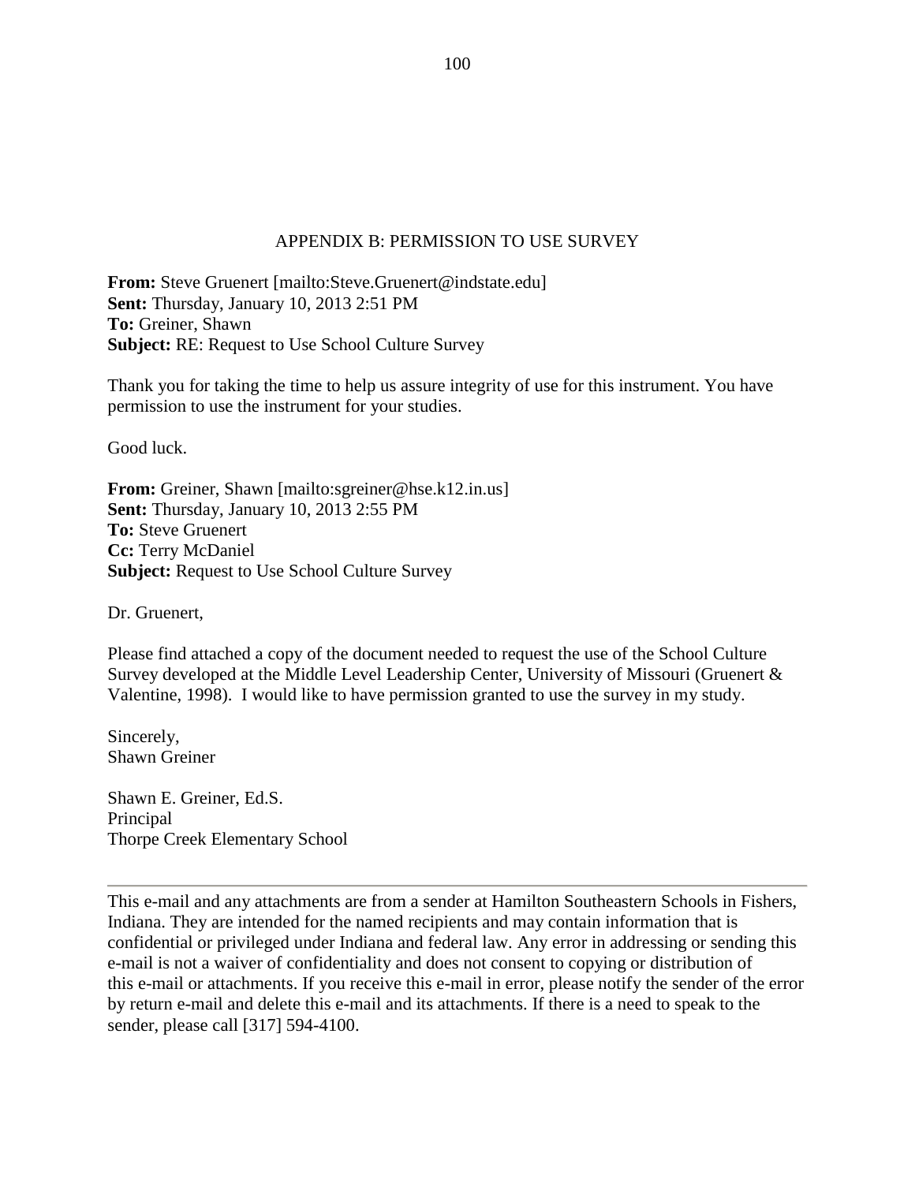# APPENDIX B: PERMISSION TO USE SURVEY

**From:** Steve Gruenert [mailto:Steve.Gruenert@indstate.edu]
**Sent:** Thursday, January 10, 2013 2:51 PM
**To:** Greiner, Shawn
**Subject:** RE: Request to Use School Culture Survey

Thank you for taking the time to help us assure integrity of use for this instrument. You have permission to use the instrument for your studies.

Good luck.

**From:** Greiner, Shawn [mailto:sgreiner@hse.k12.in.us]
**Sent:** Thursday, January 10, 2013 2:55 PM
**To:** Steve Gruenert
**Cc:** Terry McDaniel
**Subject:** Request to Use School Culture Survey

Dr. Gruenert,

Please find attached a copy of the document needed to request the use of the School Culture Survey developed at the Middle Level Leadership Center, University of Missouri (Gruenert & Valentine, 1998). I would like to have permission granted to use the survey in my study.

Sincerely,
Shawn Greiner

Shawn E. Greiner, Ed.S.
Principal
Thorpe Creek Elementary School

---

This e-mail and any attachments are from a sender at Hamilton Southeastern Schools in Fishers, Indiana. They are intended for the named recipients and may contain information that is confidential or privileged under Indiana and federal law. Any error in addressing or sending this e-mail is not a waiver of confidentiality and does not consent to copying or distribution of this e-mail or attachments. If you receive this e-mail in error, please notify the sender of the error by return e-mail and delete this e-mail and its attachments. If there is a need to speak to the sender, please call [317] 594-4100.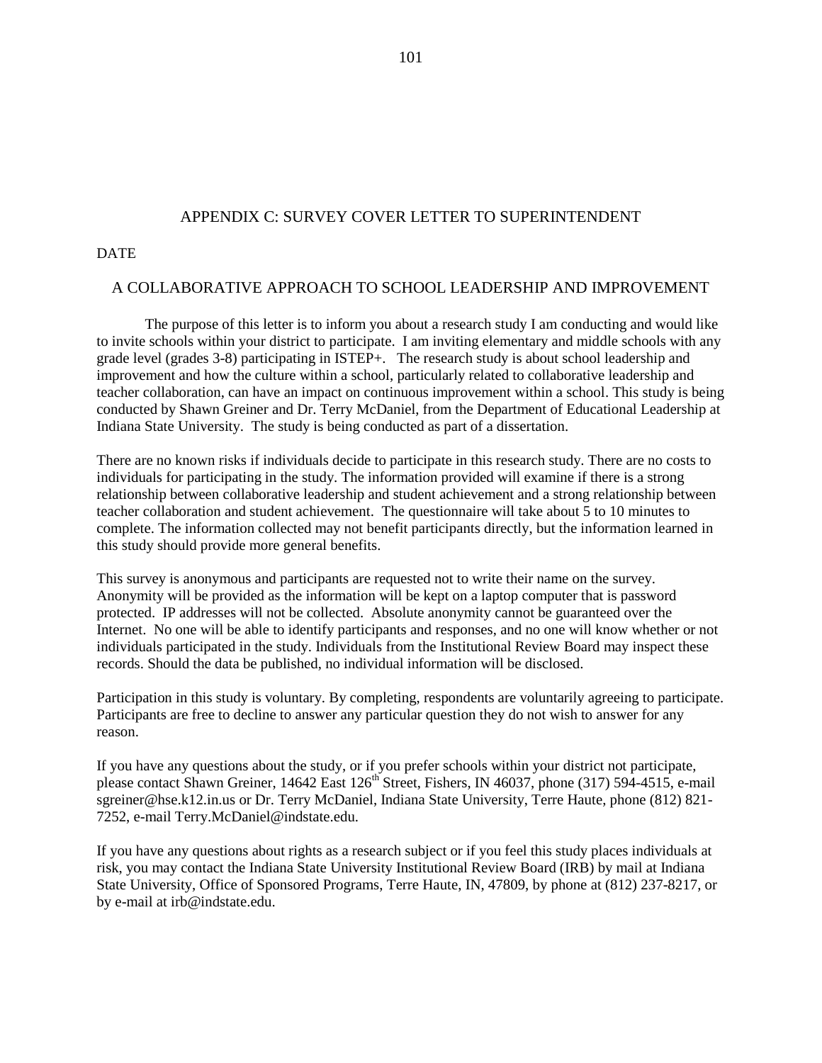## APPENDIX C: SURVEY COVER LETTER TO SUPERINTENDENT

DATE

A COLLABORATIVE APPROACH TO SCHOOL LEADERSHIP AND IMPROVEMENT

The purpose of this letter is to inform you about a research study I am conducting and would like to invite schools within your district to participate. I am inviting elementary and middle schools with any grade level (grades 3-8) participating in ISTEP+. The research study is about school leadership and improvement and how the culture within a school, particularly related to collaborative leadership and teacher collaboration, can have an impact on continuous improvement within a school. This study is being conducted by Shawn Greiner and Dr. Terry McDaniel, from the Department of Educational Leadership at Indiana State University. The study is being conducted as part of a dissertation.

There are no known risks if individuals decide to participate in this research study. There are no costs to individuals for participating in the study. The information provided will examine if there is a strong relationship between collaborative leadership and student achievement and a strong relationship between teacher collaboration and student achievement. The questionnaire will take about 5 to 10 minutes to complete. The information collected may not benefit participants directly, but the information learned in this study should provide more general benefits.

This survey is anonymous and participants are requested not to write their name on the survey. Anonymity will be provided as the information will be kept on a laptop computer that is password protected. IP addresses will not be collected. Absolute anonymity cannot be guaranteed over the Internet. No one will be able to identify participants and responses, and no one will know whether or not individuals participated in the study. Individuals from the Institutional Review Board may inspect these records. Should the data be published, no individual information will be disclosed.

Participation in this study is voluntary. By completing, respondents are voluntarily agreeing to participate. Participants are free to decline to answer any particular question they do not wish to answer for any reason.

If you have any questions about the study, or if you prefer schools within your district not participate, please contact Shawn Greiner, 14642 East 126th Street, Fishers, IN 46037, phone (317) 594-4515, e-mail sgreiner@hse.k12.in.us or Dr. Terry McDaniel, Indiana State University, Terre Haute, phone (812) 821-7252, e-mail Terry.McDaniel@indstate.edu.

If you have any questions about rights as a research subject or if you feel this study places individuals at risk, you may contact the Indiana State University Institutional Review Board (IRB) by mail at Indiana State University, Office of Sponsored Programs, Terre Haute, IN, 47809, by phone at (812) 237-8217, or by e-mail at irb@indstate.edu.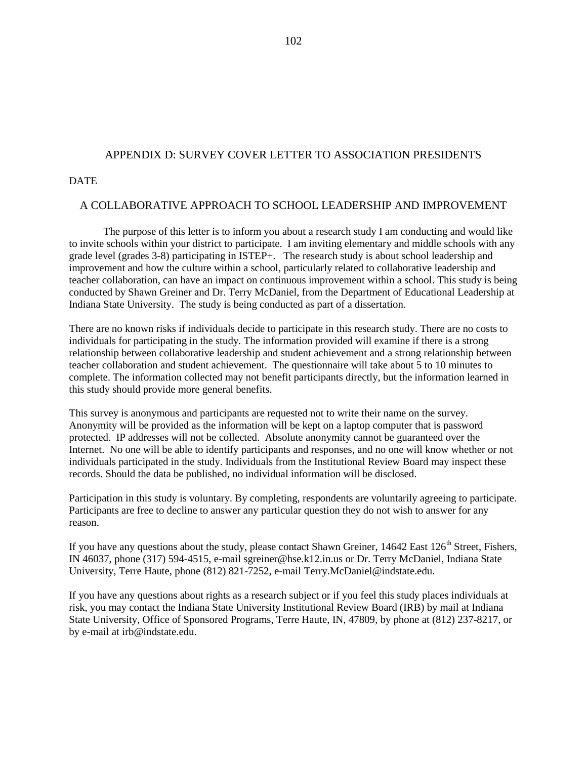## APPENDIX D: SURVEY COVER LETTER TO ASSOCIATION PRESIDENTS

DATE

### A COLLABORATIVE APPROACH TO SCHOOL LEADERSHIP AND IMPROVEMENT

The purpose of this letter is to inform you about a research study I am conducting and would like to invite schools within your district to participate. I am inviting elementary and middle schools with any grade level (grades 3-8) participating in ISTEP+. The research study is about school leadership and improvement and how the culture within a school, particularly related to collaborative leadership and teacher collaboration, can have an impact on continuous improvement within a school. This study is being conducted by Shawn Greiner and Dr. Terry McDaniel, from the Department of Educational Leadership at Indiana State University. The study is being conducted as part of a dissertation.

There are no known risks if individuals decide to participate in this research study. There are no costs to individuals for participating in the study. The information provided will examine if there is a strong relationship between collaborative leadership and student achievement and a strong relationship between teacher collaboration and student achievement. The questionnaire will take about 5 to 10 minutes to complete. The information collected may not benefit participants directly, but the information learned in this study should provide more general benefits.

This survey is anonymous and participants are requested not to write their name on the survey. Anonymity will be provided as the information will be kept on a laptop computer that is password protected. IP addresses will not be collected. Absolute anonymity cannot be guaranteed over the Internet. No one will be able to identify participants and responses, and no one will know whether or not individuals participated in the study. Individuals from the Institutional Review Board may inspect these records. Should the data be published, no individual information will be disclosed.

Participation in this study is voluntary. By completing, respondents are voluntarily agreeing to participate. Participants are free to decline to answer any particular question they do not wish to answer for any reason.

If you have any questions about the study, please contact Shawn Greiner, 14642 East 126th Street, Fishers, IN 46037, phone (317) 594-4515, e-mail sgreiner@hse.k12.in.us or Dr. Terry McDaniel, Indiana State University, Terre Haute, phone (812) 821-7252, e-mail Terry.McDaniel@indstate.edu.

If you have any questions about rights as a research subject or if you feel this study places individuals at risk, you may contact the Indiana State University Institutional Review Board (IRB) by mail at Indiana State University, Office of Sponsored Programs, Terre Haute, IN, 47809, by phone at (812) 237-8217, or by e-mail at irb@indstate.edu.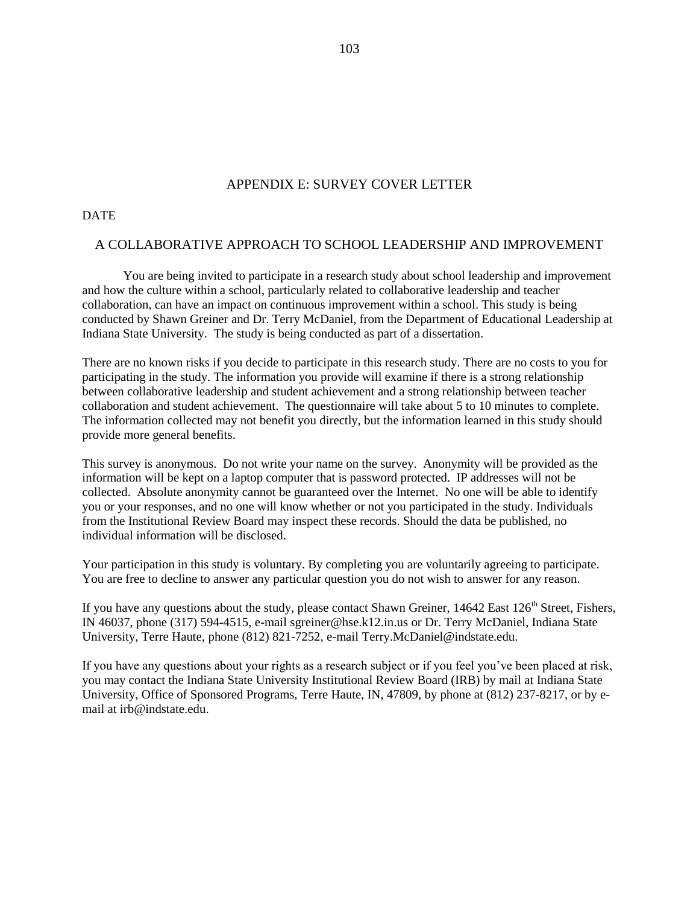## APPENDIX E: SURVEY COVER LETTER

DATE

### A COLLABORATIVE APPROACH TO SCHOOL LEADERSHIP AND IMPROVEMENT

You are being invited to participate in a research study about school leadership and improvement and how the culture within a school, particularly related to collaborative leadership and teacher collaboration, can have an impact on continuous improvement within a school. This study is being conducted by Shawn Greiner and Dr. Terry McDaniel, from the Department of Educational Leadership at Indiana State University. The study is being conducted as part of a dissertation.

There are no known risks if you decide to participate in this research study. There are no costs to you for participating in the study. The information you provide will examine if there is a strong relationship between collaborative leadership and student achievement and a strong relationship between teacher collaboration and student achievement. The questionnaire will take about 5 to 10 minutes to complete. The information collected may not benefit you directly, but the information learned in this study should provide more general benefits.

This survey is anonymous. Do not write your name on the survey. Anonymity will be provided as the information will be kept on a laptop computer that is password protected. IP addresses will not be collected. Absolute anonymity cannot be guaranteed over the Internet. No one will be able to identify you or your responses, and no one will know whether or not you participated in the study. Individuals from the Institutional Review Board may inspect these records. Should the data be published, no individual information will be disclosed.

Your participation in this study is voluntary. By completing you are voluntarily agreeing to participate. You are free to decline to answer any particular question you do not wish to answer for any reason.

If you have any questions about the study, please contact Shawn Greiner, 14642 East 126th Street, Fishers, IN 46037, phone (317) 594-4515, e-mail sgreiner@hse.k12.in.us or Dr. Terry McDaniel, Indiana State University, Terre Haute, phone (812) 821-7252, e-mail Terry.McDaniel@indstate.edu.

If you have any questions about your rights as a research subject or if you feel you've been placed at risk, you may contact the Indiana State University Institutional Review Board (IRB) by mail at Indiana State University, Office of Sponsored Programs, Terre Haute, IN, 47809, by phone at (812) 237-8217, or by e-mail at irb@indstate.edu.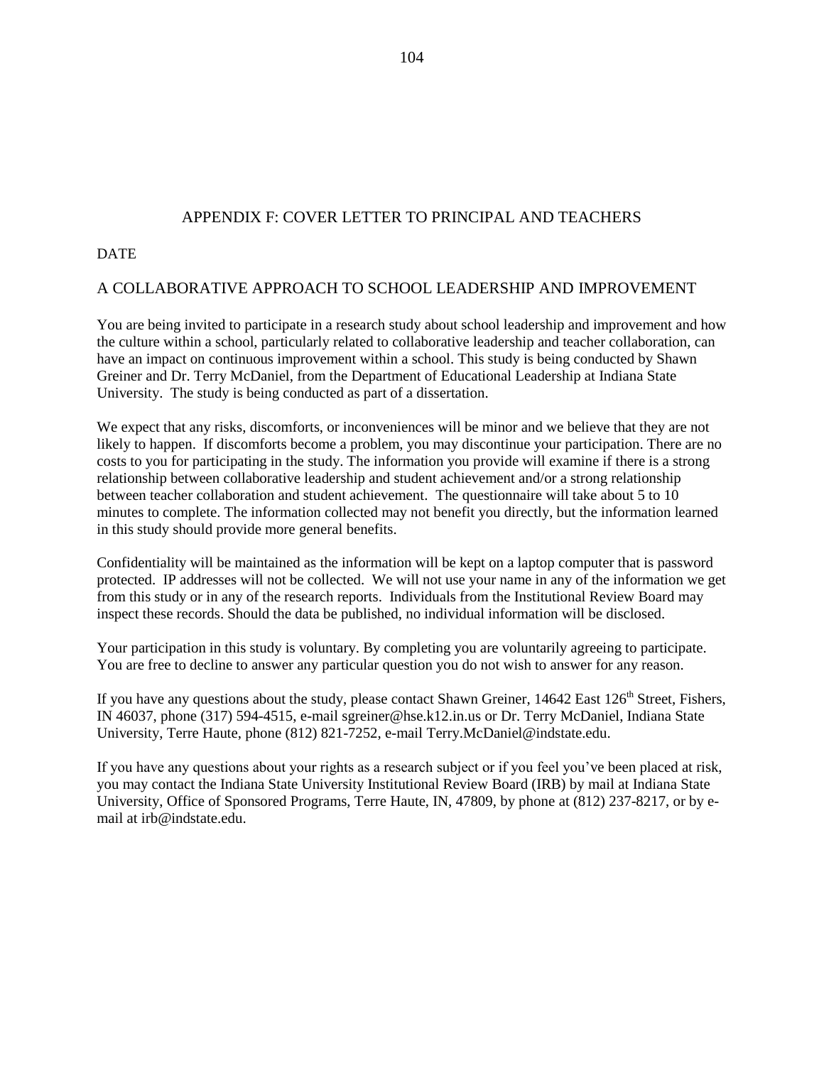## APPENDIX F: COVER LETTER TO PRINCIPAL AND TEACHERS

DATE

A COLLABORATIVE APPROACH TO SCHOOL LEADERSHIP AND IMPROVEMENT

You are being invited to participate in a research study about school leadership and improvement and how the culture within a school, particularly related to collaborative leadership and teacher collaboration, can have an impact on continuous improvement within a school. This study is being conducted by Shawn Greiner and Dr. Terry McDaniel, from the Department of Educational Leadership at Indiana State University. The study is being conducted as part of a dissertation.

We expect that any risks, discomforts, or inconveniences will be minor and we believe that they are not likely to happen. If discomforts become a problem, you may discontinue your participation. There are no costs to you for participating in the study. The information you provide will examine if there is a strong relationship between collaborative leadership and student achievement and/or a strong relationship between teacher collaboration and student achievement. The questionnaire will take about 5 to 10 minutes to complete. The information collected may not benefit you directly, but the information learned in this study should provide more general benefits.

Confidentiality will be maintained as the information will be kept on a laptop computer that is password protected. IP addresses will not be collected. We will not use your name in any of the information we get from this study or in any of the research reports. Individuals from the Institutional Review Board may inspect these records. Should the data be published, no individual information will be disclosed.

Your participation in this study is voluntary. By completing you are voluntarily agreeing to participate. You are free to decline to answer any particular question you do not wish to answer for any reason.

If you have any questions about the study, please contact Shawn Greiner, 14642 East 126th Street, Fishers, IN 46037, phone (317) 594-4515, e-mail sgreiner@hse.k12.in.us or Dr. Terry McDaniel, Indiana State University, Terre Haute, phone (812) 821-7252, e-mail Terry.McDaniel@indstate.edu.

If you have any questions about your rights as a research subject or if you feel you've been placed at risk, you may contact the Indiana State University Institutional Review Board (IRB) by mail at Indiana State University, Office of Sponsored Programs, Terre Haute, IN, 47809, by phone at (812) 237-8217, or by e-mail at irb@indstate.edu.